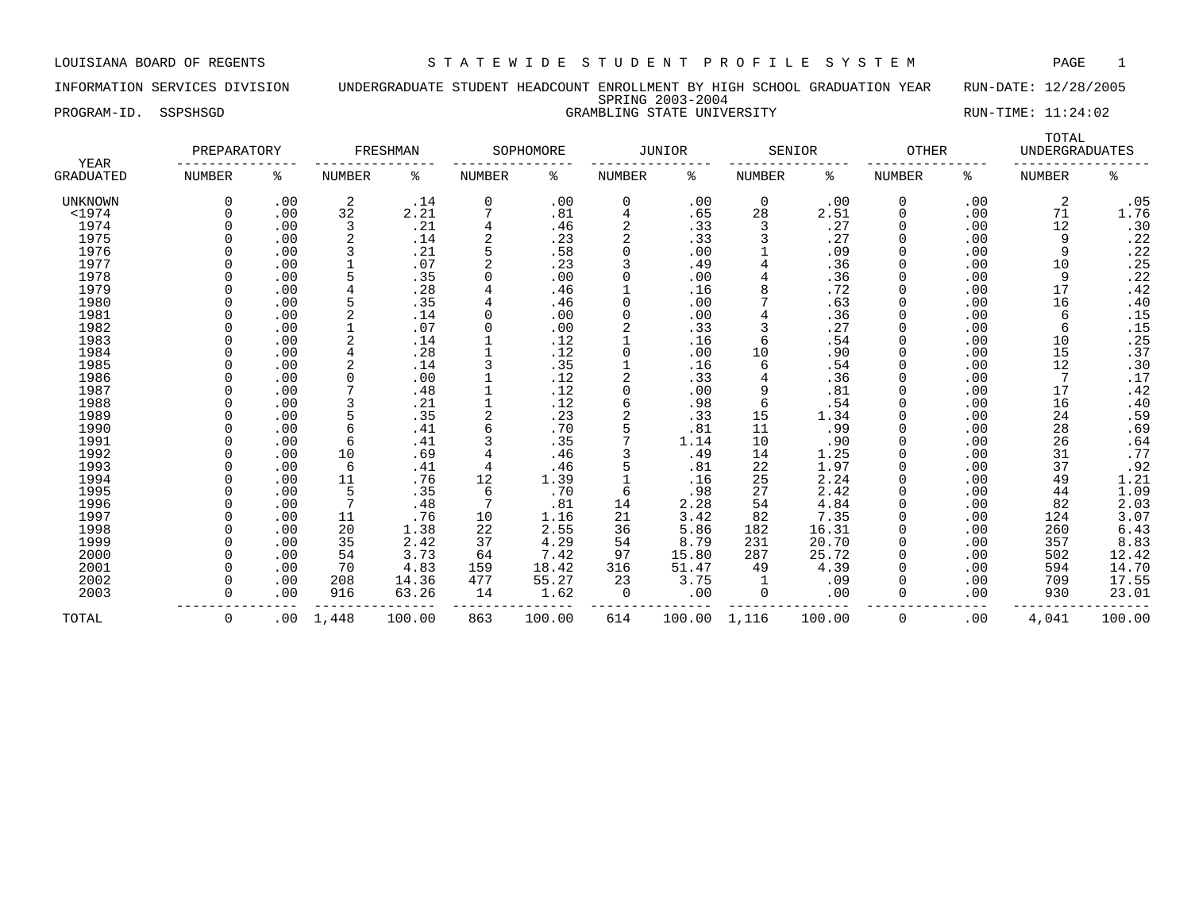LOUISIANA BOARD OF REGENTS — STATEWIDE STUDENT PROFILE SYSTEM

INFORMATION SERVICES DIVISION — UNDERGRADUATE STUDENT HEADCOUNT ENROLLMENT BY HIGH SCHOOL GRADUATION YEAR — RUN-DATE: 12/28/2005

SPRING 2003-2004

PROGRAM-ID. SSPSHSGD — GRAMBLING STATE UNIVERSITY — RUN-TIME: 11:24:02

| YEAR GRADUATED | PREPARATORY NUMBER | PREPARATORY % | FRESHMAN NUMBER | FRESHMAN % | SOPHOMORE NUMBER | SOPHOMORE % | JUNIOR NUMBER | JUNIOR % | SENIOR NUMBER | SENIOR % | OTHER NUMBER | OTHER % | TOTAL UNDERGRADUATES NUMBER | TOTAL UNDERGRADUATES % |
|---|---|---|---|---|---|---|---|---|---|---|---|---|---|---|
| UNKNOWN | 0 | .00 | 2 | .14 | 0 | .00 | 0 | .00 | 0 | .00 | 0 | .00 | 2 | .05 |
| <1974 | 0 | .00 | 32 | 2.21 | 7 | .81 | 4 | .65 | 28 | 2.51 | 0 | .00 | 71 | 1.76 |
| 1974 | 0 | .00 | 3 | .21 | 4 | .46 | 2 | .33 | 3 | .27 | 0 | .00 | 12 | .30 |
| 1975 | 0 | .00 | 2 | .14 | 2 | .23 | 2 | .33 | 3 | .27 | 0 | .00 | 9 | .22 |
| 1976 | 0 | .00 | 3 | .21 | 5 | .58 | 0 | .00 | 1 | .09 | 0 | .00 | 9 | .22 |
| 1977 | 0 | .00 | 1 | .07 | 2 | .23 | 3 | .49 | 4 | .36 | 0 | .00 | 10 | .25 |
| 1978 | 0 | .00 | 5 | .35 | 0 | .00 | 0 | .00 | 4 | .36 | 0 | .00 | 9 | .22 |
| 1979 | 0 | .00 | 4 | .28 | 4 | .46 | 1 | .16 | 8 | .72 | 0 | .00 | 17 | .42 |
| 1980 | 0 | .00 | 5 | .35 | 4 | .46 | 0 | .00 | 7 | .63 | 0 | .00 | 16 | .40 |
| 1981 | 0 | .00 | 2 | .14 | 0 | .00 | 0 | .00 | 4 | .36 | 0 | .00 | 6 | .15 |
| 1982 | 0 | .00 | 1 | .07 | 0 | .00 | 2 | .33 | 3 | .27 | 0 | .00 | 6 | .15 |
| 1983 | 0 | .00 | 2 | .14 | 1 | .12 | 1 | .16 | 6 | .54 | 0 | .00 | 10 | .25 |
| 1984 | 0 | .00 | 4 | .28 | 1 | .12 | 0 | .00 | 10 | .90 | 0 | .00 | 15 | .37 |
| 1985 | 0 | .00 | 2 | .14 | 3 | .35 | 1 | .16 | 6 | .54 | 0 | .00 | 12 | .30 |
| 1986 | 0 | .00 | 0 | .00 | 1 | .12 | 2 | .33 | 4 | .36 | 0 | .00 | 7 | .17 |
| 1987 | 0 | .00 | 7 | .48 | 1 | .12 | 0 | .00 | 9 | .81 | 0 | .00 | 17 | .42 |
| 1988 | 0 | .00 | 3 | .21 | 1 | .12 | 6 | .98 | 6 | .54 | 0 | .00 | 16 | .40 |
| 1989 | 0 | .00 | 5 | .35 | 2 | .23 | 2 | .33 | 15 | 1.34 | 0 | .00 | 24 | .59 |
| 1990 | 0 | .00 | 6 | .41 | 6 | .70 | 5 | .81 | 11 | .99 | 0 | .00 | 28 | .69 |
| 1991 | 0 | .00 | 6 | .41 | 3 | .35 | 7 | 1.14 | 10 | .90 | 0 | .00 | 26 | .64 |
| 1992 | 0 | .00 | 10 | .69 | 4 | .46 | 3 | .49 | 14 | 1.25 | 0 | .00 | 31 | .77 |
| 1993 | 0 | .00 | 6 | .41 | 4 | .46 | 5 | .81 | 22 | 1.97 | 0 | .00 | 37 | .92 |
| 1994 | 0 | .00 | 11 | .76 | 12 | 1.39 | 1 | .16 | 25 | 2.24 | 0 | .00 | 49 | 1.21 |
| 1995 | 0 | .00 | 5 | .35 | 6 | .70 | 6 | .98 | 27 | 2.42 | 0 | .00 | 44 | 1.09 |
| 1996 | 0 | .00 | 7 | .48 | 7 | .81 | 14 | 2.28 | 54 | 4.84 | 0 | .00 | 82 | 2.03 |
| 1997 | 0 | .00 | 11 | .76 | 10 | 1.16 | 21 | 3.42 | 82 | 7.35 | 0 | .00 | 124 | 3.07 |
| 1998 | 0 | .00 | 20 | 1.38 | 22 | 2.55 | 36 | 5.86 | 182 | 16.31 | 0 | .00 | 260 | 6.43 |
| 1999 | 0 | .00 | 35 | 2.42 | 37 | 4.29 | 54 | 8.79 | 231 | 20.70 | 0 | .00 | 357 | 8.83 |
| 2000 | 0 | .00 | 54 | 3.73 | 64 | 7.42 | 97 | 15.80 | 287 | 25.72 | 0 | .00 | 502 | 12.42 |
| 2001 | 0 | .00 | 70 | 4.83 | 159 | 18.42 | 316 | 51.47 | 49 | 4.39 | 0 | .00 | 594 | 14.70 |
| 2002 | 0 | .00 | 208 | 14.36 | 477 | 55.27 | 23 | 3.75 | 1 | .09 | 0 | .00 | 709 | 17.55 |
| 2003 | 0 | .00 | 916 | 63.26 | 14 | 1.62 | 0 | .00 | 0 | .00 | 0 | .00 | 930 | 23.01 |
| TOTAL | 0 | .00 | 1,448 | 100.00 | 863 | 100.00 | 614 | 100.00 | 1,116 | 100.00 | 0 | .00 | 4,041 | 100.00 |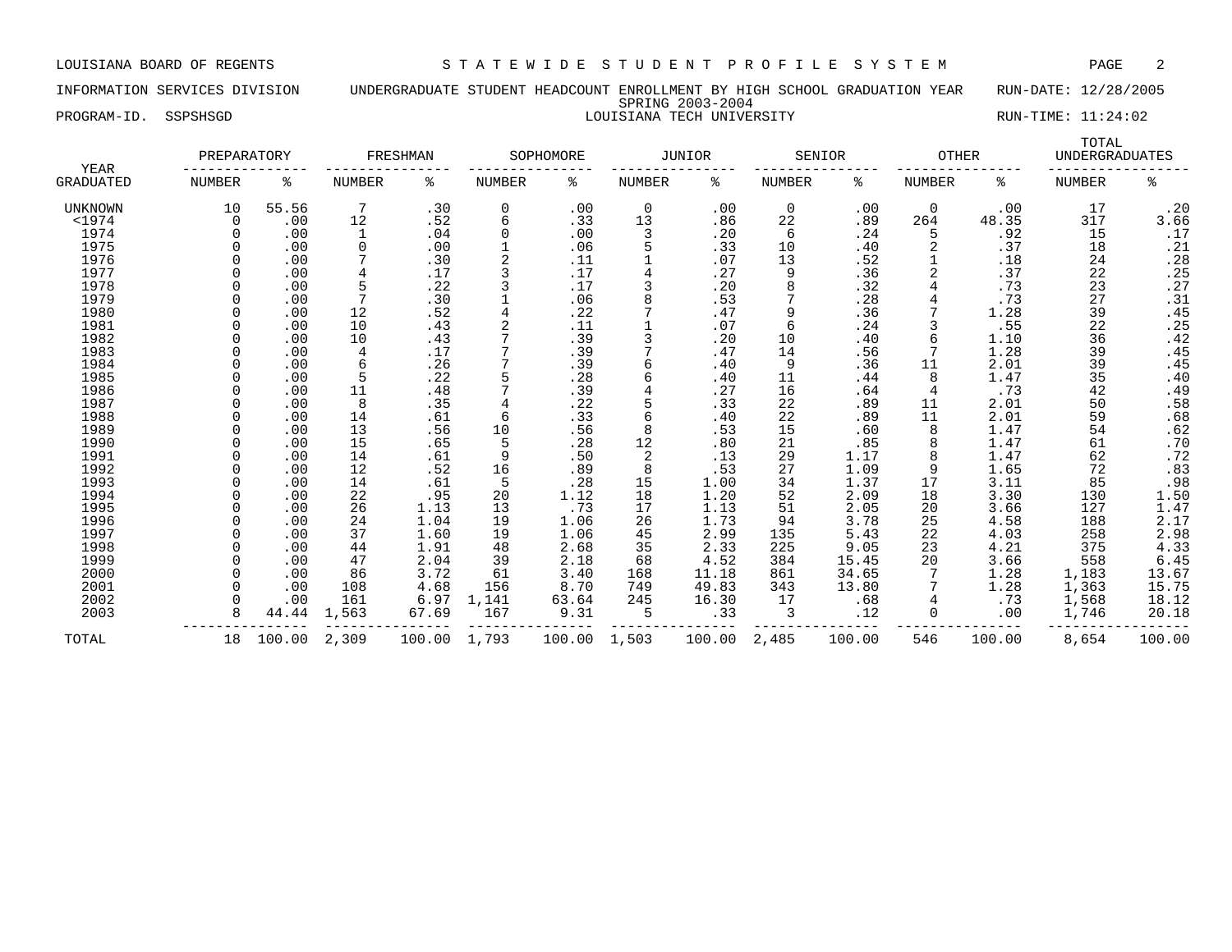LOUISIANA BOARD OF REGENTS — STATEWIDE STUDENT PROFILE SYSTEM

INFORMATION SERVICES DIVISION — UNDERGRADUATE STUDENT HEADCOUNT ENROLLMENT BY HIGH SCHOOL GRADUATION YEAR — RUN-DATE: 12/28/2005

SPRING 2003-2004

PROGRAM-ID. SSPSHSGD — LOUISIANA TECH UNIVERSITY — RUN-TIME: 11:24:02

| YEAR | PREPARATORY | | FRESHMAN | | SOPHOMORE | | JUNIOR | | SENIOR | | OTHER | | TOTAL UNDERGRADUATES | |
|---|---|---|---|---|---|---|---|---|---|---|---|---|---|---|
| GRADUATED | NUMBER | % | NUMBER | % | NUMBER | % | NUMBER | % | NUMBER | % | NUMBER | % | NUMBER | % |
| UNKNOWN | 10 | 55.56 | 7 | .30 | 0 | .00 | 0 | .00 | 0 | .00 | 0 | .00 | 17 | .20 |
| <1974 | 0 | .00 | 12 | .52 | 6 | .33 | 13 | .86 | 22 | .89 | 264 | 48.35 | 317 | 3.66 |
| 1974 | 0 | .00 | 1 | .04 | 0 | .00 | 3 | .20 | 6 | .24 | 5 | .92 | 15 | .17 |
| 1975 | 0 | .00 | 0 | .00 | 1 | .06 | 5 | .33 | 10 | .40 | 2 | .37 | 18 | .21 |
| 1976 | 0 | .00 | 7 | .30 | 2 | .11 | 1 | .07 | 13 | .52 | 1 | .18 | 24 | .28 |
| 1977 | 0 | .00 | 4 | .17 | 3 | .17 | 4 | .27 | 9 | .36 | 2 | .37 | 22 | .25 |
| 1978 | 0 | .00 | 5 | .22 | 3 | .17 | 3 | .20 | 8 | .32 | 4 | .73 | 23 | .27 |
| 1979 | 0 | .00 | 7 | .30 | 1 | .06 | 8 | .53 | 7 | .28 | 4 | .73 | 27 | .31 |
| 1980 | 0 | .00 | 12 | .52 | 4 | .22 | 7 | .47 | 9 | .36 | 7 | 1.28 | 39 | .45 |
| 1981 | 0 | .00 | 10 | .43 | 2 | .11 | 1 | .07 | 6 | .24 | 3 | .55 | 22 | .25 |
| 1982 | 0 | .00 | 10 | .43 | 7 | .39 | 3 | .20 | 10 | .40 | 6 | 1.10 | 36 | .42 |
| 1983 | 0 | .00 | 4 | .17 | 7 | .39 | 7 | .47 | 14 | .56 | 7 | 1.28 | 39 | .45 |
| 1984 | 0 | .00 | 6 | .26 | 7 | .39 | 6 | .40 | 9 | .36 | 11 | 2.01 | 39 | .45 |
| 1985 | 0 | .00 | 5 | .22 | 5 | .28 | 6 | .40 | 11 | .44 | 8 | 1.47 | 35 | .40 |
| 1986 | 0 | .00 | 11 | .48 | 7 | .39 | 4 | .27 | 16 | .64 | 4 | .73 | 42 | .49 |
| 1987 | 0 | .00 | 8 | .35 | 4 | .22 | 5 | .33 | 22 | .89 | 11 | 2.01 | 50 | .58 |
| 1988 | 0 | .00 | 14 | .61 | 6 | .33 | 6 | .40 | 22 | .89 | 11 | 2.01 | 59 | .68 |
| 1989 | 0 | .00 | 13 | .56 | 10 | .56 | 8 | .53 | 15 | .60 | 8 | 1.47 | 54 | .62 |
| 1990 | 0 | .00 | 15 | .65 | 5 | .28 | 12 | .80 | 21 | .85 | 8 | 1.47 | 61 | .70 |
| 1991 | 0 | .00 | 14 | .61 | 9 | .50 | 2 | .13 | 29 | 1.17 | 8 | 1.47 | 62 | .72 |
| 1992 | 0 | .00 | 12 | .52 | 16 | .89 | 8 | .53 | 27 | 1.09 | 9 | 1.65 | 72 | .83 |
| 1993 | 0 | .00 | 14 | .61 | 5 | .28 | 15 | 1.00 | 34 | 1.37 | 17 | 3.11 | 85 | .98 |
| 1994 | 0 | .00 | 22 | .95 | 20 | 1.12 | 18 | 1.20 | 52 | 2.09 | 18 | 3.30 | 130 | 1.50 |
| 1995 | 0 | .00 | 26 | 1.13 | 13 | .73 | 17 | 1.13 | 51 | 2.05 | 20 | 3.66 | 127 | 1.47 |
| 1996 | 0 | .00 | 24 | 1.04 | 19 | 1.06 | 26 | 1.73 | 94 | 3.78 | 25 | 4.58 | 188 | 2.17 |
| 1997 | 0 | .00 | 37 | 1.60 | 19 | 1.06 | 45 | 2.99 | 135 | 5.43 | 22 | 4.03 | 258 | 2.98 |
| 1998 | 0 | .00 | 44 | 1.91 | 48 | 2.68 | 35 | 2.33 | 225 | 9.05 | 23 | 4.21 | 375 | 4.33 |
| 1999 | 0 | .00 | 47 | 2.04 | 39 | 2.18 | 68 | 4.52 | 384 | 15.45 | 20 | 3.66 | 558 | 6.45 |
| 2000 | 0 | .00 | 86 | 3.72 | 61 | 3.40 | 168 | 11.18 | 861 | 34.65 | 7 | 1.28 | 1,183 | 13.67 |
| 2001 | 0 | .00 | 108 | 4.68 | 156 | 8.70 | 749 | 49.83 | 343 | 13.80 | 7 | 1.28 | 1,363 | 15.75 |
| 2002 | 0 | .00 | 161 | 6.97 | 1,141 | 63.64 | 245 | 16.30 | 17 | .68 | 4 | .73 | 1,568 | 18.12 |
| 2003 | 8 | 44.44 | 1,563 | 67.69 | 167 | 9.31 | 5 | .33 | 3 | .12 | 0 | .00 | 1,746 | 20.18 |
| TOTAL | 18 | 100.00 | 2,309 | 100.00 | 1,793 | 100.00 | 1,503 | 100.00 | 2,485 | 100.00 | 546 | 100.00 | 8,654 | 100.00 |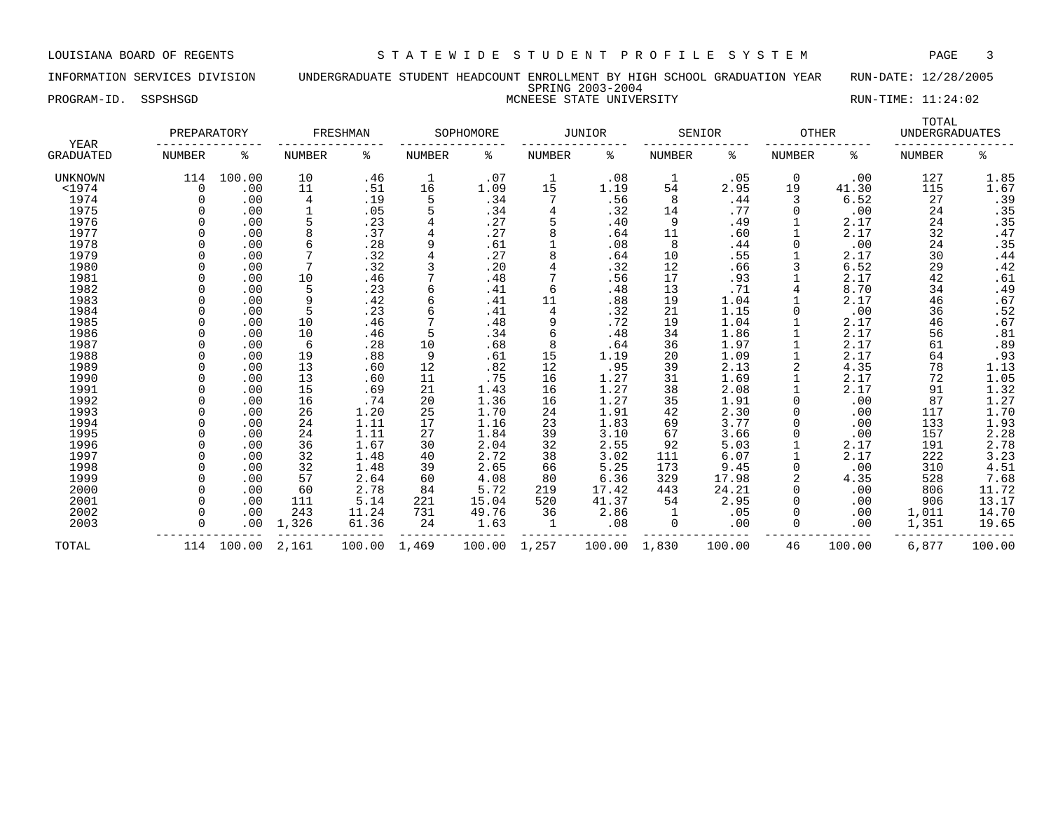LOUISIANA BOARD OF REGENTS — STATEWIDE STUDENT PROFILE SYSTEM

INFORMATION SERVICES DIVISION — UNDERGRADUATE STUDENT HEADCOUNT ENROLLMENT BY HIGH SCHOOL GRADUATION YEAR — RUN-DATE: 12/28/2005

SPRING 2003-2004

PROGRAM-ID. SSPSHSGD — MCNEESE STATE UNIVERSITY — RUN-TIME: 11:24:02

| YEAR | PREPARATORY | | FRESHMAN | | SOPHOMORE | | JUNIOR | | SENIOR | | OTHER | | TOTAL UNDERGRADUATES | |
|---|---|---|---|---|---|---|---|---|---|---|---|---|---|---|
| GRADUATED | NUMBER | % | NUMBER | % | NUMBER | % | NUMBER | % | NUMBER | % | NUMBER | % | NUMBER | % |
| UNKNOWN | 114 | 100.00 | 10 | .46 | 1 | .07 | 1 | .08 | 1 | .05 | 0 | .00 | 127 | 1.85 |
| <1974 | 0 | .00 | 11 | .51 | 16 | 1.09 | 15 | 1.19 | 54 | 2.95 | 19 | 41.30 | 115 | 1.67 |
| 1974 | 0 | .00 | 4 | .19 | 5 | .34 | 7 | .56 | 8 | .44 | 3 | 6.52 | 27 | .39 |
| 1975 | 0 | .00 | 1 | .05 | 5 | .34 | 4 | .32 | 14 | .77 | 0 | .00 | 24 | .35 |
| 1976 | 0 | .00 | 5 | .23 | 4 | .27 | 5 | .40 | 9 | .49 | 1 | 2.17 | 24 | .35 |
| 1977 | 0 | .00 | 8 | .37 | 4 | .27 | 8 | .64 | 11 | .60 | 1 | 2.17 | 32 | .47 |
| 1978 | 0 | .00 | 6 | .28 | 9 | .61 | 1 | .08 | 8 | .44 | 0 | .00 | 24 | .35 |
| 1979 | 0 | .00 | 7 | .32 | 4 | .27 | 8 | .64 | 10 | .55 | 1 | 2.17 | 30 | .44 |
| 1980 | 0 | .00 | 7 | .32 | 3 | .20 | 4 | .32 | 12 | .66 | 3 | 6.52 | 29 | .42 |
| 1981 | 0 | .00 | 10 | .46 | 7 | .48 | 7 | .56 | 17 | .93 | 1 | 2.17 | 42 | .61 |
| 1982 | 0 | .00 | 5 | .23 | 6 | .41 | 6 | .48 | 13 | .71 | 4 | 8.70 | 34 | .49 |
| 1983 | 0 | .00 | 9 | .42 | 6 | .41 | 11 | .88 | 19 | 1.04 | 1 | 2.17 | 46 | .67 |
| 1984 | 0 | .00 | 5 | .23 | 6 | .41 | 4 | .32 | 21 | 1.15 | 0 | .00 | 36 | .52 |
| 1985 | 0 | .00 | 10 | .46 | 7 | .48 | 9 | .72 | 19 | 1.04 | 1 | 2.17 | 46 | .67 |
| 1986 | 0 | .00 | 10 | .46 | 5 | .34 | 6 | .48 | 34 | 1.86 | 1 | 2.17 | 56 | .81 |
| 1987 | 0 | .00 | 6 | .28 | 10 | .68 | 8 | .64 | 36 | 1.97 | 1 | 2.17 | 61 | .89 |
| 1988 | 0 | .00 | 19 | .88 | 9 | .61 | 15 | 1.19 | 20 | 1.09 | 1 | 2.17 | 64 | .93 |
| 1989 | 0 | .00 | 13 | .60 | 12 | .82 | 12 | .95 | 39 | 2.13 | 2 | 4.35 | 78 | 1.13 |
| 1990 | 0 | .00 | 13 | .60 | 11 | .75 | 16 | 1.27 | 31 | 1.69 | 1 | 2.17 | 72 | 1.05 |
| 1991 | 0 | .00 | 15 | .69 | 21 | 1.43 | 16 | 1.27 | 38 | 2.08 | 1 | 2.17 | 91 | 1.32 |
| 1992 | 0 | .00 | 16 | .74 | 20 | 1.36 | 16 | 1.27 | 35 | 1.91 | 0 | .00 | 87 | 1.27 |
| 1993 | 0 | .00 | 26 | 1.20 | 25 | 1.70 | 24 | 1.91 | 42 | 2.30 | 0 | .00 | 117 | 1.70 |
| 1994 | 0 | .00 | 24 | 1.11 | 17 | 1.16 | 23 | 1.83 | 69 | 3.77 | 0 | .00 | 133 | 1.93 |
| 1995 | 0 | .00 | 24 | 1.11 | 27 | 1.84 | 39 | 3.10 | 67 | 3.66 | 0 | .00 | 157 | 2.28 |
| 1996 | 0 | .00 | 36 | 1.67 | 30 | 2.04 | 32 | 2.55 | 92 | 5.03 | 1 | 2.17 | 191 | 2.78 |
| 1997 | 0 | .00 | 32 | 1.48 | 40 | 2.72 | 38 | 3.02 | 111 | 6.07 | 1 | 2.17 | 222 | 3.23 |
| 1998 | 0 | .00 | 32 | 1.48 | 39 | 2.65 | 66 | 5.25 | 173 | 9.45 | 0 | .00 | 310 | 4.51 |
| 1999 | 0 | .00 | 57 | 2.64 | 60 | 4.08 | 80 | 6.36 | 329 | 17.98 | 2 | 4.35 | 528 | 7.68 |
| 2000 | 0 | .00 | 60 | 2.78 | 84 | 5.72 | 219 | 17.42 | 443 | 24.21 | 0 | .00 | 806 | 11.72 |
| 2001 | 0 | .00 | 111 | 5.14 | 221 | 15.04 | 520 | 41.37 | 54 | 2.95 | 0 | .00 | 906 | 13.17 |
| 2002 | 0 | .00 | 243 | 11.24 | 731 | 49.76 | 36 | 2.86 | 1 | .05 | 0 | .00 | 1,011 | 14.70 |
| 2003 | 0 | .00 | 1,326 | 61.36 | 24 | 1.63 | 1 | .08 | 0 | .00 | 0 | .00 | 1,351 | 19.65 |
| TOTAL | 114 | 100.00 | 2,161 | 100.00 | 1,469 | 100.00 | 1,257 | 100.00 | 1,830 | 100.00 | 46 | 100.00 | 6,877 | 100.00 |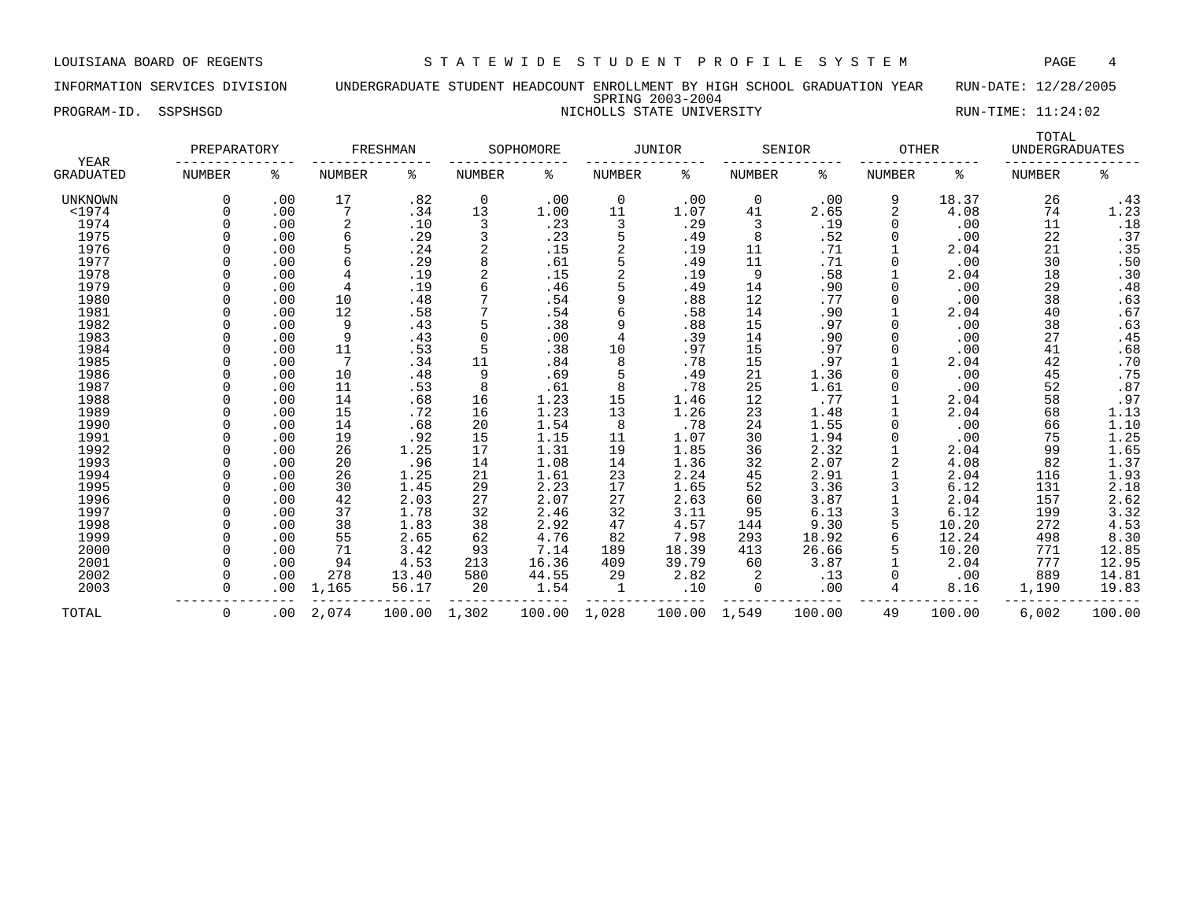LOUISIANA BOARD OF REGENTS — STATEWIDE STUDENT PROFILE SYSTEM

INFORMATION SERVICES DIVISION — UNDERGRADUATE STUDENT HEADCOUNT ENROLLMENT BY HIGH SCHOOL GRADUATION YEAR — RUN-DATE: 12/28/2005

SPRING 2003-2004

PROGRAM-ID. SSPSHSGD — NICHOLLS STATE UNIVERSITY — RUN-TIME: 11:24:02

| YEAR GRADUATED | PREPARATORY NUMBER | PREPARATORY % | FRESHMAN NUMBER | FRESHMAN % | SOPHOMORE NUMBER | SOPHOMORE % | JUNIOR NUMBER | JUNIOR % | SENIOR NUMBER | SENIOR % | OTHER NUMBER | OTHER % | TOTAL UNDERGRADUATES NUMBER | TOTAL UNDERGRADUATES % |
|---|---|---|---|---|---|---|---|---|---|---|---|---|---|---|
| UNKNOWN | 0 | .00 | 17 | .82 | 0 | .00 | 0 | .00 | 0 | .00 | 9 | 18.37 | 26 | .43 |
| <1974 | 0 | .00 | 7 | .34 | 13 | 1.00 | 11 | 1.07 | 41 | 2.65 | 2 | 4.08 | 74 | 1.23 |
| 1974 | 0 | .00 | 2 | .10 | 3 | .23 | 3 | .29 | 3 | .19 | 0 | .00 | 11 | .18 |
| 1975 | 0 | .00 | 6 | .29 | 3 | .23 | 5 | .49 | 8 | .52 | 0 | .00 | 22 | .37 |
| 1976 | 0 | .00 | 5 | .24 | 2 | .15 | 2 | .19 | 11 | .71 | 1 | 2.04 | 21 | .35 |
| 1977 | 0 | .00 | 6 | .29 | 8 | .61 | 5 | .49 | 11 | .71 | 0 | .00 | 30 | .50 |
| 1978 | 0 | .00 | 4 | .19 | 2 | .15 | 2 | .19 | 9 | .58 | 1 | 2.04 | 18 | .30 |
| 1979 | 0 | .00 | 4 | .19 | 6 | .46 | 5 | .49 | 14 | .90 | 0 | .00 | 29 | .48 |
| 1980 | 0 | .00 | 10 | .48 | 7 | .54 | 9 | .88 | 12 | .77 | 0 | .00 | 38 | .63 |
| 1981 | 0 | .00 | 12 | .58 | 7 | .54 | 6 | .58 | 14 | .90 | 1 | 2.04 | 40 | .67 |
| 1982 | 0 | .00 | 9 | .43 | 5 | .38 | 9 | .88 | 15 | .97 | 0 | .00 | 38 | .63 |
| 1983 | 0 | .00 | 9 | .43 | 0 | .00 | 4 | .39 | 14 | .90 | 0 | .00 | 27 | .45 |
| 1984 | 0 | .00 | 11 | .53 | 5 | .38 | 10 | .97 | 15 | .97 | 0 | .00 | 41 | .68 |
| 1985 | 0 | .00 | 7 | .34 | 11 | .84 | 8 | .78 | 15 | .97 | 1 | 2.04 | 42 | .70 |
| 1986 | 0 | .00 | 10 | .48 | 9 | .69 | 5 | .49 | 21 | 1.36 | 0 | .00 | 45 | .75 |
| 1987 | 0 | .00 | 11 | .53 | 8 | .61 | 8 | .78 | 25 | 1.61 | 0 | .00 | 52 | .87 |
| 1988 | 0 | .00 | 14 | .68 | 16 | 1.23 | 15 | 1.46 | 12 | .77 | 1 | 2.04 | 58 | .97 |
| 1989 | 0 | .00 | 15 | .72 | 16 | 1.23 | 13 | 1.26 | 23 | 1.48 | 1 | 2.04 | 68 | 1.13 |
| 1990 | 0 | .00 | 14 | .68 | 20 | 1.54 | 8 | .78 | 24 | 1.55 | 0 | .00 | 66 | 1.10 |
| 1991 | 0 | .00 | 19 | .92 | 15 | 1.15 | 11 | 1.07 | 30 | 1.94 | 0 | .00 | 75 | 1.25 |
| 1992 | 0 | .00 | 26 | 1.25 | 17 | 1.31 | 19 | 1.85 | 36 | 2.32 | 1 | 2.04 | 99 | 1.65 |
| 1993 | 0 | .00 | 20 | .96 | 14 | 1.08 | 14 | 1.36 | 32 | 2.07 | 2 | 4.08 | 82 | 1.37 |
| 1994 | 0 | .00 | 26 | 1.25 | 21 | 1.61 | 23 | 2.24 | 45 | 2.91 | 1 | 2.04 | 116 | 1.93 |
| 1995 | 0 | .00 | 30 | 1.45 | 29 | 2.23 | 17 | 1.65 | 52 | 3.36 | 3 | 6.12 | 131 | 2.18 |
| 1996 | 0 | .00 | 42 | 2.03 | 27 | 2.07 | 27 | 2.63 | 60 | 3.87 | 1 | 2.04 | 157 | 2.62 |
| 1997 | 0 | .00 | 37 | 1.78 | 32 | 2.46 | 32 | 3.11 | 95 | 6.13 | 3 | 6.12 | 199 | 3.32 |
| 1998 | 0 | .00 | 38 | 1.83 | 38 | 2.92 | 47 | 4.57 | 144 | 9.30 | 5 | 10.20 | 272 | 4.53 |
| 1999 | 0 | .00 | 55 | 2.65 | 62 | 4.76 | 82 | 7.98 | 293 | 18.92 | 6 | 12.24 | 498 | 8.30 |
| 2000 | 0 | .00 | 71 | 3.42 | 93 | 7.14 | 189 | 18.39 | 413 | 26.66 | 5 | 10.20 | 771 | 12.85 |
| 2001 | 0 | .00 | 94 | 4.53 | 213 | 16.36 | 409 | 39.79 | 60 | 3.87 | 1 | 2.04 | 777 | 12.95 |
| 2002 | 0 | .00 | 278 | 13.40 | 580 | 44.55 | 29 | 2.82 | 2 | .13 | 0 | .00 | 889 | 14.81 |
| 2003 | 0 | .00 | 1,165 | 56.17 | 20 | 1.54 | 1 | .10 | 0 | .00 | 4 | 8.16 | 1,190 | 19.83 |
| TOTAL | 0 | .00 | 2,074 | 100.00 | 1,302 | 100.00 | 1,028 | 100.00 | 1,549 | 100.00 | 49 | 100.00 | 6,002 | 100.00 |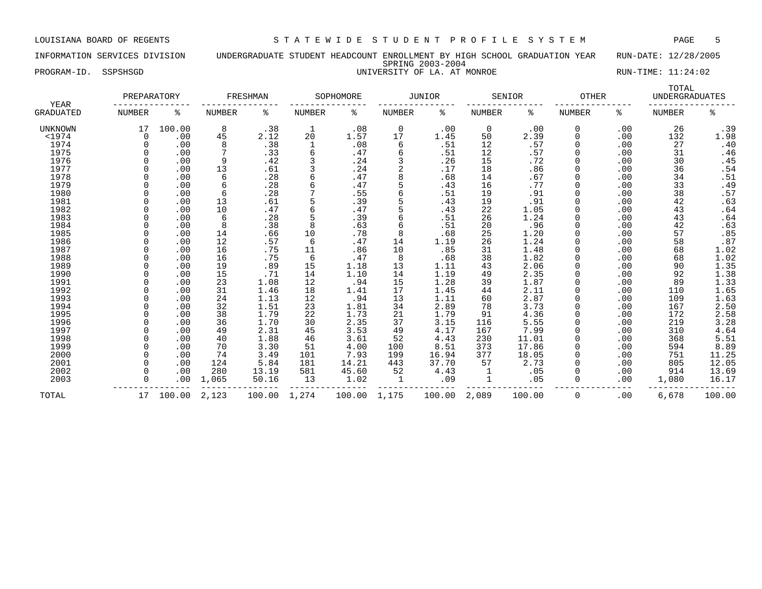LOUISIANA BOARD OF REGENTS — STATEWIDE STUDENT PROFILE SYSTEM

INFORMATION SERVICES DIVISION — UNDERGRADUATE STUDENT HEADCOUNT ENROLLMENT BY HIGH SCHOOL GRADUATION YEAR — RUN-DATE: 12/28/2005

SPRING 2003-2004

PROGRAM-ID. SSPSHSGD — UNIVERSITY OF LA. AT MONROE — RUN-TIME: 11:24:02

| YEAR | PREPARATORY | | FRESHMAN | | SOPHOMORE | | JUNIOR | | SENIOR | | OTHER | | TOTAL UNDERGRADUATES | |
|---|---|---|---|---|---|---|---|---|---|---|---|---|---|---|
| GRADUATED | NUMBER | % | NUMBER | % | NUMBER | % | NUMBER | % | NUMBER | % | NUMBER | % | NUMBER | % |
| UNKNOWN | 17 | 100.00 | 8 | .38 | 1 | .08 | 0 | .00 | 0 | .00 | 0 | .00 | 26 | .39 |
| <1974 | 0 | .00 | 45 | 2.12 | 20 | 1.57 | 17 | 1.45 | 50 | 2.39 | 0 | .00 | 132 | 1.98 |
| 1974 | 0 | .00 | 8 | .38 | 1 | .08 | 6 | .51 | 12 | .57 | 0 | .00 | 27 | .40 |
| 1975 | 0 | .00 | 7 | .33 | 6 | .47 | 6 | .51 | 12 | .57 | 0 | .00 | 31 | .46 |
| 1976 | 0 | .00 | 9 | .42 | 3 | .24 | 3 | .26 | 15 | .72 | 0 | .00 | 30 | .45 |
| 1977 | 0 | .00 | 13 | .61 | 3 | .24 | 2 | .17 | 18 | .86 | 0 | .00 | 36 | .54 |
| 1978 | 0 | .00 | 6 | .28 | 6 | .47 | 8 | .68 | 14 | .67 | 0 | .00 | 34 | .51 |
| 1979 | 0 | .00 | 6 | .28 | 6 | .47 | 5 | .43 | 16 | .77 | 0 | .00 | 33 | .49 |
| 1980 | 0 | .00 | 6 | .28 | 7 | .55 | 6 | .51 | 19 | .91 | 0 | .00 | 38 | .57 |
| 1981 | 0 | .00 | 13 | .61 | 5 | .39 | 5 | .43 | 19 | .91 | 0 | .00 | 42 | .63 |
| 1982 | 0 | .00 | 10 | .47 | 6 | .47 | 5 | .43 | 22 | 1.05 | 0 | .00 | 43 | .64 |
| 1983 | 0 | .00 | 6 | .28 | 5 | .39 | 6 | .51 | 26 | 1.24 | 0 | .00 | 43 | .64 |
| 1984 | 0 | .00 | 8 | .38 | 8 | .63 | 6 | .51 | 20 | .96 | 0 | .00 | 42 | .63 |
| 1985 | 0 | .00 | 14 | .66 | 10 | .78 | 8 | .68 | 25 | 1.20 | 0 | .00 | 57 | .85 |
| 1986 | 0 | .00 | 12 | .57 | 6 | .47 | 14 | 1.19 | 26 | 1.24 | 0 | .00 | 58 | .87 |
| 1987 | 0 | .00 | 16 | .75 | 11 | .86 | 10 | .85 | 31 | 1.48 | 0 | .00 | 68 | 1.02 |
| 1988 | 0 | .00 | 16 | .75 | 6 | .47 | 8 | .68 | 38 | 1.82 | 0 | .00 | 68 | 1.02 |
| 1989 | 0 | .00 | 19 | .89 | 15 | 1.18 | 13 | 1.11 | 43 | 2.06 | 0 | .00 | 90 | 1.35 |
| 1990 | 0 | .00 | 15 | .71 | 14 | 1.10 | 14 | 1.19 | 49 | 2.35 | 0 | .00 | 92 | 1.38 |
| 1991 | 0 | .00 | 23 | 1.08 | 12 | .94 | 15 | 1.28 | 39 | 1.87 | 0 | .00 | 89 | 1.33 |
| 1992 | 0 | .00 | 31 | 1.46 | 18 | 1.41 | 17 | 1.45 | 44 | 2.11 | 0 | .00 | 110 | 1.65 |
| 1993 | 0 | .00 | 24 | 1.13 | 12 | .94 | 13 | 1.11 | 60 | 2.87 | 0 | .00 | 109 | 1.63 |
| 1994 | 0 | .00 | 32 | 1.51 | 23 | 1.81 | 34 | 2.89 | 78 | 3.73 | 0 | .00 | 167 | 2.50 |
| 1995 | 0 | .00 | 38 | 1.79 | 22 | 1.73 | 21 | 1.79 | 91 | 4.36 | 0 | .00 | 172 | 2.58 |
| 1996 | 0 | .00 | 36 | 1.70 | 30 | 2.35 | 37 | 3.15 | 116 | 5.55 | 0 | .00 | 219 | 3.28 |
| 1997 | 0 | .00 | 49 | 2.31 | 45 | 3.53 | 49 | 4.17 | 167 | 7.99 | 0 | .00 | 310 | 4.64 |
| 1998 | 0 | .00 | 40 | 1.88 | 46 | 3.61 | 52 | 4.43 | 230 | 11.01 | 0 | .00 | 368 | 5.51 |
| 1999 | 0 | .00 | 70 | 3.30 | 51 | 4.00 | 100 | 8.51 | 373 | 17.86 | 0 | .00 | 594 | 8.89 |
| 2000 | 0 | .00 | 74 | 3.49 | 101 | 7.93 | 199 | 16.94 | 377 | 18.05 | 0 | .00 | 751 | 11.25 |
| 2001 | 0 | .00 | 124 | 5.84 | 181 | 14.21 | 443 | 37.70 | 57 | 2.73 | 0 | .00 | 805 | 12.05 |
| 2002 | 0 | .00 | 280 | 13.19 | 581 | 45.60 | 52 | 4.43 | 1 | .05 | 0 | .00 | 914 | 13.69 |
| 2003 | 0 | .00 | 1,065 | 50.16 | 13 | 1.02 | 1 | .09 | 1 | .05 | 0 | .00 | 1,080 | 16.17 |
| TOTAL | 17 | 100.00 | 2,123 | 100.00 | 1,274 | 100.00 | 1,175 | 100.00 | 2,089 | 100.00 | 0 | .00 | 6,678 | 100.00 |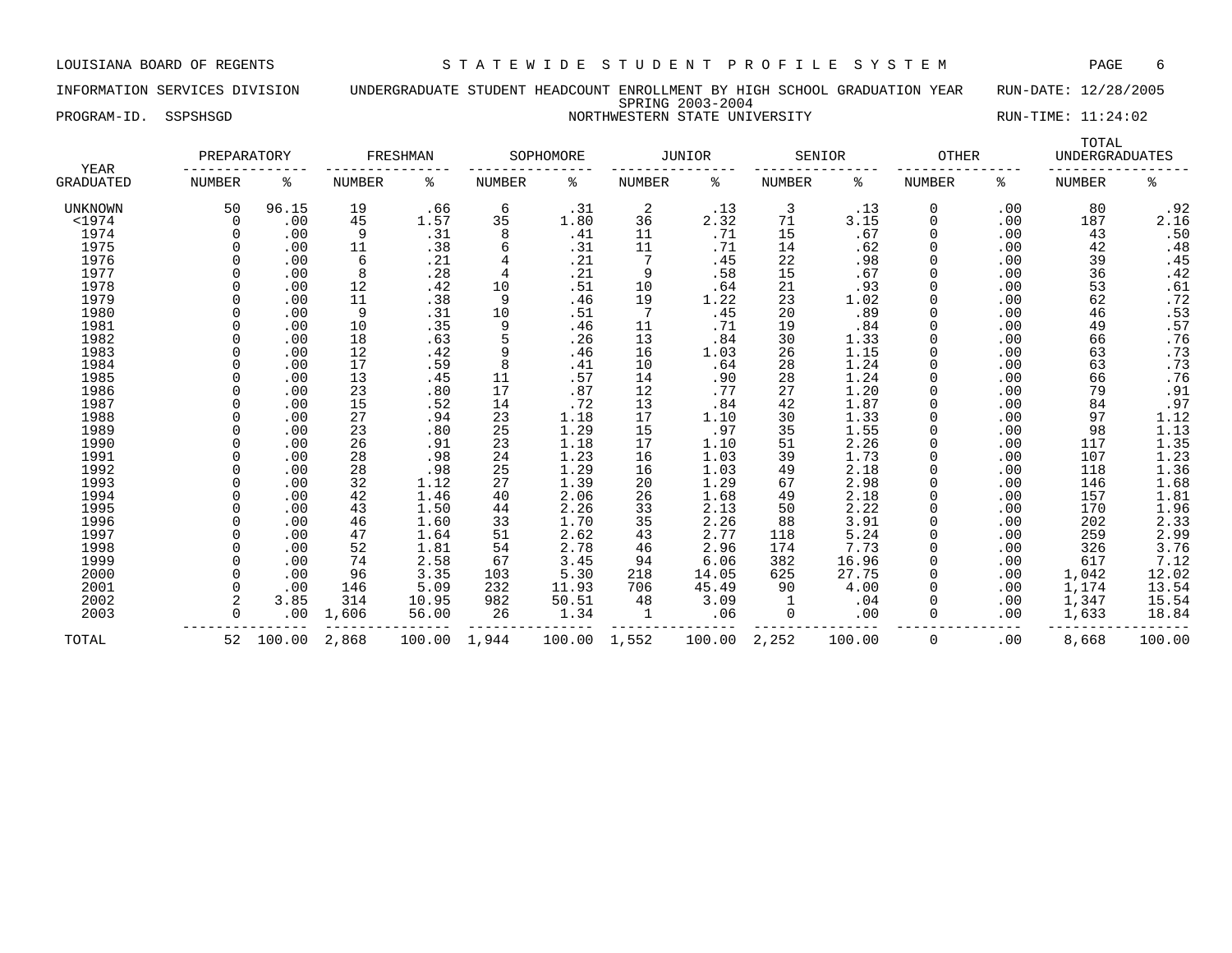LOUISIANA BOARD OF REGENTS — STATEWIDE STUDENT PROFILE SYSTEM

INFORMATION SERVICES DIVISION — UNDERGRADUATE STUDENT HEADCOUNT ENROLLMENT BY HIGH SCHOOL GRADUATION YEAR — RUN-DATE: 12/28/2005

SPRING 2003-2004

PROGRAM-ID. SSPSHSGD — NORTHWESTERN STATE UNIVERSITY — RUN-TIME: 11:24:02

| YEAR GRADUATED | PREPARATORY NUMBER | PREPARATORY % | FRESHMAN NUMBER | FRESHMAN % | SOPHOMORE NUMBER | SOPHOMORE % | JUNIOR NUMBER | JUNIOR % | SENIOR NUMBER | SENIOR % | OTHER NUMBER | OTHER % | TOTAL UNDERGRADUATES NUMBER | TOTAL UNDERGRADUATES % |
|---|---|---|---|---|---|---|---|---|---|---|---|---|---|---|
| UNKNOWN | 50 | 96.15 | 19 | .66 | 6 | .31 | 2 | .13 | 3 | .13 | 0 | .00 | 80 | .92 |
| <1974 | 0 | .00 | 45 | 1.57 | 35 | 1.80 | 36 | 2.32 | 71 | 3.15 | 0 | .00 | 187 | 2.16 |
| 1974 | 0 | .00 | 9 | .31 | 8 | .41 | 11 | .71 | 15 | .67 | 0 | .00 | 43 | .50 |
| 1975 | 0 | .00 | 11 | .38 | 6 | .31 | 11 | .71 | 14 | .62 | 0 | .00 | 42 | .48 |
| 1976 | 0 | .00 | 6 | .21 | 4 | .21 | 7 | .45 | 22 | .98 | 0 | .00 | 39 | .45 |
| 1977 | 0 | .00 | 8 | .28 | 4 | .21 | 9 | .58 | 15 | .67 | 0 | .00 | 36 | .42 |
| 1978 | 0 | .00 | 12 | .42 | 10 | .51 | 10 | .64 | 21 | .93 | 0 | .00 | 53 | .61 |
| 1979 | 0 | .00 | 11 | .38 | 9 | .46 | 19 | 1.22 | 23 | 1.02 | 0 | .00 | 62 | .72 |
| 1980 | 0 | .00 | 9 | .31 | 10 | .51 | 7 | .45 | 20 | .89 | 0 | .00 | 46 | .53 |
| 1981 | 0 | .00 | 10 | .35 | 9 | .46 | 11 | .71 | 19 | .84 | 0 | .00 | 49 | .57 |
| 1982 | 0 | .00 | 18 | .63 | 5 | .26 | 13 | .84 | 30 | 1.33 | 0 | .00 | 66 | .76 |
| 1983 | 0 | .00 | 12 | .42 | 9 | .46 | 16 | 1.03 | 26 | 1.15 | 0 | .00 | 63 | .73 |
| 1984 | 0 | .00 | 17 | .59 | 8 | .41 | 10 | .64 | 28 | 1.24 | 0 | .00 | 63 | .73 |
| 1985 | 0 | .00 | 13 | .45 | 11 | .57 | 14 | .90 | 28 | 1.24 | 0 | .00 | 66 | .76 |
| 1986 | 0 | .00 | 23 | .80 | 17 | .87 | 12 | .77 | 27 | 1.20 | 0 | .00 | 79 | .91 |
| 1987 | 0 | .00 | 15 | .52 | 14 | .72 | 13 | .84 | 42 | 1.87 | 0 | .00 | 84 | .97 |
| 1988 | 0 | .00 | 27 | .94 | 23 | 1.18 | 17 | 1.10 | 30 | 1.33 | 0 | .00 | 97 | 1.12 |
| 1989 | 0 | .00 | 23 | .80 | 25 | 1.29 | 15 | .97 | 35 | 1.55 | 0 | .00 | 98 | 1.13 |
| 1990 | 0 | .00 | 26 | .91 | 23 | 1.18 | 17 | 1.10 | 51 | 2.26 | 0 | .00 | 117 | 1.35 |
| 1991 | 0 | .00 | 28 | .98 | 24 | 1.23 | 16 | 1.03 | 39 | 1.73 | 0 | .00 | 107 | 1.23 |
| 1992 | 0 | .00 | 28 | .98 | 25 | 1.29 | 16 | 1.03 | 49 | 2.18 | 0 | .00 | 118 | 1.36 |
| 1993 | 0 | .00 | 32 | 1.12 | 27 | 1.39 | 20 | 1.29 | 67 | 2.98 | 0 | .00 | 146 | 1.68 |
| 1994 | 0 | .00 | 42 | 1.46 | 40 | 2.06 | 26 | 1.68 | 49 | 2.18 | 0 | .00 | 157 | 1.81 |
| 1995 | 0 | .00 | 43 | 1.50 | 44 | 2.26 | 33 | 2.13 | 50 | 2.22 | 0 | .00 | 170 | 1.96 |
| 1996 | 0 | .00 | 46 | 1.60 | 33 | 1.70 | 35 | 2.26 | 88 | 3.91 | 0 | .00 | 202 | 2.33 |
| 1997 | 0 | .00 | 47 | 1.64 | 51 | 2.62 | 43 | 2.77 | 118 | 5.24 | 0 | .00 | 259 | 2.99 |
| 1998 | 0 | .00 | 52 | 1.81 | 54 | 2.78 | 46 | 2.96 | 174 | 7.73 | 0 | .00 | 326 | 3.76 |
| 1999 | 0 | .00 | 74 | 2.58 | 67 | 3.45 | 94 | 6.06 | 382 | 16.96 | 0 | .00 | 617 | 7.12 |
| 2000 | 0 | .00 | 96 | 3.35 | 103 | 5.30 | 218 | 14.05 | 625 | 27.75 | 0 | .00 | 1,042 | 12.02 |
| 2001 | 0 | .00 | 146 | 5.09 | 232 | 11.93 | 706 | 45.49 | 90 | 4.00 | 0 | .00 | 1,174 | 13.54 |
| 2002 | 2 | 3.85 | 314 | 10.95 | 982 | 50.51 | 48 | 3.09 | 1 | .04 | 0 | .00 | 1,347 | 15.54 |
| 2003 | 0 | .00 | 1,606 | 56.00 | 26 | 1.34 | 1 | .06 | 0 | .00 | 0 | .00 | 1,633 | 18.84 |
| TOTAL | 52 | 100.00 | 2,868 | 100.00 | 1,944 | 100.00 | 1,552 | 100.00 | 2,252 | 100.00 | 0 | .00 | 8,668 | 100.00 |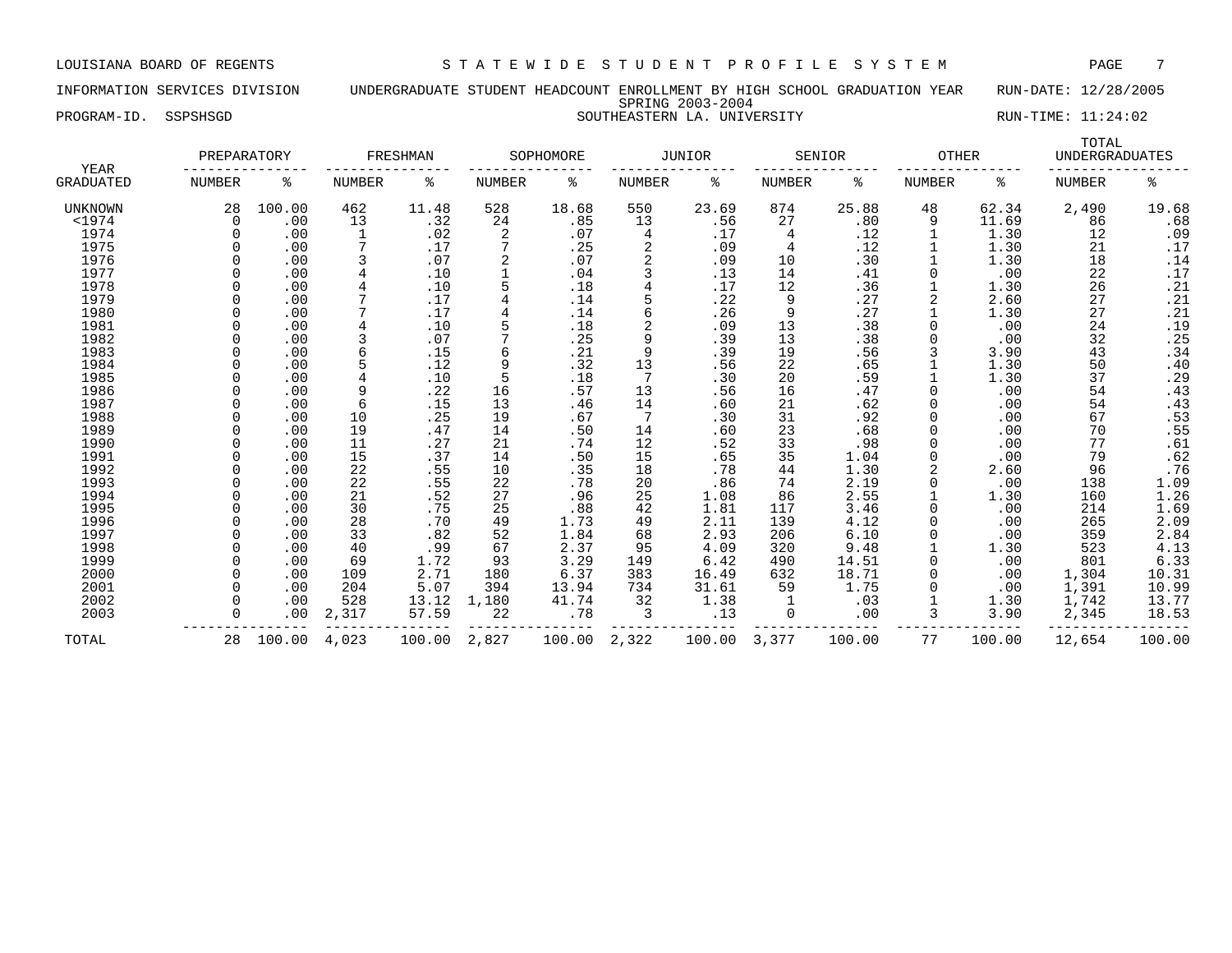LOUISIANA BOARD OF REGENTS — STATEWIDE STUDENT PROFILE SYSTEM

INFORMATION SERVICES DIVISION — UNDERGRADUATE STUDENT HEADCOUNT ENROLLMENT BY HIGH SCHOOL GRADUATION YEAR — RUN-DATE: 12/28/2005

SPRING 2003-2004

PROGRAM-ID. SSPSHSGD — SOUTHEASTERN LA. UNIVERSITY — RUN-TIME: 11:24:02

| YEAR | PREPARATORY | | FRESHMAN | | SOPHOMORE | | JUNIOR | | SENIOR | | OTHER | | TOTAL UNDERGRADUATES | |
|---|---|---|---|---|---|---|---|---|---|---|---|---|---|---|
| GRADUATED | NUMBER | % | NUMBER | % | NUMBER | % | NUMBER | % | NUMBER | % | NUMBER | % | NUMBER | % |
| UNKNOWN | 28 | 100.00 | 462 | 11.48 | 528 | 18.68 | 550 | 23.69 | 874 | 25.88 | 48 | 62.34 | 2,490 | 19.68 |
| <1974 | 0 | .00 | 13 | .32 | 24 | .85 | 13 | .56 | 27 | .80 | 9 | 11.69 | 86 | .68 |
| 1974 | 0 | .00 | 1 | .02 | 2 | .07 | 4 | .17 | 4 | .12 | 1 | 1.30 | 12 | .09 |
| 1975 | 0 | .00 | 7 | .17 | 7 | .25 | 2 | .09 | 4 | .12 | 1 | 1.30 | 21 | .17 |
| 1976 | 0 | .00 | 3 | .07 | 2 | .07 | 2 | .09 | 10 | .30 | 1 | 1.30 | 18 | .14 |
| 1977 | 0 | .00 | 4 | .10 | 1 | .04 | 3 | .13 | 14 | .41 | 0 | .00 | 22 | .17 |
| 1978 | 0 | .00 | 4 | .10 | 5 | .18 | 4 | .17 | 12 | .36 | 1 | 1.30 | 26 | .21 |
| 1979 | 0 | .00 | 7 | .17 | 4 | .14 | 5 | .22 | 9 | .27 | 2 | 2.60 | 27 | .21 |
| 1980 | 0 | .00 | 7 | .17 | 4 | .14 | 6 | .26 | 9 | .27 | 1 | 1.30 | 27 | .21 |
| 1981 | 0 | .00 | 4 | .10 | 5 | .18 | 2 | .09 | 13 | .38 | 0 | .00 | 24 | .19 |
| 1982 | 0 | .00 | 3 | .07 | 7 | .25 | 9 | .39 | 13 | .38 | 0 | .00 | 32 | .25 |
| 1983 | 0 | .00 | 6 | .15 | 6 | .21 | 9 | .39 | 19 | .56 | 3 | 3.90 | 43 | .34 |
| 1984 | 0 | .00 | 5 | .12 | 9 | .32 | 13 | .56 | 22 | .65 | 1 | 1.30 | 50 | .40 |
| 1985 | 0 | .00 | 4 | .10 | 5 | .18 | 7 | .30 | 20 | .59 | 1 | 1.30 | 37 | .29 |
| 1986 | 0 | .00 | 9 | .22 | 16 | .57 | 13 | .56 | 16 | .47 | 0 | .00 | 54 | .43 |
| 1987 | 0 | .00 | 6 | .15 | 13 | .46 | 14 | .60 | 21 | .62 | 0 | .00 | 54 | .43 |
| 1988 | 0 | .00 | 10 | .25 | 19 | .67 | 7 | .30 | 31 | .92 | 0 | .00 | 67 | .53 |
| 1989 | 0 | .00 | 19 | .47 | 14 | .50 | 14 | .60 | 23 | .68 | 0 | .00 | 70 | .55 |
| 1990 | 0 | .00 | 11 | .27 | 21 | .74 | 12 | .52 | 33 | .98 | 0 | .00 | 77 | .61 |
| 1991 | 0 | .00 | 15 | .37 | 14 | .50 | 15 | .65 | 35 | 1.04 | 0 | .00 | 79 | .62 |
| 1992 | 0 | .00 | 22 | .55 | 10 | .35 | 18 | .78 | 44 | 1.30 | 2 | 2.60 | 96 | .76 |
| 1993 | 0 | .00 | 22 | .55 | 22 | .78 | 20 | .86 | 74 | 2.19 | 0 | .00 | 138 | 1.09 |
| 1994 | 0 | .00 | 21 | .52 | 27 | .96 | 25 | 1.08 | 86 | 2.55 | 1 | 1.30 | 160 | 1.26 |
| 1995 | 0 | .00 | 30 | .75 | 25 | .88 | 42 | 1.81 | 117 | 3.46 | 0 | .00 | 214 | 1.69 |
| 1996 | 0 | .00 | 28 | .70 | 49 | 1.73 | 49 | 2.11 | 139 | 4.12 | 0 | .00 | 265 | 2.09 |
| 1997 | 0 | .00 | 33 | .82 | 52 | 1.84 | 68 | 2.93 | 206 | 6.10 | 0 | .00 | 359 | 2.84 |
| 1998 | 0 | .00 | 40 | .99 | 67 | 2.37 | 95 | 4.09 | 320 | 9.48 | 1 | 1.30 | 523 | 4.13 |
| 1999 | 0 | .00 | 69 | 1.72 | 93 | 3.29 | 149 | 6.42 | 490 | 14.51 | 0 | .00 | 801 | 6.33 |
| 2000 | 0 | .00 | 109 | 2.71 | 180 | 6.37 | 383 | 16.49 | 632 | 18.71 | 0 | .00 | 1,304 | 10.31 |
| 2001 | 0 | .00 | 204 | 5.07 | 394 | 13.94 | 734 | 31.61 | 59 | 1.75 | 0 | .00 | 1,391 | 10.99 |
| 2002 | 0 | .00 | 528 | 13.12 | 1,180 | 41.74 | 32 | 1.38 | 1 | .03 | 1 | 1.30 | 1,742 | 13.77 |
| 2003 | 0 | .00 | 2,317 | 57.59 | 22 | .78 | 3 | .13 | 0 | .00 | 3 | 3.90 | 2,345 | 18.53 |
| TOTAL | 28 | 100.00 | 4,023 | 100.00 | 2,827 | 100.00 | 2,322 | 100.00 | 3,377 | 100.00 | 77 | 100.00 | 12,654 | 100.00 |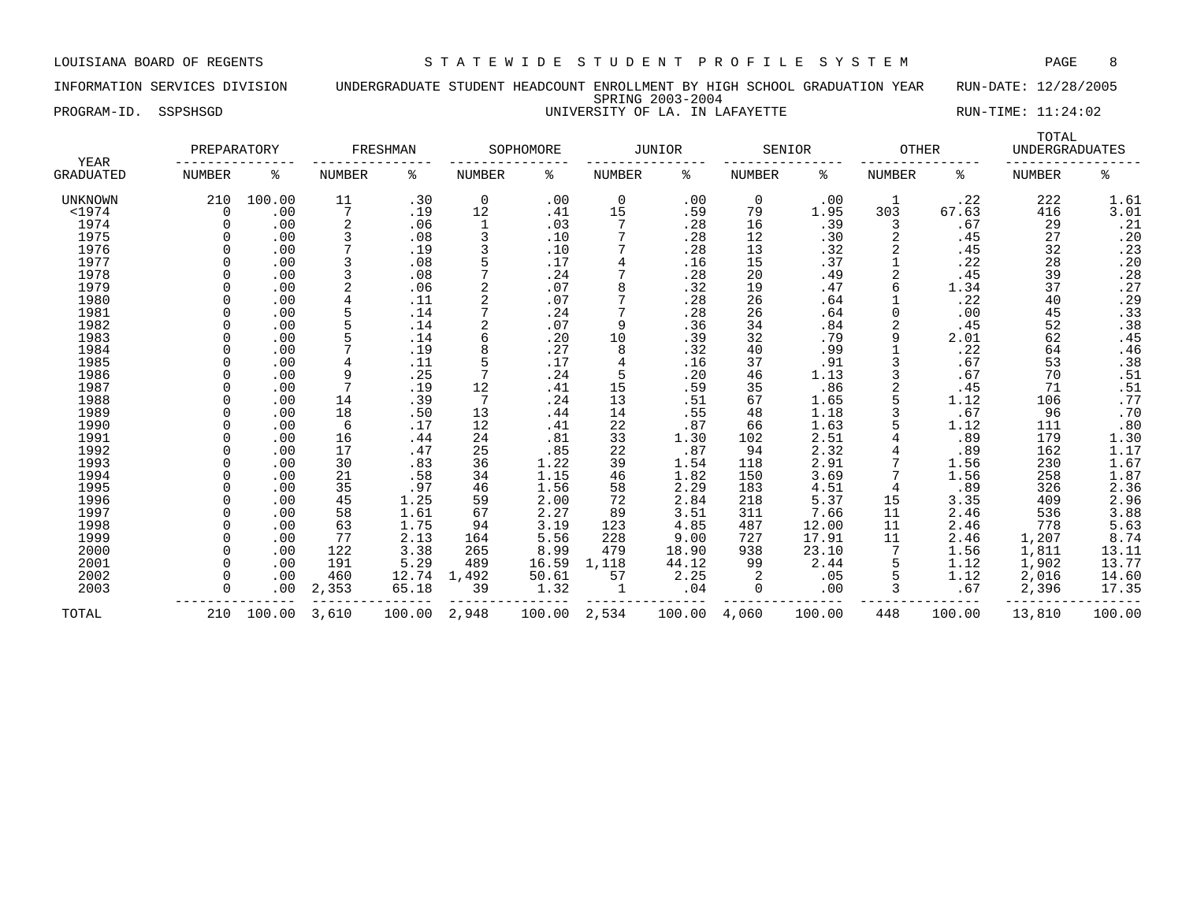LOUISIANA BOARD OF REGENTS — STATEWIDE STUDENT PROFILE SYSTEM

INFORMATION SERVICES DIVISION — UNDERGRADUATE STUDENT HEADCOUNT ENROLLMENT BY HIGH SCHOOL GRADUATION YEAR — RUN-DATE: 12/28/2005

SPRING 2003-2004

PROGRAM-ID. SSPSHSGD — UNIVERSITY OF LA. IN LAFAYETTE — RUN-TIME: 11:24:02

| YEAR | PREPARATORY | | FRESHMAN | | SOPHOMORE | | JUNIOR | | SENIOR | | OTHER | | TOTAL UNDERGRADUATES | |
|---|---|---|---|---|---|---|---|---|---|---|---|---|---|---|
| GRADUATED | NUMBER | % | NUMBER | % | NUMBER | % | NUMBER | % | NUMBER | % | NUMBER | % | NUMBER | % |
| UNKNOWN | 210 | 100.00 | 11 | .30 | 0 | .00 | 0 | .00 | 0 | .00 | 1 | .22 | 222 | 1.61 |
| <1974 | 0 | .00 | 7 | .19 | 12 | .41 | 15 | .59 | 79 | 1.95 | 303 | 67.63 | 416 | 3.01 |
| 1974 | 0 | .00 | 2 | .06 | 1 | .03 | 7 | .28 | 16 | .39 | 3 | .67 | 29 | .21 |
| 1975 | 0 | .00 | 3 | .08 | 3 | .10 | 7 | .28 | 12 | .30 | 2 | .45 | 27 | .20 |
| 1976 | 0 | .00 | 7 | .19 | 3 | .10 | 7 | .28 | 13 | .32 | 2 | .45 | 32 | .23 |
| 1977 | 0 | .00 | 3 | .08 | 5 | .17 | 4 | .16 | 15 | .37 | 1 | .22 | 28 | .20 |
| 1978 | 0 | .00 | 3 | .08 | 7 | .24 | 7 | .28 | 20 | .49 | 2 | .45 | 39 | .28 |
| 1979 | 0 | .00 | 2 | .06 | 2 | .07 | 8 | .32 | 19 | .47 | 6 | 1.34 | 37 | .27 |
| 1980 | 0 | .00 | 4 | .11 | 2 | .07 | 7 | .28 | 26 | .64 | 1 | .22 | 40 | .29 |
| 1981 | 0 | .00 | 5 | .14 | 7 | .24 | 7 | .28 | 26 | .64 | 0 | .00 | 45 | .33 |
| 1982 | 0 | .00 | 5 | .14 | 2 | .07 | 9 | .36 | 34 | .84 | 2 | .45 | 52 | .38 |
| 1983 | 0 | .00 | 5 | .14 | 6 | .20 | 10 | .39 | 32 | .79 | 9 | 2.01 | 62 | .45 |
| 1984 | 0 | .00 | 7 | .19 | 8 | .27 | 8 | .32 | 40 | .99 | 1 | .22 | 64 | .46 |
| 1985 | 0 | .00 | 4 | .11 | 5 | .17 | 4 | .16 | 37 | .91 | 3 | .67 | 53 | .38 |
| 1986 | 0 | .00 | 9 | .25 | 7 | .24 | 5 | .20 | 46 | 1.13 | 3 | .67 | 70 | .51 |
| 1987 | 0 | .00 | 7 | .19 | 12 | .41 | 15 | .59 | 35 | .86 | 2 | .45 | 71 | .51 |
| 1988 | 0 | .00 | 14 | .39 | 7 | .24 | 13 | .51 | 67 | 1.65 | 5 | 1.12 | 106 | .77 |
| 1989 | 0 | .00 | 18 | .50 | 13 | .44 | 14 | .55 | 48 | 1.18 | 3 | .67 | 96 | .70 |
| 1990 | 0 | .00 | 6 | .17 | 12 | .41 | 22 | .87 | 66 | 1.63 | 5 | 1.12 | 111 | .80 |
| 1991 | 0 | .00 | 16 | .44 | 24 | .81 | 33 | 1.30 | 102 | 2.51 | 4 | .89 | 179 | 1.30 |
| 1992 | 0 | .00 | 17 | .47 | 25 | .85 | 22 | .87 | 94 | 2.32 | 4 | .89 | 162 | 1.17 |
| 1993 | 0 | .00 | 30 | .83 | 36 | 1.22 | 39 | 1.54 | 118 | 2.91 | 7 | 1.56 | 230 | 1.67 |
| 1994 | 0 | .00 | 21 | .58 | 34 | 1.15 | 46 | 1.82 | 150 | 3.69 | 7 | 1.56 | 258 | 1.87 |
| 1995 | 0 | .00 | 35 | .97 | 46 | 1.56 | 58 | 2.29 | 183 | 4.51 | 4 | .89 | 326 | 2.36 |
| 1996 | 0 | .00 | 45 | 1.25 | 59 | 2.00 | 72 | 2.84 | 218 | 5.37 | 15 | 3.35 | 409 | 2.96 |
| 1997 | 0 | .00 | 58 | 1.61 | 67 | 2.27 | 89 | 3.51 | 311 | 7.66 | 11 | 2.46 | 536 | 3.88 |
| 1998 | 0 | .00 | 63 | 1.75 | 94 | 3.19 | 123 | 4.85 | 487 | 12.00 | 11 | 2.46 | 778 | 5.63 |
| 1999 | 0 | .00 | 77 | 2.13 | 164 | 5.56 | 228 | 9.00 | 727 | 17.91 | 11 | 2.46 | 1,207 | 8.74 |
| 2000 | 0 | .00 | 122 | 3.38 | 265 | 8.99 | 479 | 18.90 | 938 | 23.10 | 7 | 1.56 | 1,811 | 13.11 |
| 2001 | 0 | .00 | 191 | 5.29 | 489 | 16.59 | 1,118 | 44.12 | 99 | 2.44 | 5 | 1.12 | 1,902 | 13.77 |
| 2002 | 0 | .00 | 460 | 12.74 | 1,492 | 50.61 | 57 | 2.25 | 2 | .05 | 5 | 1.12 | 2,016 | 14.60 |
| 2003 | 0 | .00 | 2,353 | 65.18 | 39 | 1.32 | 1 | .04 | 0 | .00 | 3 | .67 | 2,396 | 17.35 |
| TOTAL | 210 | 100.00 | 3,610 | 100.00 | 2,948 | 100.00 | 2,534 | 100.00 | 4,060 | 100.00 | 448 | 100.00 | 13,810 | 100.00 |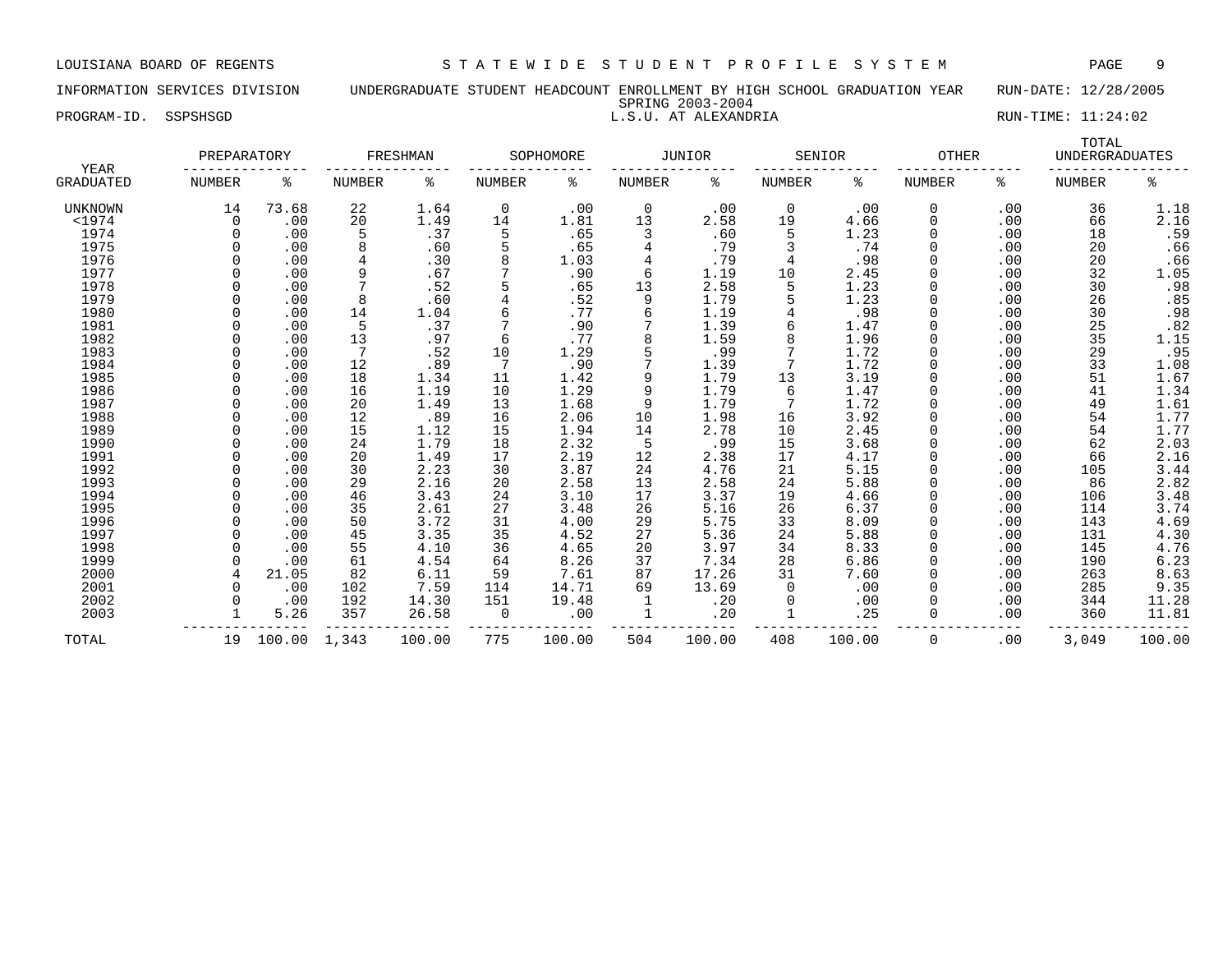LOUISIANA BOARD OF REGENTS — STATEWIDE STUDENT PROFILE SYSTEM

INFORMATION SERVICES DIVISION — UNDERGRADUATE STUDENT HEADCOUNT ENROLLMENT BY HIGH SCHOOL GRADUATION YEAR — RUN-DATE: 12/28/2005

SPRING 2003-2004

PROGRAM-ID. SSPSHSGD — L.S.U. AT ALEXANDRIA — RUN-TIME: 11:24:02

| YEAR GRADUATED | PREPARATORY NUMBER | PREPARATORY % | FRESHMAN NUMBER | FRESHMAN % | SOPHOMORE NUMBER | SOPHOMORE % | JUNIOR NUMBER | JUNIOR % | SENIOR NUMBER | SENIOR % | OTHER NUMBER | OTHER % | TOTAL UNDERGRADUATES NUMBER | TOTAL UNDERGRADUATES % |
|---|---|---|---|---|---|---|---|---|---|---|---|---|---|---|
| UNKNOWN | 14 | 73.68 | 22 | 1.64 | 0 | .00 | 0 | .00 | 0 | .00 | 0 | .00 | 36 | 1.18 |
| <1974 | 0 | .00 | 20 | 1.49 | 14 | 1.81 | 13 | 2.58 | 19 | 4.66 | 0 | .00 | 66 | 2.16 |
| 1974 | 0 | .00 | 5 | .37 | 5 | .65 | 3 | .60 | 5 | 1.23 | 0 | .00 | 18 | .59 |
| 1975 | 0 | .00 | 8 | .60 | 5 | .65 | 4 | .79 | 3 | .74 | 0 | .00 | 20 | .66 |
| 1976 | 0 | .00 | 4 | .30 | 8 | 1.03 | 4 | .79 | 4 | .98 | 0 | .00 | 20 | .66 |
| 1977 | 0 | .00 | 9 | .67 | 7 | .90 | 6 | 1.19 | 10 | 2.45 | 0 | .00 | 32 | 1.05 |
| 1978 | 0 | .00 | 7 | .52 | 5 | .65 | 13 | 2.58 | 5 | 1.23 | 0 | .00 | 30 | .98 |
| 1979 | 0 | .00 | 8 | .60 | 4 | .52 | 9 | 1.79 | 5 | 1.23 | 0 | .00 | 26 | .85 |
| 1980 | 0 | .00 | 14 | 1.04 | 6 | .77 | 6 | 1.19 | 4 | .98 | 0 | .00 | 30 | .98 |
| 1981 | 0 | .00 | 5 | .37 | 7 | .90 | 7 | 1.39 | 6 | 1.47 | 0 | .00 | 25 | .82 |
| 1982 | 0 | .00 | 13 | .97 | 6 | .77 | 8 | 1.59 | 8 | 1.96 | 0 | .00 | 35 | 1.15 |
| 1983 | 0 | .00 | 7 | .52 | 10 | 1.29 | 5 | .99 | 7 | 1.72 | 0 | .00 | 29 | .95 |
| 1984 | 0 | .00 | 12 | .89 | 7 | .90 | 7 | 1.39 | 7 | 1.72 | 0 | .00 | 33 | 1.08 |
| 1985 | 0 | .00 | 18 | 1.34 | 11 | 1.42 | 9 | 1.79 | 13 | 3.19 | 0 | .00 | 51 | 1.67 |
| 1986 | 0 | .00 | 16 | 1.19 | 10 | 1.29 | 9 | 1.79 | 6 | 1.47 | 0 | .00 | 41 | 1.34 |
| 1987 | 0 | .00 | 20 | 1.49 | 13 | 1.68 | 9 | 1.79 | 7 | 1.72 | 0 | .00 | 49 | 1.61 |
| 1988 | 0 | .00 | 12 | .89 | 16 | 2.06 | 10 | 1.98 | 16 | 3.92 | 0 | .00 | 54 | 1.77 |
| 1989 | 0 | .00 | 15 | 1.12 | 15 | 1.94 | 14 | 2.78 | 10 | 2.45 | 0 | .00 | 54 | 1.77 |
| 1990 | 0 | .00 | 24 | 1.79 | 18 | 2.32 | 5 | .99 | 15 | 3.68 | 0 | .00 | 62 | 2.03 |
| 1991 | 0 | .00 | 20 | 1.49 | 17 | 2.19 | 12 | 2.38 | 17 | 4.17 | 0 | .00 | 66 | 2.16 |
| 1992 | 0 | .00 | 30 | 2.23 | 30 | 3.87 | 24 | 4.76 | 21 | 5.15 | 0 | .00 | 105 | 3.44 |
| 1993 | 0 | .00 | 29 | 2.16 | 20 | 2.58 | 13 | 2.58 | 24 | 5.88 | 0 | .00 | 86 | 2.82 |
| 1994 | 0 | .00 | 46 | 3.43 | 24 | 3.10 | 17 | 3.37 | 19 | 4.66 | 0 | .00 | 106 | 3.48 |
| 1995 | 0 | .00 | 35 | 2.61 | 27 | 3.48 | 26 | 5.16 | 26 | 6.37 | 0 | .00 | 114 | 3.74 |
| 1996 | 0 | .00 | 50 | 3.72 | 31 | 4.00 | 29 | 5.75 | 33 | 8.09 | 0 | .00 | 143 | 4.69 |
| 1997 | 0 | .00 | 45 | 3.35 | 35 | 4.52 | 27 | 5.36 | 24 | 5.88 | 0 | .00 | 131 | 4.30 |
| 1998 | 0 | .00 | 55 | 4.10 | 36 | 4.65 | 20 | 3.97 | 34 | 8.33 | 0 | .00 | 145 | 4.76 |
| 1999 | 0 | .00 | 61 | 4.54 | 64 | 8.26 | 37 | 7.34 | 28 | 6.86 | 0 | .00 | 190 | 6.23 |
| 2000 | 4 | 21.05 | 82 | 6.11 | 59 | 7.61 | 87 | 17.26 | 31 | 7.60 | 0 | .00 | 263 | 8.63 |
| 2001 | 0 | .00 | 102 | 7.59 | 114 | 14.71 | 69 | 13.69 | 0 | .00 | 0 | .00 | 285 | 9.35 |
| 2002 | 0 | .00 | 192 | 14.30 | 151 | 19.48 | 1 | .20 | 0 | .00 | 0 | .00 | 344 | 11.28 |
| 2003 | 1 | 5.26 | 357 | 26.58 | 0 | .00 | 1 | .20 | 1 | .25 | 0 | .00 | 360 | 11.81 |
| TOTAL | 19 | 100.00 | 1,343 | 100.00 | 775 | 100.00 | 504 | 100.00 | 408 | 100.00 | 0 | .00 | 3,049 | 100.00 |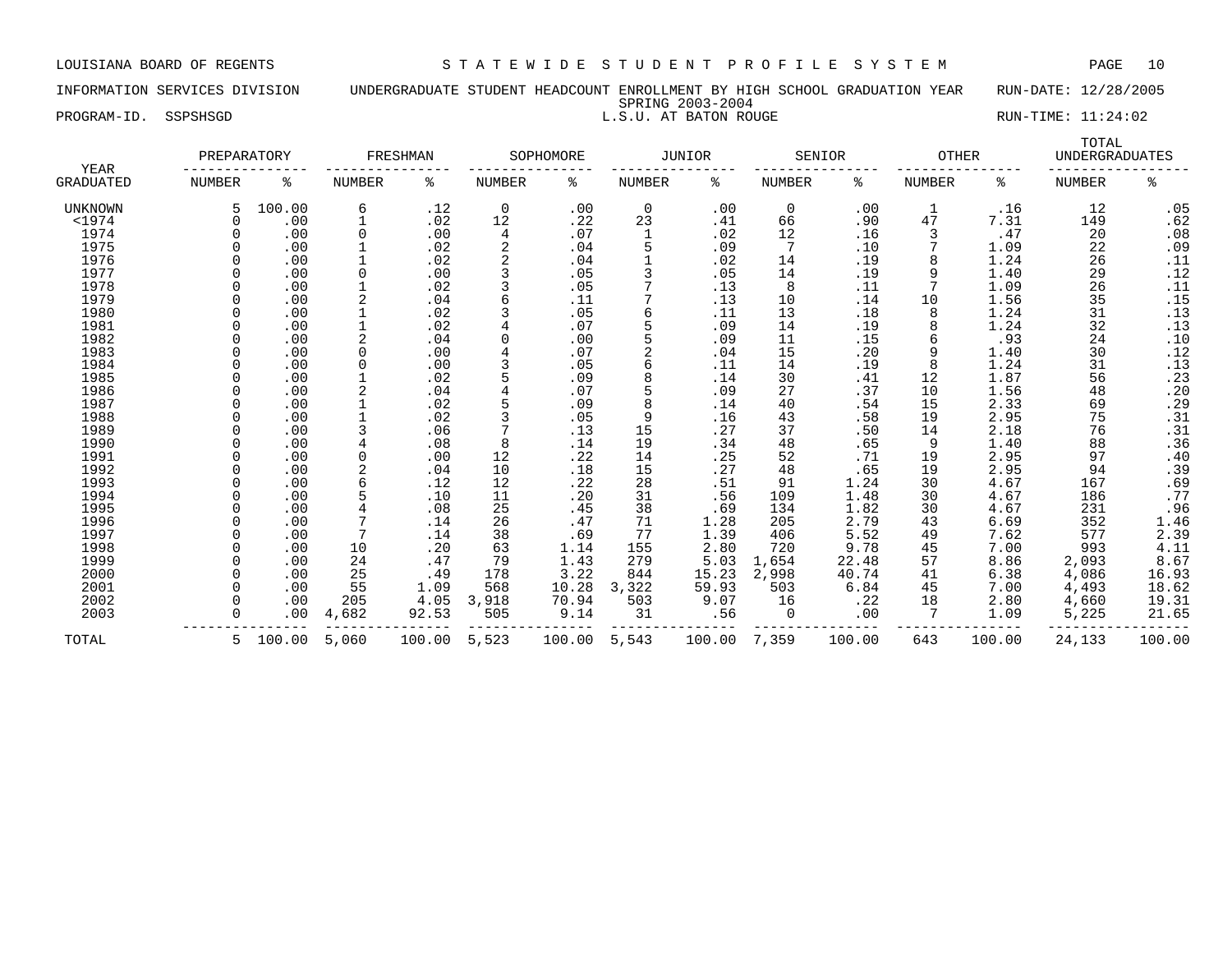LOUISIANA BOARD OF REGENTS — STATEWIDE STUDENT PROFILE SYSTEM

INFORMATION SERVICES DIVISION — UNDERGRADUATE STUDENT HEADCOUNT ENROLLMENT BY HIGH SCHOOL GRADUATION YEAR — RUN-DATE: 12/28/2005

SPRING 2003-2004

PROGRAM-ID. SSPSHSGD — L.S.U. AT BATON ROUGE — RUN-TIME: 11:24:02

| YEAR | PREPARATORY | | FRESHMAN | | SOPHOMORE | | JUNIOR | | SENIOR | | OTHER | | TOTAL UNDERGRADUATES | |
|---|---|---|---|---|---|---|---|---|---|---|---|---|---|---|
| GRADUATED | NUMBER | % | NUMBER | % | NUMBER | % | NUMBER | % | NUMBER | % | NUMBER | % | NUMBER | % |
| UNKNOWN | 5 | 100.00 | 6 | .12 | 0 | .00 | 0 | .00 | 0 | .00 | 1 | .16 | 12 | .05 |
| <1974 | 0 | .00 | 1 | .02 | 12 | .22 | 23 | .41 | 66 | .90 | 47 | 7.31 | 149 | .62 |
| 1974 | 0 | .00 | 0 | .00 | 4 | .07 | 1 | .02 | 12 | .16 | 3 | .47 | 20 | .08 |
| 1975 | 0 | .00 | 1 | .02 | 2 | .04 | 5 | .09 | 7 | .10 | 7 | 1.09 | 22 | .09 |
| 1976 | 0 | .00 | 1 | .02 | 2 | .04 | 1 | .02 | 14 | .19 | 8 | 1.24 | 26 | .11 |
| 1977 | 0 | .00 | 0 | .00 | 3 | .05 | 3 | .05 | 14 | .19 | 9 | 1.40 | 29 | .12 |
| 1978 | 0 | .00 | 1 | .02 | 3 | .05 | 7 | .13 | 8 | .11 | 7 | 1.09 | 26 | .11 |
| 1979 | 0 | .00 | 2 | .04 | 6 | .11 | 7 | .13 | 10 | .14 | 10 | 1.56 | 35 | .15 |
| 1980 | 0 | .00 | 1 | .02 | 3 | .05 | 6 | .11 | 13 | .18 | 8 | 1.24 | 31 | .13 |
| 1981 | 0 | .00 | 1 | .02 | 4 | .07 | 5 | .09 | 14 | .19 | 8 | 1.24 | 32 | .13 |
| 1982 | 0 | .00 | 2 | .04 | 0 | .00 | 5 | .09 | 11 | .15 | 6 | .93 | 24 | .10 |
| 1983 | 0 | .00 | 0 | .00 | 4 | .07 | 2 | .04 | 15 | .20 | 9 | 1.40 | 30 | .12 |
| 1984 | 0 | .00 | 0 | .00 | 3 | .05 | 6 | .11 | 14 | .19 | 8 | 1.24 | 31 | .13 |
| 1985 | 0 | .00 | 1 | .02 | 5 | .09 | 8 | .14 | 30 | .41 | 12 | 1.87 | 56 | .23 |
| 1986 | 0 | .00 | 2 | .04 | 4 | .07 | 5 | .09 | 27 | .37 | 10 | 1.56 | 48 | .20 |
| 1987 | 0 | .00 | 1 | .02 | 5 | .09 | 8 | .14 | 40 | .54 | 15 | 2.33 | 69 | .29 |
| 1988 | 0 | .00 | 1 | .02 | 3 | .05 | 9 | .16 | 43 | .58 | 19 | 2.95 | 75 | .31 |
| 1989 | 0 | .00 | 3 | .06 | 7 | .13 | 15 | .27 | 37 | .50 | 14 | 2.18 | 76 | .31 |
| 1990 | 0 | .00 | 4 | .08 | 8 | .14 | 19 | .34 | 48 | .65 | 9 | 1.40 | 88 | .36 |
| 1991 | 0 | .00 | 0 | .00 | 12 | .22 | 14 | .25 | 52 | .71 | 19 | 2.95 | 97 | .40 |
| 1992 | 0 | .00 | 2 | .04 | 10 | .18 | 15 | .27 | 48 | .65 | 19 | 2.95 | 94 | .39 |
| 1993 | 0 | .00 | 6 | .12 | 12 | .22 | 28 | .51 | 91 | 1.24 | 30 | 4.67 | 167 | .69 |
| 1994 | 0 | .00 | 5 | .10 | 11 | .20 | 31 | .56 | 109 | 1.48 | 30 | 4.67 | 186 | .77 |
| 1995 | 0 | .00 | 4 | .08 | 25 | .45 | 38 | .69 | 134 | 1.82 | 30 | 4.67 | 231 | .96 |
| 1996 | 0 | .00 | 7 | .14 | 26 | .47 | 71 | 1.28 | 205 | 2.79 | 43 | 6.69 | 352 | 1.46 |
| 1997 | 0 | .00 | 7 | .14 | 38 | .69 | 77 | 1.39 | 406 | 5.52 | 49 | 7.62 | 577 | 2.39 |
| 1998 | 0 | .00 | 10 | .20 | 63 | 1.14 | 155 | 2.80 | 720 | 9.78 | 45 | 7.00 | 993 | 4.11 |
| 1999 | 0 | .00 | 24 | .47 | 79 | 1.43 | 279 | 5.03 | 1,654 | 22.48 | 57 | 8.86 | 2,093 | 8.67 |
| 2000 | 0 | .00 | 25 | .49 | 178 | 3.22 | 844 | 15.23 | 2,998 | 40.74 | 41 | 6.38 | 4,086 | 16.93 |
| 2001 | 0 | .00 | 55 | 1.09 | 568 | 10.28 | 3,322 | 59.93 | 503 | 6.84 | 45 | 7.00 | 4,493 | 18.62 |
| 2002 | 0 | .00 | 205 | 4.05 | 3,918 | 70.94 | 503 | 9.07 | 16 | .22 | 18 | 2.80 | 4,660 | 19.31 |
| 2003 | 0 | .00 | 4,682 | 92.53 | 505 | 9.14 | 31 | .56 | 0 | .00 | 7 | 1.09 | 5,225 | 21.65 |
| TOTAL | 5 | 100.00 | 5,060 | 100.00 | 5,523 | 100.00 | 5,543 | 100.00 | 7,359 | 100.00 | 643 | 100.00 | 24,133 | 100.00 |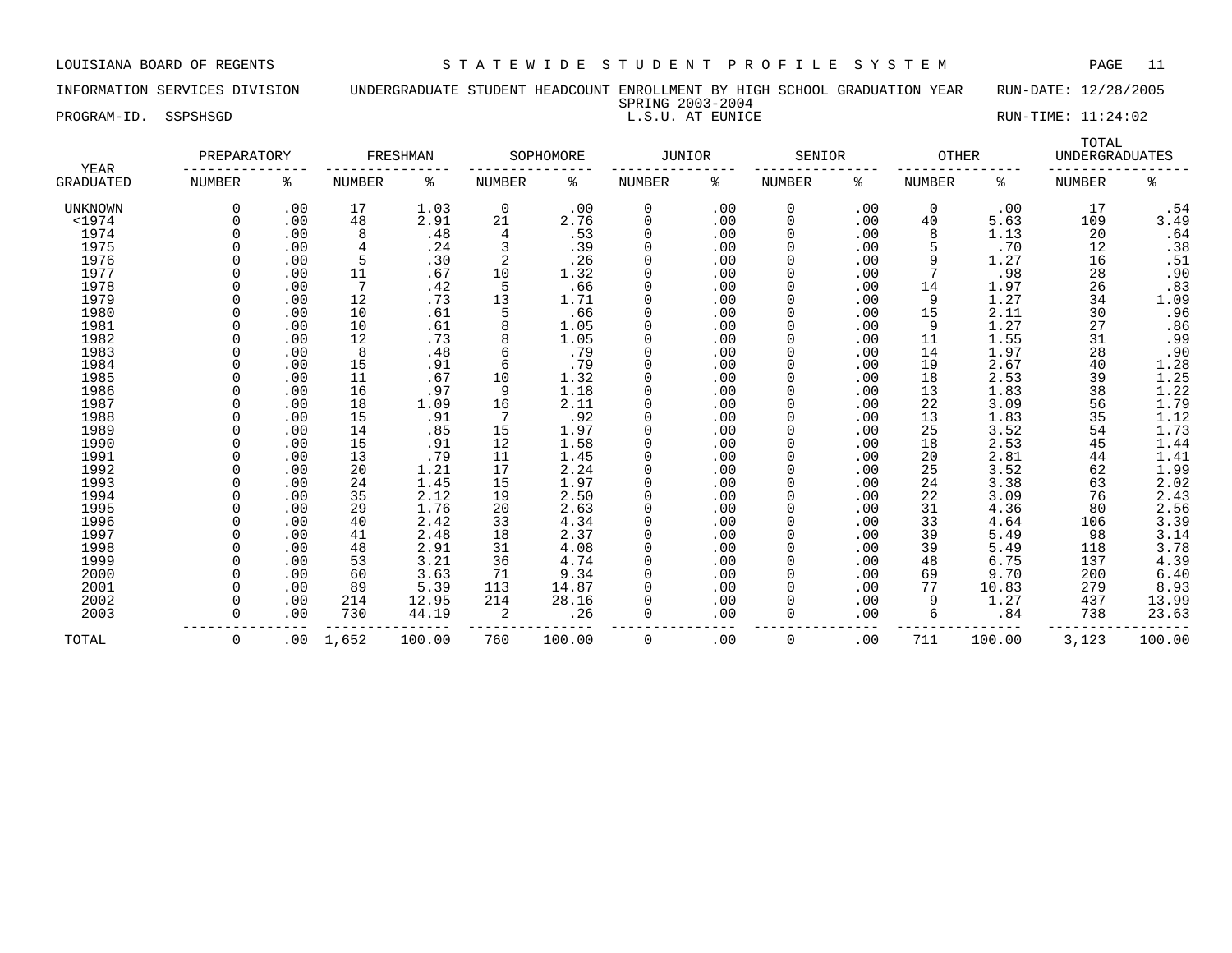LOUISIANA BOARD OF REGENTS — STATEWIDE STUDENT PROFILE SYSTEM

INFORMATION SERVICES DIVISION — UNDERGRADUATE STUDENT HEADCOUNT ENROLLMENT BY HIGH SCHOOL GRADUATION YEAR — RUN-DATE: 12/28/2005

SPRING 2003-2004

PROGRAM-ID. SSPSHSGD — L.S.U. AT EUNICE — RUN-TIME: 11:24:02

| YEAR GRADUATED | PREPARATORY NUMBER | PREPARATORY % | FRESHMAN NUMBER | FRESHMAN % | SOPHOMORE NUMBER | SOPHOMORE % | JUNIOR NUMBER | JUNIOR % | SENIOR NUMBER | SENIOR % | OTHER NUMBER | OTHER % | TOTAL UNDERGRADUATES NUMBER | TOTAL UNDERGRADUATES % |
|---|---|---|---|---|---|---|---|---|---|---|---|---|---|---|
| UNKNOWN | 0 | .00 | 17 | 1.03 | 0 | .00 | 0 | .00 | 0 | .00 | 0 | .00 | 17 | .54 |
| <1974 | 0 | .00 | 48 | 2.91 | 21 | 2.76 | 0 | .00 | 0 | .00 | 40 | 5.63 | 109 | 3.49 |
| 1974 | 0 | .00 | 8 | .48 | 4 | .53 | 0 | .00 | 0 | .00 | 8 | 1.13 | 20 | .64 |
| 1975 | 0 | .00 | 4 | .24 | 3 | .39 | 0 | .00 | 0 | .00 | 5 | .70 | 12 | .38 |
| 1976 | 0 | .00 | 5 | .30 | 2 | .26 | 0 | .00 | 0 | .00 | 9 | 1.27 | 16 | .51 |
| 1977 | 0 | .00 | 11 | .67 | 10 | 1.32 | 0 | .00 | 0 | .00 | 7 | .98 | 28 | .90 |
| 1978 | 0 | .00 | 7 | .42 | 5 | .66 | 0 | .00 | 0 | .00 | 14 | 1.97 | 26 | .83 |
| 1979 | 0 | .00 | 12 | .73 | 13 | 1.71 | 0 | .00 | 0 | .00 | 9 | 1.27 | 34 | 1.09 |
| 1980 | 0 | .00 | 10 | .61 | 5 | .66 | 0 | .00 | 0 | .00 | 15 | 2.11 | 30 | .96 |
| 1981 | 0 | .00 | 10 | .61 | 8 | 1.05 | 0 | .00 | 0 | .00 | 9 | 1.27 | 27 | .86 |
| 1982 | 0 | .00 | 12 | .73 | 8 | 1.05 | 0 | .00 | 0 | .00 | 11 | 1.55 | 31 | .99 |
| 1983 | 0 | .00 | 8 | .48 | 6 | .79 | 0 | .00 | 0 | .00 | 14 | 1.97 | 28 | .90 |
| 1984 | 0 | .00 | 15 | .91 | 6 | .79 | 0 | .00 | 0 | .00 | 19 | 2.67 | 40 | 1.28 |
| 1985 | 0 | .00 | 11 | .67 | 10 | 1.32 | 0 | .00 | 0 | .00 | 18 | 2.53 | 39 | 1.25 |
| 1986 | 0 | .00 | 16 | .97 | 9 | 1.18 | 0 | .00 | 0 | .00 | 13 | 1.83 | 38 | 1.22 |
| 1987 | 0 | .00 | 18 | 1.09 | 16 | 2.11 | 0 | .00 | 0 | .00 | 22 | 3.09 | 56 | 1.79 |
| 1988 | 0 | .00 | 15 | .91 | 7 | .92 | 0 | .00 | 0 | .00 | 13 | 1.83 | 35 | 1.12 |
| 1989 | 0 | .00 | 14 | .85 | 15 | 1.97 | 0 | .00 | 0 | .00 | 25 | 3.52 | 54 | 1.73 |
| 1990 | 0 | .00 | 15 | .91 | 12 | 1.58 | 0 | .00 | 0 | .00 | 18 | 2.53 | 45 | 1.44 |
| 1991 | 0 | .00 | 13 | .79 | 11 | 1.45 | 0 | .00 | 0 | .00 | 20 | 2.81 | 44 | 1.41 |
| 1992 | 0 | .00 | 20 | 1.21 | 17 | 2.24 | 0 | .00 | 0 | .00 | 25 | 3.52 | 62 | 1.99 |
| 1993 | 0 | .00 | 24 | 1.45 | 15 | 1.97 | 0 | .00 | 0 | .00 | 24 | 3.38 | 63 | 2.02 |
| 1994 | 0 | .00 | 35 | 2.12 | 19 | 2.50 | 0 | .00 | 0 | .00 | 22 | 3.09 | 76 | 2.43 |
| 1995 | 0 | .00 | 29 | 1.76 | 20 | 2.63 | 0 | .00 | 0 | .00 | 31 | 4.36 | 80 | 2.56 |
| 1996 | 0 | .00 | 40 | 2.42 | 33 | 4.34 | 0 | .00 | 0 | .00 | 33 | 4.64 | 106 | 3.39 |
| 1997 | 0 | .00 | 41 | 2.48 | 18 | 2.37 | 0 | .00 | 0 | .00 | 39 | 5.49 | 98 | 3.14 |
| 1998 | 0 | .00 | 48 | 2.91 | 31 | 4.08 | 0 | .00 | 0 | .00 | 39 | 5.49 | 118 | 3.78 |
| 1999 | 0 | .00 | 53 | 3.21 | 36 | 4.74 | 0 | .00 | 0 | .00 | 48 | 6.75 | 137 | 4.39 |
| 2000 | 0 | .00 | 60 | 3.63 | 71 | 9.34 | 0 | .00 | 0 | .00 | 69 | 9.70 | 200 | 6.40 |
| 2001 | 0 | .00 | 89 | 5.39 | 113 | 14.87 | 0 | .00 | 0 | .00 | 77 | 10.83 | 279 | 8.93 |
| 2002 | 0 | .00 | 214 | 12.95 | 214 | 28.16 | 0 | .00 | 0 | .00 | 9 | 1.27 | 437 | 13.99 |
| 2003 | 0 | .00 | 730 | 44.19 | 2 | .26 | 0 | .00 | 0 | .00 | 6 | .84 | 738 | 23.63 |
| TOTAL | 0 | .00 | 1,652 | 100.00 | 760 | 100.00 | 0 | .00 | 0 | .00 | 711 | 100.00 | 3,123 | 100.00 |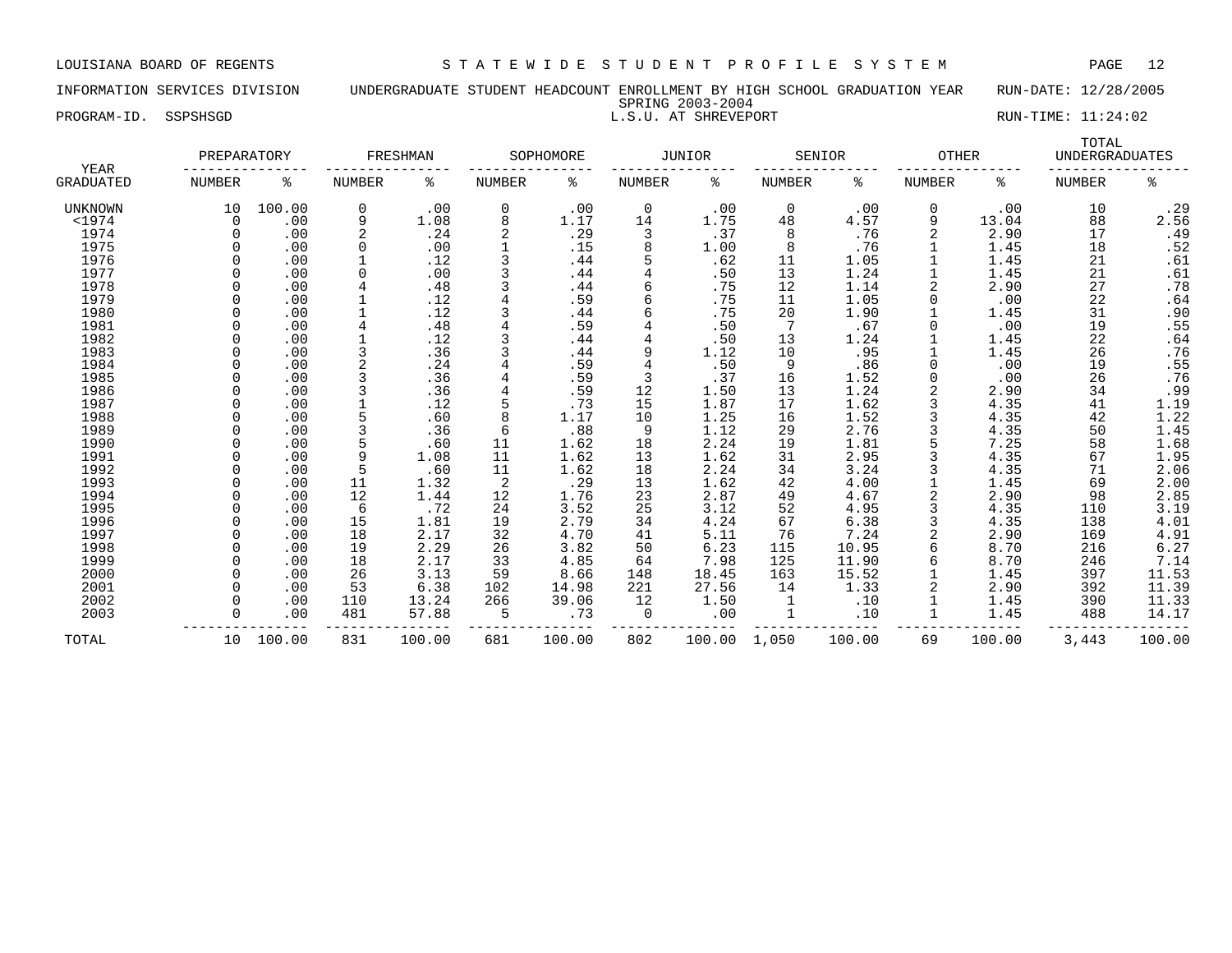LOUISIANA BOARD OF REGENTS — STATEWIDE STUDENT PROFILE SYSTEM

INFORMATION SERVICES DIVISION — UNDERGRADUATE STUDENT HEADCOUNT ENROLLMENT BY HIGH SCHOOL GRADUATION YEAR — RUN-DATE: 12/28/2005

SPRING 2003-2004

PROGRAM-ID. SSPSHSGD — L.S.U. AT SHREVEPORT — RUN-TIME: 11:24:02

| YEAR | PREPARATORY | | FRESHMAN | | SOPHOMORE | | JUNIOR | | SENIOR | | OTHER | | TOTAL UNDERGRADUATES | |
|---|---|---|---|---|---|---|---|---|---|---|---|---|---|---|
| GRADUATED | NUMBER | % | NUMBER | % | NUMBER | % | NUMBER | % | NUMBER | % | NUMBER | % | NUMBER | % |
| UNKNOWN | 10 | 100.00 | 0 | .00 | 0 | .00 | 0 | .00 | 0 | .00 | 0 | .00 | 10 | .29 |
| <1974 | 0 | .00 | 9 | 1.08 | 8 | 1.17 | 14 | 1.75 | 48 | 4.57 | 9 | 13.04 | 88 | 2.56 |
| 1974 | 0 | .00 | 2 | .24 | 2 | .29 | 3 | .37 | 8 | .76 | 2 | 2.90 | 17 | .49 |
| 1975 | 0 | .00 | 0 | .00 | 1 | .15 | 8 | 1.00 | 8 | .76 | 1 | 1.45 | 18 | .52 |
| 1976 | 0 | .00 | 1 | .12 | 3 | .44 | 5 | .62 | 11 | 1.05 | 1 | 1.45 | 21 | .61 |
| 1977 | 0 | .00 | 0 | .00 | 3 | .44 | 4 | .50 | 13 | 1.24 | 1 | 1.45 | 21 | .61 |
| 1978 | 0 | .00 | 4 | .48 | 3 | .44 | 6 | .75 | 12 | 1.14 | 2 | 2.90 | 27 | .78 |
| 1979 | 0 | .00 | 1 | .12 | 4 | .59 | 6 | .75 | 11 | 1.05 | 0 | .00 | 22 | .64 |
| 1980 | 0 | .00 | 1 | .12 | 3 | .44 | 6 | .75 | 20 | 1.90 | 1 | 1.45 | 31 | .90 |
| 1981 | 0 | .00 | 4 | .48 | 4 | .59 | 4 | .50 | 7 | .67 | 0 | .00 | 19 | .55 |
| 1982 | 0 | .00 | 1 | .12 | 3 | .44 | 4 | .50 | 13 | 1.24 | 1 | 1.45 | 22 | .64 |
| 1983 | 0 | .00 | 3 | .36 | 3 | .44 | 9 | 1.12 | 10 | .95 | 1 | 1.45 | 26 | .76 |
| 1984 | 0 | .00 | 2 | .24 | 4 | .59 | 4 | .50 | 9 | .86 | 0 | .00 | 19 | .55 |
| 1985 | 0 | .00 | 3 | .36 | 4 | .59 | 3 | .37 | 16 | 1.52 | 0 | .00 | 26 | .76 |
| 1986 | 0 | .00 | 3 | .36 | 4 | .59 | 12 | 1.50 | 13 | 1.24 | 2 | 2.90 | 34 | .99 |
| 1987 | 0 | .00 | 1 | .12 | 5 | .73 | 15 | 1.87 | 17 | 1.62 | 3 | 4.35 | 41 | 1.19 |
| 1988 | 0 | .00 | 5 | .60 | 8 | 1.17 | 10 | 1.25 | 16 | 1.52 | 3 | 4.35 | 42 | 1.22 |
| 1989 | 0 | .00 | 3 | .36 | 6 | .88 | 9 | 1.12 | 29 | 2.76 | 3 | 4.35 | 50 | 1.45 |
| 1990 | 0 | .00 | 5 | .60 | 11 | 1.62 | 18 | 2.24 | 19 | 1.81 | 5 | 7.25 | 58 | 1.68 |
| 1991 | 0 | .00 | 9 | 1.08 | 11 | 1.62 | 13 | 1.62 | 31 | 2.95 | 3 | 4.35 | 67 | 1.95 |
| 1992 | 0 | .00 | 5 | .60 | 11 | 1.62 | 18 | 2.24 | 34 | 3.24 | 3 | 4.35 | 71 | 2.06 |
| 1993 | 0 | .00 | 11 | 1.32 | 2 | .29 | 13 | 1.62 | 42 | 4.00 | 1 | 1.45 | 69 | 2.00 |
| 1994 | 0 | .00 | 12 | 1.44 | 12 | 1.76 | 23 | 2.87 | 49 | 4.67 | 2 | 2.90 | 98 | 2.85 |
| 1995 | 0 | .00 | 6 | .72 | 24 | 3.52 | 25 | 3.12 | 52 | 4.95 | 3 | 4.35 | 110 | 3.19 |
| 1996 | 0 | .00 | 15 | 1.81 | 19 | 2.79 | 34 | 4.24 | 67 | 6.38 | 3 | 4.35 | 138 | 4.01 |
| 1997 | 0 | .00 | 18 | 2.17 | 32 | 4.70 | 41 | 5.11 | 76 | 7.24 | 2 | 2.90 | 169 | 4.91 |
| 1998 | 0 | .00 | 19 | 2.29 | 26 | 3.82 | 50 | 6.23 | 115 | 10.95 | 6 | 8.70 | 216 | 6.27 |
| 1999 | 0 | .00 | 18 | 2.17 | 33 | 4.85 | 64 | 7.98 | 125 | 11.90 | 6 | 8.70 | 246 | 7.14 |
| 2000 | 0 | .00 | 26 | 3.13 | 59 | 8.66 | 148 | 18.45 | 163 | 15.52 | 1 | 1.45 | 397 | 11.53 |
| 2001 | 0 | .00 | 53 | 6.38 | 102 | 14.98 | 221 | 27.56 | 14 | 1.33 | 2 | 2.90 | 392 | 11.39 |
| 2002 | 0 | .00 | 110 | 13.24 | 266 | 39.06 | 12 | 1.50 | 1 | .10 | 1 | 1.45 | 390 | 11.33 |
| 2003 | 0 | .00 | 481 | 57.88 | 5 | .73 | 0 | .00 | 1 | .10 | 1 | 1.45 | 488 | 14.17 |
| TOTAL | 10 | 100.00 | 831 | 100.00 | 681 | 100.00 | 802 | 100.00 | 1,050 | 100.00 | 69 | 100.00 | 3,443 | 100.00 |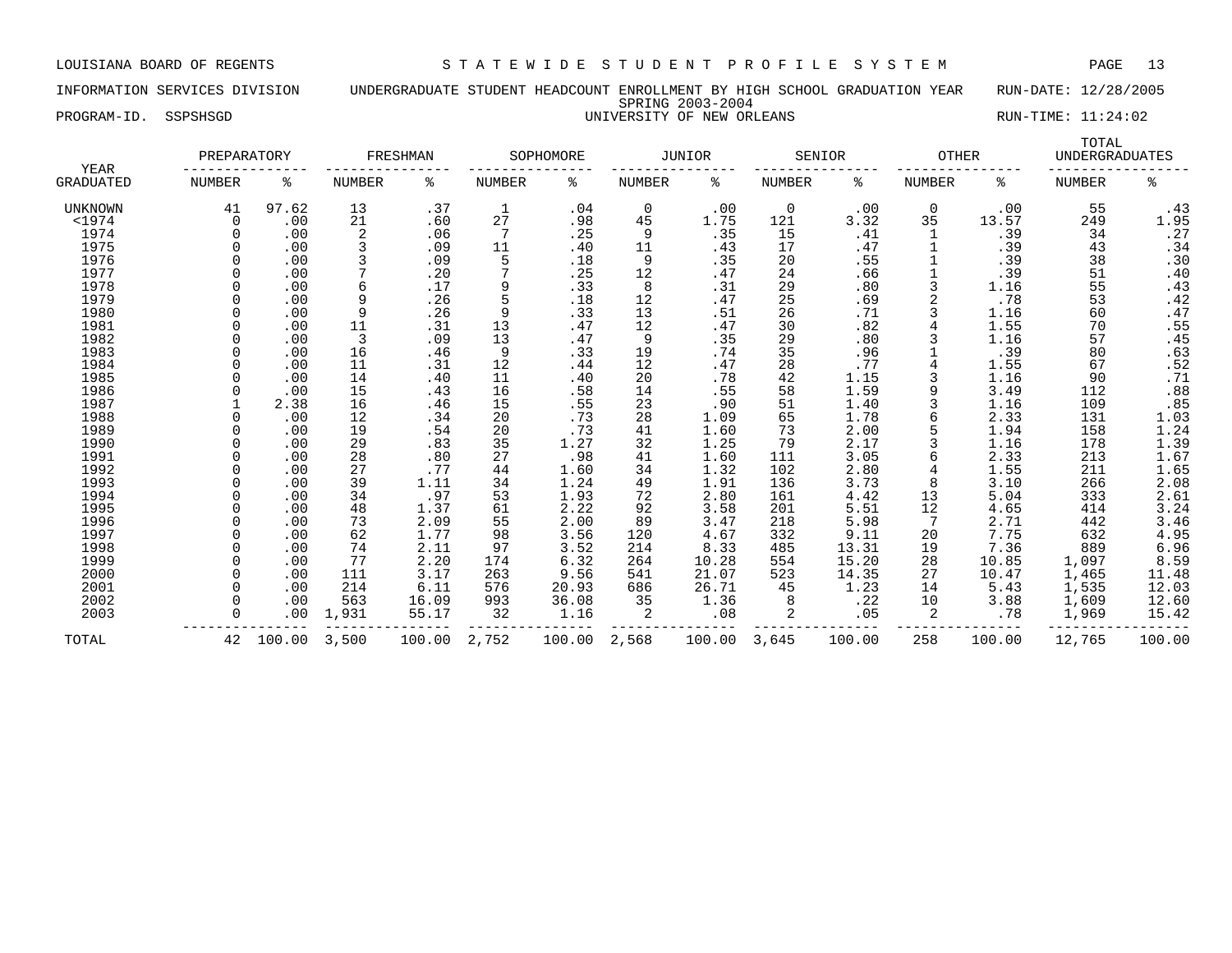LOUISIANA BOARD OF REGENTS — STATEWIDE STUDENT PROFILE SYSTEM

INFORMATION SERVICES DIVISION — UNDERGRADUATE STUDENT HEADCOUNT ENROLLMENT BY HIGH SCHOOL GRADUATION YEAR — RUN-DATE: 12/28/2005

SPRING 2003-2004

PROGRAM-ID. SSPSHSGD — UNIVERSITY OF NEW ORLEANS — RUN-TIME: 11:24:02

| YEAR | PREPARATORY | | FRESHMAN | | SOPHOMORE | | JUNIOR | | SENIOR | | OTHER | | TOTAL UNDERGRADUATES | |
|---|---|---|---|---|---|---|---|---|---|---|---|---|---|---|
| GRADUATED | NUMBER | % | NUMBER | % | NUMBER | % | NUMBER | % | NUMBER | % | NUMBER | % | NUMBER | % |
| UNKNOWN | 41 | 97.62 | 13 | .37 | 1 | .04 | 0 | .00 | 0 | .00 | 0 | .00 | 55 | .43 |
| <1974 | 0 | .00 | 21 | .60 | 27 | .98 | 45 | 1.75 | 121 | 3.32 | 35 | 13.57 | 249 | 1.95 |
| 1974 | 0 | .00 | 2 | .06 | 7 | .25 | 9 | .35 | 15 | .41 | 1 | .39 | 34 | .27 |
| 1975 | 0 | .00 | 3 | .09 | 11 | .40 | 11 | .43 | 17 | .47 | 1 | .39 | 43 | .34 |
| 1976 | 0 | .00 | 3 | .09 | 5 | .18 | 9 | .35 | 20 | .55 | 1 | .39 | 38 | .30 |
| 1977 | 0 | .00 | 7 | .20 | 7 | .25 | 12 | .47 | 24 | .66 | 1 | .39 | 51 | .40 |
| 1978 | 0 | .00 | 6 | .17 | 9 | .33 | 8 | .31 | 29 | .80 | 3 | 1.16 | 55 | .43 |
| 1979 | 0 | .00 | 9 | .26 | 5 | .18 | 12 | .47 | 25 | .69 | 2 | .78 | 53 | .42 |
| 1980 | 0 | .00 | 9 | .26 | 9 | .33 | 13 | .51 | 26 | .71 | 3 | 1.16 | 60 | .47 |
| 1981 | 0 | .00 | 11 | .31 | 13 | .47 | 12 | .47 | 30 | .82 | 4 | 1.55 | 70 | .55 |
| 1982 | 0 | .00 | 3 | .09 | 13 | .47 | 9 | .35 | 29 | .80 | 3 | 1.16 | 57 | .45 |
| 1983 | 0 | .00 | 16 | .46 | 9 | .33 | 19 | .74 | 35 | .96 | 1 | .39 | 80 | .63 |
| 1984 | 0 | .00 | 11 | .31 | 12 | .44 | 12 | .47 | 28 | .77 | 4 | 1.55 | 67 | .52 |
| 1985 | 0 | .00 | 14 | .40 | 11 | .40 | 20 | .78 | 42 | 1.15 | 3 | 1.16 | 90 | .71 |
| 1986 | 0 | .00 | 15 | .43 | 16 | .58 | 14 | .55 | 58 | 1.59 | 9 | 3.49 | 112 | .88 |
| 1987 | 1 | 2.38 | 16 | .46 | 15 | .55 | 23 | .90 | 51 | 1.40 | 3 | 1.16 | 109 | .85 |
| 1988 | 0 | .00 | 12 | .34 | 20 | .73 | 28 | 1.09 | 65 | 1.78 | 6 | 2.33 | 131 | 1.03 |
| 1989 | 0 | .00 | 19 | .54 | 20 | .73 | 41 | 1.60 | 73 | 2.00 | 5 | 1.94 | 158 | 1.24 |
| 1990 | 0 | .00 | 29 | .83 | 35 | 1.27 | 32 | 1.25 | 79 | 2.17 | 3 | 1.16 | 178 | 1.39 |
| 1991 | 0 | .00 | 28 | .80 | 27 | .98 | 41 | 1.60 | 111 | 3.05 | 6 | 2.33 | 213 | 1.67 |
| 1992 | 0 | .00 | 27 | .77 | 44 | 1.60 | 34 | 1.32 | 102 | 2.80 | 4 | 1.55 | 211 | 1.65 |
| 1993 | 0 | .00 | 39 | 1.11 | 34 | 1.24 | 49 | 1.91 | 136 | 3.73 | 8 | 3.10 | 266 | 2.08 |
| 1994 | 0 | .00 | 34 | .97 | 53 | 1.93 | 72 | 2.80 | 161 | 4.42 | 13 | 5.04 | 333 | 2.61 |
| 1995 | 0 | .00 | 48 | 1.37 | 61 | 2.22 | 92 | 3.58 | 201 | 5.51 | 12 | 4.65 | 414 | 3.24 |
| 1996 | 0 | .00 | 73 | 2.09 | 55 | 2.00 | 89 | 3.47 | 218 | 5.98 | 7 | 2.71 | 442 | 3.46 |
| 1997 | 0 | .00 | 62 | 1.77 | 98 | 3.56 | 120 | 4.67 | 332 | 9.11 | 20 | 7.75 | 632 | 4.95 |
| 1998 | 0 | .00 | 74 | 2.11 | 97 | 3.52 | 214 | 8.33 | 485 | 13.31 | 19 | 7.36 | 889 | 6.96 |
| 1999 | 0 | .00 | 77 | 2.20 | 174 | 6.32 | 264 | 10.28 | 554 | 15.20 | 28 | 10.85 | 1,097 | 8.59 |
| 2000 | 0 | .00 | 111 | 3.17 | 263 | 9.56 | 541 | 21.07 | 523 | 14.35 | 27 | 10.47 | 1,465 | 11.48 |
| 2001 | 0 | .00 | 214 | 6.11 | 576 | 20.93 | 686 | 26.71 | 45 | 1.23 | 14 | 5.43 | 1,535 | 12.03 |
| 2002 | 0 | .00 | 563 | 16.09 | 993 | 36.08 | 35 | 1.36 | 8 | .22 | 10 | 3.88 | 1,609 | 12.60 |
| 2003 | 0 | .00 | 1,931 | 55.17 | 32 | 1.16 | 2 | .08 | 2 | .05 | 2 | .78 | 1,969 | 15.42 |
| TOTAL | 42 | 100.00 | 3,500 | 100.00 | 2,752 | 100.00 | 2,568 | 100.00 | 3,645 | 100.00 | 258 | 100.00 | 12,765 | 100.00 |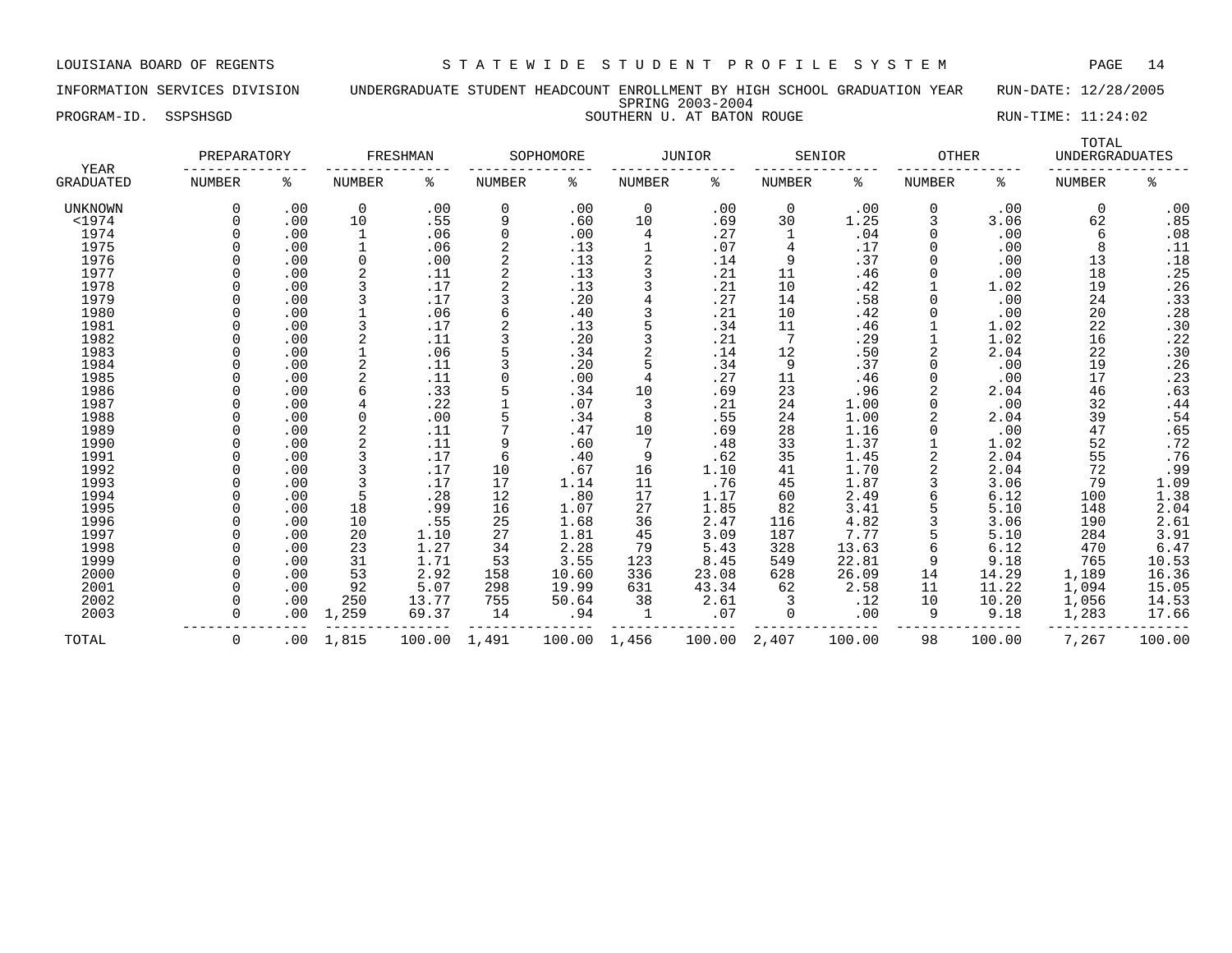LOUISIANA BOARD OF REGENTS — STATEWIDE STUDENT PROFILE SYSTEM

INFORMATION SERVICES DIVISION — UNDERGRADUATE STUDENT HEADCOUNT ENROLLMENT BY HIGH SCHOOL GRADUATION YEAR — RUN-DATE: 12/28/2005

SPRING 2003-2004

PROGRAM-ID. SSPSHSGD — SOUTHERN U. AT BATON ROUGE — RUN-TIME: 11:24:02

| YEAR GRADUATED | PREPARATORY NUMBER | PREPARATORY % | FRESHMAN NUMBER | FRESHMAN % | SOPHOMORE NUMBER | SOPHOMORE % | JUNIOR NUMBER | JUNIOR % | SENIOR NUMBER | SENIOR % | OTHER NUMBER | OTHER % | TOTAL UNDERGRADUATES NUMBER | TOTAL UNDERGRADUATES % |
|---|---|---|---|---|---|---|---|---|---|---|---|---|---|---|
| UNKNOWN | 0 | .00 | 0 | .00 | 0 | .00 | 0 | .00 | 0 | .00 | 0 | .00 | 0 | .00 |
| <1974 | 0 | .00 | 10 | .55 | 9 | .60 | 10 | .69 | 30 | 1.25 | 3 | 3.06 | 62 | .85 |
| 1974 | 0 | .00 | 1 | .06 | 0 | .00 | 4 | .27 | 1 | .04 | 0 | .00 | 6 | .08 |
| 1975 | 0 | .00 | 1 | .06 | 2 | .13 | 1 | .07 | 4 | .17 | 0 | .00 | 8 | .11 |
| 1976 | 0 | .00 | 0 | .00 | 2 | .13 | 2 | .14 | 9 | .37 | 0 | .00 | 13 | .18 |
| 1977 | 0 | .00 | 2 | .11 | 2 | .13 | 3 | .21 | 11 | .46 | 0 | .00 | 18 | .25 |
| 1978 | 0 | .00 | 3 | .17 | 2 | .13 | 3 | .21 | 10 | .42 | 1 | 1.02 | 19 | .26 |
| 1979 | 0 | .00 | 3 | .17 | 3 | .20 | 4 | .27 | 14 | .58 | 0 | .00 | 24 | .33 |
| 1980 | 0 | .00 | 1 | .06 | 6 | .40 | 3 | .21 | 10 | .42 | 0 | .00 | 20 | .28 |
| 1981 | 0 | .00 | 3 | .17 | 2 | .13 | 5 | .34 | 11 | .46 | 1 | 1.02 | 22 | .30 |
| 1982 | 0 | .00 | 2 | .11 | 3 | .20 | 3 | .21 | 7 | .29 | 1 | 1.02 | 16 | .22 |
| 1983 | 0 | .00 | 1 | .06 | 5 | .34 | 2 | .14 | 12 | .50 | 2 | 2.04 | 22 | .30 |
| 1984 | 0 | .00 | 2 | .11 | 3 | .20 | 5 | .34 | 9 | .37 | 0 | .00 | 19 | .26 |
| 1985 | 0 | .00 | 2 | .11 | 0 | .00 | 4 | .27 | 11 | .46 | 0 | .00 | 17 | .23 |
| 1986 | 0 | .00 | 6 | .33 | 5 | .34 | 10 | .69 | 23 | .96 | 2 | 2.04 | 46 | .63 |
| 1987 | 0 | .00 | 4 | .22 | 1 | .07 | 3 | .21 | 24 | 1.00 | 0 | .00 | 32 | .44 |
| 1988 | 0 | .00 | 0 | .00 | 5 | .34 | 8 | .55 | 24 | 1.00 | 2 | 2.04 | 39 | .54 |
| 1989 | 0 | .00 | 2 | .11 | 7 | .47 | 10 | .69 | 28 | 1.16 | 0 | .00 | 47 | .65 |
| 1990 | 0 | .00 | 2 | .11 | 9 | .60 | 7 | .48 | 33 | 1.37 | 1 | 1.02 | 52 | .72 |
| 1991 | 0 | .00 | 3 | .17 | 6 | .40 | 9 | .62 | 35 | 1.45 | 2 | 2.04 | 55 | .76 |
| 1992 | 0 | .00 | 3 | .17 | 10 | .67 | 16 | 1.10 | 41 | 1.70 | 2 | 2.04 | 72 | .99 |
| 1993 | 0 | .00 | 3 | .17 | 17 | 1.14 | 11 | .76 | 45 | 1.87 | 3 | 3.06 | 79 | 1.09 |
| 1994 | 0 | .00 | 5 | .28 | 12 | .80 | 17 | 1.17 | 60 | 2.49 | 6 | 6.12 | 100 | 1.38 |
| 1995 | 0 | .00 | 18 | .99 | 16 | 1.07 | 27 | 1.85 | 82 | 3.41 | 5 | 5.10 | 148 | 2.04 |
| 1996 | 0 | .00 | 10 | .55 | 25 | 1.68 | 36 | 2.47 | 116 | 4.82 | 3 | 3.06 | 190 | 2.61 |
| 1997 | 0 | .00 | 20 | 1.10 | 27 | 1.81 | 45 | 3.09 | 187 | 7.77 | 5 | 5.10 | 284 | 3.91 |
| 1998 | 0 | .00 | 23 | 1.27 | 34 | 2.28 | 79 | 5.43 | 328 | 13.63 | 6 | 6.12 | 470 | 6.47 |
| 1999 | 0 | .00 | 31 | 1.71 | 53 | 3.55 | 123 | 8.45 | 549 | 22.81 | 9 | 9.18 | 765 | 10.53 |
| 2000 | 0 | .00 | 53 | 2.92 | 158 | 10.60 | 336 | 23.08 | 628 | 26.09 | 14 | 14.29 | 1,189 | 16.36 |
| 2001 | 0 | .00 | 92 | 5.07 | 298 | 19.99 | 631 | 43.34 | 62 | 2.58 | 11 | 11.22 | 1,094 | 15.05 |
| 2002 | 0 | .00 | 250 | 13.77 | 755 | 50.64 | 38 | 2.61 | 3 | .12 | 10 | 10.20 | 1,056 | 14.53 |
| 2003 | 0 | .00 | 1,259 | 69.37 | 14 | .94 | 1 | .07 | 0 | .00 | 9 | 9.18 | 1,283 | 17.66 |
| TOTAL | 0 | .00 | 1,815 | 100.00 | 1,491 | 100.00 | 1,456 | 100.00 | 2,407 | 100.00 | 98 | 100.00 | 7,267 | 100.00 |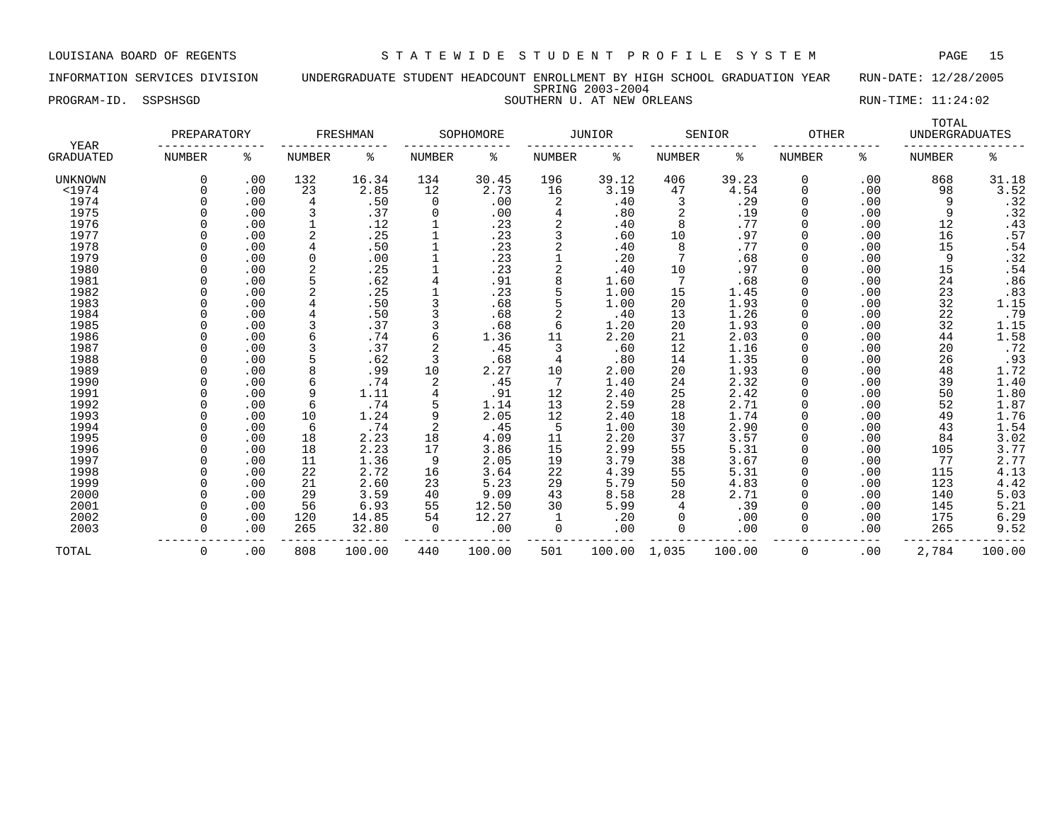LOUISIANA BOARD OF REGENTS — STATEWIDE STUDENT PROFILE SYSTEM

INFORMATION SERVICES DIVISION — UNDERGRADUATE STUDENT HEADCOUNT ENROLLMENT BY HIGH SCHOOL GRADUATION YEAR — RUN-DATE: 12/28/2005

SPRING 2003-2004

PROGRAM-ID. SSPSHSGD — SOUTHERN U. AT NEW ORLEANS — RUN-TIME: 11:24:02

| YEAR GRADUATED | PREPARATORY NUMBER | PREPARATORY % | FRESHMAN NUMBER | FRESHMAN % | SOPHOMORE NUMBER | SOPHOMORE % | JUNIOR NUMBER | JUNIOR % | SENIOR NUMBER | SENIOR % | OTHER NUMBER | OTHER % | TOTAL UNDERGRADUATES NUMBER | TOTAL UNDERGRADUATES % |
|---|---|---|---|---|---|---|---|---|---|---|---|---|---|---|
| UNKNOWN | 0 | .00 | 132 | 16.34 | 134 | 30.45 | 196 | 39.12 | 406 | 39.23 | 0 | .00 | 868 | 31.18 |
| <1974 | 0 | .00 | 23 | 2.85 | 12 | 2.73 | 16 | 3.19 | 47 | 4.54 | 0 | .00 | 98 | 3.52 |
| 1974 | 0 | .00 | 4 | .50 | 0 | .00 | 2 | .40 | 3 | .29 | 0 | .00 | 9 | .32 |
| 1975 | 0 | .00 | 3 | .37 | 0 | .00 | 4 | .80 | 2 | .19 | 0 | .00 | 9 | .32 |
| 1976 | 0 | .00 | 1 | .12 | 1 | .23 | 2 | .40 | 8 | .77 | 0 | .00 | 12 | .43 |
| 1977 | 0 | .00 | 2 | .25 | 1 | .23 | 3 | .60 | 10 | .97 | 0 | .00 | 16 | .57 |
| 1978 | 0 | .00 | 4 | .50 | 1 | .23 | 2 | .40 | 8 | .77 | 0 | .00 | 15 | .54 |
| 1979 | 0 | .00 | 0 | .00 | 1 | .23 | 1 | .20 | 7 | .68 | 0 | .00 | 9 | .32 |
| 1980 | 0 | .00 | 2 | .25 | 1 | .23 | 2 | .40 | 10 | .97 | 0 | .00 | 15 | .54 |
| 1981 | 0 | .00 | 5 | .62 | 4 | .91 | 8 | 1.60 | 7 | .68 | 0 | .00 | 24 | .86 |
| 1982 | 0 | .00 | 2 | .25 | 1 | .23 | 5 | 1.00 | 15 | 1.45 | 0 | .00 | 23 | .83 |
| 1983 | 0 | .00 | 4 | .50 | 3 | .68 | 5 | 1.00 | 20 | 1.93 | 0 | .00 | 32 | 1.15 |
| 1984 | 0 | .00 | 4 | .50 | 3 | .68 | 2 | .40 | 13 | 1.26 | 0 | .00 | 22 | .79 |
| 1985 | 0 | .00 | 3 | .37 | 3 | .68 | 6 | 1.20 | 20 | 1.93 | 0 | .00 | 32 | 1.15 |
| 1986 | 0 | .00 | 6 | .74 | 6 | 1.36 | 11 | 2.20 | 21 | 2.03 | 0 | .00 | 44 | 1.58 |
| 1987 | 0 | .00 | 3 | .37 | 2 | .45 | 3 | .60 | 12 | 1.16 | 0 | .00 | 20 | .72 |
| 1988 | 0 | .00 | 5 | .62 | 3 | .68 | 4 | .80 | 14 | 1.35 | 0 | .00 | 26 | .93 |
| 1989 | 0 | .00 | 8 | .99 | 10 | 2.27 | 10 | 2.00 | 20 | 1.93 | 0 | .00 | 48 | 1.72 |
| 1990 | 0 | .00 | 6 | .74 | 2 | .45 | 7 | 1.40 | 24 | 2.32 | 0 | .00 | 39 | 1.40 |
| 1991 | 0 | .00 | 9 | 1.11 | 4 | .91 | 12 | 2.40 | 25 | 2.42 | 0 | .00 | 50 | 1.80 |
| 1992 | 0 | .00 | 6 | .74 | 5 | 1.14 | 13 | 2.59 | 28 | 2.71 | 0 | .00 | 52 | 1.87 |
| 1993 | 0 | .00 | 10 | 1.24 | 9 | 2.05 | 12 | 2.40 | 18 | 1.74 | 0 | .00 | 49 | 1.76 |
| 1994 | 0 | .00 | 6 | .74 | 2 | .45 | 5 | 1.00 | 30 | 2.90 | 0 | .00 | 43 | 1.54 |
| 1995 | 0 | .00 | 18 | 2.23 | 18 | 4.09 | 11 | 2.20 | 37 | 3.57 | 0 | .00 | 84 | 3.02 |
| 1996 | 0 | .00 | 18 | 2.23 | 17 | 3.86 | 15 | 2.99 | 55 | 5.31 | 0 | .00 | 105 | 3.77 |
| 1997 | 0 | .00 | 11 | 1.36 | 9 | 2.05 | 19 | 3.79 | 38 | 3.67 | 0 | .00 | 77 | 2.77 |
| 1998 | 0 | .00 | 22 | 2.72 | 16 | 3.64 | 22 | 4.39 | 55 | 5.31 | 0 | .00 | 115 | 4.13 |
| 1999 | 0 | .00 | 21 | 2.60 | 23 | 5.23 | 29 | 5.79 | 50 | 4.83 | 0 | .00 | 123 | 4.42 |
| 2000 | 0 | .00 | 29 | 3.59 | 40 | 9.09 | 43 | 8.58 | 28 | 2.71 | 0 | .00 | 140 | 5.03 |
| 2001 | 0 | .00 | 56 | 6.93 | 55 | 12.50 | 30 | 5.99 | 4 | .39 | 0 | .00 | 145 | 5.21 |
| 2002 | 0 | .00 | 120 | 14.85 | 54 | 12.27 | 1 | .20 | 0 | .00 | 0 | .00 | 175 | 6.29 |
| 2003 | 0 | .00 | 265 | 32.80 | 0 | .00 | 0 | .00 | 0 | .00 | 0 | .00 | 265 | 9.52 |
| TOTAL | 0 | .00 | 808 | 100.00 | 440 | 100.00 | 501 | 100.00 | 1,035 | 100.00 | 0 | .00 | 2,784 | 100.00 |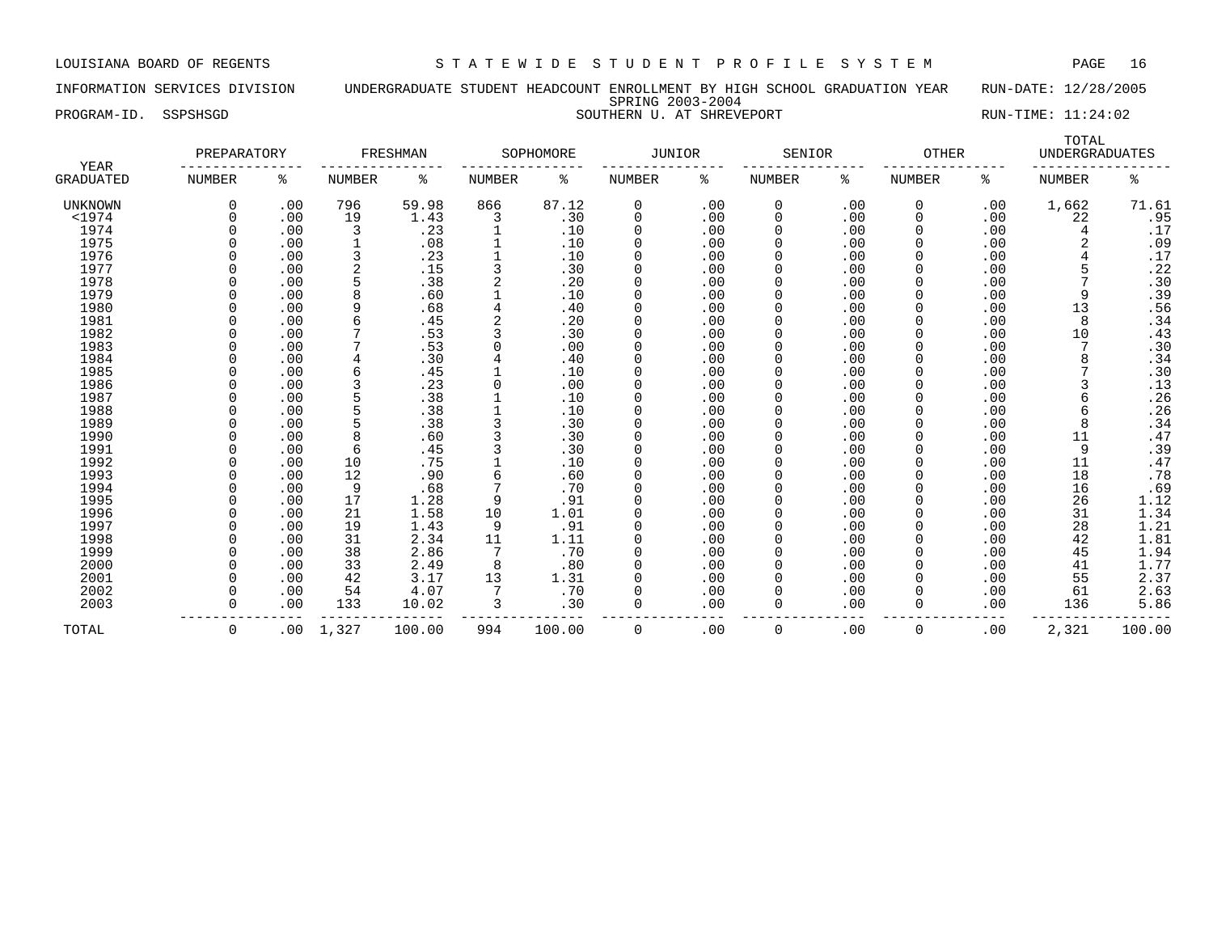LOUISIANA BOARD OF REGENTS S T A T E W I D E S T U D E N T P R O F I L E S Y S T E M

INFORMATION SERVICES DIVISION UNDERGRADUATE STUDENT HEADCOUNT ENROLLMENT BY HIGH SCHOOL GRADUATION YEAR RUN-DATE: 12/28/2005

SPRING 2003-2004

PROGRAM-ID. SSPSHSGD SOUTHERN U. AT SHREVEPORT RUN-TIME: 11:24:02

| YEAR GRADUATED | PREPARATORY NUMBER | PREPARATORY % | FRESHMAN NUMBER | FRESHMAN % | SOPHOMORE NUMBER | SOPHOMORE % | JUNIOR NUMBER | JUNIOR % | SENIOR NUMBER | SENIOR % | OTHER NUMBER | OTHER % | TOTAL UNDERGRADUATES NUMBER | TOTAL UNDERGRADUATES % |
|---|---|---|---|---|---|---|---|---|---|---|---|---|---|---|
| UNKNOWN | 0 | .00 | 796 | 59.98 | 866 | 87.12 | 0 | .00 | 0 | .00 | 0 | .00 | 1,662 | 71.61 |
| <1974 | 0 | .00 | 19 | 1.43 | 3 | .30 | 0 | .00 | 0 | .00 | 0 | .00 | 22 | .95 |
| 1974 | 0 | .00 | 3 | .23 | 1 | .10 | 0 | .00 | 0 | .00 | 0 | .00 | 4 | .17 |
| 1975 | 0 | .00 | 1 | .08 | 1 | .10 | 0 | .00 | 0 | .00 | 0 | .00 | 2 | .09 |
| 1976 | 0 | .00 | 3 | .23 | 1 | .10 | 0 | .00 | 0 | .00 | 0 | .00 | 4 | .17 |
| 1977 | 0 | .00 | 2 | .15 | 3 | .30 | 0 | .00 | 0 | .00 | 0 | .00 | 5 | .22 |
| 1978 | 0 | .00 | 5 | .38 | 2 | .20 | 0 | .00 | 0 | .00 | 0 | .00 | 7 | .30 |
| 1979 | 0 | .00 | 8 | .60 | 1 | .10 | 0 | .00 | 0 | .00 | 0 | .00 | 9 | .39 |
| 1980 | 0 | .00 | 9 | .68 | 4 | .40 | 0 | .00 | 0 | .00 | 0 | .00 | 13 | .56 |
| 1981 | 0 | .00 | 6 | .45 | 2 | .20 | 0 | .00 | 0 | .00 | 0 | .00 | 8 | .34 |
| 1982 | 0 | .00 | 7 | .53 | 3 | .30 | 0 | .00 | 0 | .00 | 0 | .00 | 10 | .43 |
| 1983 | 0 | .00 | 7 | .53 | 0 | .00 | 0 | .00 | 0 | .00 | 0 | .00 | 7 | .30 |
| 1984 | 0 | .00 | 4 | .30 | 4 | .40 | 0 | .00 | 0 | .00 | 0 | .00 | 8 | .34 |
| 1985 | 0 | .00 | 6 | .45 | 1 | .10 | 0 | .00 | 0 | .00 | 0 | .00 | 7 | .30 |
| 1986 | 0 | .00 | 3 | .23 | 0 | .00 | 0 | .00 | 0 | .00 | 0 | .00 | 3 | .13 |
| 1987 | 0 | .00 | 5 | .38 | 1 | .10 | 0 | .00 | 0 | .00 | 0 | .00 | 6 | .26 |
| 1988 | 0 | .00 | 5 | .38 | 1 | .10 | 0 | .00 | 0 | .00 | 0 | .00 | 6 | .26 |
| 1989 | 0 | .00 | 5 | .38 | 3 | .30 | 0 | .00 | 0 | .00 | 0 | .00 | 8 | .34 |
| 1990 | 0 | .00 | 8 | .60 | 3 | .30 | 0 | .00 | 0 | .00 | 0 | .00 | 11 | .47 |
| 1991 | 0 | .00 | 6 | .45 | 3 | .30 | 0 | .00 | 0 | .00 | 0 | .00 | 9 | .39 |
| 1992 | 0 | .00 | 10 | .75 | 1 | .10 | 0 | .00 | 0 | .00 | 0 | .00 | 11 | .47 |
| 1993 | 0 | .00 | 12 | .90 | 6 | .60 | 0 | .00 | 0 | .00 | 0 | .00 | 18 | .78 |
| 1994 | 0 | .00 | 9 | .68 | 7 | .70 | 0 | .00 | 0 | .00 | 0 | .00 | 16 | .69 |
| 1995 | 0 | .00 | 17 | 1.28 | 9 | .91 | 0 | .00 | 0 | .00 | 0 | .00 | 26 | 1.12 |
| 1996 | 0 | .00 | 21 | 1.58 | 10 | 1.01 | 0 | .00 | 0 | .00 | 0 | .00 | 31 | 1.34 |
| 1997 | 0 | .00 | 19 | 1.43 | 9 | .91 | 0 | .00 | 0 | .00 | 0 | .00 | 28 | 1.21 |
| 1998 | 0 | .00 | 31 | 2.34 | 11 | 1.11 | 0 | .00 | 0 | .00 | 0 | .00 | 42 | 1.81 |
| 1999 | 0 | .00 | 38 | 2.86 | 7 | .70 | 0 | .00 | 0 | .00 | 0 | .00 | 45 | 1.94 |
| 2000 | 0 | .00 | 33 | 2.49 | 8 | .80 | 0 | .00 | 0 | .00 | 0 | .00 | 41 | 1.77 |
| 2001 | 0 | .00 | 42 | 3.17 | 13 | 1.31 | 0 | .00 | 0 | .00 | 0 | .00 | 55 | 2.37 |
| 2002 | 0 | .00 | 54 | 4.07 | 7 | .70 | 0 | .00 | 0 | .00 | 0 | .00 | 61 | 2.63 |
| 2003 | 0 | .00 | 133 | 10.02 | 3 | .30 | 0 | .00 | 0 | .00 | 0 | .00 | 136 | 5.86 |
| TOTAL | 0 | .00 | 1,327 | 100.00 | 994 | 100.00 | 0 | .00 | 0 | .00 | 0 | .00 | 2,321 | 100.00 |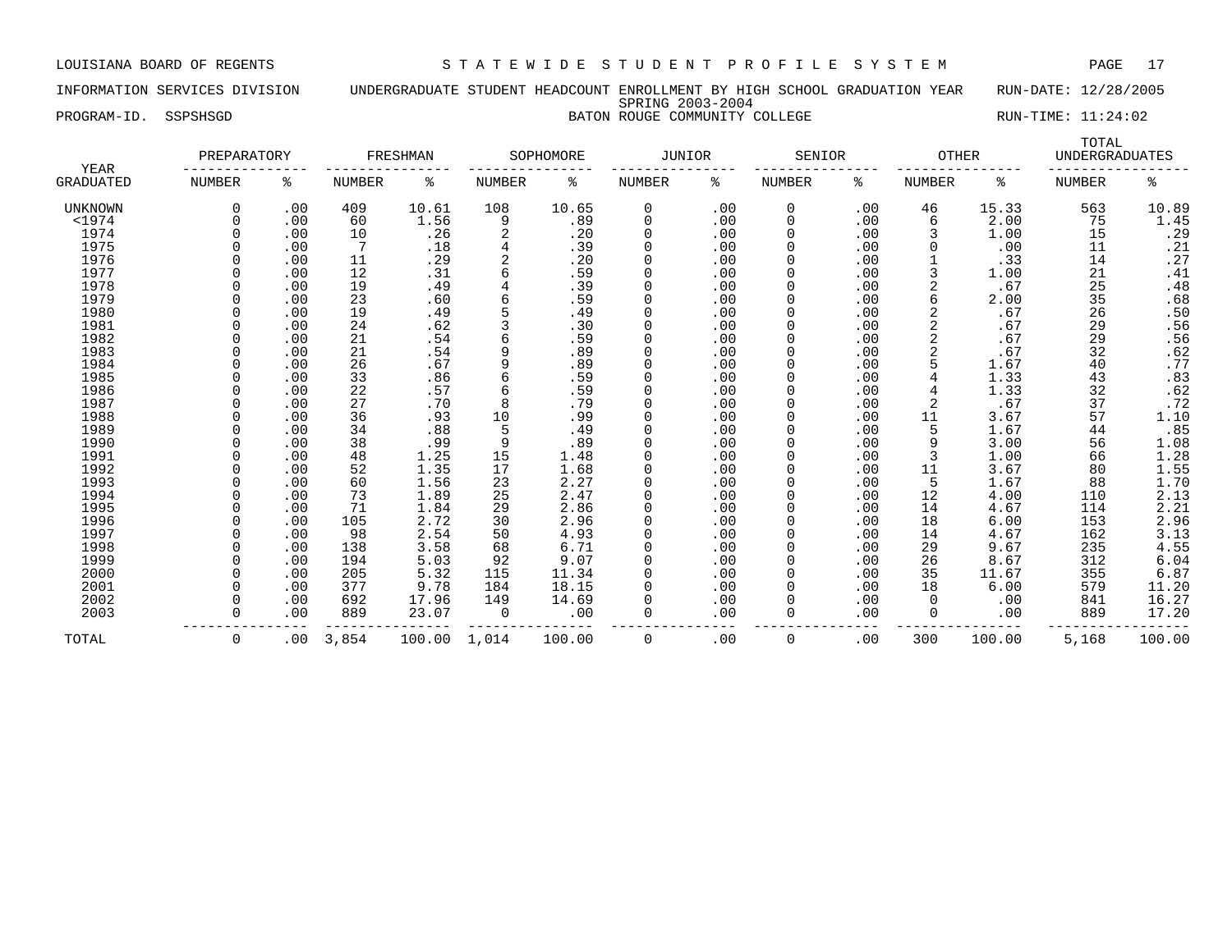LOUISIANA BOARD OF REGENTS — STATEWIDE STUDENT PROFILE SYSTEM

INFORMATION SERVICES DIVISION — UNDERGRADUATE STUDENT HEADCOUNT ENROLLMENT BY HIGH SCHOOL GRADUATION YEAR — RUN-DATE: 12/28/2005

SPRING 2003-2004

PROGRAM-ID. SSPSHSGD — BATON ROUGE COMMUNITY COLLEGE — RUN-TIME: 11:24:02

| YEAR | PREPARATORY | | FRESHMAN | | SOPHOMORE | | JUNIOR | | SENIOR | | OTHER | | TOTAL UNDERGRADUATES | |
|---|---|---|---|---|---|---|---|---|---|---|---|---|---|---|
| GRADUATED | NUMBER | % | NUMBER | % | NUMBER | % | NUMBER | % | NUMBER | % | NUMBER | % | NUMBER | % |
| UNKNOWN | 0 | .00 | 409 | 10.61 | 108 | 10.65 | 0 | .00 | 0 | .00 | 46 | 15.33 | 563 | 10.89 |
| <1974 | 0 | .00 | 60 | 1.56 | 9 | .89 | 0 | .00 | 0 | .00 | 6 | 2.00 | 75 | 1.45 |
| 1974 | 0 | .00 | 10 | .26 | 2 | .20 | 0 | .00 | 0 | .00 | 3 | 1.00 | 15 | .29 |
| 1975 | 0 | .00 | 7 | .18 | 4 | .39 | 0 | .00 | 0 | .00 | 0 | .00 | 11 | .21 |
| 1976 | 0 | .00 | 11 | .29 | 2 | .20 | 0 | .00 | 0 | .00 | 1 | .33 | 14 | .27 |
| 1977 | 0 | .00 | 12 | .31 | 6 | .59 | 0 | .00 | 0 | .00 | 3 | 1.00 | 21 | .41 |
| 1978 | 0 | .00 | 19 | .49 | 4 | .39 | 0 | .00 | 0 | .00 | 2 | .67 | 25 | .48 |
| 1979 | 0 | .00 | 23 | .60 | 6 | .59 | 0 | .00 | 0 | .00 | 6 | 2.00 | 35 | .68 |
| 1980 | 0 | .00 | 19 | .49 | 5 | .49 | 0 | .00 | 0 | .00 | 2 | .67 | 26 | .50 |
| 1981 | 0 | .00 | 24 | .62 | 3 | .30 | 0 | .00 | 0 | .00 | 2 | .67 | 29 | .56 |
| 1982 | 0 | .00 | 21 | .54 | 6 | .59 | 0 | .00 | 0 | .00 | 2 | .67 | 29 | .56 |
| 1983 | 0 | .00 | 21 | .54 | 9 | .89 | 0 | .00 | 0 | .00 | 2 | .67 | 32 | .62 |
| 1984 | 0 | .00 | 26 | .67 | 9 | .89 | 0 | .00 | 0 | .00 | 5 | 1.67 | 40 | .77 |
| 1985 | 0 | .00 | 33 | .86 | 6 | .59 | 0 | .00 | 0 | .00 | 4 | 1.33 | 43 | .83 |
| 1986 | 0 | .00 | 22 | .57 | 6 | .59 | 0 | .00 | 0 | .00 | 4 | 1.33 | 32 | .62 |
| 1987 | 0 | .00 | 27 | .70 | 8 | .79 | 0 | .00 | 0 | .00 | 2 | .67 | 37 | .72 |
| 1988 | 0 | .00 | 36 | .93 | 10 | .99 | 0 | .00 | 0 | .00 | 11 | 3.67 | 57 | 1.10 |
| 1989 | 0 | .00 | 34 | .88 | 5 | .49 | 0 | .00 | 0 | .00 | 5 | 1.67 | 44 | .85 |
| 1990 | 0 | .00 | 38 | .99 | 9 | .89 | 0 | .00 | 0 | .00 | 9 | 3.00 | 56 | 1.08 |
| 1991 | 0 | .00 | 48 | 1.25 | 15 | 1.48 | 0 | .00 | 0 | .00 | 3 | 1.00 | 66 | 1.28 |
| 1992 | 0 | .00 | 52 | 1.35 | 17 | 1.68 | 0 | .00 | 0 | .00 | 11 | 3.67 | 80 | 1.55 |
| 1993 | 0 | .00 | 60 | 1.56 | 23 | 2.27 | 0 | .00 | 0 | .00 | 5 | 1.67 | 88 | 1.70 |
| 1994 | 0 | .00 | 73 | 1.89 | 25 | 2.47 | 0 | .00 | 0 | .00 | 12 | 4.00 | 110 | 2.13 |
| 1995 | 0 | .00 | 71 | 1.84 | 29 | 2.86 | 0 | .00 | 0 | .00 | 14 | 4.67 | 114 | 2.21 |
| 1996 | 0 | .00 | 105 | 2.72 | 30 | 2.96 | 0 | .00 | 0 | .00 | 18 | 6.00 | 153 | 2.96 |
| 1997 | 0 | .00 | 98 | 2.54 | 50 | 4.93 | 0 | .00 | 0 | .00 | 14 | 4.67 | 162 | 3.13 |
| 1998 | 0 | .00 | 138 | 3.58 | 68 | 6.71 | 0 | .00 | 0 | .00 | 29 | 9.67 | 235 | 4.55 |
| 1999 | 0 | .00 | 194 | 5.03 | 92 | 9.07 | 0 | .00 | 0 | .00 | 26 | 8.67 | 312 | 6.04 |
| 2000 | 0 | .00 | 205 | 5.32 | 115 | 11.34 | 0 | .00 | 0 | .00 | 35 | 11.67 | 355 | 6.87 |
| 2001 | 0 | .00 | 377 | 9.78 | 184 | 18.15 | 0 | .00 | 0 | .00 | 18 | 6.00 | 579 | 11.20 |
| 2002 | 0 | .00 | 692 | 17.96 | 149 | 14.69 | 0 | .00 | 0 | .00 | 0 | .00 | 841 | 16.27 |
| 2003 | 0 | .00 | 889 | 23.07 | 0 | .00 | 0 | .00 | 0 | .00 | 0 | .00 | 889 | 17.20 |
| TOTAL | 0 | .00 | 3,854 | 100.00 | 1,014 | 100.00 | 0 | .00 | 0 | .00 | 300 | 100.00 | 5,168 | 100.00 |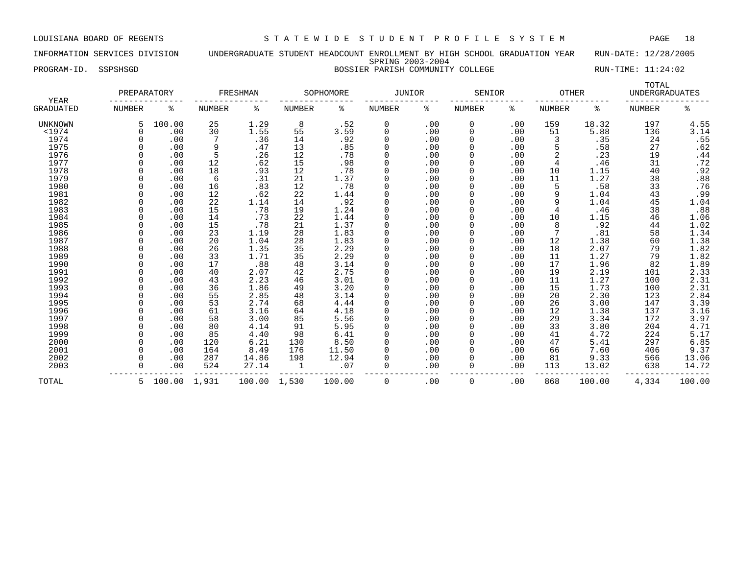LOUISIANA BOARD OF REGENTS — STATEWIDE STUDENT PROFILE SYSTEM

INFORMATION SERVICES DIVISION — UNDERGRADUATE STUDENT HEADCOUNT ENROLLMENT BY HIGH SCHOOL GRADUATION YEAR — RUN-DATE: 12/28/2005

SPRING 2003-2004

PROGRAM-ID. SSPSHSGD — BOSSIER PARISH COMMUNITY COLLEGE — RUN-TIME: 11:24:02

| YEAR GRADUATED | PREPARATORY NUMBER | PREPARATORY % | FRESHMAN NUMBER | FRESHMAN % | SOPHOMORE NUMBER | SOPHOMORE % | JUNIOR NUMBER | JUNIOR % | SENIOR NUMBER | SENIOR % | OTHER NUMBER | OTHER % | TOTAL UNDERGRADUATES NUMBER | TOTAL UNDERGRADUATES % |
|---|---|---|---|---|---|---|---|---|---|---|---|---|---|---|
| UNKNOWN | 5 | 100.00 | 25 | 1.29 | 8 | .52 | 0 | .00 | 0 | .00 | 159 | 18.32 | 197 | 4.55 |
| <1974 | 0 | .00 | 30 | 1.55 | 55 | 3.59 | 0 | .00 | 0 | .00 | 51 | 5.88 | 136 | 3.14 |
| 1974 | 0 | .00 | 7 | .36 | 14 | .92 | 0 | .00 | 0 | .00 | 3 | .35 | 24 | .55 |
| 1975 | 0 | .00 | 9 | .47 | 13 | .85 | 0 | .00 | 0 | .00 | 5 | .58 | 27 | .62 |
| 1976 | 0 | .00 | 5 | .26 | 12 | .78 | 0 | .00 | 0 | .00 | 2 | .23 | 19 | .44 |
| 1977 | 0 | .00 | 12 | .62 | 15 | .98 | 0 | .00 | 0 | .00 | 4 | .46 | 31 | .72 |
| 1978 | 0 | .00 | 18 | .93 | 12 | .78 | 0 | .00 | 0 | .00 | 10 | 1.15 | 40 | .92 |
| 1979 | 0 | .00 | 6 | .31 | 21 | 1.37 | 0 | .00 | 0 | .00 | 11 | 1.27 | 38 | .88 |
| 1980 | 0 | .00 | 16 | .83 | 12 | .78 | 0 | .00 | 0 | .00 | 5 | .58 | 33 | .76 |
| 1981 | 0 | .00 | 12 | .62 | 22 | 1.44 | 0 | .00 | 0 | .00 | 9 | 1.04 | 43 | .99 |
| 1982 | 0 | .00 | 22 | 1.14 | 14 | .92 | 0 | .00 | 0 | .00 | 9 | 1.04 | 45 | 1.04 |
| 1983 | 0 | .00 | 15 | .78 | 19 | 1.24 | 0 | .00 | 0 | .00 | 4 | .46 | 38 | .88 |
| 1984 | 0 | .00 | 14 | .73 | 22 | 1.44 | 0 | .00 | 0 | .00 | 10 | 1.15 | 46 | 1.06 |
| 1985 | 0 | .00 | 15 | .78 | 21 | 1.37 | 0 | .00 | 0 | .00 | 8 | .92 | 44 | 1.02 |
| 1986 | 0 | .00 | 23 | 1.19 | 28 | 1.83 | 0 | .00 | 0 | .00 | 7 | .81 | 58 | 1.34 |
| 1987 | 0 | .00 | 20 | 1.04 | 28 | 1.83 | 0 | .00 | 0 | .00 | 12 | 1.38 | 60 | 1.38 |
| 1988 | 0 | .00 | 26 | 1.35 | 35 | 2.29 | 0 | .00 | 0 | .00 | 18 | 2.07 | 79 | 1.82 |
| 1989 | 0 | .00 | 33 | 1.71 | 35 | 2.29 | 0 | .00 | 0 | .00 | 11 | 1.27 | 79 | 1.82 |
| 1990 | 0 | .00 | 17 | .88 | 48 | 3.14 | 0 | .00 | 0 | .00 | 17 | 1.96 | 82 | 1.89 |
| 1991 | 0 | .00 | 40 | 2.07 | 42 | 2.75 | 0 | .00 | 0 | .00 | 19 | 2.19 | 101 | 2.33 |
| 1992 | 0 | .00 | 43 | 2.23 | 46 | 3.01 | 0 | .00 | 0 | .00 | 11 | 1.27 | 100 | 2.31 |
| 1993 | 0 | .00 | 36 | 1.86 | 49 | 3.20 | 0 | .00 | 0 | .00 | 15 | 1.73 | 100 | 2.31 |
| 1994 | 0 | .00 | 55 | 2.85 | 48 | 3.14 | 0 | .00 | 0 | .00 | 20 | 2.30 | 123 | 2.84 |
| 1995 | 0 | .00 | 53 | 2.74 | 68 | 4.44 | 0 | .00 | 0 | .00 | 26 | 3.00 | 147 | 3.39 |
| 1996 | 0 | .00 | 61 | 3.16 | 64 | 4.18 | 0 | .00 | 0 | .00 | 12 | 1.38 | 137 | 3.16 |
| 1997 | 0 | .00 | 58 | 3.00 | 85 | 5.56 | 0 | .00 | 0 | .00 | 29 | 3.34 | 172 | 3.97 |
| 1998 | 0 | .00 | 80 | 4.14 | 91 | 5.95 | 0 | .00 | 0 | .00 | 33 | 3.80 | 204 | 4.71 |
| 1999 | 0 | .00 | 85 | 4.40 | 98 | 6.41 | 0 | .00 | 0 | .00 | 41 | 4.72 | 224 | 5.17 |
| 2000 | 0 | .00 | 120 | 6.21 | 130 | 8.50 | 0 | .00 | 0 | .00 | 47 | 5.41 | 297 | 6.85 |
| 2001 | 0 | .00 | 164 | 8.49 | 176 | 11.50 | 0 | .00 | 0 | .00 | 66 | 7.60 | 406 | 9.37 |
| 2002 | 0 | .00 | 287 | 14.86 | 198 | 12.94 | 0 | .00 | 0 | .00 | 81 | 9.33 | 566 | 13.06 |
| 2003 | 0 | .00 | 524 | 27.14 | 1 | .07 | 0 | .00 | 0 | .00 | 113 | 13.02 | 638 | 14.72 |
| TOTAL | 5 | 100.00 | 1,931 | 100.00 | 1,530 | 100.00 | 0 | .00 | 0 | .00 | 868 | 100.00 | 4,334 | 100.00 |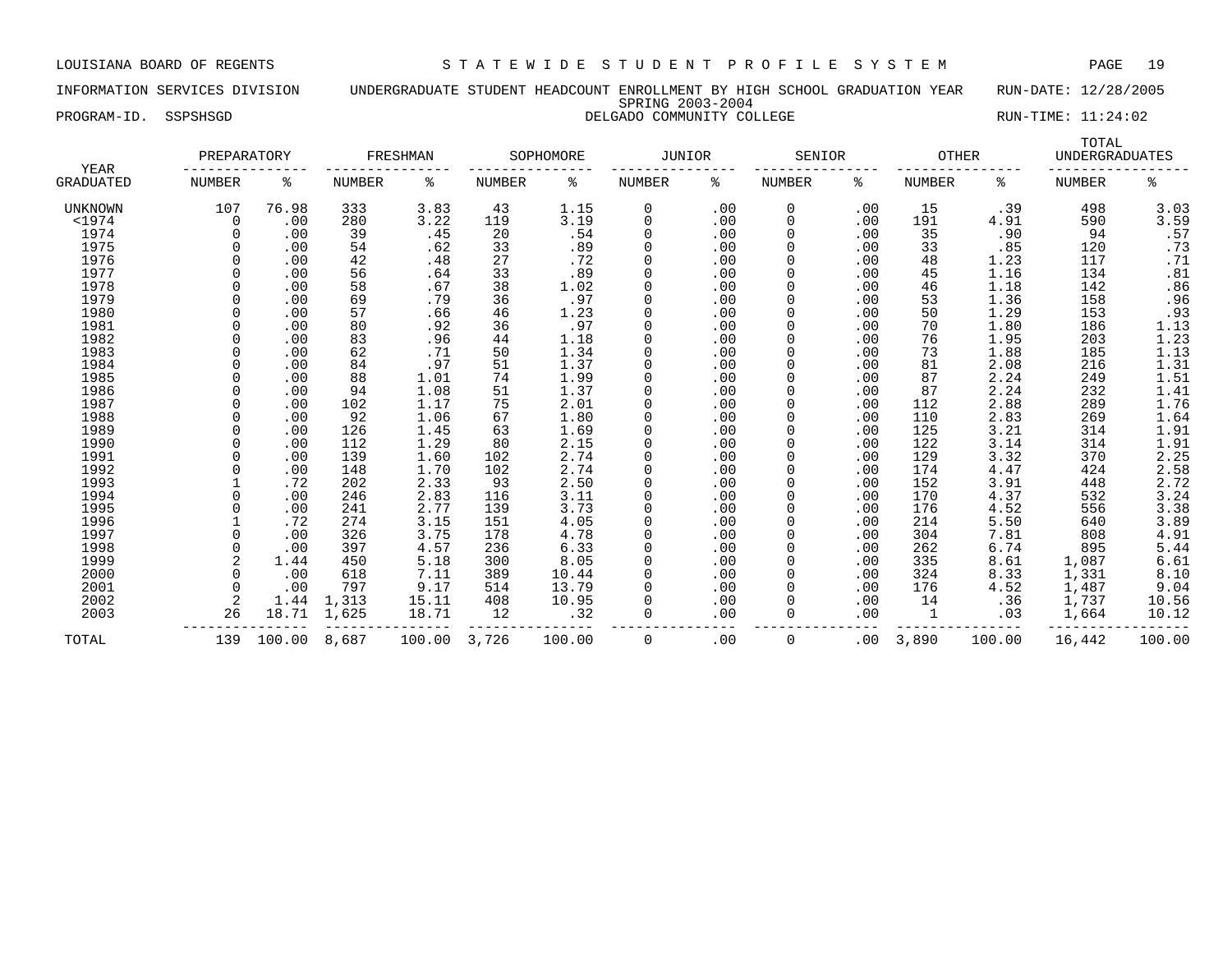LOUISIANA BOARD OF REGENTS — STATEWIDE STUDENT PROFILE SYSTEM

INFORMATION SERVICES DIVISION — UNDERGRADUATE STUDENT HEADCOUNT ENROLLMENT BY HIGH SCHOOL GRADUATION YEAR — RUN-DATE: 12/28/2005

SPRING 2003-2004

PROGRAM-ID. SSPSHSGD — DELGADO COMMUNITY COLLEGE — RUN-TIME: 11:24:02

| YEAR | PREPARATORY | | FRESHMAN | | SOPHOMORE | | JUNIOR | | SENIOR | | OTHER | | TOTAL UNDERGRADUATES | |
|---|---|---|---|---|---|---|---|---|---|---|---|---|---|---|
| GRADUATED | NUMBER | % | NUMBER | % | NUMBER | % | NUMBER | % | NUMBER | % | NUMBER | % | NUMBER | % |
| UNKNOWN | 107 | 76.98 | 333 | 3.83 | 43 | 1.15 | 0 | .00 | 0 | .00 | 15 | .39 | 498 | 3.03 |
| <1974 | 0 | .00 | 280 | 3.22 | 119 | 3.19 | 0 | .00 | 0 | .00 | 191 | 4.91 | 590 | 3.59 |
| 1974 | 0 | .00 | 39 | .45 | 20 | .54 | 0 | .00 | 0 | .00 | 35 | .90 | 94 | .57 |
| 1975 | 0 | .00 | 54 | .62 | 33 | .89 | 0 | .00 | 0 | .00 | 33 | .85 | 120 | .73 |
| 1976 | 0 | .00 | 42 | .48 | 27 | .72 | 0 | .00 | 0 | .00 | 48 | 1.23 | 117 | .71 |
| 1977 | 0 | .00 | 56 | .64 | 33 | .89 | 0 | .00 | 0 | .00 | 45 | 1.16 | 134 | .81 |
| 1978 | 0 | .00 | 58 | .67 | 38 | 1.02 | 0 | .00 | 0 | .00 | 46 | 1.18 | 142 | .86 |
| 1979 | 0 | .00 | 69 | .79 | 36 | .97 | 0 | .00 | 0 | .00 | 53 | 1.36 | 158 | .96 |
| 1980 | 0 | .00 | 57 | .66 | 46 | 1.23 | 0 | .00 | 0 | .00 | 50 | 1.29 | 153 | .93 |
| 1981 | 0 | .00 | 80 | .92 | 36 | .97 | 0 | .00 | 0 | .00 | 70 | 1.80 | 186 | 1.13 |
| 1982 | 0 | .00 | 83 | .96 | 44 | 1.18 | 0 | .00 | 0 | .00 | 76 | 1.95 | 203 | 1.23 |
| 1983 | 0 | .00 | 62 | .71 | 50 | 1.34 | 0 | .00 | 0 | .00 | 73 | 1.88 | 185 | 1.13 |
| 1984 | 0 | .00 | 84 | .97 | 51 | 1.37 | 0 | .00 | 0 | .00 | 81 | 2.08 | 216 | 1.31 |
| 1985 | 0 | .00 | 88 | 1.01 | 74 | 1.99 | 0 | .00 | 0 | .00 | 87 | 2.24 | 249 | 1.51 |
| 1986 | 0 | .00 | 94 | 1.08 | 51 | 1.37 | 0 | .00 | 0 | .00 | 87 | 2.24 | 232 | 1.41 |
| 1987 | 0 | .00 | 102 | 1.17 | 75 | 2.01 | 0 | .00 | 0 | .00 | 112 | 2.88 | 289 | 1.76 |
| 1988 | 0 | .00 | 92 | 1.06 | 67 | 1.80 | 0 | .00 | 0 | .00 | 110 | 2.83 | 269 | 1.64 |
| 1989 | 0 | .00 | 126 | 1.45 | 63 | 1.69 | 0 | .00 | 0 | .00 | 125 | 3.21 | 314 | 1.91 |
| 1990 | 0 | .00 | 112 | 1.29 | 80 | 2.15 | 0 | .00 | 0 | .00 | 122 | 3.14 | 314 | 1.91 |
| 1991 | 0 | .00 | 139 | 1.60 | 102 | 2.74 | 0 | .00 | 0 | .00 | 129 | 3.32 | 370 | 2.25 |
| 1992 | 0 | .00 | 148 | 1.70 | 102 | 2.74 | 0 | .00 | 0 | .00 | 174 | 4.47 | 424 | 2.58 |
| 1993 | 1 | .72 | 202 | 2.33 | 93 | 2.50 | 0 | .00 | 0 | .00 | 152 | 3.91 | 448 | 2.72 |
| 1994 | 0 | .00 | 246 | 2.83 | 116 | 3.11 | 0 | .00 | 0 | .00 | 170 | 4.37 | 532 | 3.24 |
| 1995 | 0 | .00 | 241 | 2.77 | 139 | 3.73 | 0 | .00 | 0 | .00 | 176 | 4.52 | 556 | 3.38 |
| 1996 | 1 | .72 | 274 | 3.15 | 151 | 4.05 | 0 | .00 | 0 | .00 | 214 | 5.50 | 640 | 3.89 |
| 1997 | 0 | .00 | 326 | 3.75 | 178 | 4.78 | 0 | .00 | 0 | .00 | 304 | 7.81 | 808 | 4.91 |
| 1998 | 0 | .00 | 397 | 4.57 | 236 | 6.33 | 0 | .00 | 0 | .00 | 262 | 6.74 | 895 | 5.44 |
| 1999 | 2 | 1.44 | 450 | 5.18 | 300 | 8.05 | 0 | .00 | 0 | .00 | 335 | 8.61 | 1,087 | 6.61 |
| 2000 | 0 | .00 | 618 | 7.11 | 389 | 10.44 | 0 | .00 | 0 | .00 | 324 | 8.33 | 1,331 | 8.10 |
| 2001 | 0 | .00 | 797 | 9.17 | 514 | 13.79 | 0 | .00 | 0 | .00 | 176 | 4.52 | 1,487 | 9.04 |
| 2002 | 2 | 1.44 | 1,313 | 15.11 | 408 | 10.95 | 0 | .00 | 0 | .00 | 14 | .36 | 1,737 | 10.56 |
| 2003 | 26 | 18.71 | 1,625 | 18.71 | 12 | .32 | 0 | .00 | 0 | .00 | 1 | .03 | 1,664 | 10.12 |
| TOTAL | 139 | 100.00 | 8,687 | 100.00 | 3,726 | 100.00 | 0 | .00 | 0 | .00 | 3,890 | 100.00 | 16,442 | 100.00 |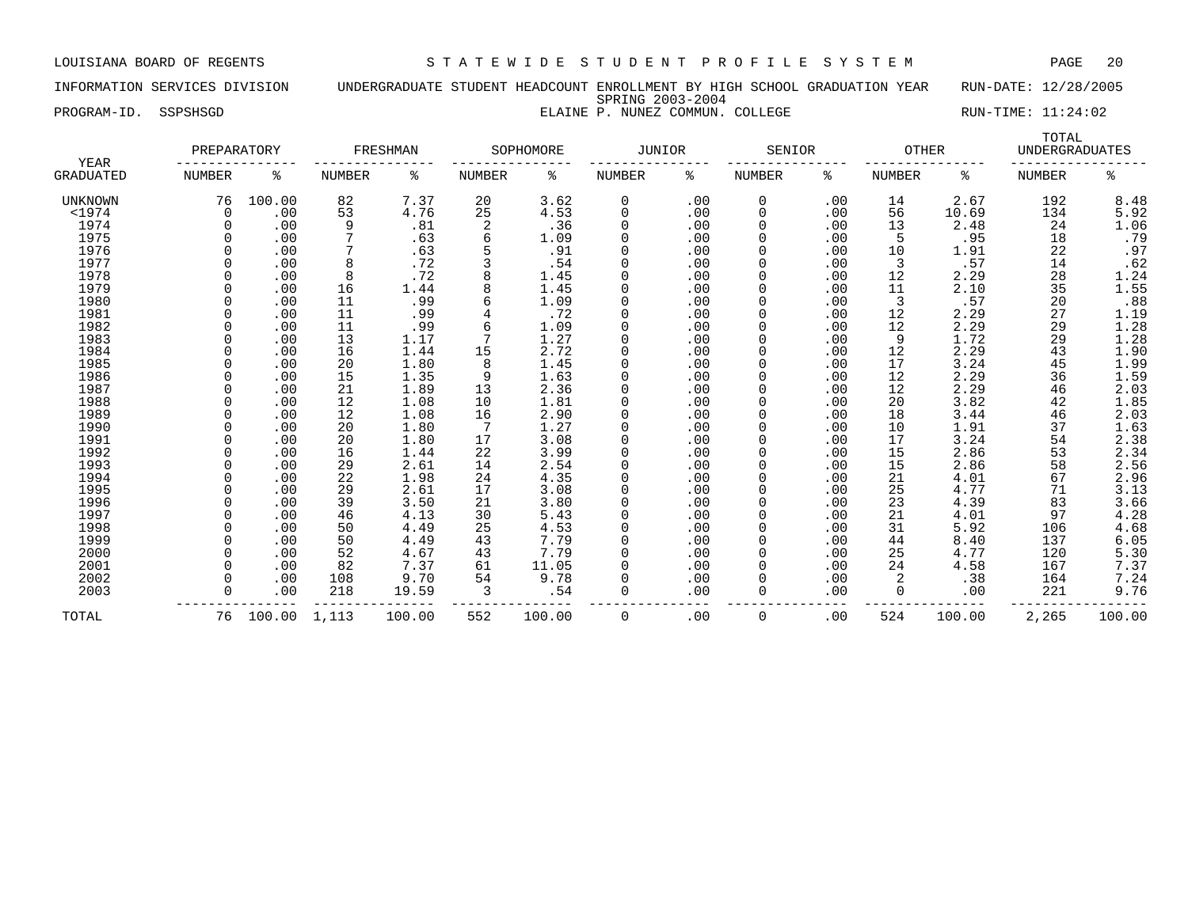LOUISIANA BOARD OF REGENTS — STATEWIDE STUDENT PROFILE SYSTEM

INFORMATION SERVICES DIVISION — UNDERGRADUATE STUDENT HEADCOUNT ENROLLMENT BY HIGH SCHOOL GRADUATION YEAR — RUN-DATE: 12/28/2005

SPRING 2003-2004

PROGRAM-ID. SSPSHSGD — ELAINE P. NUNEZ COMMUN. COLLEGE — RUN-TIME: 11:24:02

| YEAR | PREPARATORY | | FRESHMAN | | SOPHOMORE | | JUNIOR | | SENIOR | | OTHER | | TOTAL UNDERGRADUATES | |
|---|---|---|---|---|---|---|---|---|---|---|---|---|---|---|
| GRADUATED | NUMBER | % | NUMBER | % | NUMBER | % | NUMBER | % | NUMBER | % | NUMBER | % | NUMBER | % |
| UNKNOWN | 76 | 100.00 | 82 | 7.37 | 20 | 3.62 | 0 | .00 | 0 | .00 | 14 | 2.67 | 192 | 8.48 |
| <1974 | 0 | .00 | 53 | 4.76 | 25 | 4.53 | 0 | .00 | 0 | .00 | 56 | 10.69 | 134 | 5.92 |
| 1974 | 0 | .00 | 9 | .81 | 2 | .36 | 0 | .00 | 0 | .00 | 13 | 2.48 | 24 | 1.06 |
| 1975 | 0 | .00 | 7 | .63 | 6 | 1.09 | 0 | .00 | 0 | .00 | 5 | .95 | 18 | .79 |
| 1976 | 0 | .00 | 7 | .63 | 5 | .91 | 0 | .00 | 0 | .00 | 10 | 1.91 | 22 | .97 |
| 1977 | 0 | .00 | 8 | .72 | 3 | .54 | 0 | .00 | 0 | .00 | 3 | .57 | 14 | .62 |
| 1978 | 0 | .00 | 8 | .72 | 8 | 1.45 | 0 | .00 | 0 | .00 | 12 | 2.29 | 28 | 1.24 |
| 1979 | 0 | .00 | 16 | 1.44 | 8 | 1.45 | 0 | .00 | 0 | .00 | 11 | 2.10 | 35 | 1.55 |
| 1980 | 0 | .00 | 11 | .99 | 6 | 1.09 | 0 | .00 | 0 | .00 | 3 | .57 | 20 | .88 |
| 1981 | 0 | .00 | 11 | .99 | 4 | .72 | 0 | .00 | 0 | .00 | 12 | 2.29 | 27 | 1.19 |
| 1982 | 0 | .00 | 11 | .99 | 6 | 1.09 | 0 | .00 | 0 | .00 | 12 | 2.29 | 29 | 1.28 |
| 1983 | 0 | .00 | 13 | 1.17 | 7 | 1.27 | 0 | .00 | 0 | .00 | 9 | 1.72 | 29 | 1.28 |
| 1984 | 0 | .00 | 16 | 1.44 | 15 | 2.72 | 0 | .00 | 0 | .00 | 12 | 2.29 | 43 | 1.90 |
| 1985 | 0 | .00 | 20 | 1.80 | 8 | 1.45 | 0 | .00 | 0 | .00 | 17 | 3.24 | 45 | 1.99 |
| 1986 | 0 | .00 | 15 | 1.35 | 9 | 1.63 | 0 | .00 | 0 | .00 | 12 | 2.29 | 36 | 1.59 |
| 1987 | 0 | .00 | 21 | 1.89 | 13 | 2.36 | 0 | .00 | 0 | .00 | 12 | 2.29 | 46 | 2.03 |
| 1988 | 0 | .00 | 12 | 1.08 | 10 | 1.81 | 0 | .00 | 0 | .00 | 20 | 3.82 | 42 | 1.85 |
| 1989 | 0 | .00 | 12 | 1.08 | 16 | 2.90 | 0 | .00 | 0 | .00 | 18 | 3.44 | 46 | 2.03 |
| 1990 | 0 | .00 | 20 | 1.80 | 7 | 1.27 | 0 | .00 | 0 | .00 | 10 | 1.91 | 37 | 1.63 |
| 1991 | 0 | .00 | 20 | 1.80 | 17 | 3.08 | 0 | .00 | 0 | .00 | 17 | 3.24 | 54 | 2.38 |
| 1992 | 0 | .00 | 16 | 1.44 | 22 | 3.99 | 0 | .00 | 0 | .00 | 15 | 2.86 | 53 | 2.34 |
| 1993 | 0 | .00 | 29 | 2.61 | 14 | 2.54 | 0 | .00 | 0 | .00 | 15 | 2.86 | 58 | 2.56 |
| 1994 | 0 | .00 | 22 | 1.98 | 24 | 4.35 | 0 | .00 | 0 | .00 | 21 | 4.01 | 67 | 2.96 |
| 1995 | 0 | .00 | 29 | 2.61 | 17 | 3.08 | 0 | .00 | 0 | .00 | 25 | 4.77 | 71 | 3.13 |
| 1996 | 0 | .00 | 39 | 3.50 | 21 | 3.80 | 0 | .00 | 0 | .00 | 23 | 4.39 | 83 | 3.66 |
| 1997 | 0 | .00 | 46 | 4.13 | 30 | 5.43 | 0 | .00 | 0 | .00 | 21 | 4.01 | 97 | 4.28 |
| 1998 | 0 | .00 | 50 | 4.49 | 25 | 4.53 | 0 | .00 | 0 | .00 | 31 | 5.92 | 106 | 4.68 |
| 1999 | 0 | .00 | 50 | 4.49 | 43 | 7.79 | 0 | .00 | 0 | .00 | 44 | 8.40 | 137 | 6.05 |
| 2000 | 0 | .00 | 52 | 4.67 | 43 | 7.79 | 0 | .00 | 0 | .00 | 25 | 4.77 | 120 | 5.30 |
| 2001 | 0 | .00 | 82 | 7.37 | 61 | 11.05 | 0 | .00 | 0 | .00 | 24 | 4.58 | 167 | 7.37 |
| 2002 | 0 | .00 | 108 | 9.70 | 54 | 9.78 | 0 | .00 | 0 | .00 | 2 | .38 | 164 | 7.24 |
| 2003 | 0 | .00 | 218 | 19.59 | 3 | .54 | 0 | .00 | 0 | .00 | 0 | .00 | 221 | 9.76 |
| TOTAL | 76 | 100.00 | 1,113 | 100.00 | 552 | 100.00 | 0 | .00 | 0 | .00 | 524 | 100.00 | 2,265 | 100.00 |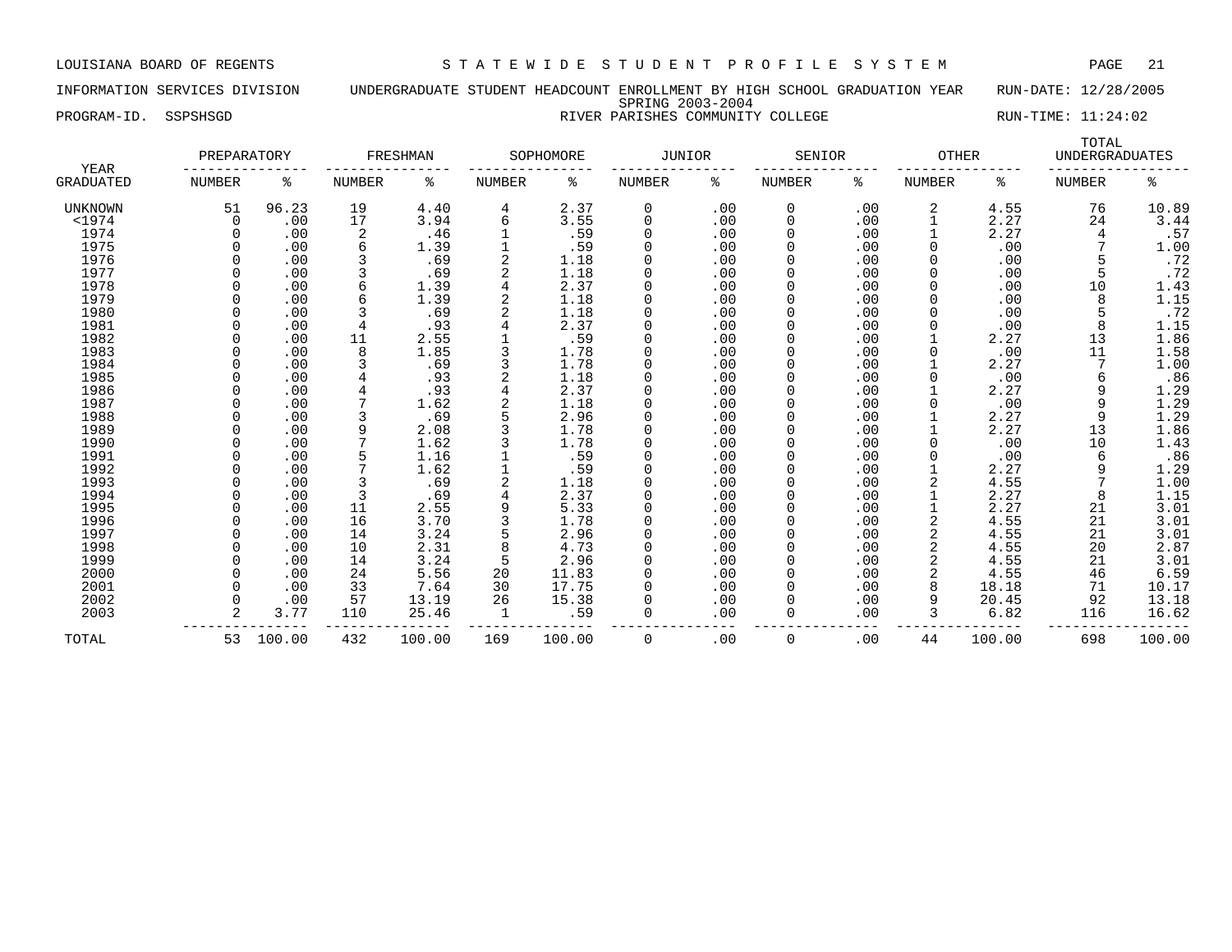LOUISIANA BOARD OF REGENTS — STATEWIDE STUDENT PROFILE SYSTEM

INFORMATION SERVICES DIVISION — UNDERGRADUATE STUDENT HEADCOUNT ENROLLMENT BY HIGH SCHOOL GRADUATION YEAR — RUN-DATE: 12/28/2005

SPRING 2003-2004

PROGRAM-ID. SSPSHSGD — RIVER PARISHES COMMUNITY COLLEGE — RUN-TIME: 11:24:02

| YEAR | PREPARATORY | | FRESHMAN | | SOPHOMORE | | JUNIOR | | SENIOR | | OTHER | | TOTAL UNDERGRADUATES | |
|---|---|---|---|---|---|---|---|---|---|---|---|---|---|---|
| GRADUATED | NUMBER | % | NUMBER | % | NUMBER | % | NUMBER | % | NUMBER | % | NUMBER | % | NUMBER | % |
| UNKNOWN | 51 | 96.23 | 19 | 4.40 | 4 | 2.37 | 0 | .00 | 0 | .00 | 2 | 4.55 | 76 | 10.89 |
| <1974 | 0 | .00 | 17 | 3.94 | 6 | 3.55 | 0 | .00 | 0 | .00 | 1 | 2.27 | 24 | 3.44 |
| 1974 | 0 | .00 | 2 | .46 | 1 | .59 | 0 | .00 | 0 | .00 | 1 | 2.27 | 4 | .57 |
| 1975 | 0 | .00 | 6 | 1.39 | 1 | .59 | 0 | .00 | 0 | .00 | 0 | .00 | 7 | 1.00 |
| 1976 | 0 | .00 | 3 | .69 | 2 | 1.18 | 0 | .00 | 0 | .00 | 0 | .00 | 5 | .72 |
| 1977 | 0 | .00 | 3 | .69 | 2 | 1.18 | 0 | .00 | 0 | .00 | 0 | .00 | 5 | .72 |
| 1978 | 0 | .00 | 6 | 1.39 | 4 | 2.37 | 0 | .00 | 0 | .00 | 0 | .00 | 10 | 1.43 |
| 1979 | 0 | .00 | 6 | 1.39 | 2 | 1.18 | 0 | .00 | 0 | .00 | 0 | .00 | 8 | 1.15 |
| 1980 | 0 | .00 | 3 | .69 | 2 | 1.18 | 0 | .00 | 0 | .00 | 0 | .00 | 5 | .72 |
| 1981 | 0 | .00 | 4 | .93 | 4 | 2.37 | 0 | .00 | 0 | .00 | 0 | .00 | 8 | 1.15 |
| 1982 | 0 | .00 | 11 | 2.55 | 1 | .59 | 0 | .00 | 0 | .00 | 1 | 2.27 | 13 | 1.86 |
| 1983 | 0 | .00 | 8 | 1.85 | 3 | 1.78 | 0 | .00 | 0 | .00 | 0 | .00 | 11 | 1.58 |
| 1984 | 0 | .00 | 3 | .69 | 3 | 1.78 | 0 | .00 | 0 | .00 | 1 | 2.27 | 7 | 1.00 |
| 1985 | 0 | .00 | 4 | .93 | 2 | 1.18 | 0 | .00 | 0 | .00 | 0 | .00 | 6 | .86 |
| 1986 | 0 | .00 | 4 | .93 | 4 | 2.37 | 0 | .00 | 0 | .00 | 1 | 2.27 | 9 | 1.29 |
| 1987 | 0 | .00 | 7 | 1.62 | 2 | 1.18 | 0 | .00 | 0 | .00 | 0 | .00 | 9 | 1.29 |
| 1988 | 0 | .00 | 3 | .69 | 5 | 2.96 | 0 | .00 | 0 | .00 | 1 | 2.27 | 9 | 1.29 |
| 1989 | 0 | .00 | 9 | 2.08 | 3 | 1.78 | 0 | .00 | 0 | .00 | 1 | 2.27 | 13 | 1.86 |
| 1990 | 0 | .00 | 7 | 1.62 | 3 | 1.78 | 0 | .00 | 0 | .00 | 0 | .00 | 10 | 1.43 |
| 1991 | 0 | .00 | 5 | 1.16 | 1 | .59 | 0 | .00 | 0 | .00 | 0 | .00 | 6 | .86 |
| 1992 | 0 | .00 | 7 | 1.62 | 1 | .59 | 0 | .00 | 0 | .00 | 1 | 2.27 | 9 | 1.29 |
| 1993 | 0 | .00 | 3 | .69 | 2 | 1.18 | 0 | .00 | 0 | .00 | 2 | 4.55 | 7 | 1.00 |
| 1994 | 0 | .00 | 3 | .69 | 4 | 2.37 | 0 | .00 | 0 | .00 | 1 | 2.27 | 8 | 1.15 |
| 1995 | 0 | .00 | 11 | 2.55 | 9 | 5.33 | 0 | .00 | 0 | .00 | 1 | 2.27 | 21 | 3.01 |
| 1996 | 0 | .00 | 16 | 3.70 | 3 | 1.78 | 0 | .00 | 0 | .00 | 2 | 4.55 | 21 | 3.01 |
| 1997 | 0 | .00 | 14 | 3.24 | 5 | 2.96 | 0 | .00 | 0 | .00 | 2 | 4.55 | 21 | 3.01 |
| 1998 | 0 | .00 | 10 | 2.31 | 8 | 4.73 | 0 | .00 | 0 | .00 | 2 | 4.55 | 20 | 2.87 |
| 1999 | 0 | .00 | 14 | 3.24 | 5 | 2.96 | 0 | .00 | 0 | .00 | 2 | 4.55 | 21 | 3.01 |
| 2000 | 0 | .00 | 24 | 5.56 | 20 | 11.83 | 0 | .00 | 0 | .00 | 2 | 4.55 | 46 | 6.59 |
| 2001 | 0 | .00 | 33 | 7.64 | 30 | 17.75 | 0 | .00 | 0 | .00 | 8 | 18.18 | 71 | 10.17 |
| 2002 | 0 | .00 | 57 | 13.19 | 26 | 15.38 | 0 | .00 | 0 | .00 | 9 | 20.45 | 92 | 13.18 |
| 2003 | 2 | 3.77 | 110 | 25.46 | 1 | .59 | 0 | .00 | 0 | .00 | 3 | 6.82 | 116 | 16.62 |
| TOTAL | 53 | 100.00 | 432 | 100.00 | 169 | 100.00 | 0 | .00 | 0 | .00 | 44 | 100.00 | 698 | 100.00 |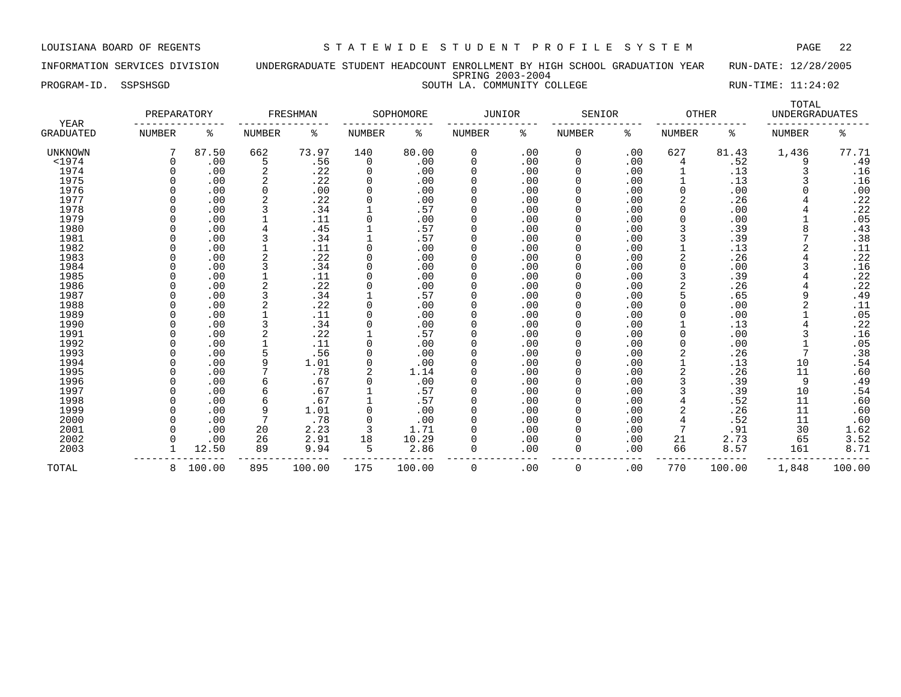LOUISIANA BOARD OF REGENTS — STATEWIDE STUDENT PROFILE SYSTEM

INFORMATION SERVICES DIVISION — UNDERGRADUATE STUDENT HEADCOUNT ENROLLMENT BY HIGH SCHOOL GRADUATION YEAR — RUN-DATE: 12/28/2005

SPRING 2003-2004

PROGRAM-ID. SSPSHSGD — SOUTH LA. COMMUNITY COLLEGE — RUN-TIME: 11:24:02

| YEAR | PREPARATORY | | FRESHMAN | | SOPHOMORE | | JUNIOR | | SENIOR | | OTHER | | TOTAL UNDERGRADUATES | |
|---|---|---|---|---|---|---|---|---|---|---|---|---|---|---|
| GRADUATED | NUMBER | % | NUMBER | % | NUMBER | % | NUMBER | % | NUMBER | % | NUMBER | % | NUMBER | % |
| UNKNOWN | 7 | 87.50 | 662 | 73.97 | 140 | 80.00 | 0 | .00 | 0 | .00 | 627 | 81.43 | 1,436 | 77.71 |
| <1974 | 0 | .00 | 5 | .56 | 0 | .00 | 0 | .00 | 0 | .00 | 4 | .52 | 9 | .49 |
| 1974 | 0 | .00 | 2 | .22 | 0 | .00 | 0 | .00 | 0 | .00 | 1 | .13 | 3 | .16 |
| 1975 | 0 | .00 | 2 | .22 | 0 | .00 | 0 | .00 | 0 | .00 | 1 | .13 | 3 | .16 |
| 1976 | 0 | .00 | 0 | .00 | 0 | .00 | 0 | .00 | 0 | .00 | 0 | .00 | 0 | .00 |
| 1977 | 0 | .00 | 2 | .22 | 0 | .00 | 0 | .00 | 0 | .00 | 2 | .26 | 4 | .22 |
| 1978 | 0 | .00 | 3 | .34 | 1 | .57 | 0 | .00 | 0 | .00 | 0 | .00 | 4 | .22 |
| 1979 | 0 | .00 | 1 | .11 | 0 | .00 | 0 | .00 | 0 | .00 | 0 | .00 | 1 | .05 |
| 1980 | 0 | .00 | 4 | .45 | 1 | .57 | 0 | .00 | 0 | .00 | 3 | .39 | 8 | .43 |
| 1981 | 0 | .00 | 3 | .34 | 1 | .57 | 0 | .00 | 0 | .00 | 3 | .39 | 7 | .38 |
| 1982 | 0 | .00 | 1 | .11 | 0 | .00 | 0 | .00 | 0 | .00 | 1 | .13 | 2 | .11 |
| 1983 | 0 | .00 | 2 | .22 | 0 | .00 | 0 | .00 | 0 | .00 | 2 | .26 | 4 | .22 |
| 1984 | 0 | .00 | 3 | .34 | 0 | .00 | 0 | .00 | 0 | .00 | 0 | .00 | 3 | .16 |
| 1985 | 0 | .00 | 1 | .11 | 0 | .00 | 0 | .00 | 0 | .00 | 3 | .39 | 4 | .22 |
| 1986 | 0 | .00 | 2 | .22 | 0 | .00 | 0 | .00 | 0 | .00 | 2 | .26 | 4 | .22 |
| 1987 | 0 | .00 | 3 | .34 | 1 | .57 | 0 | .00 | 0 | .00 | 5 | .65 | 9 | .49 |
| 1988 | 0 | .00 | 2 | .22 | 0 | .00 | 0 | .00 | 0 | .00 | 0 | .00 | 2 | .11 |
| 1989 | 0 | .00 | 1 | .11 | 0 | .00 | 0 | .00 | 0 | .00 | 0 | .00 | 1 | .05 |
| 1990 | 0 | .00 | 3 | .34 | 0 | .00 | 0 | .00 | 0 | .00 | 1 | .13 | 4 | .22 |
| 1991 | 0 | .00 | 2 | .22 | 1 | .57 | 0 | .00 | 0 | .00 | 0 | .00 | 3 | .16 |
| 1992 | 0 | .00 | 1 | .11 | 0 | .00 | 0 | .00 | 0 | .00 | 0 | .00 | 1 | .05 |
| 1993 | 0 | .00 | 5 | .56 | 0 | .00 | 0 | .00 | 0 | .00 | 2 | .26 | 7 | .38 |
| 1994 | 0 | .00 | 9 | 1.01 | 0 | .00 | 0 | .00 | 0 | .00 | 1 | .13 | 10 | .54 |
| 1995 | 0 | .00 | 7 | .78 | 2 | 1.14 | 0 | .00 | 0 | .00 | 2 | .26 | 11 | .60 |
| 1996 | 0 | .00 | 6 | .67 | 0 | .00 | 0 | .00 | 0 | .00 | 3 | .39 | 9 | .49 |
| 1997 | 0 | .00 | 6 | .67 | 1 | .57 | 0 | .00 | 0 | .00 | 3 | .39 | 10 | .54 |
| 1998 | 0 | .00 | 6 | .67 | 1 | .57 | 0 | .00 | 0 | .00 | 4 | .52 | 11 | .60 |
| 1999 | 0 | .00 | 9 | 1.01 | 0 | .00 | 0 | .00 | 0 | .00 | 2 | .26 | 11 | .60 |
| 2000 | 0 | .00 | 7 | .78 | 0 | .00 | 0 | .00 | 0 | .00 | 4 | .52 | 11 | .60 |
| 2001 | 0 | .00 | 20 | 2.23 | 3 | 1.71 | 0 | .00 | 0 | .00 | 7 | .91 | 30 | 1.62 |
| 2002 | 0 | .00 | 26 | 2.91 | 18 | 10.29 | 0 | .00 | 0 | .00 | 21 | 2.73 | 65 | 3.52 |
| 2003 | 1 | 12.50 | 89 | 9.94 | 5 | 2.86 | 0 | .00 | 0 | .00 | 66 | 8.57 | 161 | 8.71 |
| TOTAL | 8 | 100.00 | 895 | 100.00 | 175 | 100.00 | 0 | .00 | 0 | .00 | 770 | 100.00 | 1,848 | 100.00 |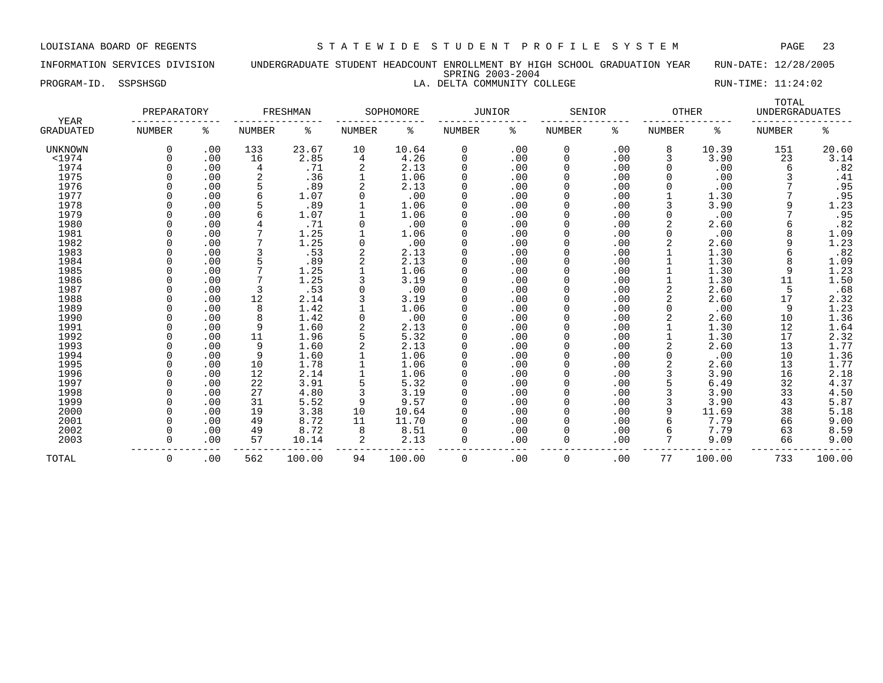LOUISIANA BOARD OF REGENTS — STATEWIDE STUDENT PROFILE SYSTEM

INFORMATION SERVICES DIVISION — UNDERGRADUATE STUDENT HEADCOUNT ENROLLMENT BY HIGH SCHOOL GRADUATION YEAR — RUN-DATE: 12/28/2005

SPRING 2003-2004

PROGRAM-ID. SSPSHSGD — LA. DELTA COMMUNITY COLLEGE — RUN-TIME: 11:24:02

| YEAR | PREPARATORY | | FRESHMAN | | SOPHOMORE | | JUNIOR | | SENIOR | | OTHER | | TOTAL UNDERGRADUATES | |
|---|---|---|---|---|---|---|---|---|---|---|---|---|---|---|
| GRADUATED | NUMBER | % | NUMBER | % | NUMBER | % | NUMBER | % | NUMBER | % | NUMBER | % | NUMBER | % |
| UNKNOWN | 0 | .00 | 133 | 23.67 | 10 | 10.64 | 0 | .00 | 0 | .00 | 8 | 10.39 | 151 | 20.60 |
| <1974 | 0 | .00 | 16 | 2.85 | 4 | 4.26 | 0 | .00 | 0 | .00 | 3 | 3.90 | 23 | 3.14 |
| 1974 | 0 | .00 | 4 | .71 | 2 | 2.13 | 0 | .00 | 0 | .00 | 0 | .00 | 6 | .82 |
| 1975 | 0 | .00 | 2 | .36 | 1 | 1.06 | 0 | .00 | 0 | .00 | 0 | .00 | 3 | .41 |
| 1976 | 0 | .00 | 5 | .89 | 2 | 2.13 | 0 | .00 | 0 | .00 | 0 | .00 | 7 | .95 |
| 1977 | 0 | .00 | 6 | 1.07 | 0 | .00 | 0 | .00 | 0 | .00 | 1 | 1.30 | 7 | .95 |
| 1978 | 0 | .00 | 5 | .89 | 1 | 1.06 | 0 | .00 | 0 | .00 | 3 | 3.90 | 9 | 1.23 |
| 1979 | 0 | .00 | 6 | 1.07 | 1 | 1.06 | 0 | .00 | 0 | .00 | 0 | .00 | 7 | .95 |
| 1980 | 0 | .00 | 4 | .71 | 0 | .00 | 0 | .00 | 0 | .00 | 2 | 2.60 | 6 | .82 |
| 1981 | 0 | .00 | 7 | 1.25 | 1 | 1.06 | 0 | .00 | 0 | .00 | 0 | .00 | 8 | 1.09 |
| 1982 | 0 | .00 | 7 | 1.25 | 0 | .00 | 0 | .00 | 0 | .00 | 2 | 2.60 | 9 | 1.23 |
| 1983 | 0 | .00 | 3 | .53 | 2 | 2.13 | 0 | .00 | 0 | .00 | 1 | 1.30 | 6 | .82 |
| 1984 | 0 | .00 | 5 | .89 | 2 | 2.13 | 0 | .00 | 0 | .00 | 1 | 1.30 | 8 | 1.09 |
| 1985 | 0 | .00 | 7 | 1.25 | 1 | 1.06 | 0 | .00 | 0 | .00 | 1 | 1.30 | 9 | 1.23 |
| 1986 | 0 | .00 | 7 | 1.25 | 3 | 3.19 | 0 | .00 | 0 | .00 | 1 | 1.30 | 11 | 1.50 |
| 1987 | 0 | .00 | 3 | .53 | 0 | .00 | 0 | .00 | 0 | .00 | 2 | 2.60 | 5 | .68 |
| 1988 | 0 | .00 | 12 | 2.14 | 3 | 3.19 | 0 | .00 | 0 | .00 | 2 | 2.60 | 17 | 2.32 |
| 1989 | 0 | .00 | 8 | 1.42 | 1 | 1.06 | 0 | .00 | 0 | .00 | 0 | .00 | 9 | 1.23 |
| 1990 | 0 | .00 | 8 | 1.42 | 0 | .00 | 0 | .00 | 0 | .00 | 2 | 2.60 | 10 | 1.36 |
| 1991 | 0 | .00 | 9 | 1.60 | 2 | 2.13 | 0 | .00 | 0 | .00 | 1 | 1.30 | 12 | 1.64 |
| 1992 | 0 | .00 | 11 | 1.96 | 5 | 5.32 | 0 | .00 | 0 | .00 | 1 | 1.30 | 17 | 2.32 |
| 1993 | 0 | .00 | 9 | 1.60 | 2 | 2.13 | 0 | .00 | 0 | .00 | 2 | 2.60 | 13 | 1.77 |
| 1994 | 0 | .00 | 9 | 1.60 | 1 | 1.06 | 0 | .00 | 0 | .00 | 0 | .00 | 10 | 1.36 |
| 1995 | 0 | .00 | 10 | 1.78 | 1 | 1.06 | 0 | .00 | 0 | .00 | 2 | 2.60 | 13 | 1.77 |
| 1996 | 0 | .00 | 12 | 2.14 | 1 | 1.06 | 0 | .00 | 0 | .00 | 3 | 3.90 | 16 | 2.18 |
| 1997 | 0 | .00 | 22 | 3.91 | 5 | 5.32 | 0 | .00 | 0 | .00 | 5 | 6.49 | 32 | 4.37 |
| 1998 | 0 | .00 | 27 | 4.80 | 3 | 3.19 | 0 | .00 | 0 | .00 | 3 | 3.90 | 33 | 4.50 |
| 1999 | 0 | .00 | 31 | 5.52 | 9 | 9.57 | 0 | .00 | 0 | .00 | 3 | 3.90 | 43 | 5.87 |
| 2000 | 0 | .00 | 19 | 3.38 | 10 | 10.64 | 0 | .00 | 0 | .00 | 9 | 11.69 | 38 | 5.18 |
| 2001 | 0 | .00 | 49 | 8.72 | 11 | 11.70 | 0 | .00 | 0 | .00 | 6 | 7.79 | 66 | 9.00 |
| 2002 | 0 | .00 | 49 | 8.72 | 8 | 8.51 | 0 | .00 | 0 | .00 | 6 | 7.79 | 63 | 8.59 |
| 2003 | 0 | .00 | 57 | 10.14 | 2 | 2.13 | 0 | .00 | 0 | .00 | 7 | 9.09 | 66 | 9.00 |
| TOTAL | 0 | .00 | 562 | 100.00 | 94 | 100.00 | 0 | .00 | 0 | .00 | 77 | 100.00 | 733 | 100.00 |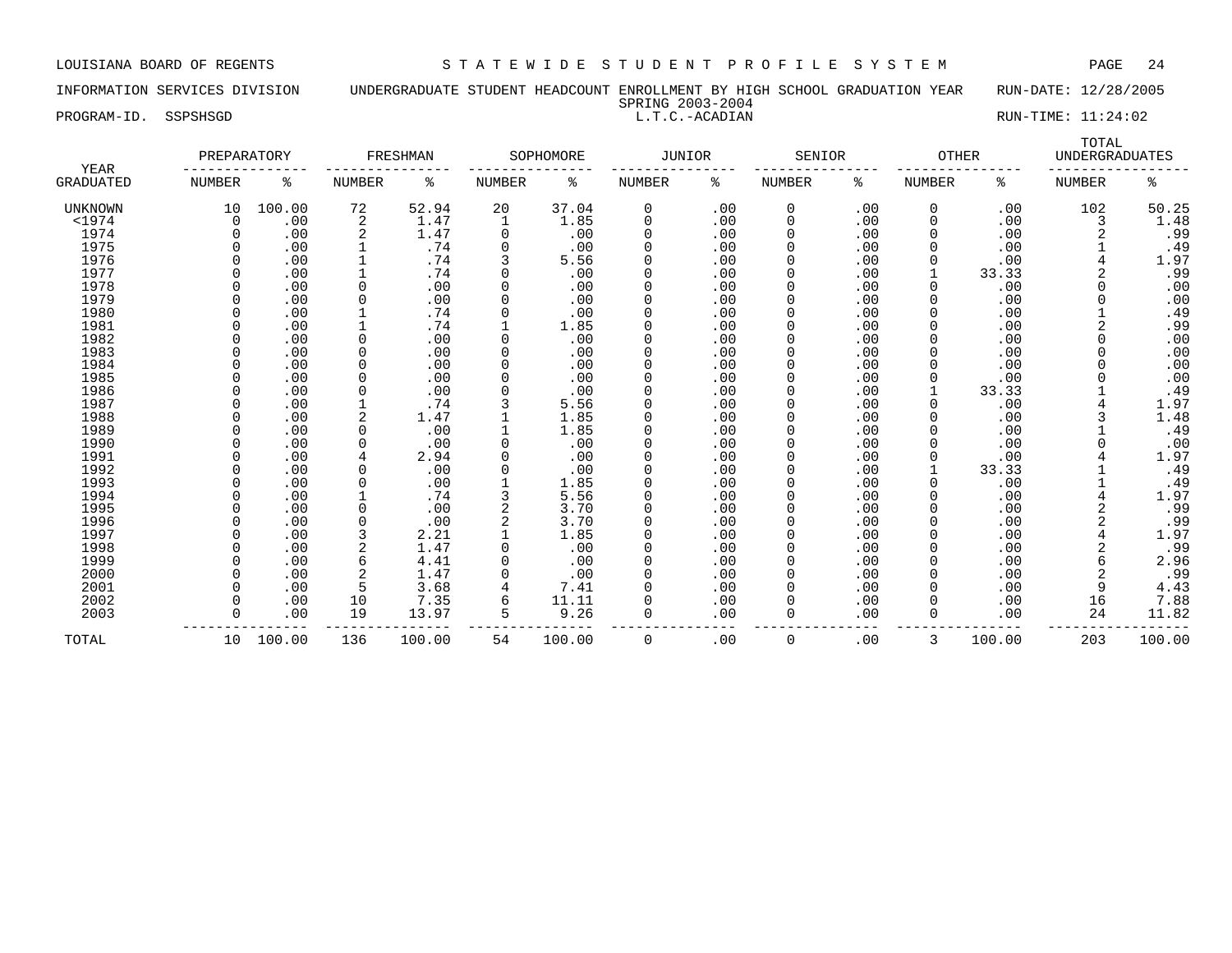LOUISIANA BOARD OF REGENTS — STATEWIDE STUDENT PROFILE SYSTEM

INFORMATION SERVICES DIVISION — UNDERGRADUATE STUDENT HEADCOUNT ENROLLMENT BY HIGH SCHOOL GRADUATION YEAR — RUN-DATE: 12/28/2005

SPRING 2003-2004

PROGRAM-ID. SSPSHSGD — L.T.C.-ACADIAN — RUN-TIME: 11:24:02

| YEAR | PREPARATORY | | FRESHMAN | | SOPHOMORE | | JUNIOR | | SENIOR | | OTHER | | TOTAL UNDERGRADUATES | |
|---|---|---|---|---|---|---|---|---|---|---|---|---|---|---|
| GRADUATED | NUMBER | % | NUMBER | % | NUMBER | % | NUMBER | % | NUMBER | % | NUMBER | % | NUMBER | % |
| UNKNOWN | 10 | 100.00 | 72 | 52.94 | 20 | 37.04 | 0 | .00 | 0 | .00 | 0 | .00 | 102 | 50.25 |
| <1974 | 0 | .00 | 2 | 1.47 | 1 | 1.85 | 0 | .00 | 0 | .00 | 0 | .00 | 3 | 1.48 |
| 1974 | 0 | .00 | 2 | 1.47 | 0 | .00 | 0 | .00 | 0 | .00 | 0 | .00 | 2 | .99 |
| 1975 | 0 | .00 | 1 | .74 | 0 | .00 | 0 | .00 | 0 | .00 | 0 | .00 | 1 | .49 |
| 1976 | 0 | .00 | 1 | .74 | 3 | 5.56 | 0 | .00 | 0 | .00 | 0 | .00 | 4 | 1.97 |
| 1977 | 0 | .00 | 1 | .74 | 0 | .00 | 0 | .00 | 0 | .00 | 1 | 33.33 | 2 | .99 |
| 1978 | 0 | .00 | 0 | .00 | 0 | .00 | 0 | .00 | 0 | .00 | 0 | .00 | 0 | .00 |
| 1979 | 0 | .00 | 0 | .00 | 0 | .00 | 0 | .00 | 0 | .00 | 0 | .00 | 0 | .00 |
| 1980 | 0 | .00 | 1 | .74 | 0 | .00 | 0 | .00 | 0 | .00 | 0 | .00 | 1 | .49 |
| 1981 | 0 | .00 | 1 | .74 | 1 | 1.85 | 0 | .00 | 0 | .00 | 0 | .00 | 2 | .99 |
| 1982 | 0 | .00 | 0 | .00 | 0 | .00 | 0 | .00 | 0 | .00 | 0 | .00 | 0 | .00 |
| 1983 | 0 | .00 | 0 | .00 | 0 | .00 | 0 | .00 | 0 | .00 | 0 | .00 | 0 | .00 |
| 1984 | 0 | .00 | 0 | .00 | 0 | .00 | 0 | .00 | 0 | .00 | 0 | .00 | 0 | .00 |
| 1985 | 0 | .00 | 0 | .00 | 0 | .00 | 0 | .00 | 0 | .00 | 0 | .00 | 0 | .00 |
| 1986 | 0 | .00 | 0 | .00 | 0 | .00 | 0 | .00 | 0 | .00 | 1 | 33.33 | 1 | .49 |
| 1987 | 0 | .00 | 1 | .74 | 3 | 5.56 | 0 | .00 | 0 | .00 | 0 | .00 | 4 | 1.97 |
| 1988 | 0 | .00 | 2 | 1.47 | 1 | 1.85 | 0 | .00 | 0 | .00 | 0 | .00 | 3 | 1.48 |
| 1989 | 0 | .00 | 0 | .00 | 1 | 1.85 | 0 | .00 | 0 | .00 | 0 | .00 | 1 | .49 |
| 1990 | 0 | .00 | 0 | .00 | 0 | .00 | 0 | .00 | 0 | .00 | 0 | .00 | 0 | .00 |
| 1991 | 0 | .00 | 4 | 2.94 | 0 | .00 | 0 | .00 | 0 | .00 | 0 | .00 | 4 | 1.97 |
| 1992 | 0 | .00 | 0 | .00 | 0 | .00 | 0 | .00 | 0 | .00 | 1 | 33.33 | 1 | .49 |
| 1993 | 0 | .00 | 0 | .00 | 1 | 1.85 | 0 | .00 | 0 | .00 | 0 | .00 | 1 | .49 |
| 1994 | 0 | .00 | 1 | .74 | 3 | 5.56 | 0 | .00 | 0 | .00 | 0 | .00 | 4 | 1.97 |
| 1995 | 0 | .00 | 0 | .00 | 2 | 3.70 | 0 | .00 | 0 | .00 | 0 | .00 | 2 | .99 |
| 1996 | 0 | .00 | 0 | .00 | 2 | 3.70 | 0 | .00 | 0 | .00 | 0 | .00 | 2 | .99 |
| 1997 | 0 | .00 | 3 | 2.21 | 1 | 1.85 | 0 | .00 | 0 | .00 | 0 | .00 | 4 | 1.97 |
| 1998 | 0 | .00 | 2 | 1.47 | 0 | .00 | 0 | .00 | 0 | .00 | 0 | .00 | 2 | .99 |
| 1999 | 0 | .00 | 6 | 4.41 | 0 | .00 | 0 | .00 | 0 | .00 | 0 | .00 | 6 | 2.96 |
| 2000 | 0 | .00 | 2 | 1.47 | 0 | .00 | 0 | .00 | 0 | .00 | 0 | .00 | 2 | .99 |
| 2001 | 0 | .00 | 5 | 3.68 | 4 | 7.41 | 0 | .00 | 0 | .00 | 0 | .00 | 9 | 4.43 |
| 2002 | 0 | .00 | 10 | 7.35 | 6 | 11.11 | 0 | .00 | 0 | .00 | 0 | .00 | 16 | 7.88 |
| 2003 | 0 | .00 | 19 | 13.97 | 5 | 9.26 | 0 | .00 | 0 | .00 | 0 | .00 | 24 | 11.82 |
| TOTAL | 10 | 100.00 | 136 | 100.00 | 54 | 100.00 | 0 | .00 | 0 | .00 | 3 | 100.00 | 203 | 100.00 |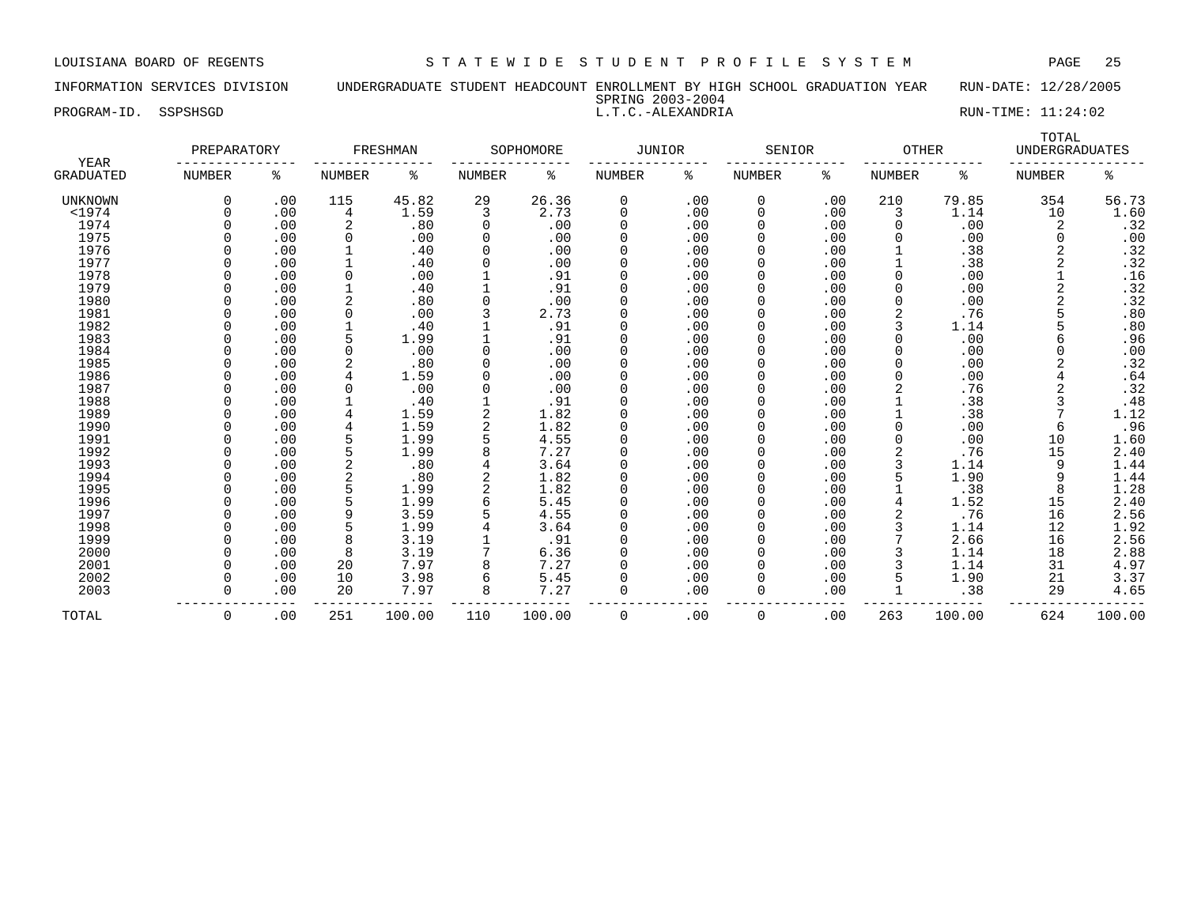LOUISIANA BOARD OF REGENTS — STATEWIDE STUDENT PROFILE SYSTEM

INFORMATION SERVICES DIVISION — UNDERGRADUATE STUDENT HEADCOUNT ENROLLMENT BY HIGH SCHOOL GRADUATION YEAR — RUN-DATE: 12/28/2005

SPRING 2003-2004

PROGRAM-ID. SSPSHSGD — L.T.C.-ALEXANDRIA — RUN-TIME: 11:24:02

| YEAR GRADUATED | PREPARATORY NUMBER | PREPARATORY % | FRESHMAN NUMBER | FRESHMAN % | SOPHOMORE NUMBER | SOPHOMORE % | JUNIOR NUMBER | JUNIOR % | SENIOR NUMBER | SENIOR % | OTHER NUMBER | OTHER % | TOTAL UNDERGRADUATES NUMBER | TOTAL UNDERGRADUATES % |
|---|---|---|---|---|---|---|---|---|---|---|---|---|---|---|
| UNKNOWN | 0 | .00 | 115 | 45.82 | 29 | 26.36 | 0 | .00 | 0 | .00 | 210 | 79.85 | 354 | 56.73 |
| <1974 | 0 | .00 | 4 | 1.59 | 3 | 2.73 | 0 | .00 | 0 | .00 | 3 | 1.14 | 10 | 1.60 |
| 1974 | 0 | .00 | 2 | .80 | 0 | .00 | 0 | .00 | 0 | .00 | 0 | .00 | 2 | .32 |
| 1975 | 0 | .00 | 0 | .00 | 0 | .00 | 0 | .00 | 0 | .00 | 0 | .00 | 0 | .00 |
| 1976 | 0 | .00 | 1 | .40 | 0 | .00 | 0 | .00 | 0 | .00 | 1 | .38 | 2 | .32 |
| 1977 | 0 | .00 | 1 | .40 | 0 | .00 | 0 | .00 | 0 | .00 | 1 | .38 | 2 | .32 |
| 1978 | 0 | .00 | 0 | .00 | 1 | .91 | 0 | .00 | 0 | .00 | 0 | .00 | 1 | .16 |
| 1979 | 0 | .00 | 1 | .40 | 1 | .91 | 0 | .00 | 0 | .00 | 0 | .00 | 2 | .32 |
| 1980 | 0 | .00 | 2 | .80 | 0 | .00 | 0 | .00 | 0 | .00 | 0 | .00 | 2 | .32 |
| 1981 | 0 | .00 | 0 | .00 | 3 | 2.73 | 0 | .00 | 0 | .00 | 2 | .76 | 5 | .80 |
| 1982 | 0 | .00 | 1 | .40 | 1 | .91 | 0 | .00 | 0 | .00 | 3 | 1.14 | 5 | .80 |
| 1983 | 0 | .00 | 5 | 1.99 | 1 | .91 | 0 | .00 | 0 | .00 | 0 | .00 | 6 | .96 |
| 1984 | 0 | .00 | 0 | .00 | 0 | .00 | 0 | .00 | 0 | .00 | 0 | .00 | 0 | .00 |
| 1985 | 0 | .00 | 2 | .80 | 0 | .00 | 0 | .00 | 0 | .00 | 0 | .00 | 2 | .32 |
| 1986 | 0 | .00 | 4 | 1.59 | 0 | .00 | 0 | .00 | 0 | .00 | 0 | .00 | 4 | .64 |
| 1987 | 0 | .00 | 0 | .00 | 0 | .00 | 0 | .00 | 0 | .00 | 2 | .76 | 2 | .32 |
| 1988 | 0 | .00 | 1 | .40 | 1 | .91 | 0 | .00 | 0 | .00 | 1 | .38 | 3 | .48 |
| 1989 | 0 | .00 | 4 | 1.59 | 2 | 1.82 | 0 | .00 | 0 | .00 | 1 | .38 | 7 | 1.12 |
| 1990 | 0 | .00 | 4 | 1.59 | 2 | 1.82 | 0 | .00 | 0 | .00 | 0 | .00 | 6 | .96 |
| 1991 | 0 | .00 | 5 | 1.99 | 5 | 4.55 | 0 | .00 | 0 | .00 | 0 | .00 | 10 | 1.60 |
| 1992 | 0 | .00 | 5 | 1.99 | 8 | 7.27 | 0 | .00 | 0 | .00 | 2 | .76 | 15 | 2.40 |
| 1993 | 0 | .00 | 2 | .80 | 4 | 3.64 | 0 | .00 | 0 | .00 | 3 | 1.14 | 9 | 1.44 |
| 1994 | 0 | .00 | 2 | .80 | 2 | 1.82 | 0 | .00 | 0 | .00 | 5 | 1.90 | 9 | 1.44 |
| 1995 | 0 | .00 | 5 | 1.99 | 2 | 1.82 | 0 | .00 | 0 | .00 | 1 | .38 | 8 | 1.28 |
| 1996 | 0 | .00 | 5 | 1.99 | 6 | 5.45 | 0 | .00 | 0 | .00 | 4 | 1.52 | 15 | 2.40 |
| 1997 | 0 | .00 | 9 | 3.59 | 5 | 4.55 | 0 | .00 | 0 | .00 | 2 | .76 | 16 | 2.56 |
| 1998 | 0 | .00 | 5 | 1.99 | 4 | 3.64 | 0 | .00 | 0 | .00 | 3 | 1.14 | 12 | 1.92 |
| 1999 | 0 | .00 | 8 | 3.19 | 1 | .91 | 0 | .00 | 0 | .00 | 7 | 2.66 | 16 | 2.56 |
| 2000 | 0 | .00 | 8 | 3.19 | 7 | 6.36 | 0 | .00 | 0 | .00 | 3 | 1.14 | 18 | 2.88 |
| 2001 | 0 | .00 | 20 | 7.97 | 8 | 7.27 | 0 | .00 | 0 | .00 | 3 | 1.14 | 31 | 4.97 |
| 2002 | 0 | .00 | 10 | 3.98 | 6 | 5.45 | 0 | .00 | 0 | .00 | 5 | 1.90 | 21 | 3.37 |
| 2003 | 0 | .00 | 20 | 7.97 | 8 | 7.27 | 0 | .00 | 0 | .00 | 1 | .38 | 29 | 4.65 |
| TOTAL | 0 | .00 | 251 | 100.00 | 110 | 100.00 | 0 | .00 | 0 | .00 | 263 | 100.00 | 624 | 100.00 |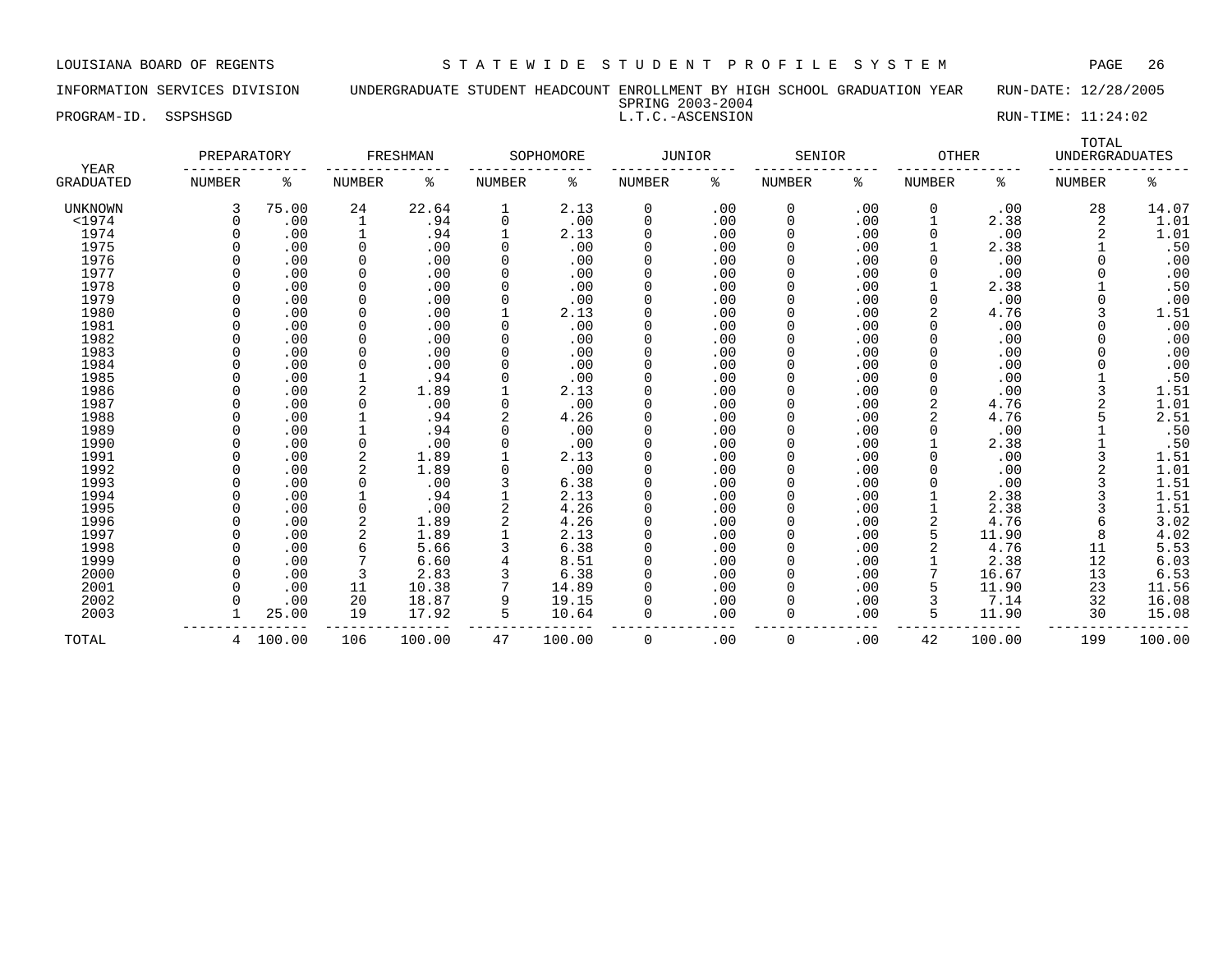LOUISIANA BOARD OF REGENTS — STATEWIDE STUDENT PROFILE SYSTEM

INFORMATION SERVICES DIVISION — UNDERGRADUATE STUDENT HEADCOUNT ENROLLMENT BY HIGH SCHOOL GRADUATION YEAR — RUN-DATE: 12/28/2005

SPRING 2003-2004

PROGRAM-ID. SSPSHSGD — L.T.C.-ASCENSION — RUN-TIME: 11:24:02

| YEAR | PREPARATORY | | FRESHMAN | | SOPHOMORE | | JUNIOR | | SENIOR | | OTHER | | TOTAL UNDERGRADUATES | |
|---|---|---|---|---|---|---|---|---|---|---|---|---|---|---|
| GRADUATED | NUMBER | % | NUMBER | % | NUMBER | % | NUMBER | % | NUMBER | % | NUMBER | % | NUMBER | % |
| UNKNOWN | 3 | 75.00 | 24 | 22.64 | 1 | 2.13 | 0 | .00 | 0 | .00 | 0 | .00 | 28 | 14.07 |
| <1974 | 0 | .00 | 1 | .94 | 0 | .00 | 0 | .00 | 0 | .00 | 1 | 2.38 | 2 | 1.01 |
| 1974 | 0 | .00 | 1 | .94 | 1 | 2.13 | 0 | .00 | 0 | .00 | 0 | .00 | 2 | 1.01 |
| 1975 | 0 | .00 | 0 | .00 | 0 | .00 | 0 | .00 | 0 | .00 | 1 | 2.38 | 1 | .50 |
| 1976 | 0 | .00 | 0 | .00 | 0 | .00 | 0 | .00 | 0 | .00 | 0 | .00 | 0 | .00 |
| 1977 | 0 | .00 | 0 | .00 | 0 | .00 | 0 | .00 | 0 | .00 | 0 | .00 | 0 | .00 |
| 1978 | 0 | .00 | 0 | .00 | 0 | .00 | 0 | .00 | 0 | .00 | 1 | 2.38 | 1 | .50 |
| 1979 | 0 | .00 | 0 | .00 | 0 | .00 | 0 | .00 | 0 | .00 | 0 | .00 | 0 | .00 |
| 1980 | 0 | .00 | 0 | .00 | 1 | 2.13 | 0 | .00 | 0 | .00 | 2 | 4.76 | 3 | 1.51 |
| 1981 | 0 | .00 | 0 | .00 | 0 | .00 | 0 | .00 | 0 | .00 | 0 | .00 | 0 | .00 |
| 1982 | 0 | .00 | 0 | .00 | 0 | .00 | 0 | .00 | 0 | .00 | 0 | .00 | 0 | .00 |
| 1983 | 0 | .00 | 0 | .00 | 0 | .00 | 0 | .00 | 0 | .00 | 0 | .00 | 0 | .00 |
| 1984 | 0 | .00 | 0 | .00 | 0 | .00 | 0 | .00 | 0 | .00 | 0 | .00 | 0 | .00 |
| 1985 | 0 | .00 | 1 | .94 | 0 | .00 | 0 | .00 | 0 | .00 | 0 | .00 | 1 | .50 |
| 1986 | 0 | .00 | 2 | 1.89 | 1 | 2.13 | 0 | .00 | 0 | .00 | 0 | .00 | 3 | 1.51 |
| 1987 | 0 | .00 | 0 | .00 | 0 | .00 | 0 | .00 | 0 | .00 | 2 | 4.76 | 2 | 1.01 |
| 1988 | 0 | .00 | 1 | .94 | 2 | 4.26 | 0 | .00 | 0 | .00 | 2 | 4.76 | 5 | 2.51 |
| 1989 | 0 | .00 | 1 | .94 | 0 | .00 | 0 | .00 | 0 | .00 | 0 | .00 | 1 | .50 |
| 1990 | 0 | .00 | 0 | .00 | 0 | .00 | 0 | .00 | 0 | .00 | 1 | 2.38 | 1 | .50 |
| 1991 | 0 | .00 | 2 | 1.89 | 1 | 2.13 | 0 | .00 | 0 | .00 | 0 | .00 | 3 | 1.51 |
| 1992 | 0 | .00 | 2 | 1.89 | 0 | .00 | 0 | .00 | 0 | .00 | 0 | .00 | 2 | 1.01 |
| 1993 | 0 | .00 | 0 | .00 | 3 | 6.38 | 0 | .00 | 0 | .00 | 0 | .00 | 3 | 1.51 |
| 1994 | 0 | .00 | 1 | .94 | 1 | 2.13 | 0 | .00 | 0 | .00 | 1 | 2.38 | 3 | 1.51 |
| 1995 | 0 | .00 | 0 | .00 | 2 | 4.26 | 0 | .00 | 0 | .00 | 1 | 2.38 | 3 | 1.51 |
| 1996 | 0 | .00 | 2 | 1.89 | 2 | 4.26 | 0 | .00 | 0 | .00 | 2 | 4.76 | 6 | 3.02 |
| 1997 | 0 | .00 | 2 | 1.89 | 1 | 2.13 | 0 | .00 | 0 | .00 | 5 | 11.90 | 8 | 4.02 |
| 1998 | 0 | .00 | 6 | 5.66 | 3 | 6.38 | 0 | .00 | 0 | .00 | 2 | 4.76 | 11 | 5.53 |
| 1999 | 0 | .00 | 7 | 6.60 | 4 | 8.51 | 0 | .00 | 0 | .00 | 1 | 2.38 | 12 | 6.03 |
| 2000 | 0 | .00 | 3 | 2.83 | 3 | 6.38 | 0 | .00 | 0 | .00 | 7 | 16.67 | 13 | 6.53 |
| 2001 | 0 | .00 | 11 | 10.38 | 7 | 14.89 | 0 | .00 | 0 | .00 | 5 | 11.90 | 23 | 11.56 |
| 2002 | 0 | .00 | 20 | 18.87 | 9 | 19.15 | 0 | .00 | 0 | .00 | 3 | 7.14 | 32 | 16.08 |
| 2003 | 1 | 25.00 | 19 | 17.92 | 5 | 10.64 | 0 | .00 | 0 | .00 | 5 | 11.90 | 30 | 15.08 |
| TOTAL | 4 | 100.00 | 106 | 100.00 | 47 | 100.00 | 0 | .00 | 0 | .00 | 42 | 100.00 | 199 | 100.00 |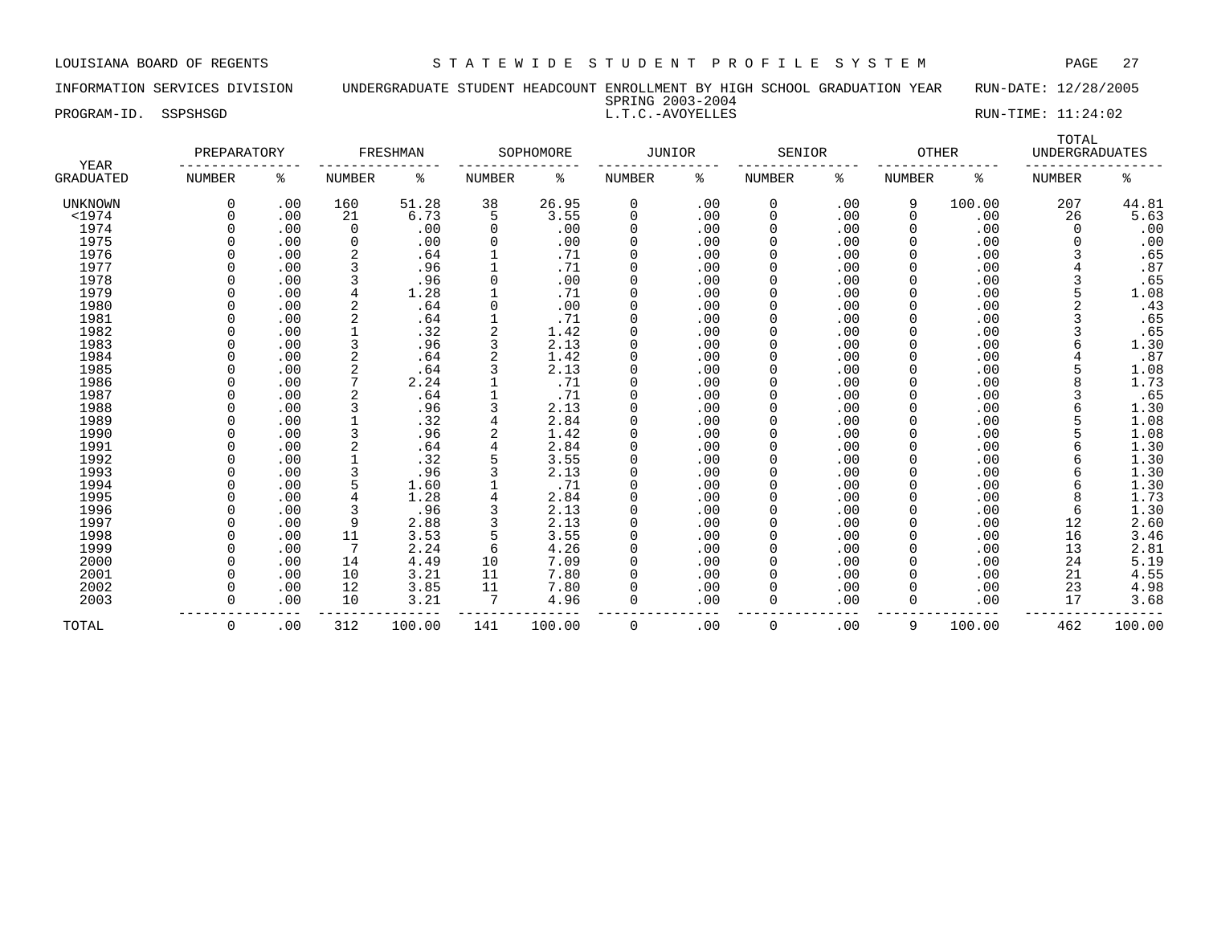LOUISIANA BOARD OF REGENTS — STATEWIDE STUDENT PROFILE SYSTEM

INFORMATION SERVICES DIVISION — UNDERGRADUATE STUDENT HEADCOUNT ENROLLMENT BY HIGH SCHOOL GRADUATION YEAR — RUN-DATE: 12/28/2005

SPRING 2003-2004

PROGRAM-ID. SSPSHSGD — L.T.C.-AVOYELLES — RUN-TIME: 11:24:02

| YEAR | PREPARATORY | | FRESHMAN | | SOPHOMORE | | JUNIOR | | SENIOR | | OTHER | | TOTAL UNDERGRADUATES | |
|---|---|---|---|---|---|---|---|---|---|---|---|---|---|---|
| GRADUATED | NUMBER | % | NUMBER | % | NUMBER | % | NUMBER | % | NUMBER | % | NUMBER | % | NUMBER | % |
| UNKNOWN | 0 | .00 | 160 | 51.28 | 38 | 26.95 | 0 | .00 | 0 | .00 | 9 | 100.00 | 207 | 44.81 |
| <1974 | 0 | .00 | 21 | 6.73 | 5 | 3.55 | 0 | .00 | 0 | .00 | 0 | .00 | 26 | 5.63 |
| 1974 | 0 | .00 | 0 | .00 | 0 | .00 | 0 | .00 | 0 | .00 | 0 | .00 | 0 | .00 |
| 1975 | 0 | .00 | 0 | .00 | 0 | .00 | 0 | .00 | 0 | .00 | 0 | .00 | 0 | .00 |
| 1976 | 0 | .00 | 2 | .64 | 1 | .71 | 0 | .00 | 0 | .00 | 0 | .00 | 3 | .65 |
| 1977 | 0 | .00 | 3 | .96 | 1 | .71 | 0 | .00 | 0 | .00 | 0 | .00 | 4 | .87 |
| 1978 | 0 | .00 | 3 | .96 | 0 | .00 | 0 | .00 | 0 | .00 | 0 | .00 | 3 | .65 |
| 1979 | 0 | .00 | 4 | 1.28 | 1 | .71 | 0 | .00 | 0 | .00 | 0 | .00 | 5 | 1.08 |
| 1980 | 0 | .00 | 2 | .64 | 0 | .00 | 0 | .00 | 0 | .00 | 0 | .00 | 2 | .43 |
| 1981 | 0 | .00 | 2 | .64 | 1 | .71 | 0 | .00 | 0 | .00 | 0 | .00 | 3 | .65 |
| 1982 | 0 | .00 | 1 | .32 | 2 | 1.42 | 0 | .00 | 0 | .00 | 0 | .00 | 3 | .65 |
| 1983 | 0 | .00 | 3 | .96 | 3 | 2.13 | 0 | .00 | 0 | .00 | 0 | .00 | 6 | 1.30 |
| 1984 | 0 | .00 | 2 | .64 | 2 | 1.42 | 0 | .00 | 0 | .00 | 0 | .00 | 4 | .87 |
| 1985 | 0 | .00 | 2 | .64 | 3 | 2.13 | 0 | .00 | 0 | .00 | 0 | .00 | 5 | 1.08 |
| 1986 | 0 | .00 | 7 | 2.24 | 1 | .71 | 0 | .00 | 0 | .00 | 0 | .00 | 8 | 1.73 |
| 1987 | 0 | .00 | 2 | .64 | 1 | .71 | 0 | .00 | 0 | .00 | 0 | .00 | 3 | .65 |
| 1988 | 0 | .00 | 3 | .96 | 3 | 2.13 | 0 | .00 | 0 | .00 | 0 | .00 | 6 | 1.30 |
| 1989 | 0 | .00 | 1 | .32 | 4 | 2.84 | 0 | .00 | 0 | .00 | 0 | .00 | 5 | 1.08 |
| 1990 | 0 | .00 | 3 | .96 | 2 | 1.42 | 0 | .00 | 0 | .00 | 0 | .00 | 5 | 1.08 |
| 1991 | 0 | .00 | 2 | .64 | 4 | 2.84 | 0 | .00 | 0 | .00 | 0 | .00 | 6 | 1.30 |
| 1992 | 0 | .00 | 1 | .32 | 5 | 3.55 | 0 | .00 | 0 | .00 | 0 | .00 | 6 | 1.30 |
| 1993 | 0 | .00 | 3 | .96 | 3 | 2.13 | 0 | .00 | 0 | .00 | 0 | .00 | 6 | 1.30 |
| 1994 | 0 | .00 | 5 | 1.60 | 1 | .71 | 0 | .00 | 0 | .00 | 0 | .00 | 6 | 1.30 |
| 1995 | 0 | .00 | 4 | 1.28 | 4 | 2.84 | 0 | .00 | 0 | .00 | 0 | .00 | 8 | 1.73 |
| 1996 | 0 | .00 | 3 | .96 | 3 | 2.13 | 0 | .00 | 0 | .00 | 0 | .00 | 6 | 1.30 |
| 1997 | 0 | .00 | 9 | 2.88 | 3 | 2.13 | 0 | .00 | 0 | .00 | 0 | .00 | 12 | 2.60 |
| 1998 | 0 | .00 | 11 | 3.53 | 5 | 3.55 | 0 | .00 | 0 | .00 | 0 | .00 | 16 | 3.46 |
| 1999 | 0 | .00 | 7 | 2.24 | 6 | 4.26 | 0 | .00 | 0 | .00 | 0 | .00 | 13 | 2.81 |
| 2000 | 0 | .00 | 14 | 4.49 | 10 | 7.09 | 0 | .00 | 0 | .00 | 0 | .00 | 24 | 5.19 |
| 2001 | 0 | .00 | 10 | 3.21 | 11 | 7.80 | 0 | .00 | 0 | .00 | 0 | .00 | 21 | 4.55 |
| 2002 | 0 | .00 | 12 | 3.85 | 11 | 7.80 | 0 | .00 | 0 | .00 | 0 | .00 | 23 | 4.98 |
| 2003 | 0 | .00 | 10 | 3.21 | 7 | 4.96 | 0 | .00 | 0 | .00 | 0 | .00 | 17 | 3.68 |
| TOTAL | 0 | .00 | 312 | 100.00 | 141 | 100.00 | 0 | .00 | 0 | .00 | 9 | 100.00 | 462 | 100.00 |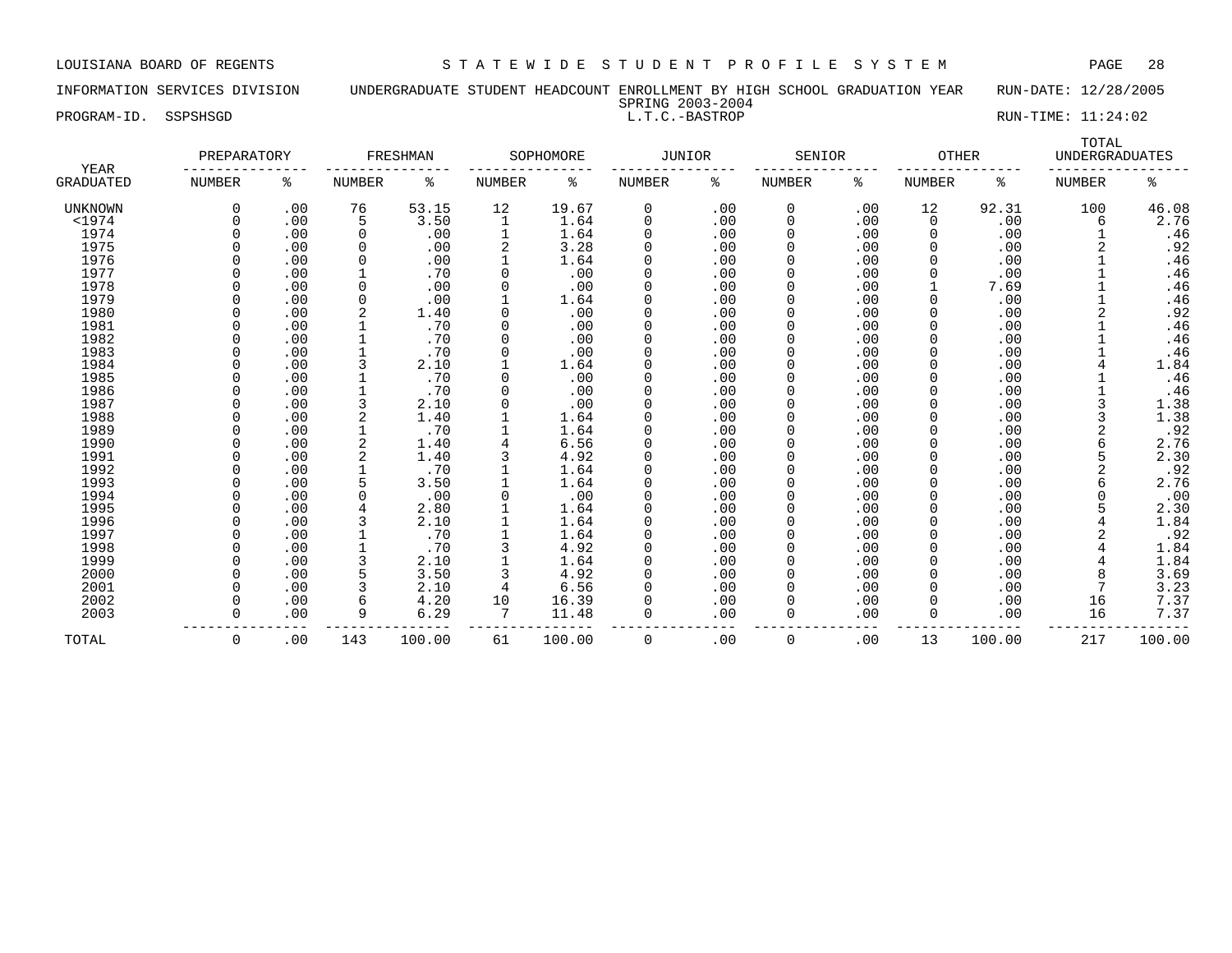LOUISIANA BOARD OF REGENTS — STATEWIDE STUDENT PROFILE SYSTEM

INFORMATION SERVICES DIVISION — UNDERGRADUATE STUDENT HEADCOUNT ENROLLMENT BY HIGH SCHOOL GRADUATION YEAR — RUN-DATE: 12/28/2005

SPRING 2003-2004

PROGRAM-ID. SSPSHSGD — L.T.C.-BASTROP — RUN-TIME: 11:24:02

| YEAR | PREPARATORY | | FRESHMAN | | SOPHOMORE | | JUNIOR | | SENIOR | | OTHER | | TOTAL UNDERGRADUATES | |
|---|---|---|---|---|---|---|---|---|---|---|---|---|---|---|
| GRADUATED | NUMBER | % | NUMBER | % | NUMBER | % | NUMBER | % | NUMBER | % | NUMBER | % | NUMBER | % |
| UNKNOWN | 0 | .00 | 76 | 53.15 | 12 | 19.67 | 0 | .00 | 0 | .00 | 12 | 92.31 | 100 | 46.08 |
| <1974 | 0 | .00 | 5 | 3.50 | 1 | 1.64 | 0 | .00 | 0 | .00 | 0 | .00 | 6 | 2.76 |
| 1974 | 0 | .00 | 0 | .00 | 1 | 1.64 | 0 | .00 | 0 | .00 | 0 | .00 | 1 | .46 |
| 1975 | 0 | .00 | 0 | .00 | 2 | 3.28 | 0 | .00 | 0 | .00 | 0 | .00 | 2 | .92 |
| 1976 | 0 | .00 | 0 | .00 | 1 | 1.64 | 0 | .00 | 0 | .00 | 0 | .00 | 1 | .46 |
| 1977 | 0 | .00 | 1 | .70 | 0 | .00 | 0 | .00 | 0 | .00 | 0 | .00 | 1 | .46 |
| 1978 | 0 | .00 | 0 | .00 | 0 | .00 | 0 | .00 | 0 | .00 | 1 | 7.69 | 1 | .46 |
| 1979 | 0 | .00 | 0 | .00 | 1 | 1.64 | 0 | .00 | 0 | .00 | 0 | .00 | 1 | .46 |
| 1980 | 0 | .00 | 2 | 1.40 | 0 | .00 | 0 | .00 | 0 | .00 | 0 | .00 | 2 | .92 |
| 1981 | 0 | .00 | 1 | .70 | 0 | .00 | 0 | .00 | 0 | .00 | 0 | .00 | 1 | .46 |
| 1982 | 0 | .00 | 1 | .70 | 0 | .00 | 0 | .00 | 0 | .00 | 0 | .00 | 1 | .46 |
| 1983 | 0 | .00 | 1 | .70 | 0 | .00 | 0 | .00 | 0 | .00 | 0 | .00 | 1 | .46 |
| 1984 | 0 | .00 | 3 | 2.10 | 1 | 1.64 | 0 | .00 | 0 | .00 | 0 | .00 | 4 | 1.84 |
| 1985 | 0 | .00 | 1 | .70 | 0 | .00 | 0 | .00 | 0 | .00 | 0 | .00 | 1 | .46 |
| 1986 | 0 | .00 | 1 | .70 | 0 | .00 | 0 | .00 | 0 | .00 | 0 | .00 | 1 | .46 |
| 1987 | 0 | .00 | 3 | 2.10 | 0 | .00 | 0 | .00 | 0 | .00 | 0 | .00 | 3 | 1.38 |
| 1988 | 0 | .00 | 2 | 1.40 | 1 | 1.64 | 0 | .00 | 0 | .00 | 0 | .00 | 3 | 1.38 |
| 1989 | 0 | .00 | 1 | .70 | 1 | 1.64 | 0 | .00 | 0 | .00 | 0 | .00 | 2 | .92 |
| 1990 | 0 | .00 | 2 | 1.40 | 4 | 6.56 | 0 | .00 | 0 | .00 | 0 | .00 | 6 | 2.76 |
| 1991 | 0 | .00 | 2 | 1.40 | 3 | 4.92 | 0 | .00 | 0 | .00 | 0 | .00 | 5 | 2.30 |
| 1992 | 0 | .00 | 1 | .70 | 1 | 1.64 | 0 | .00 | 0 | .00 | 0 | .00 | 2 | .92 |
| 1993 | 0 | .00 | 5 | 3.50 | 1 | 1.64 | 0 | .00 | 0 | .00 | 0 | .00 | 6 | 2.76 |
| 1994 | 0 | .00 | 0 | .00 | 0 | .00 | 0 | .00 | 0 | .00 | 0 | .00 | 0 | .00 |
| 1995 | 0 | .00 | 4 | 2.80 | 1 | 1.64 | 0 | .00 | 0 | .00 | 0 | .00 | 5 | 2.30 |
| 1996 | 0 | .00 | 3 | 2.10 | 1 | 1.64 | 0 | .00 | 0 | .00 | 0 | .00 | 4 | 1.84 |
| 1997 | 0 | .00 | 1 | .70 | 1 | 1.64 | 0 | .00 | 0 | .00 | 0 | .00 | 2 | .92 |
| 1998 | 0 | .00 | 1 | .70 | 3 | 4.92 | 0 | .00 | 0 | .00 | 0 | .00 | 4 | 1.84 |
| 1999 | 0 | .00 | 3 | 2.10 | 1 | 1.64 | 0 | .00 | 0 | .00 | 0 | .00 | 4 | 1.84 |
| 2000 | 0 | .00 | 5 | 3.50 | 3 | 4.92 | 0 | .00 | 0 | .00 | 0 | .00 | 8 | 3.69 |
| 2001 | 0 | .00 | 3 | 2.10 | 4 | 6.56 | 0 | .00 | 0 | .00 | 0 | .00 | 7 | 3.23 |
| 2002 | 0 | .00 | 6 | 4.20 | 10 | 16.39 | 0 | .00 | 0 | .00 | 0 | .00 | 16 | 7.37 |
| 2003 | 0 | .00 | 9 | 6.29 | 7 | 11.48 | 0 | .00 | 0 | .00 | 0 | .00 | 16 | 7.37 |
| TOTAL | 0 | .00 | 143 | 100.00 | 61 | 100.00 | 0 | .00 | 0 | .00 | 13 | 100.00 | 217 | 100.00 |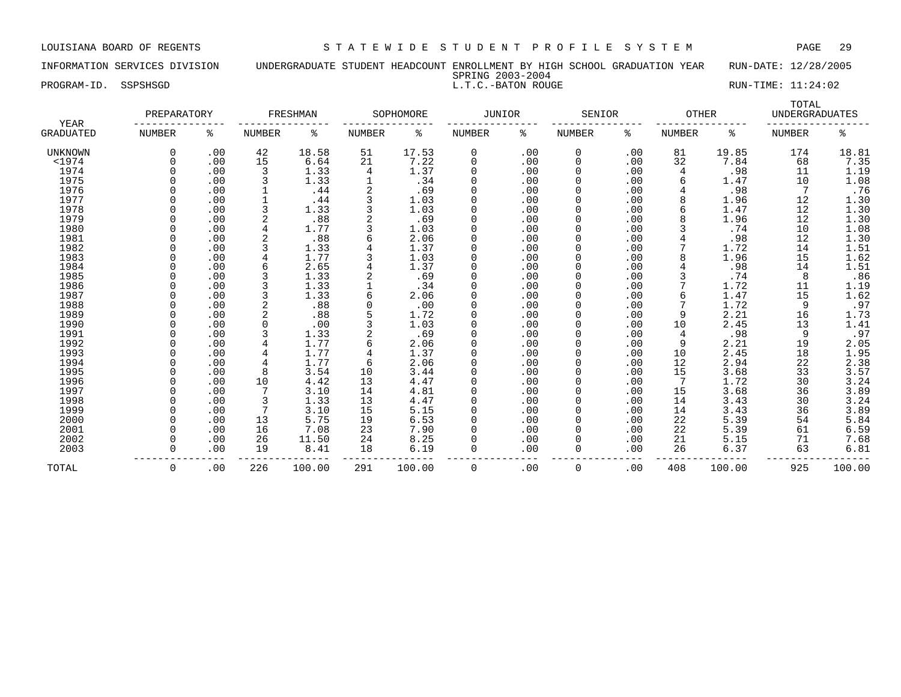LOUISIANA BOARD OF REGENTS — STATEWIDE STUDENT PROFILE SYSTEM

INFORMATION SERVICES DIVISION — UNDERGRADUATE STUDENT HEADCOUNT ENROLLMENT BY HIGH SCHOOL GRADUATION YEAR — RUN-DATE: 12/28/2005

SPRING 2003-2004

PROGRAM-ID. SSPSHSGD — L.T.C.-BATON ROUGE — RUN-TIME: 11:24:02

| YEAR | PREPARATORY | | FRESHMAN | | SOPHOMORE | | JUNIOR | | SENIOR | | OTHER | | TOTAL UNDERGRADUATES | |
|---|---|---|---|---|---|---|---|---|---|---|---|---|---|---|
| GRADUATED | NUMBER | % | NUMBER | % | NUMBER | % | NUMBER | % | NUMBER | % | NUMBER | % | NUMBER | % |
| UNKNOWN | 0 | .00 | 42 | 18.58 | 51 | 17.53 | 0 | .00 | 0 | .00 | 81 | 19.85 | 174 | 18.81 |
| <1974 | 0 | .00 | 15 | 6.64 | 21 | 7.22 | 0 | .00 | 0 | .00 | 32 | 7.84 | 68 | 7.35 |
| 1974 | 0 | .00 | 3 | 1.33 | 4 | 1.37 | 0 | .00 | 0 | .00 | 4 | .98 | 11 | 1.19 |
| 1975 | 0 | .00 | 3 | 1.33 | 1 | .34 | 0 | .00 | 0 | .00 | 6 | 1.47 | 10 | 1.08 |
| 1976 | 0 | .00 | 1 | .44 | 2 | .69 | 0 | .00 | 0 | .00 | 4 | .98 | 7 | .76 |
| 1977 | 0 | .00 | 1 | .44 | 3 | 1.03 | 0 | .00 | 0 | .00 | 8 | 1.96 | 12 | 1.30 |
| 1978 | 0 | .00 | 3 | 1.33 | 3 | 1.03 | 0 | .00 | 0 | .00 | 6 | 1.47 | 12 | 1.30 |
| 1979 | 0 | .00 | 2 | .88 | 2 | .69 | 0 | .00 | 0 | .00 | 8 | 1.96 | 12 | 1.30 |
| 1980 | 0 | .00 | 4 | 1.77 | 3 | 1.03 | 0 | .00 | 0 | .00 | 3 | .74 | 10 | 1.08 |
| 1981 | 0 | .00 | 2 | .88 | 6 | 2.06 | 0 | .00 | 0 | .00 | 4 | .98 | 12 | 1.30 |
| 1982 | 0 | .00 | 3 | 1.33 | 4 | 1.37 | 0 | .00 | 0 | .00 | 7 | 1.72 | 14 | 1.51 |
| 1983 | 0 | .00 | 4 | 1.77 | 3 | 1.03 | 0 | .00 | 0 | .00 | 8 | 1.96 | 15 | 1.62 |
| 1984 | 0 | .00 | 6 | 2.65 | 4 | 1.37 | 0 | .00 | 0 | .00 | 4 | .98 | 14 | 1.51 |
| 1985 | 0 | .00 | 3 | 1.33 | 2 | .69 | 0 | .00 | 0 | .00 | 3 | .74 | 8 | .86 |
| 1986 | 0 | .00 | 3 | 1.33 | 1 | .34 | 0 | .00 | 0 | .00 | 7 | 1.72 | 11 | 1.19 |
| 1987 | 0 | .00 | 3 | 1.33 | 6 | 2.06 | 0 | .00 | 0 | .00 | 6 | 1.47 | 15 | 1.62 |
| 1988 | 0 | .00 | 2 | .88 | 0 | .00 | 0 | .00 | 0 | .00 | 7 | 1.72 | 9 | .97 |
| 1989 | 0 | .00 | 2 | .88 | 5 | 1.72 | 0 | .00 | 0 | .00 | 9 | 2.21 | 16 | 1.73 |
| 1990 | 0 | .00 | 0 | .00 | 3 | 1.03 | 0 | .00 | 0 | .00 | 10 | 2.45 | 13 | 1.41 |
| 1991 | 0 | .00 | 3 | 1.33 | 2 | .69 | 0 | .00 | 0 | .00 | 4 | .98 | 9 | .97 |
| 1992 | 0 | .00 | 4 | 1.77 | 6 | 2.06 | 0 | .00 | 0 | .00 | 9 | 2.21 | 19 | 2.05 |
| 1993 | 0 | .00 | 4 | 1.77 | 4 | 1.37 | 0 | .00 | 0 | .00 | 10 | 2.45 | 18 | 1.95 |
| 1994 | 0 | .00 | 4 | 1.77 | 6 | 2.06 | 0 | .00 | 0 | .00 | 12 | 2.94 | 22 | 2.38 |
| 1995 | 0 | .00 | 8 | 3.54 | 10 | 3.44 | 0 | .00 | 0 | .00 | 15 | 3.68 | 33 | 3.57 |
| 1996 | 0 | .00 | 10 | 4.42 | 13 | 4.47 | 0 | .00 | 0 | .00 | 7 | 1.72 | 30 | 3.24 |
| 1997 | 0 | .00 | 7 | 3.10 | 14 | 4.81 | 0 | .00 | 0 | .00 | 15 | 3.68 | 36 | 3.89 |
| 1998 | 0 | .00 | 3 | 1.33 | 13 | 4.47 | 0 | .00 | 0 | .00 | 14 | 3.43 | 30 | 3.24 |
| 1999 | 0 | .00 | 7 | 3.10 | 15 | 5.15 | 0 | .00 | 0 | .00 | 14 | 3.43 | 36 | 3.89 |
| 2000 | 0 | .00 | 13 | 5.75 | 19 | 6.53 | 0 | .00 | 0 | .00 | 22 | 5.39 | 54 | 5.84 |
| 2001 | 0 | .00 | 16 | 7.08 | 23 | 7.90 | 0 | .00 | 0 | .00 | 22 | 5.39 | 61 | 6.59 |
| 2002 | 0 | .00 | 26 | 11.50 | 24 | 8.25 | 0 | .00 | 0 | .00 | 21 | 5.15 | 71 | 7.68 |
| 2003 | 0 | .00 | 19 | 8.41 | 18 | 6.19 | 0 | .00 | 0 | .00 | 26 | 6.37 | 63 | 6.81 |
| TOTAL | 0 | .00 | 226 | 100.00 | 291 | 100.00 | 0 | .00 | 0 | .00 | 408 | 100.00 | 925 | 100.00 |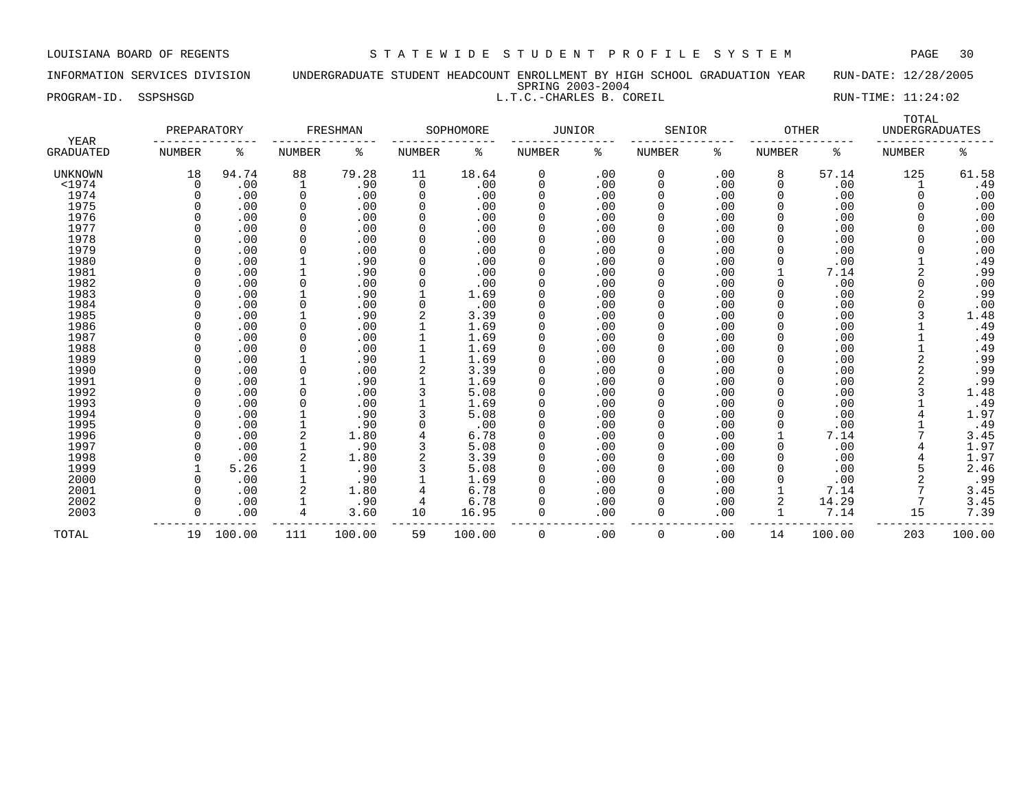LOUISIANA BOARD OF REGENTS — STATEWIDE STUDENT PROFILE SYSTEM

INFORMATION SERVICES DIVISION — UNDERGRADUATE STUDENT HEADCOUNT ENROLLMENT BY HIGH SCHOOL GRADUATION YEAR — RUN-DATE: 12/28/2005

SPRING 2003-2004

PROGRAM-ID. SSPSHSGD — L.T.C.-CHARLES B. COREIL — RUN-TIME: 11:24:02

| YEAR GRADUATED | PREPARATORY NUMBER | PREPARATORY % | FRESHMAN NUMBER | FRESHMAN % | SOPHOMORE NUMBER | SOPHOMORE % | JUNIOR NUMBER | JUNIOR % | SENIOR NUMBER | SENIOR % | OTHER NUMBER | OTHER % | TOTAL UNDERGRADUATES NUMBER | TOTAL UNDERGRADUATES % |
|---|---|---|---|---|---|---|---|---|---|---|---|---|---|---|
| UNKNOWN | 18 | 94.74 | 88 | 79.28 | 11 | 18.64 | 0 | .00 | 0 | .00 | 8 | 57.14 | 125 | 61.58 |
| <1974 | 0 | .00 | 1 | .90 | 0 | .00 | 0 | .00 | 0 | .00 | 0 | .00 | 1 | .49 |
| 1974 | 0 | .00 | 0 | .00 | 0 | .00 | 0 | .00 | 0 | .00 | 0 | .00 | 0 | .00 |
| 1975 | 0 | .00 | 0 | .00 | 0 | .00 | 0 | .00 | 0 | .00 | 0 | .00 | 0 | .00 |
| 1976 | 0 | .00 | 0 | .00 | 0 | .00 | 0 | .00 | 0 | .00 | 0 | .00 | 0 | .00 |
| 1977 | 0 | .00 | 0 | .00 | 0 | .00 | 0 | .00 | 0 | .00 | 0 | .00 | 0 | .00 |
| 1978 | 0 | .00 | 0 | .00 | 0 | .00 | 0 | .00 | 0 | .00 | 0 | .00 | 0 | .00 |
| 1979 | 0 | .00 | 0 | .00 | 0 | .00 | 0 | .00 | 0 | .00 | 0 | .00 | 0 | .00 |
| 1980 | 0 | .00 | 1 | .90 | 0 | .00 | 0 | .00 | 0 | .00 | 0 | .00 | 1 | .49 |
| 1981 | 0 | .00 | 1 | .90 | 0 | .00 | 0 | .00 | 0 | .00 | 1 | 7.14 | 2 | .99 |
| 1982 | 0 | .00 | 0 | .00 | 0 | .00 | 0 | .00 | 0 | .00 | 0 | .00 | 0 | .00 |
| 1983 | 0 | .00 | 1 | .90 | 1 | 1.69 | 0 | .00 | 0 | .00 | 0 | .00 | 2 | .99 |
| 1984 | 0 | .00 | 0 | .00 | 0 | .00 | 0 | .00 | 0 | .00 | 0 | .00 | 0 | .00 |
| 1985 | 0 | .00 | 1 | .90 | 2 | 3.39 | 0 | .00 | 0 | .00 | 0 | .00 | 3 | 1.48 |
| 1986 | 0 | .00 | 0 | .00 | 1 | 1.69 | 0 | .00 | 0 | .00 | 0 | .00 | 1 | .49 |
| 1987 | 0 | .00 | 0 | .00 | 1 | 1.69 | 0 | .00 | 0 | .00 | 0 | .00 | 1 | .49 |
| 1988 | 0 | .00 | 0 | .00 | 1 | 1.69 | 0 | .00 | 0 | .00 | 0 | .00 | 1 | .49 |
| 1989 | 0 | .00 | 1 | .90 | 1 | 1.69 | 0 | .00 | 0 | .00 | 0 | .00 | 2 | .99 |
| 1990 | 0 | .00 | 0 | .00 | 2 | 3.39 | 0 | .00 | 0 | .00 | 0 | .00 | 2 | .99 |
| 1991 | 0 | .00 | 1 | .90 | 1 | 1.69 | 0 | .00 | 0 | .00 | 0 | .00 | 2 | .99 |
| 1992 | 0 | .00 | 0 | .00 | 3 | 5.08 | 0 | .00 | 0 | .00 | 0 | .00 | 3 | 1.48 |
| 1993 | 0 | .00 | 0 | .00 | 1 | 1.69 | 0 | .00 | 0 | .00 | 0 | .00 | 1 | .49 |
| 1994 | 0 | .00 | 1 | .90 | 3 | 5.08 | 0 | .00 | 0 | .00 | 0 | .00 | 4 | 1.97 |
| 1995 | 0 | .00 | 1 | .90 | 0 | .00 | 0 | .00 | 0 | .00 | 0 | .00 | 1 | .49 |
| 1996 | 0 | .00 | 2 | 1.80 | 4 | 6.78 | 0 | .00 | 0 | .00 | 1 | 7.14 | 7 | 3.45 |
| 1997 | 0 | .00 | 1 | .90 | 3 | 5.08 | 0 | .00 | 0 | .00 | 0 | .00 | 4 | 1.97 |
| 1998 | 0 | .00 | 2 | 1.80 | 2 | 3.39 | 0 | .00 | 0 | .00 | 0 | .00 | 4 | 1.97 |
| 1999 | 1 | 5.26 | 1 | .90 | 3 | 5.08 | 0 | .00 | 0 | .00 | 0 | .00 | 5 | 2.46 |
| 2000 | 0 | .00 | 1 | .90 | 1 | 1.69 | 0 | .00 | 0 | .00 | 0 | .00 | 2 | .99 |
| 2001 | 0 | .00 | 2 | 1.80 | 4 | 6.78 | 0 | .00 | 0 | .00 | 1 | 7.14 | 7 | 3.45 |
| 2002 | 0 | .00 | 1 | .90 | 4 | 6.78 | 0 | .00 | 0 | .00 | 2 | 14.29 | 7 | 3.45 |
| 2003 | 0 | .00 | 4 | 3.60 | 10 | 16.95 | 0 | .00 | 0 | .00 | 1 | 7.14 | 15 | 7.39 |
| TOTAL | 19 | 100.00 | 111 | 100.00 | 59 | 100.00 | 0 | .00 | 0 | .00 | 14 | 100.00 | 203 | 100.00 |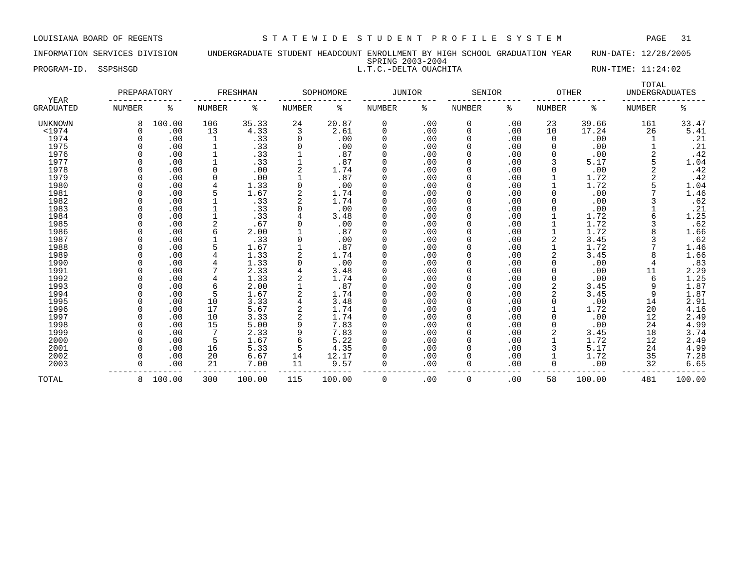LOUISIANA BOARD OF REGENTS — STATEWIDE STUDENT PROFILE SYSTEM

INFORMATION SERVICES DIVISION — UNDERGRADUATE STUDENT HEADCOUNT ENROLLMENT BY HIGH SCHOOL GRADUATION YEAR — RUN-DATE: 12/28/2005

SPRING 2003-2004

PROGRAM-ID. SSPSHSGD — L.T.C.-DELTA OUACHITA — RUN-TIME: 11:24:02

| YEAR GRADUATED | PREPARATORY NUMBER | PREPARATORY % | FRESHMAN NUMBER | FRESHMAN % | SOPHOMORE NUMBER | SOPHOMORE % | JUNIOR NUMBER | JUNIOR % | SENIOR NUMBER | SENIOR % | OTHER NUMBER | OTHER % | TOTAL UNDERGRADUATES NUMBER | TOTAL UNDERGRADUATES % |
|---|---|---|---|---|---|---|---|---|---|---|---|---|---|---|
| UNKNOWN | 8 | 100.00 | 106 | 35.33 | 24 | 20.87 | 0 | .00 | 0 | .00 | 23 | 39.66 | 161 | 33.47 |
| <1974 | 0 | .00 | 13 | 4.33 | 3 | 2.61 | 0 | .00 | 0 | .00 | 10 | 17.24 | 26 | 5.41 |
| 1974 | 0 | .00 | 1 | .33 | 0 | .00 | 0 | .00 | 0 | .00 | 0 | .00 | 1 | .21 |
| 1975 | 0 | .00 | 1 | .33 | 0 | .00 | 0 | .00 | 0 | .00 | 0 | .00 | 1 | .21 |
| 1976 | 0 | .00 | 1 | .33 | 1 | .87 | 0 | .00 | 0 | .00 | 0 | .00 | 2 | .42 |
| 1977 | 0 | .00 | 1 | .33 | 1 | .87 | 0 | .00 | 0 | .00 | 3 | 5.17 | 5 | 1.04 |
| 1978 | 0 | .00 | 0 | .00 | 2 | 1.74 | 0 | .00 | 0 | .00 | 0 | .00 | 2 | .42 |
| 1979 | 0 | .00 | 0 | .00 | 1 | .87 | 0 | .00 | 0 | .00 | 1 | 1.72 | 2 | .42 |
| 1980 | 0 | .00 | 4 | 1.33 | 0 | .00 | 0 | .00 | 0 | .00 | 1 | 1.72 | 5 | 1.04 |
| 1981 | 0 | .00 | 5 | 1.67 | 2 | 1.74 | 0 | .00 | 0 | .00 | 0 | .00 | 7 | 1.46 |
| 1982 | 0 | .00 | 1 | .33 | 2 | 1.74 | 0 | .00 | 0 | .00 | 0 | .00 | 3 | .62 |
| 1983 | 0 | .00 | 1 | .33 | 0 | .00 | 0 | .00 | 0 | .00 | 0 | .00 | 1 | .21 |
| 1984 | 0 | .00 | 1 | .33 | 4 | 3.48 | 0 | .00 | 0 | .00 | 1 | 1.72 | 6 | 1.25 |
| 1985 | 0 | .00 | 2 | .67 | 0 | .00 | 0 | .00 | 0 | .00 | 1 | 1.72 | 3 | .62 |
| 1986 | 0 | .00 | 6 | 2.00 | 1 | .87 | 0 | .00 | 0 | .00 | 1 | 1.72 | 8 | 1.66 |
| 1987 | 0 | .00 | 1 | .33 | 0 | .00 | 0 | .00 | 0 | .00 | 2 | 3.45 | 3 | .62 |
| 1988 | 0 | .00 | 5 | 1.67 | 1 | .87 | 0 | .00 | 0 | .00 | 1 | 1.72 | 7 | 1.46 |
| 1989 | 0 | .00 | 4 | 1.33 | 2 | 1.74 | 0 | .00 | 0 | .00 | 2 | 3.45 | 8 | 1.66 |
| 1990 | 0 | .00 | 4 | 1.33 | 0 | .00 | 0 | .00 | 0 | .00 | 0 | .00 | 4 | .83 |
| 1991 | 0 | .00 | 7 | 2.33 | 4 | 3.48 | 0 | .00 | 0 | .00 | 0 | .00 | 11 | 2.29 |
| 1992 | 0 | .00 | 4 | 1.33 | 2 | 1.74 | 0 | .00 | 0 | .00 | 0 | .00 | 6 | 1.25 |
| 1993 | 0 | .00 | 6 | 2.00 | 1 | .87 | 0 | .00 | 0 | .00 | 2 | 3.45 | 9 | 1.87 |
| 1994 | 0 | .00 | 5 | 1.67 | 2 | 1.74 | 0 | .00 | 0 | .00 | 2 | 3.45 | 9 | 1.87 |
| 1995 | 0 | .00 | 10 | 3.33 | 4 | 3.48 | 0 | .00 | 0 | .00 | 0 | .00 | 14 | 2.91 |
| 1996 | 0 | .00 | 17 | 5.67 | 2 | 1.74 | 0 | .00 | 0 | .00 | 1 | 1.72 | 20 | 4.16 |
| 1997 | 0 | .00 | 10 | 3.33 | 2 | 1.74 | 0 | .00 | 0 | .00 | 0 | .00 | 12 | 2.49 |
| 1998 | 0 | .00 | 15 | 5.00 | 9 | 7.83 | 0 | .00 | 0 | .00 | 0 | .00 | 24 | 4.99 |
| 1999 | 0 | .00 | 7 | 2.33 | 9 | 7.83 | 0 | .00 | 0 | .00 | 2 | 3.45 | 18 | 3.74 |
| 2000 | 0 | .00 | 5 | 1.67 | 6 | 5.22 | 0 | .00 | 0 | .00 | 1 | 1.72 | 12 | 2.49 |
| 2001 | 0 | .00 | 16 | 5.33 | 5 | 4.35 | 0 | .00 | 0 | .00 | 3 | 5.17 | 24 | 4.99 |
| 2002 | 0 | .00 | 20 | 6.67 | 14 | 12.17 | 0 | .00 | 0 | .00 | 1 | 1.72 | 35 | 7.28 |
| 2003 | 0 | .00 | 21 | 7.00 | 11 | 9.57 | 0 | .00 | 0 | .00 | 0 | .00 | 32 | 6.65 |
| TOTAL | 8 | 100.00 | 300 | 100.00 | 115 | 100.00 | 0 | .00 | 0 | .00 | 58 | 100.00 | 481 | 100.00 |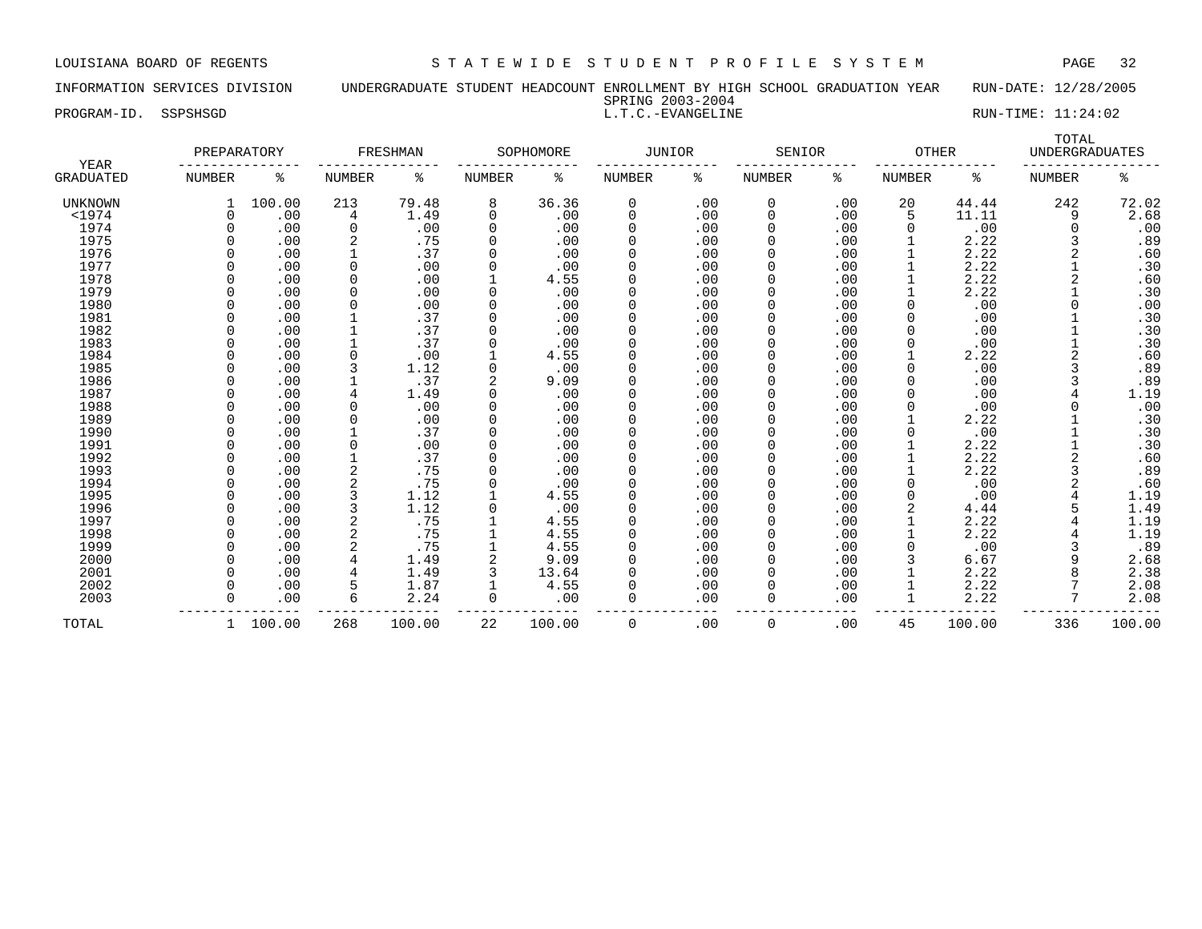LOUISIANA BOARD OF REGENTS — STATEWIDE STUDENT PROFILE SYSTEM

INFORMATION SERVICES DIVISION — UNDERGRADUATE STUDENT HEADCOUNT ENROLLMENT BY HIGH SCHOOL GRADUATION YEAR — RUN-DATE: 12/28/2005

SPRING 2003-2004

PROGRAM-ID. SSPSHSGD — L.T.C.-EVANGELINE — RUN-TIME: 11:24:02

| YEAR GRADUATED | PREPARATORY NUMBER | PREPARATORY % | FRESHMAN NUMBER | FRESHMAN % | SOPHOMORE NUMBER | SOPHOMORE % | JUNIOR NUMBER | JUNIOR % | SENIOR NUMBER | SENIOR % | OTHER NUMBER | OTHER % | TOTAL UNDERGRADUATES NUMBER | TOTAL UNDERGRADUATES % |
|---|---|---|---|---|---|---|---|---|---|---|---|---|---|---|
| UNKNOWN | 1 | 100.00 | 213 | 79.48 | 8 | 36.36 | 0 | .00 | 0 | .00 | 20 | 44.44 | 242 | 72.02 |
| <1974 | 0 | .00 | 4 | 1.49 | 0 | .00 | 0 | .00 | 0 | .00 | 5 | 11.11 | 9 | 2.68 |
| 1974 | 0 | .00 | 0 | .00 | 0 | .00 | 0 | .00 | 0 | .00 | 0 | .00 | 0 | .00 |
| 1975 | 0 | .00 | 2 | .75 | 0 | .00 | 0 | .00 | 0 | .00 | 1 | 2.22 | 3 | .89 |
| 1976 | 0 | .00 | 1 | .37 | 0 | .00 | 0 | .00 | 0 | .00 | 1 | 2.22 | 2 | .60 |
| 1977 | 0 | .00 | 0 | .00 | 0 | .00 | 0 | .00 | 0 | .00 | 1 | 2.22 | 1 | .30 |
| 1978 | 0 | .00 | 0 | .00 | 1 | 4.55 | 0 | .00 | 0 | .00 | 1 | 2.22 | 2 | .60 |
| 1979 | 0 | .00 | 0 | .00 | 0 | .00 | 0 | .00 | 0 | .00 | 1 | 2.22 | 1 | .30 |
| 1980 | 0 | .00 | 0 | .00 | 0 | .00 | 0 | .00 | 0 | .00 | 0 | .00 | 0 | .00 |
| 1981 | 0 | .00 | 1 | .37 | 0 | .00 | 0 | .00 | 0 | .00 | 0 | .00 | 1 | .30 |
| 1982 | 0 | .00 | 1 | .37 | 0 | .00 | 0 | .00 | 0 | .00 | 0 | .00 | 1 | .30 |
| 1983 | 0 | .00 | 1 | .37 | 0 | .00 | 0 | .00 | 0 | .00 | 0 | .00 | 1 | .30 |
| 1984 | 0 | .00 | 0 | .00 | 1 | 4.55 | 0 | .00 | 0 | .00 | 1 | 2.22 | 2 | .60 |
| 1985 | 0 | .00 | 3 | 1.12 | 0 | .00 | 0 | .00 | 0 | .00 | 0 | .00 | 3 | .89 |
| 1986 | 0 | .00 | 1 | .37 | 2 | 9.09 | 0 | .00 | 0 | .00 | 0 | .00 | 3 | .89 |
| 1987 | 0 | .00 | 4 | 1.49 | 0 | .00 | 0 | .00 | 0 | .00 | 0 | .00 | 4 | 1.19 |
| 1988 | 0 | .00 | 0 | .00 | 0 | .00 | 0 | .00 | 0 | .00 | 0 | .00 | 0 | .00 |
| 1989 | 0 | .00 | 0 | .00 | 0 | .00 | 0 | .00 | 0 | .00 | 1 | 2.22 | 1 | .30 |
| 1990 | 0 | .00 | 1 | .37 | 0 | .00 | 0 | .00 | 0 | .00 | 0 | .00 | 1 | .30 |
| 1991 | 0 | .00 | 0 | .00 | 0 | .00 | 0 | .00 | 0 | .00 | 1 | 2.22 | 1 | .30 |
| 1992 | 0 | .00 | 1 | .37 | 0 | .00 | 0 | .00 | 0 | .00 | 1 | 2.22 | 2 | .60 |
| 1993 | 0 | .00 | 2 | .75 | 0 | .00 | 0 | .00 | 0 | .00 | 1 | 2.22 | 3 | .89 |
| 1994 | 0 | .00 | 2 | .75 | 0 | .00 | 0 | .00 | 0 | .00 | 0 | .00 | 2 | .60 |
| 1995 | 0 | .00 | 3 | 1.12 | 1 | 4.55 | 0 | .00 | 0 | .00 | 0 | .00 | 4 | 1.19 |
| 1996 | 0 | .00 | 3 | 1.12 | 0 | .00 | 0 | .00 | 0 | .00 | 2 | 4.44 | 5 | 1.49 |
| 1997 | 0 | .00 | 2 | .75 | 1 | 4.55 | 0 | .00 | 0 | .00 | 1 | 2.22 | 4 | 1.19 |
| 1998 | 0 | .00 | 2 | .75 | 1 | 4.55 | 0 | .00 | 0 | .00 | 1 | 2.22 | 4 | 1.19 |
| 1999 | 0 | .00 | 2 | .75 | 1 | 4.55 | 0 | .00 | 0 | .00 | 0 | .00 | 3 | .89 |
| 2000 | 0 | .00 | 4 | 1.49 | 2 | 9.09 | 0 | .00 | 0 | .00 | 3 | 6.67 | 9 | 2.68 |
| 2001 | 0 | .00 | 4 | 1.49 | 3 | 13.64 | 0 | .00 | 0 | .00 | 1 | 2.22 | 8 | 2.38 |
| 2002 | 0 | .00 | 5 | 1.87 | 1 | 4.55 | 0 | .00 | 0 | .00 | 1 | 2.22 | 7 | 2.08 |
| 2003 | 0 | .00 | 6 | 2.24 | 0 | .00 | 0 | .00 | 0 | .00 | 1 | 2.22 | 7 | 2.08 |
| TOTAL | 1 | 100.00 | 268 | 100.00 | 22 | 100.00 | 0 | .00 | 0 | .00 | 45 | 100.00 | 336 | 100.00 |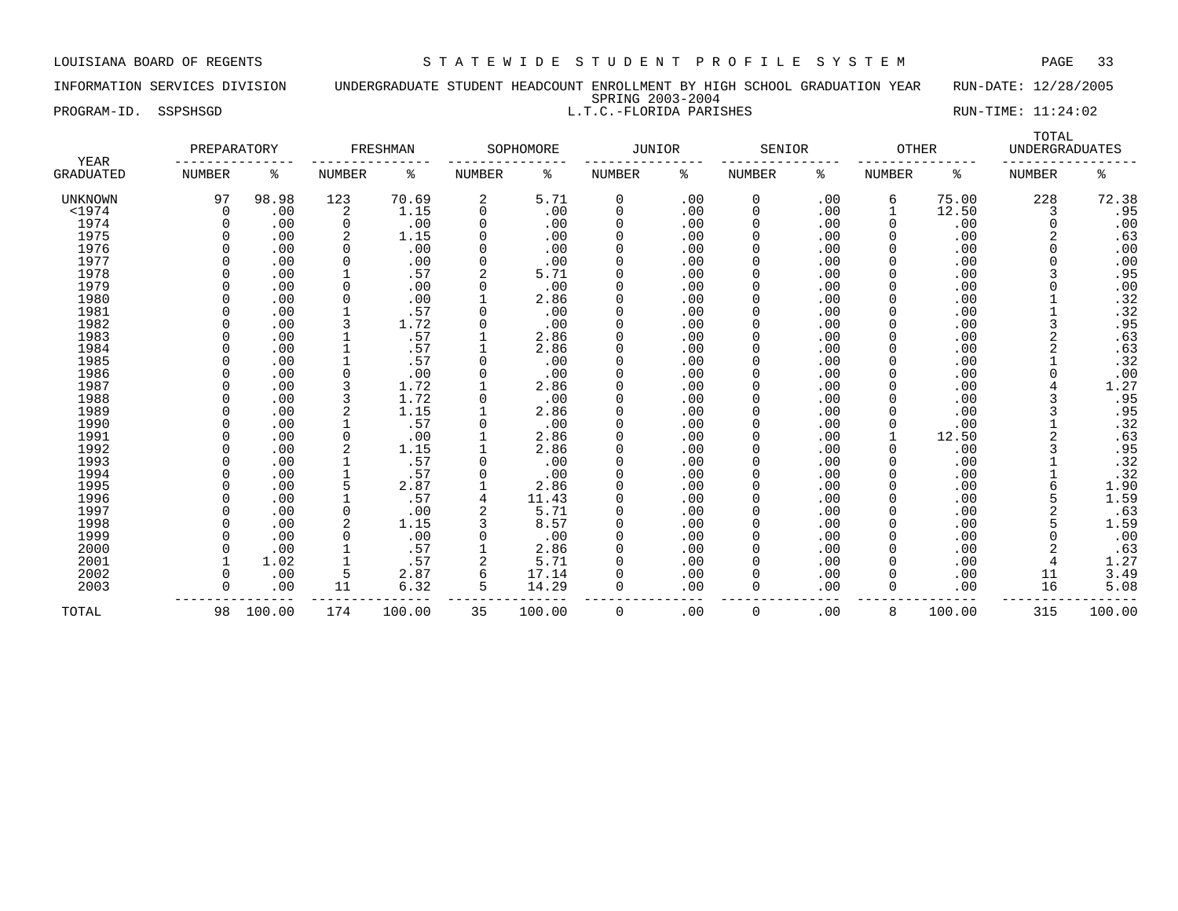LOUISIANA BOARD OF REGENTS — STATEWIDE STUDENT PROFILE SYSTEM

INFORMATION SERVICES DIVISION — UNDERGRADUATE STUDENT HEADCOUNT ENROLLMENT BY HIGH SCHOOL GRADUATION YEAR — RUN-DATE: 12/28/2005

SPRING 2003-2004

PROGRAM-ID. SSPSHSGD — L.T.C.-FLORIDA PARISHES — RUN-TIME: 11:24:02

| YEAR GRADUATED | PREPARATORY NUMBER | PREPARATORY % | FRESHMAN NUMBER | FRESHMAN % | SOPHOMORE NUMBER | SOPHOMORE % | JUNIOR NUMBER | JUNIOR % | SENIOR NUMBER | SENIOR % | OTHER NUMBER | OTHER % | TOTAL UNDERGRADUATES NUMBER | TOTAL UNDERGRADUATES % |
|---|---|---|---|---|---|---|---|---|---|---|---|---|---|---|
| UNKNOWN | 97 | 98.98 | 123 | 70.69 | 2 | 5.71 | 0 | .00 | 0 | .00 | 6 | 75.00 | 228 | 72.38 |
| <1974 | 0 | .00 | 2 | 1.15 | 0 | .00 | 0 | .00 | 0 | .00 | 1 | 12.50 | 3 | .95 |
| 1974 | 0 | .00 | 0 | .00 | 0 | .00 | 0 | .00 | 0 | .00 | 0 | .00 | 0 | .00 |
| 1975 | 0 | .00 | 2 | 1.15 | 0 | .00 | 0 | .00 | 0 | .00 | 0 | .00 | 2 | .63 |
| 1976 | 0 | .00 | 0 | .00 | 0 | .00 | 0 | .00 | 0 | .00 | 0 | .00 | 0 | .00 |
| 1977 | 0 | .00 | 0 | .00 | 0 | .00 | 0 | .00 | 0 | .00 | 0 | .00 | 0 | .00 |
| 1978 | 0 | .00 | 1 | .57 | 2 | 5.71 | 0 | .00 | 0 | .00 | 0 | .00 | 3 | .95 |
| 1979 | 0 | .00 | 0 | .00 | 0 | .00 | 0 | .00 | 0 | .00 | 0 | .00 | 0 | .00 |
| 1980 | 0 | .00 | 0 | .00 | 1 | 2.86 | 0 | .00 | 0 | .00 | 0 | .00 | 1 | .32 |
| 1981 | 0 | .00 | 1 | .57 | 0 | .00 | 0 | .00 | 0 | .00 | 0 | .00 | 1 | .32 |
| 1982 | 0 | .00 | 3 | 1.72 | 0 | .00 | 0 | .00 | 0 | .00 | 0 | .00 | 3 | .95 |
| 1983 | 0 | .00 | 1 | .57 | 1 | 2.86 | 0 | .00 | 0 | .00 | 0 | .00 | 2 | .63 |
| 1984 | 0 | .00 | 1 | .57 | 1 | 2.86 | 0 | .00 | 0 | .00 | 0 | .00 | 2 | .63 |
| 1985 | 0 | .00 | 1 | .57 | 0 | .00 | 0 | .00 | 0 | .00 | 0 | .00 | 1 | .32 |
| 1986 | 0 | .00 | 0 | .00 | 0 | .00 | 0 | .00 | 0 | .00 | 0 | .00 | 0 | .00 |
| 1987 | 0 | .00 | 3 | 1.72 | 1 | 2.86 | 0 | .00 | 0 | .00 | 0 | .00 | 4 | 1.27 |
| 1988 | 0 | .00 | 3 | 1.72 | 0 | .00 | 0 | .00 | 0 | .00 | 0 | .00 | 3 | .95 |
| 1989 | 0 | .00 | 2 | 1.15 | 1 | 2.86 | 0 | .00 | 0 | .00 | 0 | .00 | 3 | .95 |
| 1990 | 0 | .00 | 1 | .57 | 0 | .00 | 0 | .00 | 0 | .00 | 0 | .00 | 1 | .32 |
| 1991 | 0 | .00 | 0 | .00 | 1 | 2.86 | 0 | .00 | 0 | .00 | 1 | 12.50 | 2 | .63 |
| 1992 | 0 | .00 | 2 | 1.15 | 1 | 2.86 | 0 | .00 | 0 | .00 | 0 | .00 | 3 | .95 |
| 1993 | 0 | .00 | 1 | .57 | 0 | .00 | 0 | .00 | 0 | .00 | 0 | .00 | 1 | .32 |
| 1994 | 0 | .00 | 1 | .57 | 0 | .00 | 0 | .00 | 0 | .00 | 0 | .00 | 1 | .32 |
| 1995 | 0 | .00 | 5 | 2.87 | 1 | 2.86 | 0 | .00 | 0 | .00 | 0 | .00 | 6 | 1.90 |
| 1996 | 0 | .00 | 1 | .57 | 4 | 11.43 | 0 | .00 | 0 | .00 | 0 | .00 | 5 | 1.59 |
| 1997 | 0 | .00 | 0 | .00 | 2 | 5.71 | 0 | .00 | 0 | .00 | 0 | .00 | 2 | .63 |
| 1998 | 0 | .00 | 2 | 1.15 | 3 | 8.57 | 0 | .00 | 0 | .00 | 0 | .00 | 5 | 1.59 |
| 1999 | 0 | .00 | 0 | .00 | 0 | .00 | 0 | .00 | 0 | .00 | 0 | .00 | 0 | .00 |
| 2000 | 0 | .00 | 1 | .57 | 1 | 2.86 | 0 | .00 | 0 | .00 | 0 | .00 | 2 | .63 |
| 2001 | 1 | 1.02 | 1 | .57 | 2 | 5.71 | 0 | .00 | 0 | .00 | 0 | .00 | 4 | 1.27 |
| 2002 | 0 | .00 | 5 | 2.87 | 6 | 17.14 | 0 | .00 | 0 | .00 | 0 | .00 | 11 | 3.49 |
| 2003 | 0 | .00 | 11 | 6.32 | 5 | 14.29 | 0 | .00 | 0 | .00 | 0 | .00 | 16 | 5.08 |
| TOTAL | 98 | 100.00 | 174 | 100.00 | 35 | 100.00 | 0 | .00 | 0 | .00 | 8 | 100.00 | 315 | 100.00 |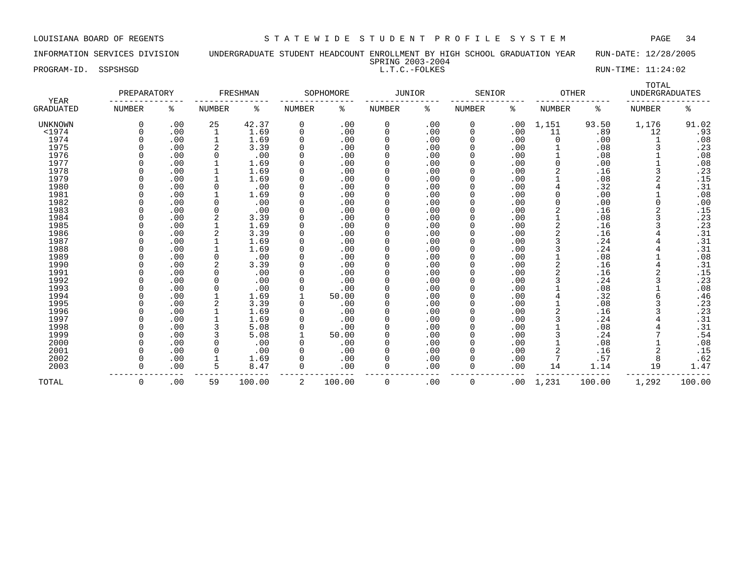LOUISIANA BOARD OF REGENTS — STATEWIDE STUDENT PROFILE SYSTEM

INFORMATION SERVICES DIVISION — UNDERGRADUATE STUDENT HEADCOUNT ENROLLMENT BY HIGH SCHOOL GRADUATION YEAR — RUN-DATE: 12/28/2005

SPRING 2003-2004

PROGRAM-ID. SSPSHSGD — L.T.C.-FOLKES — RUN-TIME: 11:24:02

| YEAR GRADUATED | PREPARATORY NUMBER | PREPARATORY % | FRESHMAN NUMBER | FRESHMAN % | SOPHOMORE NUMBER | SOPHOMORE % | JUNIOR NUMBER | JUNIOR % | SENIOR NUMBER | SENIOR % | OTHER NUMBER | OTHER % | TOTAL UNDERGRADUATES NUMBER | TOTAL UNDERGRADUATES % |
|---|---|---|---|---|---|---|---|---|---|---|---|---|---|---|
| UNKNOWN | 0 | .00 | 25 | 42.37 | 0 | .00 | 0 | .00 | 0 | .00 | 1,151 | 93.50 | 1,176 | 91.02 |
| <1974 | 0 | .00 | 1 | 1.69 | 0 | .00 | 0 | .00 | 0 | .00 | 11 | .89 | 12 | .93 |
| 1974 | 0 | .00 | 1 | 1.69 | 0 | .00 | 0 | .00 | 0 | .00 | 0 | .00 | 1 | .08 |
| 1975 | 0 | .00 | 2 | 3.39 | 0 | .00 | 0 | .00 | 0 | .00 | 1 | .08 | 3 | .23 |
| 1976 | 0 | .00 | 0 | .00 | 0 | .00 | 0 | .00 | 0 | .00 | 1 | .08 | 1 | .08 |
| 1977 | 0 | .00 | 1 | 1.69 | 0 | .00 | 0 | .00 | 0 | .00 | 0 | .00 | 1 | .08 |
| 1978 | 0 | .00 | 1 | 1.69 | 0 | .00 | 0 | .00 | 0 | .00 | 2 | .16 | 3 | .23 |
| 1979 | 0 | .00 | 1 | 1.69 | 0 | .00 | 0 | .00 | 0 | .00 | 1 | .08 | 2 | .15 |
| 1980 | 0 | .00 | 0 | .00 | 0 | .00 | 0 | .00 | 0 | .00 | 4 | .32 | 4 | .31 |
| 1981 | 0 | .00 | 1 | 1.69 | 0 | .00 | 0 | .00 | 0 | .00 | 0 | .00 | 1 | .08 |
| 1982 | 0 | .00 | 0 | .00 | 0 | .00 | 0 | .00 | 0 | .00 | 0 | .00 | 0 | .00 |
| 1983 | 0 | .00 | 0 | .00 | 0 | .00 | 0 | .00 | 0 | .00 | 2 | .16 | 2 | .15 |
| 1984 | 0 | .00 | 2 | 3.39 | 0 | .00 | 0 | .00 | 0 | .00 | 1 | .08 | 3 | .23 |
| 1985 | 0 | .00 | 1 | 1.69 | 0 | .00 | 0 | .00 | 0 | .00 | 2 | .16 | 3 | .23 |
| 1986 | 0 | .00 | 2 | 3.39 | 0 | .00 | 0 | .00 | 0 | .00 | 2 | .16 | 4 | .31 |
| 1987 | 0 | .00 | 1 | 1.69 | 0 | .00 | 0 | .00 | 0 | .00 | 3 | .24 | 4 | .31 |
| 1988 | 0 | .00 | 1 | 1.69 | 0 | .00 | 0 | .00 | 0 | .00 | 3 | .24 | 4 | .31 |
| 1989 | 0 | .00 | 0 | .00 | 0 | .00 | 0 | .00 | 0 | .00 | 1 | .08 | 1 | .08 |
| 1990 | 0 | .00 | 2 | 3.39 | 0 | .00 | 0 | .00 | 0 | .00 | 2 | .16 | 4 | .31 |
| 1991 | 0 | .00 | 0 | .00 | 0 | .00 | 0 | .00 | 0 | .00 | 2 | .16 | 2 | .15 |
| 1992 | 0 | .00 | 0 | .00 | 0 | .00 | 0 | .00 | 0 | .00 | 3 | .24 | 3 | .23 |
| 1993 | 0 | .00 | 0 | .00 | 0 | .00 | 0 | .00 | 0 | .00 | 1 | .08 | 1 | .08 |
| 1994 | 0 | .00 | 1 | 1.69 | 1 | 50.00 | 0 | .00 | 0 | .00 | 4 | .32 | 6 | .46 |
| 1995 | 0 | .00 | 2 | 3.39 | 0 | .00 | 0 | .00 | 0 | .00 | 1 | .08 | 3 | .23 |
| 1996 | 0 | .00 | 1 | 1.69 | 0 | .00 | 0 | .00 | 0 | .00 | 2 | .16 | 3 | .23 |
| 1997 | 0 | .00 | 1 | 1.69 | 0 | .00 | 0 | .00 | 0 | .00 | 3 | .24 | 4 | .31 |
| 1998 | 0 | .00 | 3 | 5.08 | 0 | .00 | 0 | .00 | 0 | .00 | 1 | .08 | 4 | .31 |
| 1999 | 0 | .00 | 3 | 5.08 | 1 | 50.00 | 0 | .00 | 0 | .00 | 3 | .24 | 7 | .54 |
| 2000 | 0 | .00 | 0 | .00 | 0 | .00 | 0 | .00 | 0 | .00 | 1 | .08 | 1 | .08 |
| 2001 | 0 | .00 | 0 | .00 | 0 | .00 | 0 | .00 | 0 | .00 | 2 | .16 | 2 | .15 |
| 2002 | 0 | .00 | 1 | 1.69 | 0 | .00 | 0 | .00 | 0 | .00 | 7 | .57 | 8 | .62 |
| 2003 | 0 | .00 | 5 | 8.47 | 0 | .00 | 0 | .00 | 0 | .00 | 14 | 1.14 | 19 | 1.47 |
| TOTAL | 0 | .00 | 59 | 100.00 | 2 | 100.00 | 0 | .00 | 0 | .00 | 1,231 | 100.00 | 1,292 | 100.00 |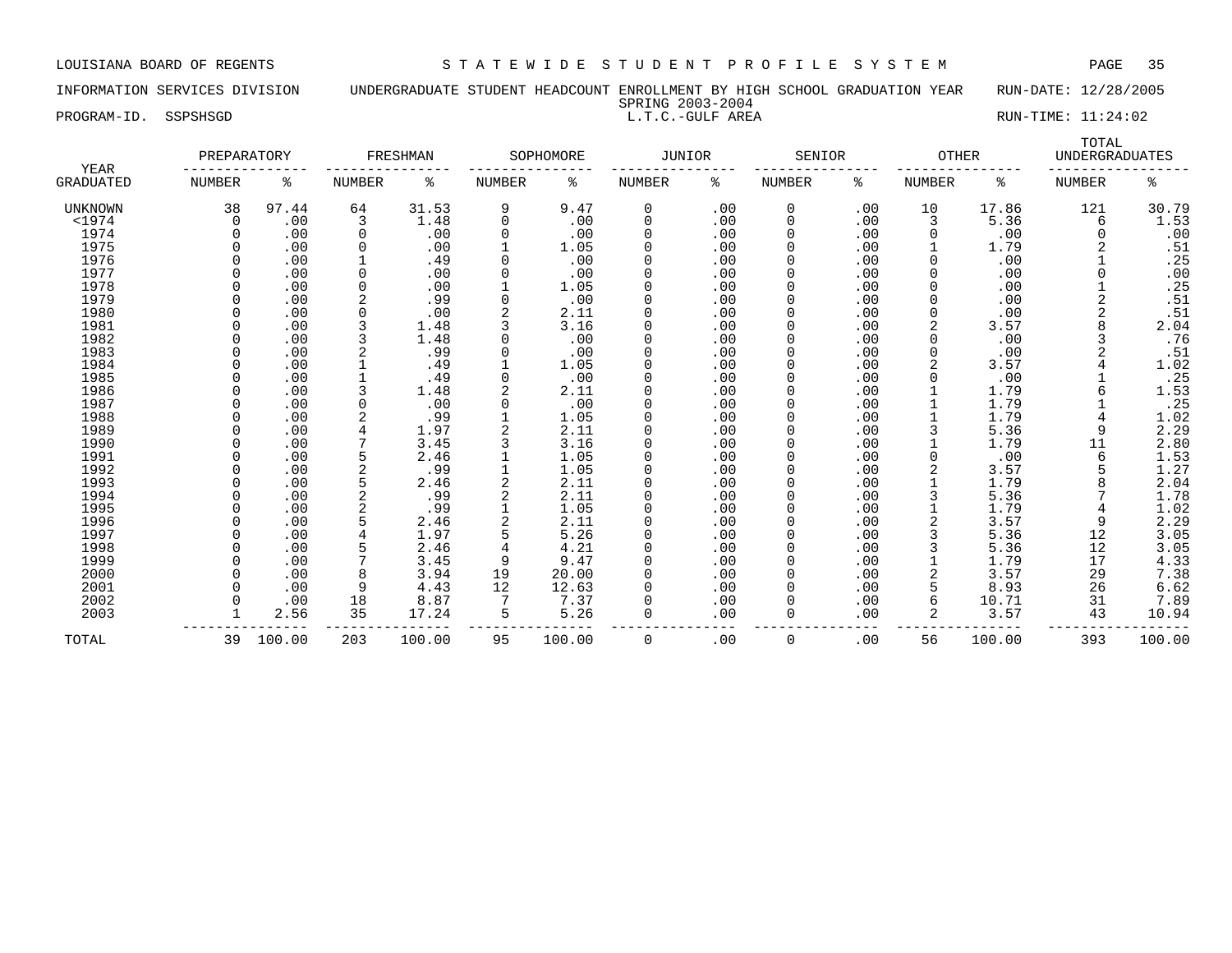LOUISIANA BOARD OF REGENTS — STATEWIDE STUDENT PROFILE SYSTEM

INFORMATION SERVICES DIVISION — UNDERGRADUATE STUDENT HEADCOUNT ENROLLMENT BY HIGH SCHOOL GRADUATION YEAR — RUN-DATE: 12/28/2005

SPRING 2003-2004

PROGRAM-ID. SSPSHSGD — L.T.C.-GULF AREA — RUN-TIME: 11:24:02

| YEAR GRADUATED | PREPARATORY NUMBER | PREPARATORY % | FRESHMAN NUMBER | FRESHMAN % | SOPHOMORE NUMBER | SOPHOMORE % | JUNIOR NUMBER | JUNIOR % | SENIOR NUMBER | SENIOR % | OTHER NUMBER | OTHER % | TOTAL UNDERGRADUATES NUMBER | TOTAL UNDERGRADUATES % |
|---|---|---|---|---|---|---|---|---|---|---|---|---|---|---|
| UNKNOWN | 38 | 97.44 | 64 | 31.53 | 9 | 9.47 | 0 | .00 | 0 | .00 | 10 | 17.86 | 121 | 30.79 |
| <1974 | 0 | .00 | 3 | 1.48 | 0 | .00 | 0 | .00 | 0 | .00 | 3 | 5.36 | 6 | 1.53 |
| 1974 | 0 | .00 | 0 | .00 | 0 | .00 | 0 | .00 | 0 | .00 | 0 | .00 | 0 | .00 |
| 1975 | 0 | .00 | 0 | .00 | 1 | 1.05 | 0 | .00 | 0 | .00 | 1 | 1.79 | 2 | .51 |
| 1976 | 0 | .00 | 1 | .49 | 0 | .00 | 0 | .00 | 0 | .00 | 0 | .00 | 1 | .25 |
| 1977 | 0 | .00 | 0 | .00 | 0 | .00 | 0 | .00 | 0 | .00 | 0 | .00 | 0 | .00 |
| 1978 | 0 | .00 | 0 | .00 | 1 | 1.05 | 0 | .00 | 0 | .00 | 0 | .00 | 1 | .25 |
| 1979 | 0 | .00 | 2 | .99 | 0 | .00 | 0 | .00 | 0 | .00 | 0 | .00 | 2 | .51 |
| 1980 | 0 | .00 | 0 | .00 | 2 | 2.11 | 0 | .00 | 0 | .00 | 0 | .00 | 2 | .51 |
| 1981 | 0 | .00 | 3 | 1.48 | 3 | 3.16 | 0 | .00 | 0 | .00 | 2 | 3.57 | 8 | 2.04 |
| 1982 | 0 | .00 | 3 | 1.48 | 0 | .00 | 0 | .00 | 0 | .00 | 0 | .00 | 3 | .76 |
| 1983 | 0 | .00 | 2 | .99 | 0 | .00 | 0 | .00 | 0 | .00 | 0 | .00 | 2 | .51 |
| 1984 | 0 | .00 | 1 | .49 | 1 | 1.05 | 0 | .00 | 0 | .00 | 2 | 3.57 | 4 | 1.02 |
| 1985 | 0 | .00 | 1 | .49 | 0 | .00 | 0 | .00 | 0 | .00 | 0 | .00 | 1 | .25 |
| 1986 | 0 | .00 | 3 | 1.48 | 2 | 2.11 | 0 | .00 | 0 | .00 | 1 | 1.79 | 6 | 1.53 |
| 1987 | 0 | .00 | 0 | .00 | 0 | .00 | 0 | .00 | 0 | .00 | 1 | 1.79 | 1 | .25 |
| 1988 | 0 | .00 | 2 | .99 | 1 | 1.05 | 0 | .00 | 0 | .00 | 1 | 1.79 | 4 | 1.02 |
| 1989 | 0 | .00 | 4 | 1.97 | 2 | 2.11 | 0 | .00 | 0 | .00 | 3 | 5.36 | 9 | 2.29 |
| 1990 | 0 | .00 | 7 | 3.45 | 3 | 3.16 | 0 | .00 | 0 | .00 | 1 | 1.79 | 11 | 2.80 |
| 1991 | 0 | .00 | 5 | 2.46 | 1 | 1.05 | 0 | .00 | 0 | .00 | 0 | .00 | 6 | 1.53 |
| 1992 | 0 | .00 | 2 | .99 | 1 | 1.05 | 0 | .00 | 0 | .00 | 2 | 3.57 | 5 | 1.27 |
| 1993 | 0 | .00 | 5 | 2.46 | 2 | 2.11 | 0 | .00 | 0 | .00 | 1 | 1.79 | 8 | 2.04 |
| 1994 | 0 | .00 | 2 | .99 | 2 | 2.11 | 0 | .00 | 0 | .00 | 3 | 5.36 | 7 | 1.78 |
| 1995 | 0 | .00 | 2 | .99 | 1 | 1.05 | 0 | .00 | 0 | .00 | 1 | 1.79 | 4 | 1.02 |
| 1996 | 0 | .00 | 5 | 2.46 | 2 | 2.11 | 0 | .00 | 0 | .00 | 2 | 3.57 | 9 | 2.29 |
| 1997 | 0 | .00 | 4 | 1.97 | 5 | 5.26 | 0 | .00 | 0 | .00 | 3 | 5.36 | 12 | 3.05 |
| 1998 | 0 | .00 | 5 | 2.46 | 4 | 4.21 | 0 | .00 | 0 | .00 | 3 | 5.36 | 12 | 3.05 |
| 1999 | 0 | .00 | 7 | 3.45 | 9 | 9.47 | 0 | .00 | 0 | .00 | 1 | 1.79 | 17 | 4.33 |
| 2000 | 0 | .00 | 8 | 3.94 | 19 | 20.00 | 0 | .00 | 0 | .00 | 2 | 3.57 | 29 | 7.38 |
| 2001 | 0 | .00 | 9 | 4.43 | 12 | 12.63 | 0 | .00 | 0 | .00 | 5 | 8.93 | 26 | 6.62 |
| 2002 | 0 | .00 | 18 | 8.87 | 7 | 7.37 | 0 | .00 | 0 | .00 | 6 | 10.71 | 31 | 7.89 |
| 2003 | 1 | 2.56 | 35 | 17.24 | 5 | 5.26 | 0 | .00 | 0 | .00 | 2 | 3.57 | 43 | 10.94 |
| TOTAL | 39 | 100.00 | 203 | 100.00 | 95 | 100.00 | 0 | .00 | 0 | .00 | 56 | 100.00 | 393 | 100.00 |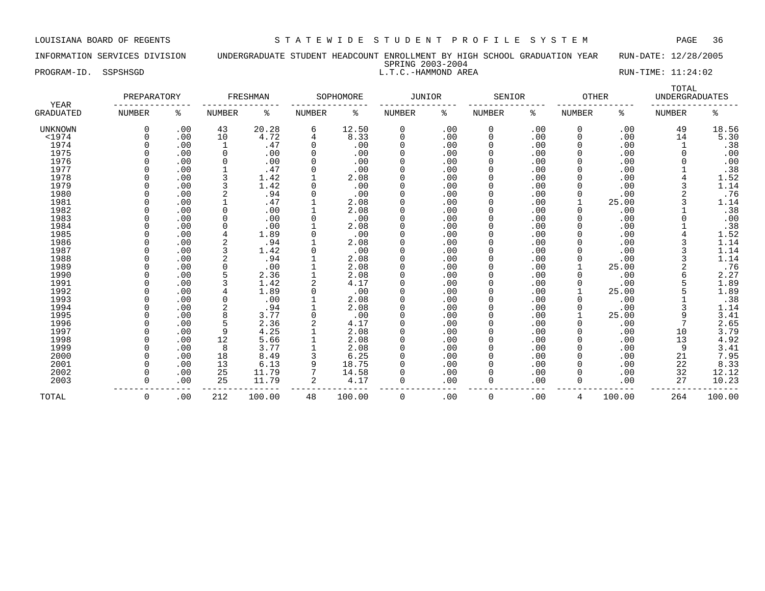LOUISIANA BOARD OF REGENTS — STATEWIDE STUDENT PROFILE SYSTEM

INFORMATION SERVICES DIVISION — UNDERGRADUATE STUDENT HEADCOUNT ENROLLMENT BY HIGH SCHOOL GRADUATION YEAR — RUN-DATE: 12/28/2005

SPRING 2003-2004

PROGRAM-ID. SSPSHSGD — L.T.C.-HAMMOND AREA — RUN-TIME: 11:24:02

| YEAR | PREPARATORY | | FRESHMAN | | SOPHOMORE | | JUNIOR | | SENIOR | | OTHER | | TOTAL UNDERGRADUATES | |
|---|---|---|---|---|---|---|---|---|---|---|---|---|---|---|
| GRADUATED | NUMBER | % | NUMBER | % | NUMBER | % | NUMBER | % | NUMBER | % | NUMBER | % | NUMBER | % |
| UNKNOWN | 0 | .00 | 43 | 20.28 | 6 | 12.50 | 0 | .00 | 0 | .00 | 0 | .00 | 49 | 18.56 |
| <1974 | 0 | .00 | 10 | 4.72 | 4 | 8.33 | 0 | .00 | 0 | .00 | 0 | .00 | 14 | 5.30 |
| 1974 | 0 | .00 | 1 | .47 | 0 | .00 | 0 | .00 | 0 | .00 | 0 | .00 | 1 | .38 |
| 1975 | 0 | .00 | 0 | .00 | 0 | .00 | 0 | .00 | 0 | .00 | 0 | .00 | 0 | .00 |
| 1976 | 0 | .00 | 0 | .00 | 0 | .00 | 0 | .00 | 0 | .00 | 0 | .00 | 0 | .00 |
| 1977 | 0 | .00 | 1 | .47 | 0 | .00 | 0 | .00 | 0 | .00 | 0 | .00 | 1 | .38 |
| 1978 | 0 | .00 | 3 | 1.42 | 1 | 2.08 | 0 | .00 | 0 | .00 | 0 | .00 | 4 | 1.52 |
| 1979 | 0 | .00 | 3 | 1.42 | 0 | .00 | 0 | .00 | 0 | .00 | 0 | .00 | 3 | 1.14 |
| 1980 | 0 | .00 | 2 | .94 | 0 | .00 | 0 | .00 | 0 | .00 | 0 | .00 | 2 | .76 |
| 1981 | 0 | .00 | 1 | .47 | 1 | 2.08 | 0 | .00 | 0 | .00 | 1 | 25.00 | 3 | 1.14 |
| 1982 | 0 | .00 | 0 | .00 | 1 | 2.08 | 0 | .00 | 0 | .00 | 0 | .00 | 1 | .38 |
| 1983 | 0 | .00 | 0 | .00 | 0 | .00 | 0 | .00 | 0 | .00 | 0 | .00 | 0 | .00 |
| 1984 | 0 | .00 | 0 | .00 | 1 | 2.08 | 0 | .00 | 0 | .00 | 0 | .00 | 1 | .38 |
| 1985 | 0 | .00 | 4 | 1.89 | 0 | .00 | 0 | .00 | 0 | .00 | 0 | .00 | 4 | 1.52 |
| 1986 | 0 | .00 | 2 | .94 | 1 | 2.08 | 0 | .00 | 0 | .00 | 0 | .00 | 3 | 1.14 |
| 1987 | 0 | .00 | 3 | 1.42 | 0 | .00 | 0 | .00 | 0 | .00 | 0 | .00 | 3 | 1.14 |
| 1988 | 0 | .00 | 2 | .94 | 1 | 2.08 | 0 | .00 | 0 | .00 | 0 | .00 | 3 | 1.14 |
| 1989 | 0 | .00 | 0 | .00 | 1 | 2.08 | 0 | .00 | 0 | .00 | 1 | 25.00 | 2 | .76 |
| 1990 | 0 | .00 | 5 | 2.36 | 1 | 2.08 | 0 | .00 | 0 | .00 | 0 | .00 | 6 | 2.27 |
| 1991 | 0 | .00 | 3 | 1.42 | 2 | 4.17 | 0 | .00 | 0 | .00 | 0 | .00 | 5 | 1.89 |
| 1992 | 0 | .00 | 4 | 1.89 | 0 | .00 | 0 | .00 | 0 | .00 | 1 | 25.00 | 5 | 1.89 |
| 1993 | 0 | .00 | 0 | .00 | 1 | 2.08 | 0 | .00 | 0 | .00 | 0 | .00 | 1 | .38 |
| 1994 | 0 | .00 | 2 | .94 | 1 | 2.08 | 0 | .00 | 0 | .00 | 0 | .00 | 3 | 1.14 |
| 1995 | 0 | .00 | 8 | 3.77 | 0 | .00 | 0 | .00 | 0 | .00 | 1 | 25.00 | 9 | 3.41 |
| 1996 | 0 | .00 | 5 | 2.36 | 2 | 4.17 | 0 | .00 | 0 | .00 | 0 | .00 | 7 | 2.65 |
| 1997 | 0 | .00 | 9 | 4.25 | 1 | 2.08 | 0 | .00 | 0 | .00 | 0 | .00 | 10 | 3.79 |
| 1998 | 0 | .00 | 12 | 5.66 | 1 | 2.08 | 0 | .00 | 0 | .00 | 0 | .00 | 13 | 4.92 |
| 1999 | 0 | .00 | 8 | 3.77 | 1 | 2.08 | 0 | .00 | 0 | .00 | 0 | .00 | 9 | 3.41 |
| 2000 | 0 | .00 | 18 | 8.49 | 3 | 6.25 | 0 | .00 | 0 | .00 | 0 | .00 | 21 | 7.95 |
| 2001 | 0 | .00 | 13 | 6.13 | 9 | 18.75 | 0 | .00 | 0 | .00 | 0 | .00 | 22 | 8.33 |
| 2002 | 0 | .00 | 25 | 11.79 | 7 | 14.58 | 0 | .00 | 0 | .00 | 0 | .00 | 32 | 12.12 |
| 2003 | 0 | .00 | 25 | 11.79 | 2 | 4.17 | 0 | .00 | 0 | .00 | 0 | .00 | 27 | 10.23 |
| TOTAL | 0 | .00 | 212 | 100.00 | 48 | 100.00 | 0 | .00 | 0 | .00 | 4 | 100.00 | 264 | 100.00 |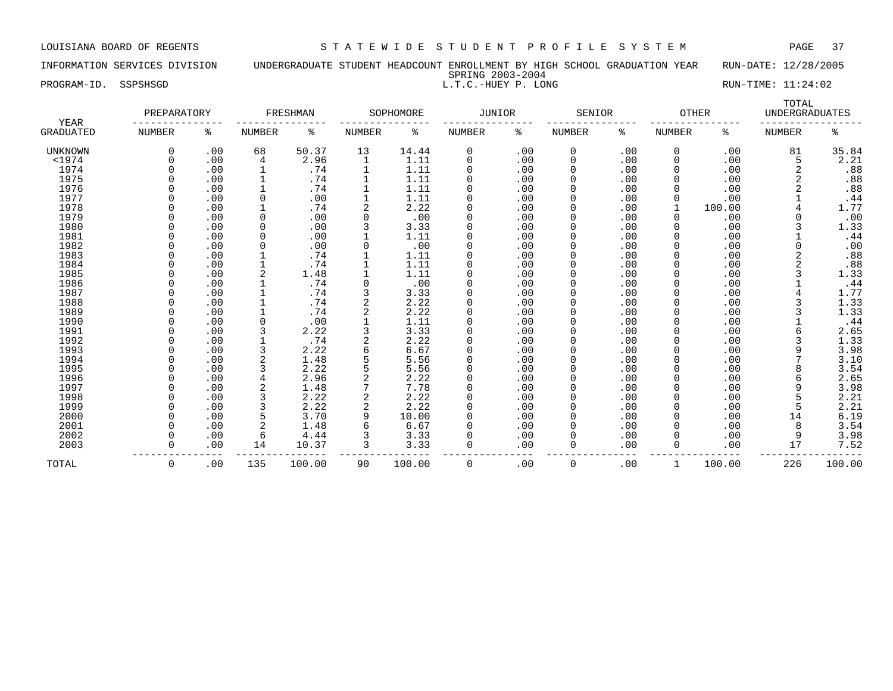LOUISIANA BOARD OF REGENTS — STATEWIDE STUDENT PROFILE SYSTEM

INFORMATION SERVICES DIVISION — UNDERGRADUATE STUDENT HEADCOUNT ENROLLMENT BY HIGH SCHOOL GRADUATION YEAR — RUN-DATE: 12/28/2005

SPRING 2003-2004

PROGRAM-ID. SSPSHSGD — L.T.C.-HUEY P. LONG — RUN-TIME: 11:24:02

| YEAR GRADUATED | PREPARATORY NUMBER | PREPARATORY % | FRESHMAN NUMBER | FRESHMAN % | SOPHOMORE NUMBER | SOPHOMORE % | JUNIOR NUMBER | JUNIOR % | SENIOR NUMBER | SENIOR % | OTHER NUMBER | OTHER % | TOTAL UNDERGRADUATES NUMBER | TOTAL UNDERGRADUATES % |
|---|---|---|---|---|---|---|---|---|---|---|---|---|---|---|
| UNKNOWN | 0 | .00 | 68 | 50.37 | 13 | 14.44 | 0 | .00 | 0 | .00 | 0 | .00 | 81 | 35.84 |
| <1974 | 0 | .00 | 4 | 2.96 | 1 | 1.11 | 0 | .00 | 0 | .00 | 0 | .00 | 5 | 2.21 |
| 1974 | 0 | .00 | 1 | .74 | 1 | 1.11 | 0 | .00 | 0 | .00 | 0 | .00 | 2 | .88 |
| 1975 | 0 | .00 | 1 | .74 | 1 | 1.11 | 0 | .00 | 0 | .00 | 0 | .00 | 2 | .88 |
| 1976 | 0 | .00 | 1 | .74 | 1 | 1.11 | 0 | .00 | 0 | .00 | 0 | .00 | 2 | .88 |
| 1977 | 0 | .00 | 0 | .00 | 1 | 1.11 | 0 | .00 | 0 | .00 | 0 | .00 | 1 | .44 |
| 1978 | 0 | .00 | 1 | .74 | 2 | 2.22 | 0 | .00 | 0 | .00 | 1 | 100.00 | 4 | 1.77 |
| 1979 | 0 | .00 | 0 | .00 | 0 | .00 | 0 | .00 | 0 | .00 | 0 | .00 | 0 | .00 |
| 1980 | 0 | .00 | 0 | .00 | 3 | 3.33 | 0 | .00 | 0 | .00 | 0 | .00 | 3 | 1.33 |
| 1981 | 0 | .00 | 0 | .00 | 1 | 1.11 | 0 | .00 | 0 | .00 | 0 | .00 | 1 | .44 |
| 1982 | 0 | .00 | 0 | .00 | 0 | .00 | 0 | .00 | 0 | .00 | 0 | .00 | 0 | .00 |
| 1983 | 0 | .00 | 1 | .74 | 1 | 1.11 | 0 | .00 | 0 | .00 | 0 | .00 | 2 | .88 |
| 1984 | 0 | .00 | 1 | .74 | 1 | 1.11 | 0 | .00 | 0 | .00 | 0 | .00 | 2 | .88 |
| 1985 | 0 | .00 | 2 | 1.48 | 1 | 1.11 | 0 | .00 | 0 | .00 | 0 | .00 | 3 | 1.33 |
| 1986 | 0 | .00 | 1 | .74 | 0 | .00 | 0 | .00 | 0 | .00 | 0 | .00 | 1 | .44 |
| 1987 | 0 | .00 | 1 | .74 | 3 | 3.33 | 0 | .00 | 0 | .00 | 0 | .00 | 4 | 1.77 |
| 1988 | 0 | .00 | 1 | .74 | 2 | 2.22 | 0 | .00 | 0 | .00 | 0 | .00 | 3 | 1.33 |
| 1989 | 0 | .00 | 1 | .74 | 2 | 2.22 | 0 | .00 | 0 | .00 | 0 | .00 | 3 | 1.33 |
| 1990 | 0 | .00 | 0 | .00 | 1 | 1.11 | 0 | .00 | 0 | .00 | 0 | .00 | 1 | .44 |
| 1991 | 0 | .00 | 3 | 2.22 | 3 | 3.33 | 0 | .00 | 0 | .00 | 0 | .00 | 6 | 2.65 |
| 1992 | 0 | .00 | 1 | .74 | 2 | 2.22 | 0 | .00 | 0 | .00 | 0 | .00 | 3 | 1.33 |
| 1993 | 0 | .00 | 3 | 2.22 | 6 | 6.67 | 0 | .00 | 0 | .00 | 0 | .00 | 9 | 3.98 |
| 1994 | 0 | .00 | 2 | 1.48 | 5 | 5.56 | 0 | .00 | 0 | .00 | 0 | .00 | 7 | 3.10 |
| 1995 | 0 | .00 | 3 | 2.22 | 5 | 5.56 | 0 | .00 | 0 | .00 | 0 | .00 | 8 | 3.54 |
| 1996 | 0 | .00 | 4 | 2.96 | 2 | 2.22 | 0 | .00 | 0 | .00 | 0 | .00 | 6 | 2.65 |
| 1997 | 0 | .00 | 2 | 1.48 | 7 | 7.78 | 0 | .00 | 0 | .00 | 0 | .00 | 9 | 3.98 |
| 1998 | 0 | .00 | 3 | 2.22 | 2 | 2.22 | 0 | .00 | 0 | .00 | 0 | .00 | 5 | 2.21 |
| 1999 | 0 | .00 | 3 | 2.22 | 2 | 2.22 | 0 | .00 | 0 | .00 | 0 | .00 | 5 | 2.21 |
| 2000 | 0 | .00 | 5 | 3.70 | 9 | 10.00 | 0 | .00 | 0 | .00 | 0 | .00 | 14 | 6.19 |
| 2001 | 0 | .00 | 2 | 1.48 | 6 | 6.67 | 0 | .00 | 0 | .00 | 0 | .00 | 8 | 3.54 |
| 2002 | 0 | .00 | 6 | 4.44 | 3 | 3.33 | 0 | .00 | 0 | .00 | 0 | .00 | 9 | 3.98 |
| 2003 | 0 | .00 | 14 | 10.37 | 3 | 3.33 | 0 | .00 | 0 | .00 | 0 | .00 | 17 | 7.52 |
| TOTAL | 0 | .00 | 135 | 100.00 | 90 | 100.00 | 0 | .00 | 0 | .00 | 1 | 100.00 | 226 | 100.00 |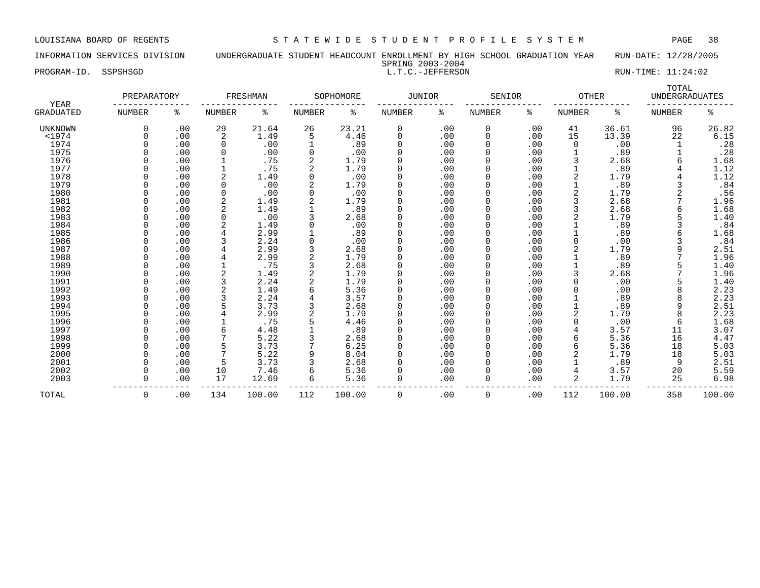LOUISIANA BOARD OF REGENTS — STATEWIDE STUDENT PROFILE SYSTEM

INFORMATION SERVICES DIVISION — UNDERGRADUATE STUDENT HEADCOUNT ENROLLMENT BY HIGH SCHOOL GRADUATION YEAR — RUN-DATE: 12/28/2005

SPRING 2003-2004

PROGRAM-ID. SSPSHSGD — L.T.C.-JEFFERSON — RUN-TIME: 11:24:02

| YEAR | PREPARATORY | | FRESHMAN | | SOPHOMORE | | JUNIOR | | SENIOR | | OTHER | | TOTAL UNDERGRADUATES | |
|---|---|---|---|---|---|---|---|---|---|---|---|---|---|---|
| GRADUATED | NUMBER | % | NUMBER | % | NUMBER | % | NUMBER | % | NUMBER | % | NUMBER | % | NUMBER | % |
| UNKNOWN | 0 | .00 | 29 | 21.64 | 26 | 23.21 | 0 | .00 | 0 | .00 | 41 | 36.61 | 96 | 26.82 |
| <1974 | 0 | .00 | 2 | 1.49 | 5 | 4.46 | 0 | .00 | 0 | .00 | 15 | 13.39 | 22 | 6.15 |
| 1974 | 0 | .00 | 0 | .00 | 1 | .89 | 0 | .00 | 0 | .00 | 0 | .00 | 1 | .28 |
| 1975 | 0 | .00 | 0 | .00 | 0 | .00 | 0 | .00 | 0 | .00 | 1 | .89 | 1 | .28 |
| 1976 | 0 | .00 | 1 | .75 | 2 | 1.79 | 0 | .00 | 0 | .00 | 3 | 2.68 | 6 | 1.68 |
| 1977 | 0 | .00 | 1 | .75 | 2 | 1.79 | 0 | .00 | 0 | .00 | 1 | .89 | 4 | 1.12 |
| 1978 | 0 | .00 | 2 | 1.49 | 0 | .00 | 0 | .00 | 0 | .00 | 2 | 1.79 | 4 | 1.12 |
| 1979 | 0 | .00 | 0 | .00 | 2 | 1.79 | 0 | .00 | 0 | .00 | 1 | .89 | 3 | .84 |
| 1980 | 0 | .00 | 0 | .00 | 0 | .00 | 0 | .00 | 0 | .00 | 2 | 1.79 | 2 | .56 |
| 1981 | 0 | .00 | 2 | 1.49 | 2 | 1.79 | 0 | .00 | 0 | .00 | 3 | 2.68 | 7 | 1.96 |
| 1982 | 0 | .00 | 2 | 1.49 | 1 | .89 | 0 | .00 | 0 | .00 | 3 | 2.68 | 6 | 1.68 |
| 1983 | 0 | .00 | 0 | .00 | 3 | 2.68 | 0 | .00 | 0 | .00 | 2 | 1.79 | 5 | 1.40 |
| 1984 | 0 | .00 | 2 | 1.49 | 0 | .00 | 0 | .00 | 0 | .00 | 1 | .89 | 3 | .84 |
| 1985 | 0 | .00 | 4 | 2.99 | 1 | .89 | 0 | .00 | 0 | .00 | 1 | .89 | 6 | 1.68 |
| 1986 | 0 | .00 | 3 | 2.24 | 0 | .00 | 0 | .00 | 0 | .00 | 0 | .00 | 3 | .84 |
| 1987 | 0 | .00 | 4 | 2.99 | 3 | 2.68 | 0 | .00 | 0 | .00 | 2 | 1.79 | 9 | 2.51 |
| 1988 | 0 | .00 | 4 | 2.99 | 2 | 1.79 | 0 | .00 | 0 | .00 | 1 | .89 | 7 | 1.96 |
| 1989 | 0 | .00 | 1 | .75 | 3 | 2.68 | 0 | .00 | 0 | .00 | 1 | .89 | 5 | 1.40 |
| 1990 | 0 | .00 | 2 | 1.49 | 2 | 1.79 | 0 | .00 | 0 | .00 | 3 | 2.68 | 7 | 1.96 |
| 1991 | 0 | .00 | 3 | 2.24 | 2 | 1.79 | 0 | .00 | 0 | .00 | 0 | .00 | 5 | 1.40 |
| 1992 | 0 | .00 | 2 | 1.49 | 6 | 5.36 | 0 | .00 | 0 | .00 | 0 | .00 | 8 | 2.23 |
| 1993 | 0 | .00 | 3 | 2.24 | 4 | 3.57 | 0 | .00 | 0 | .00 | 1 | .89 | 8 | 2.23 |
| 1994 | 0 | .00 | 5 | 3.73 | 3 | 2.68 | 0 | .00 | 0 | .00 | 1 | .89 | 9 | 2.51 |
| 1995 | 0 | .00 | 4 | 2.99 | 2 | 1.79 | 0 | .00 | 0 | .00 | 2 | 1.79 | 8 | 2.23 |
| 1996 | 0 | .00 | 1 | .75 | 5 | 4.46 | 0 | .00 | 0 | .00 | 0 | .00 | 6 | 1.68 |
| 1997 | 0 | .00 | 6 | 4.48 | 1 | .89 | 0 | .00 | 0 | .00 | 4 | 3.57 | 11 | 3.07 |
| 1998 | 0 | .00 | 7 | 5.22 | 3 | 2.68 | 0 | .00 | 0 | .00 | 6 | 5.36 | 16 | 4.47 |
| 1999 | 0 | .00 | 5 | 3.73 | 7 | 6.25 | 0 | .00 | 0 | .00 | 6 | 5.36 | 18 | 5.03 |
| 2000 | 0 | .00 | 7 | 5.22 | 9 | 8.04 | 0 | .00 | 0 | .00 | 2 | 1.79 | 18 | 5.03 |
| 2001 | 0 | .00 | 5 | 3.73 | 3 | 2.68 | 0 | .00 | 0 | .00 | 1 | .89 | 9 | 2.51 |
| 2002 | 0 | .00 | 10 | 7.46 | 6 | 5.36 | 0 | .00 | 0 | .00 | 4 | 3.57 | 20 | 5.59 |
| 2003 | 0 | .00 | 17 | 12.69 | 6 | 5.36 | 0 | .00 | 0 | .00 | 2 | 1.79 | 25 | 6.98 |
| TOTAL | 0 | .00 | 134 | 100.00 | 112 | 100.00 | 0 | .00 | 0 | .00 | 112 | 100.00 | 358 | 100.00 |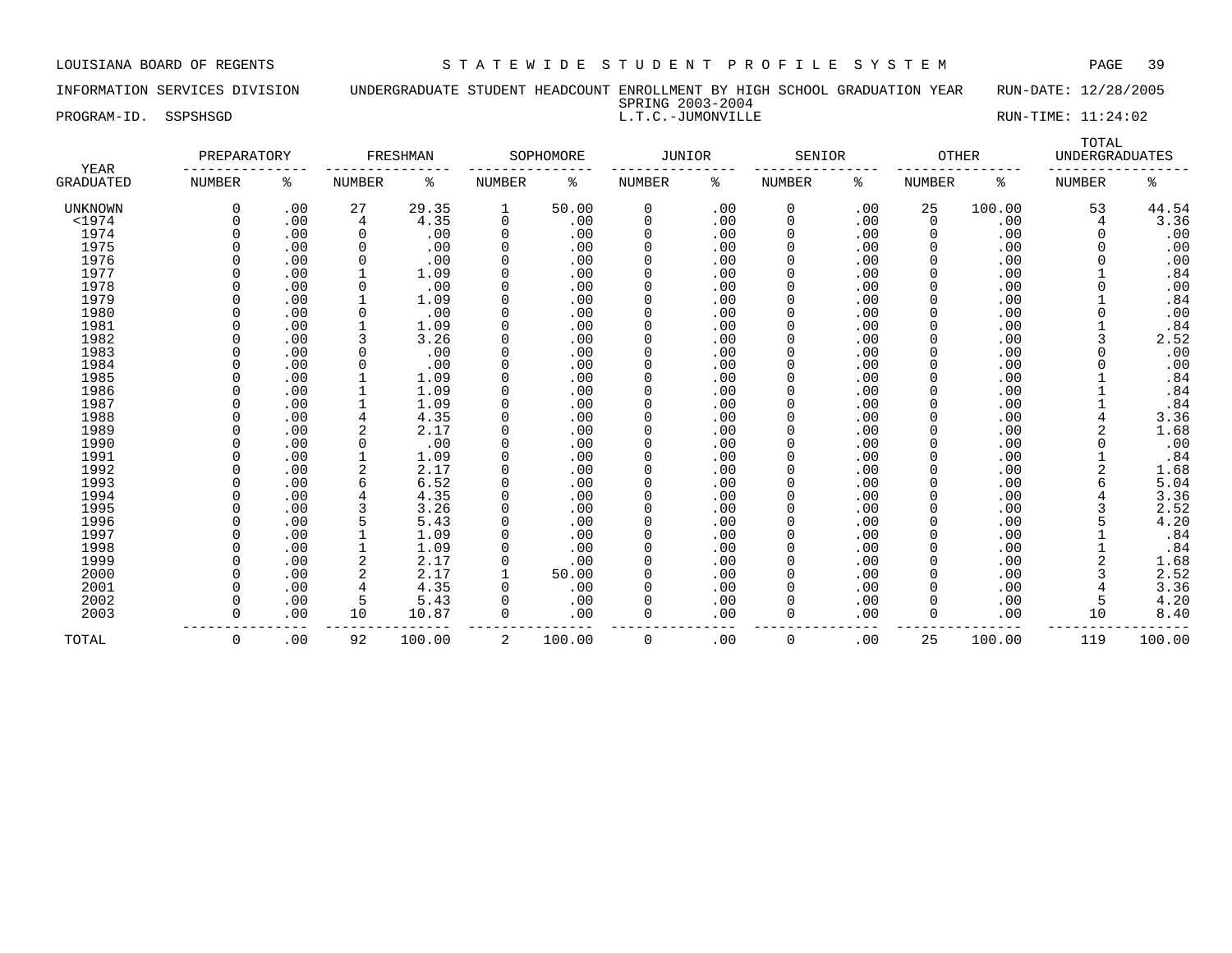LOUISIANA BOARD OF REGENTS S T A T E W I D E S T U D E N T P R O F I L E S Y S T E M

INFORMATION SERVICES DIVISION UNDERGRADUATE STUDENT HEADCOUNT ENROLLMENT BY HIGH SCHOOL GRADUATION YEAR RUN-DATE: 12/28/2005

SPRING 2003-2004

PROGRAM-ID. SSPSHSGD L.T.C.-JUMONVILLE RUN-TIME: 11:24:02

| YEAR | PREPARATORY | | FRESHMAN | | SOPHOMORE | | JUNIOR | | SENIOR | | OTHER | | TOTAL UNDERGRADUATES | |
|---|---|---|---|---|---|---|---|---|---|---|---|---|---|---|
| GRADUATED | NUMBER | % | NUMBER | % | NUMBER | % | NUMBER | % | NUMBER | % | NUMBER | % | NUMBER | % |
| UNKNOWN | 0 | .00 | 27 | 29.35 | 1 | 50.00 | 0 | .00 | 0 | .00 | 25 | 100.00 | 53 | 44.54 |
| <1974 | 0 | .00 | 4 | 4.35 | 0 | .00 | 0 | .00 | 0 | .00 | 0 | .00 | 4 | 3.36 |
| 1974 | 0 | .00 | 0 | .00 | 0 | .00 | 0 | .00 | 0 | .00 | 0 | .00 | 0 | .00 |
| 1975 | 0 | .00 | 0 | .00 | 0 | .00 | 0 | .00 | 0 | .00 | 0 | .00 | 0 | .00 |
| 1976 | 0 | .00 | 0 | .00 | 0 | .00 | 0 | .00 | 0 | .00 | 0 | .00 | 0 | .00 |
| 1977 | 0 | .00 | 1 | 1.09 | 0 | .00 | 0 | .00 | 0 | .00 | 0 | .00 | 1 | .84 |
| 1978 | 0 | .00 | 0 | .00 | 0 | .00 | 0 | .00 | 0 | .00 | 0 | .00 | 0 | .00 |
| 1979 | 0 | .00 | 1 | 1.09 | 0 | .00 | 0 | .00 | 0 | .00 | 0 | .00 | 1 | .84 |
| 1980 | 0 | .00 | 0 | .00 | 0 | .00 | 0 | .00 | 0 | .00 | 0 | .00 | 0 | .00 |
| 1981 | 0 | .00 | 1 | 1.09 | 0 | .00 | 0 | .00 | 0 | .00 | 0 | .00 | 1 | .84 |
| 1982 | 0 | .00 | 3 | 3.26 | 0 | .00 | 0 | .00 | 0 | .00 | 0 | .00 | 3 | 2.52 |
| 1983 | 0 | .00 | 0 | .00 | 0 | .00 | 0 | .00 | 0 | .00 | 0 | .00 | 0 | .00 |
| 1984 | 0 | .00 | 0 | .00 | 0 | .00 | 0 | .00 | 0 | .00 | 0 | .00 | 0 | .00 |
| 1985 | 0 | .00 | 1 | 1.09 | 0 | .00 | 0 | .00 | 0 | .00 | 0 | .00 | 1 | .84 |
| 1986 | 0 | .00 | 1 | 1.09 | 0 | .00 | 0 | .00 | 0 | .00 | 0 | .00 | 1 | .84 |
| 1987 | 0 | .00 | 1 | 1.09 | 0 | .00 | 0 | .00 | 0 | .00 | 0 | .00 | 1 | .84 |
| 1988 | 0 | .00 | 4 | 4.35 | 0 | .00 | 0 | .00 | 0 | .00 | 0 | .00 | 4 | 3.36 |
| 1989 | 0 | .00 | 2 | 2.17 | 0 | .00 | 0 | .00 | 0 | .00 | 0 | .00 | 2 | 1.68 |
| 1990 | 0 | .00 | 0 | .00 | 0 | .00 | 0 | .00 | 0 | .00 | 0 | .00 | 0 | .00 |
| 1991 | 0 | .00 | 1 | 1.09 | 0 | .00 | 0 | .00 | 0 | .00 | 0 | .00 | 1 | .84 |
| 1992 | 0 | .00 | 2 | 2.17 | 0 | .00 | 0 | .00 | 0 | .00 | 0 | .00 | 2 | 1.68 |
| 1993 | 0 | .00 | 6 | 6.52 | 0 | .00 | 0 | .00 | 0 | .00 | 0 | .00 | 6 | 5.04 |
| 1994 | 0 | .00 | 4 | 4.35 | 0 | .00 | 0 | .00 | 0 | .00 | 0 | .00 | 4 | 3.36 |
| 1995 | 0 | .00 | 3 | 3.26 | 0 | .00 | 0 | .00 | 0 | .00 | 0 | .00 | 3 | 2.52 |
| 1996 | 0 | .00 | 5 | 5.43 | 0 | .00 | 0 | .00 | 0 | .00 | 0 | .00 | 5 | 4.20 |
| 1997 | 0 | .00 | 1 | 1.09 | 0 | .00 | 0 | .00 | 0 | .00 | 0 | .00 | 1 | .84 |
| 1998 | 0 | .00 | 1 | 1.09 | 0 | .00 | 0 | .00 | 0 | .00 | 0 | .00 | 1 | .84 |
| 1999 | 0 | .00 | 2 | 2.17 | 0 | .00 | 0 | .00 | 0 | .00 | 0 | .00 | 2 | 1.68 |
| 2000 | 0 | .00 | 2 | 2.17 | 1 | 50.00 | 0 | .00 | 0 | .00 | 0 | .00 | 3 | 2.52 |
| 2001 | 0 | .00 | 4 | 4.35 | 0 | .00 | 0 | .00 | 0 | .00 | 0 | .00 | 4 | 3.36 |
| 2002 | 0 | .00 | 5 | 5.43 | 0 | .00 | 0 | .00 | 0 | .00 | 0 | .00 | 5 | 4.20 |
| 2003 | 0 | .00 | 10 | 10.87 | 0 | .00 | 0 | .00 | 0 | .00 | 0 | .00 | 10 | 8.40 |
| TOTAL | 0 | .00 | 92 | 100.00 | 2 | 100.00 | 0 | .00 | 0 | .00 | 25 | 100.00 | 119 | 100.00 |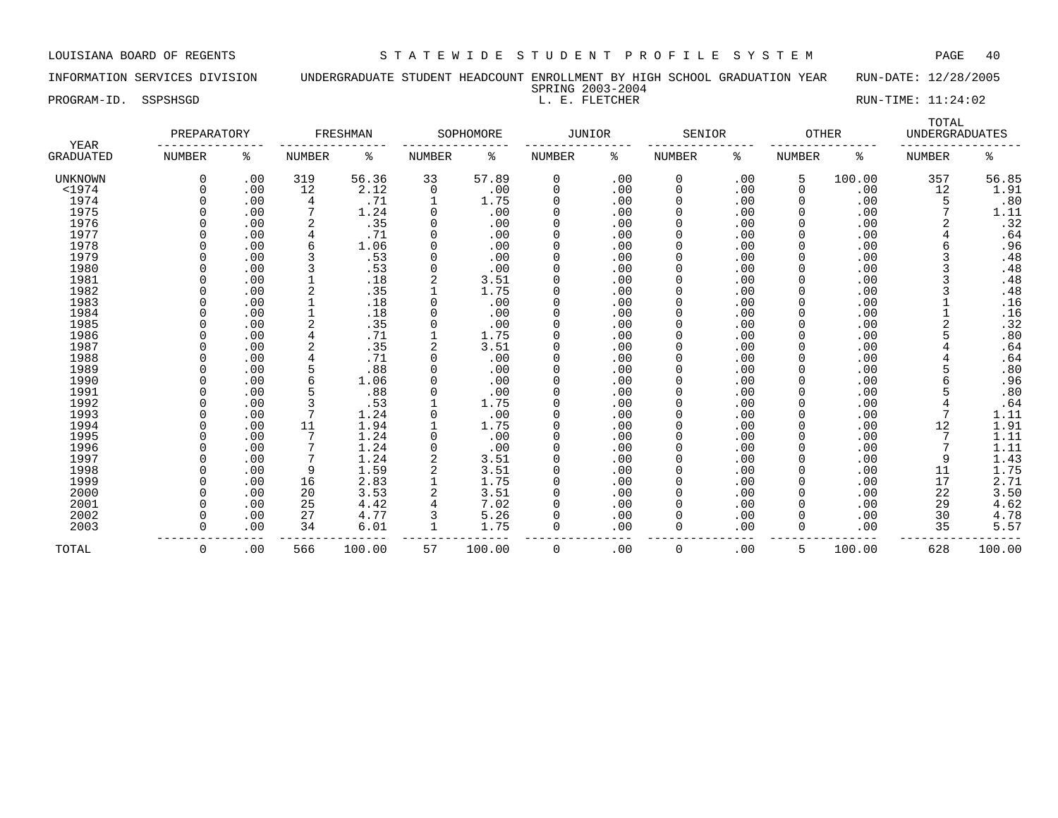LOUISIANA BOARD OF REGENTS — STATEWIDE STUDENT PROFILE SYSTEM

INFORMATION SERVICES DIVISION — UNDERGRADUATE STUDENT HEADCOUNT ENROLLMENT BY HIGH SCHOOL GRADUATION YEAR — RUN-DATE: 12/28/2005

SPRING 2003-2004

PROGRAM-ID. SSPSHSGD — L. E. FLETCHER — RUN-TIME: 11:24:02

| YEAR | PREPARATORY | | FRESHMAN | | SOPHOMORE | | JUNIOR | | SENIOR | | OTHER | | TOTAL UNDERGRADUATES | |
|---|---|---|---|---|---|---|---|---|---|---|---|---|---|---|
| GRADUATED | NUMBER | % | NUMBER | % | NUMBER | % | NUMBER | % | NUMBER | % | NUMBER | % | NUMBER | % |
| UNKNOWN | 0 | .00 | 319 | 56.36 | 33 | 57.89 | 0 | .00 | 0 | .00 | 5 | 100.00 | 357 | 56.85 |
| <1974 | 0 | .00 | 12 | 2.12 | 0 | .00 | 0 | .00 | 0 | .00 | 0 | .00 | 12 | 1.91 |
| 1974 | 0 | .00 | 4 | .71 | 1 | 1.75 | 0 | .00 | 0 | .00 | 0 | .00 | 5 | .80 |
| 1975 | 0 | .00 | 7 | 1.24 | 0 | .00 | 0 | .00 | 0 | .00 | 0 | .00 | 7 | 1.11 |
| 1976 | 0 | .00 | 2 | .35 | 0 | .00 | 0 | .00 | 0 | .00 | 0 | .00 | 2 | .32 |
| 1977 | 0 | .00 | 4 | .71 | 0 | .00 | 0 | .00 | 0 | .00 | 0 | .00 | 4 | .64 |
| 1978 | 0 | .00 | 6 | 1.06 | 0 | .00 | 0 | .00 | 0 | .00 | 0 | .00 | 6 | .96 |
| 1979 | 0 | .00 | 3 | .53 | 0 | .00 | 0 | .00 | 0 | .00 | 0 | .00 | 3 | .48 |
| 1980 | 0 | .00 | 3 | .53 | 0 | .00 | 0 | .00 | 0 | .00 | 0 | .00 | 3 | .48 |
| 1981 | 0 | .00 | 1 | .18 | 2 | 3.51 | 0 | .00 | 0 | .00 | 0 | .00 | 3 | .48 |
| 1982 | 0 | .00 | 2 | .35 | 1 | 1.75 | 0 | .00 | 0 | .00 | 0 | .00 | 3 | .48 |
| 1983 | 0 | .00 | 1 | .18 | 0 | .00 | 0 | .00 | 0 | .00 | 0 | .00 | 1 | .16 |
| 1984 | 0 | .00 | 1 | .18 | 0 | .00 | 0 | .00 | 0 | .00 | 0 | .00 | 1 | .16 |
| 1985 | 0 | .00 | 2 | .35 | 0 | .00 | 0 | .00 | 0 | .00 | 0 | .00 | 2 | .32 |
| 1986 | 0 | .00 | 4 | .71 | 1 | 1.75 | 0 | .00 | 0 | .00 | 0 | .00 | 5 | .80 |
| 1987 | 0 | .00 | 2 | .35 | 2 | 3.51 | 0 | .00 | 0 | .00 | 0 | .00 | 4 | .64 |
| 1988 | 0 | .00 | 4 | .71 | 0 | .00 | 0 | .00 | 0 | .00 | 0 | .00 | 4 | .64 |
| 1989 | 0 | .00 | 5 | .88 | 0 | .00 | 0 | .00 | 0 | .00 | 0 | .00 | 5 | .80 |
| 1990 | 0 | .00 | 6 | 1.06 | 0 | .00 | 0 | .00 | 0 | .00 | 0 | .00 | 6 | .96 |
| 1991 | 0 | .00 | 5 | .88 | 0 | .00 | 0 | .00 | 0 | .00 | 0 | .00 | 5 | .80 |
| 1992 | 0 | .00 | 3 | .53 | 1 | 1.75 | 0 | .00 | 0 | .00 | 0 | .00 | 4 | .64 |
| 1993 | 0 | .00 | 7 | 1.24 | 0 | .00 | 0 | .00 | 0 | .00 | 0 | .00 | 7 | 1.11 |
| 1994 | 0 | .00 | 11 | 1.94 | 1 | 1.75 | 0 | .00 | 0 | .00 | 0 | .00 | 12 | 1.91 |
| 1995 | 0 | .00 | 7 | 1.24 | 0 | .00 | 0 | .00 | 0 | .00 | 0 | .00 | 7 | 1.11 |
| 1996 | 0 | .00 | 7 | 1.24 | 0 | .00 | 0 | .00 | 0 | .00 | 0 | .00 | 7 | 1.11 |
| 1997 | 0 | .00 | 7 | 1.24 | 2 | 3.51 | 0 | .00 | 0 | .00 | 0 | .00 | 9 | 1.43 |
| 1998 | 0 | .00 | 9 | 1.59 | 2 | 3.51 | 0 | .00 | 0 | .00 | 0 | .00 | 11 | 1.75 |
| 1999 | 0 | .00 | 16 | 2.83 | 1 | 1.75 | 0 | .00 | 0 | .00 | 0 | .00 | 17 | 2.71 |
| 2000 | 0 | .00 | 20 | 3.53 | 2 | 3.51 | 0 | .00 | 0 | .00 | 0 | .00 | 22 | 3.50 |
| 2001 | 0 | .00 | 25 | 4.42 | 4 | 7.02 | 0 | .00 | 0 | .00 | 0 | .00 | 29 | 4.62 |
| 2002 | 0 | .00 | 27 | 4.77 | 3 | 5.26 | 0 | .00 | 0 | .00 | 0 | .00 | 30 | 4.78 |
| 2003 | 0 | .00 | 34 | 6.01 | 1 | 1.75 | 0 | .00 | 0 | .00 | 0 | .00 | 35 | 5.57 |
| TOTAL | 0 | .00 | 566 | 100.00 | 57 | 100.00 | 0 | .00 | 0 | .00 | 5 | 100.00 | 628 | 100.00 |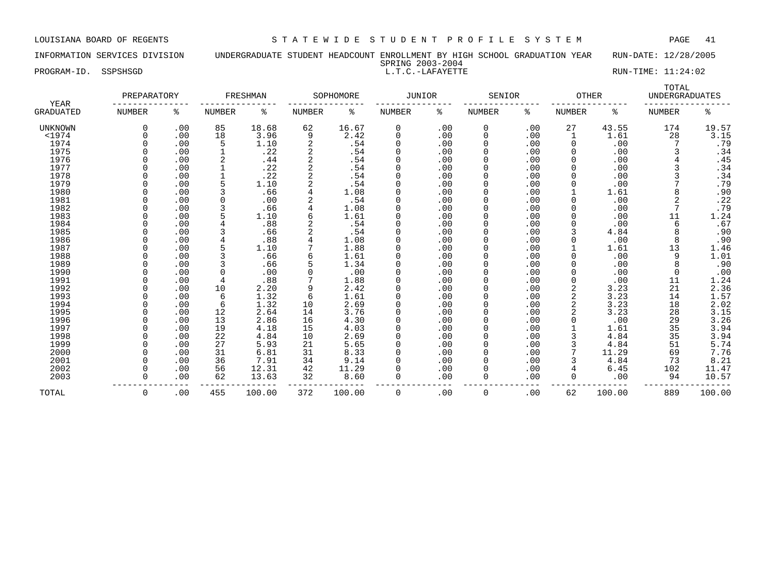LOUISIANA BOARD OF REGENTS — STATEWIDE STUDENT PROFILE SYSTEM

INFORMATION SERVICES DIVISION — UNDERGRADUATE STUDENT HEADCOUNT ENROLLMENT BY HIGH SCHOOL GRADUATION YEAR — RUN-DATE: 12/28/2005

SPRING 2003-2004

PROGRAM-ID. SSPSHSGD — L.T.C.-LAFAYETTE — RUN-TIME: 11:24:02

| YEAR GRADUATED | PREPARATORY NUMBER | PREPARATORY % | FRESHMAN NUMBER | FRESHMAN % | SOPHOMORE NUMBER | SOPHOMORE % | JUNIOR NUMBER | JUNIOR % | SENIOR NUMBER | SENIOR % | OTHER NUMBER | OTHER % | TOTAL UNDERGRADUATES NUMBER | TOTAL UNDERGRADUATES % |
|---|---|---|---|---|---|---|---|---|---|---|---|---|---|---|
| UNKNOWN | 0 | .00 | 85 | 18.68 | 62 | 16.67 | 0 | .00 | 0 | .00 | 27 | 43.55 | 174 | 19.57 |
| <1974 | 0 | .00 | 18 | 3.96 | 9 | 2.42 | 0 | .00 | 0 | .00 | 1 | 1.61 | 28 | 3.15 |
| 1974 | 0 | .00 | 5 | 1.10 | 2 | .54 | 0 | .00 | 0 | .00 | 0 | .00 | 7 | .79 |
| 1975 | 0 | .00 | 1 | .22 | 2 | .54 | 0 | .00 | 0 | .00 | 0 | .00 | 3 | .34 |
| 1976 | 0 | .00 | 2 | .44 | 2 | .54 | 0 | .00 | 0 | .00 | 0 | .00 | 4 | .45 |
| 1977 | 0 | .00 | 1 | .22 | 2 | .54 | 0 | .00 | 0 | .00 | 0 | .00 | 3 | .34 |
| 1978 | 0 | .00 | 1 | .22 | 2 | .54 | 0 | .00 | 0 | .00 | 0 | .00 | 3 | .34 |
| 1979 | 0 | .00 | 5 | 1.10 | 2 | .54 | 0 | .00 | 0 | .00 | 0 | .00 | 7 | .79 |
| 1980 | 0 | .00 | 3 | .66 | 4 | 1.08 | 0 | .00 | 0 | .00 | 1 | 1.61 | 8 | .90 |
| 1981 | 0 | .00 | 0 | .00 | 2 | .54 | 0 | .00 | 0 | .00 | 0 | .00 | 2 | .22 |
| 1982 | 0 | .00 | 3 | .66 | 4 | 1.08 | 0 | .00 | 0 | .00 | 0 | .00 | 7 | .79 |
| 1983 | 0 | .00 | 5 | 1.10 | 6 | 1.61 | 0 | .00 | 0 | .00 | 0 | .00 | 11 | 1.24 |
| 1984 | 0 | .00 | 4 | .88 | 2 | .54 | 0 | .00 | 0 | .00 | 0 | .00 | 6 | .67 |
| 1985 | 0 | .00 | 3 | .66 | 2 | .54 | 0 | .00 | 0 | .00 | 3 | 4.84 | 8 | .90 |
| 1986 | 0 | .00 | 4 | .88 | 4 | 1.08 | 0 | .00 | 0 | .00 | 0 | .00 | 8 | .90 |
| 1987 | 0 | .00 | 5 | 1.10 | 7 | 1.88 | 0 | .00 | 0 | .00 | 1 | 1.61 | 13 | 1.46 |
| 1988 | 0 | .00 | 3 | .66 | 6 | 1.61 | 0 | .00 | 0 | .00 | 0 | .00 | 9 | 1.01 |
| 1989 | 0 | .00 | 3 | .66 | 5 | 1.34 | 0 | .00 | 0 | .00 | 0 | .00 | 8 | .90 |
| 1990 | 0 | .00 | 0 | .00 | 0 | .00 | 0 | .00 | 0 | .00 | 0 | .00 | 0 | .00 |
| 1991 | 0 | .00 | 4 | .88 | 7 | 1.88 | 0 | .00 | 0 | .00 | 0 | .00 | 11 | 1.24 |
| 1992 | 0 | .00 | 10 | 2.20 | 9 | 2.42 | 0 | .00 | 0 | .00 | 2 | 3.23 | 21 | 2.36 |
| 1993 | 0 | .00 | 6 | 1.32 | 6 | 1.61 | 0 | .00 | 0 | .00 | 2 | 3.23 | 14 | 1.57 |
| 1994 | 0 | .00 | 6 | 1.32 | 10 | 2.69 | 0 | .00 | 0 | .00 | 2 | 3.23 | 18 | 2.02 |
| 1995 | 0 | .00 | 12 | 2.64 | 14 | 3.76 | 0 | .00 | 0 | .00 | 2 | 3.23 | 28 | 3.15 |
| 1996 | 0 | .00 | 13 | 2.86 | 16 | 4.30 | 0 | .00 | 0 | .00 | 0 | .00 | 29 | 3.26 |
| 1997 | 0 | .00 | 19 | 4.18 | 15 | 4.03 | 0 | .00 | 0 | .00 | 1 | 1.61 | 35 | 3.94 |
| 1998 | 0 | .00 | 22 | 4.84 | 10 | 2.69 | 0 | .00 | 0 | .00 | 3 | 4.84 | 35 | 3.94 |
| 1999 | 0 | .00 | 27 | 5.93 | 21 | 5.65 | 0 | .00 | 0 | .00 | 3 | 4.84 | 51 | 5.74 |
| 2000 | 0 | .00 | 31 | 6.81 | 31 | 8.33 | 0 | .00 | 0 | .00 | 7 | 11.29 | 69 | 7.76 |
| 2001 | 0 | .00 | 36 | 7.91 | 34 | 9.14 | 0 | .00 | 0 | .00 | 3 | 4.84 | 73 | 8.21 |
| 2002 | 0 | .00 | 56 | 12.31 | 42 | 11.29 | 0 | .00 | 0 | .00 | 4 | 6.45 | 102 | 11.47 |
| 2003 | 0 | .00 | 62 | 13.63 | 32 | 8.60 | 0 | .00 | 0 | .00 | 0 | .00 | 94 | 10.57 |
| TOTAL | 0 | .00 | 455 | 100.00 | 372 | 100.00 | 0 | .00 | 0 | .00 | 62 | 100.00 | 889 | 100.00 |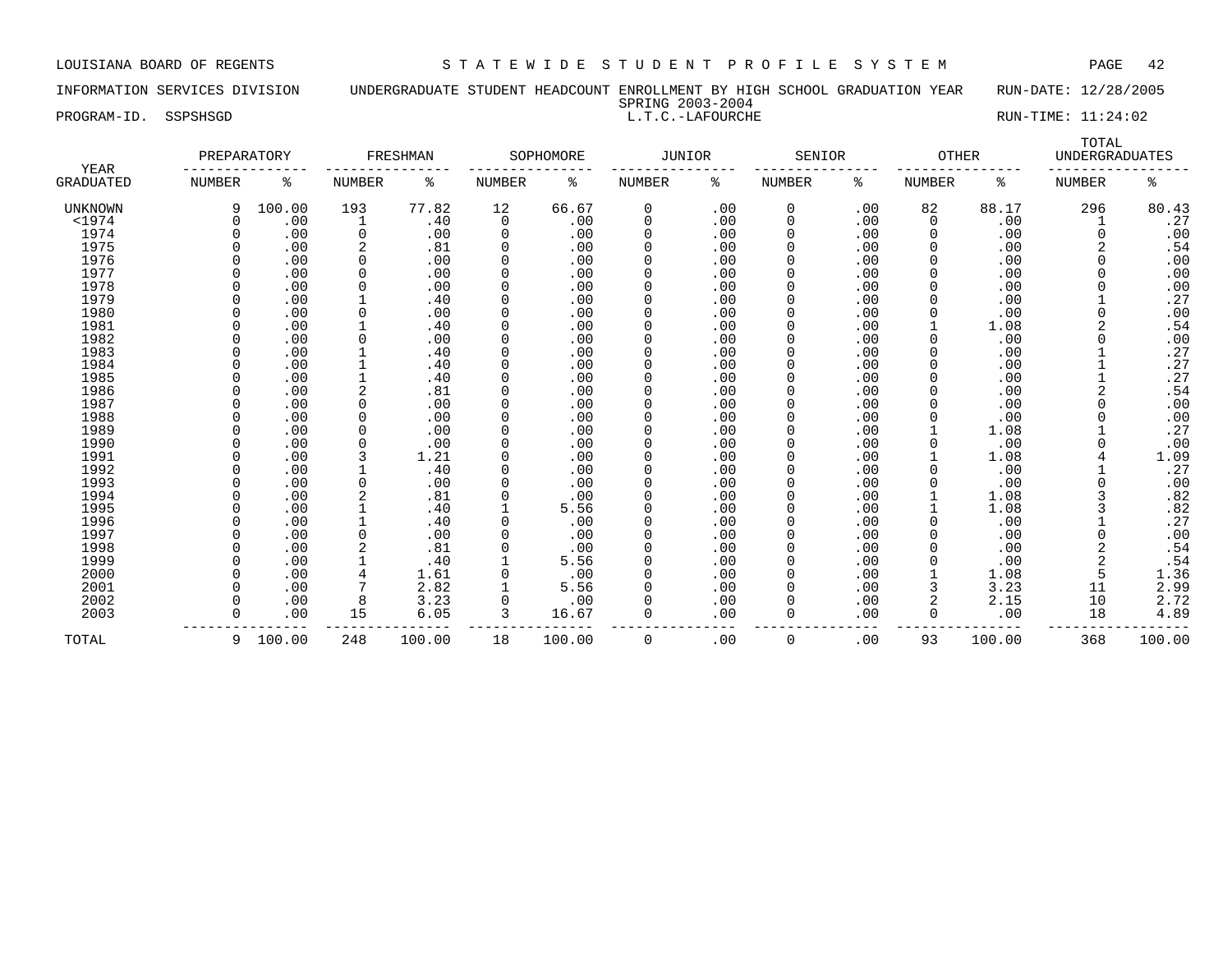LOUISIANA BOARD OF REGENTS — STATEWIDE STUDENT PROFILE SYSTEM

INFORMATION SERVICES DIVISION — UNDERGRADUATE STUDENT HEADCOUNT ENROLLMENT BY HIGH SCHOOL GRADUATION YEAR — RUN-DATE: 12/28/2005

SPRING 2003-2004

PROGRAM-ID. SSPSHSGD — L.T.C.-LAFOURCHE — RUN-TIME: 11:24:02

| YEAR GRADUATED | PREPARATORY NUMBER | PREPARATORY % | FRESHMAN NUMBER | FRESHMAN % | SOPHOMORE NUMBER | SOPHOMORE % | JUNIOR NUMBER | JUNIOR % | SENIOR NUMBER | SENIOR % | OTHER NUMBER | OTHER % | TOTAL UNDERGRADUATES NUMBER | TOTAL UNDERGRADUATES % |
|---|---|---|---|---|---|---|---|---|---|---|---|---|---|---|
| UNKNOWN | 9 | 100.00 | 193 | 77.82 | 12 | 66.67 | 0 | .00 | 0 | .00 | 82 | 88.17 | 296 | 80.43 |
| <1974 | 0 | .00 | 1 | .40 | 0 | .00 | 0 | .00 | 0 | .00 | 0 | .00 | 1 | .27 |
| 1974 | 0 | .00 | 0 | .00 | 0 | .00 | 0 | .00 | 0 | .00 | 0 | .00 | 0 | .00 |
| 1975 | 0 | .00 | 2 | .81 | 0 | .00 | 0 | .00 | 0 | .00 | 0 | .00 | 2 | .54 |
| 1976 | 0 | .00 | 0 | .00 | 0 | .00 | 0 | .00 | 0 | .00 | 0 | .00 | 0 | .00 |
| 1977 | 0 | .00 | 0 | .00 | 0 | .00 | 0 | .00 | 0 | .00 | 0 | .00 | 0 | .00 |
| 1978 | 0 | .00 | 0 | .00 | 0 | .00 | 0 | .00 | 0 | .00 | 0 | .00 | 0 | .00 |
| 1979 | 0 | .00 | 1 | .40 | 0 | .00 | 0 | .00 | 0 | .00 | 0 | .00 | 1 | .27 |
| 1980 | 0 | .00 | 0 | .00 | 0 | .00 | 0 | .00 | 0 | .00 | 0 | .00 | 0 | .00 |
| 1981 | 0 | .00 | 1 | .40 | 0 | .00 | 0 | .00 | 0 | .00 | 1 | 1.08 | 2 | .54 |
| 1982 | 0 | .00 | 0 | .00 | 0 | .00 | 0 | .00 | 0 | .00 | 0 | .00 | 0 | .00 |
| 1983 | 0 | .00 | 1 | .40 | 0 | .00 | 0 | .00 | 0 | .00 | 0 | .00 | 1 | .27 |
| 1984 | 0 | .00 | 1 | .40 | 0 | .00 | 0 | .00 | 0 | .00 | 0 | .00 | 1 | .27 |
| 1985 | 0 | .00 | 1 | .40 | 0 | .00 | 0 | .00 | 0 | .00 | 0 | .00 | 1 | .27 |
| 1986 | 0 | .00 | 2 | .81 | 0 | .00 | 0 | .00 | 0 | .00 | 0 | .00 | 2 | .54 |
| 1987 | 0 | .00 | 0 | .00 | 0 | .00 | 0 | .00 | 0 | .00 | 0 | .00 | 0 | .00 |
| 1988 | 0 | .00 | 0 | .00 | 0 | .00 | 0 | .00 | 0 | .00 | 0 | .00 | 0 | .00 |
| 1989 | 0 | .00 | 0 | .00 | 0 | .00 | 0 | .00 | 0 | .00 | 1 | 1.08 | 1 | .27 |
| 1990 | 0 | .00 | 0 | .00 | 0 | .00 | 0 | .00 | 0 | .00 | 0 | .00 | 0 | .00 |
| 1991 | 0 | .00 | 3 | 1.21 | 0 | .00 | 0 | .00 | 0 | .00 | 1 | 1.08 | 4 | 1.09 |
| 1992 | 0 | .00 | 1 | .40 | 0 | .00 | 0 | .00 | 0 | .00 | 0 | .00 | 1 | .27 |
| 1993 | 0 | .00 | 0 | .00 | 0 | .00 | 0 | .00 | 0 | .00 | 0 | .00 | 0 | .00 |
| 1994 | 0 | .00 | 2 | .81 | 0 | .00 | 0 | .00 | 0 | .00 | 1 | 1.08 | 3 | .82 |
| 1995 | 0 | .00 | 1 | .40 | 1 | 5.56 | 0 | .00 | 0 | .00 | 1 | 1.08 | 3 | .82 |
| 1996 | 0 | .00 | 1 | .40 | 0 | .00 | 0 | .00 | 0 | .00 | 0 | .00 | 1 | .27 |
| 1997 | 0 | .00 | 0 | .00 | 0 | .00 | 0 | .00 | 0 | .00 | 0 | .00 | 0 | .00 |
| 1998 | 0 | .00 | 2 | .81 | 0 | .00 | 0 | .00 | 0 | .00 | 0 | .00 | 2 | .54 |
| 1999 | 0 | .00 | 1 | .40 | 1 | 5.56 | 0 | .00 | 0 | .00 | 0 | .00 | 2 | .54 |
| 2000 | 0 | .00 | 4 | 1.61 | 0 | .00 | 0 | .00 | 0 | .00 | 1 | 1.08 | 5 | 1.36 |
| 2001 | 0 | .00 | 7 | 2.82 | 1 | 5.56 | 0 | .00 | 0 | .00 | 3 | 3.23 | 11 | 2.99 |
| 2002 | 0 | .00 | 8 | 3.23 | 0 | .00 | 0 | .00 | 0 | .00 | 2 | 2.15 | 10 | 2.72 |
| 2003 | 0 | .00 | 15 | 6.05 | 3 | 16.67 | 0 | .00 | 0 | .00 | 0 | .00 | 18 | 4.89 |
| TOTAL | 9 | 100.00 | 248 | 100.00 | 18 | 100.00 | 0 | .00 | 0 | .00 | 93 | 100.00 | 368 | 100.00 |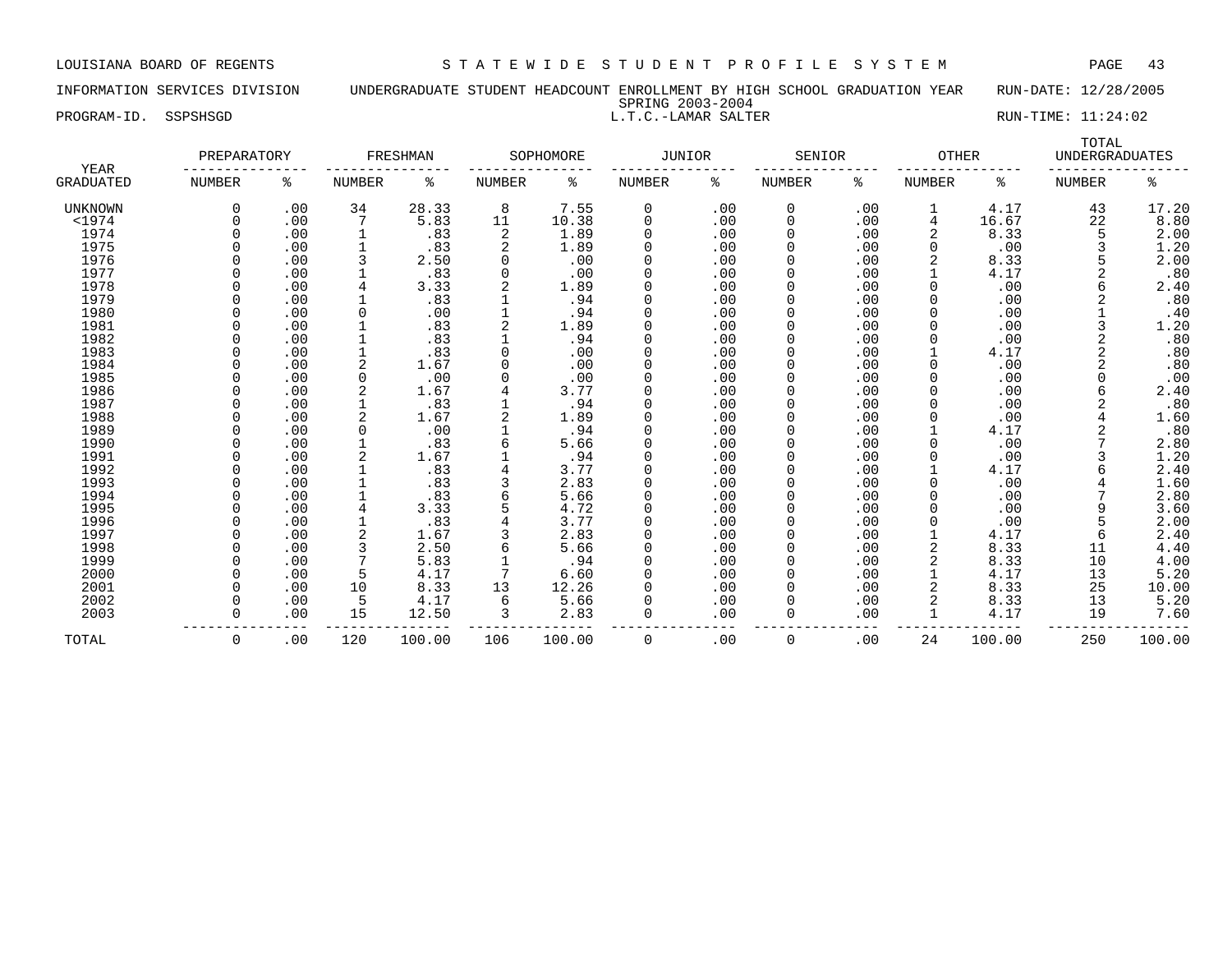LOUISIANA BOARD OF REGENTS — STATEWIDE STUDENT PROFILE SYSTEM

INFORMATION SERVICES DIVISION — UNDERGRADUATE STUDENT HEADCOUNT ENROLLMENT BY HIGH SCHOOL GRADUATION YEAR — RUN-DATE: 12/28/2005

SPRING 2003-2004

PROGRAM-ID. SSPSHSGD — L.T.C.-LAMAR SALTER — RUN-TIME: 11:24:02

| YEAR GRADUATED | PREPARATORY NUMBER | PREPARATORY % | FRESHMAN NUMBER | FRESHMAN % | SOPHOMORE NUMBER | SOPHOMORE % | JUNIOR NUMBER | JUNIOR % | SENIOR NUMBER | SENIOR % | OTHER NUMBER | OTHER % | TOTAL UNDERGRADUATES NUMBER | TOTAL UNDERGRADUATES % |
|---|---|---|---|---|---|---|---|---|---|---|---|---|---|---|
| UNKNOWN | 0 | .00 | 34 | 28.33 | 8 | 7.55 | 0 | .00 | 0 | .00 | 1 | 4.17 | 43 | 17.20 |
| <1974 | 0 | .00 | 7 | 5.83 | 11 | 10.38 | 0 | .00 | 0 | .00 | 4 | 16.67 | 22 | 8.80 |
| 1974 | 0 | .00 | 1 | .83 | 2 | 1.89 | 0 | .00 | 0 | .00 | 2 | 8.33 | 5 | 2.00 |
| 1975 | 0 | .00 | 1 | .83 | 2 | 1.89 | 0 | .00 | 0 | .00 | 0 | .00 | 3 | 1.20 |
| 1976 | 0 | .00 | 3 | 2.50 | 0 | .00 | 0 | .00 | 0 | .00 | 2 | 8.33 | 5 | 2.00 |
| 1977 | 0 | .00 | 1 | .83 | 0 | .00 | 0 | .00 | 0 | .00 | 1 | 4.17 | 2 | .80 |
| 1978 | 0 | .00 | 4 | 3.33 | 2 | 1.89 | 0 | .00 | 0 | .00 | 0 | .00 | 6 | 2.40 |
| 1979 | 0 | .00 | 1 | .83 | 1 | .94 | 0 | .00 | 0 | .00 | 0 | .00 | 2 | .80 |
| 1980 | 0 | .00 | 0 | .00 | 1 | .94 | 0 | .00 | 0 | .00 | 0 | .00 | 1 | .40 |
| 1981 | 0 | .00 | 1 | .83 | 2 | 1.89 | 0 | .00 | 0 | .00 | 0 | .00 | 3 | 1.20 |
| 1982 | 0 | .00 | 1 | .83 | 1 | .94 | 0 | .00 | 0 | .00 | 0 | .00 | 2 | .80 |
| 1983 | 0 | .00 | 1 | .83 | 0 | .00 | 0 | .00 | 0 | .00 | 1 | 4.17 | 2 | .80 |
| 1984 | 0 | .00 | 2 | 1.67 | 0 | .00 | 0 | .00 | 0 | .00 | 0 | .00 | 2 | .80 |
| 1985 | 0 | .00 | 0 | .00 | 0 | .00 | 0 | .00 | 0 | .00 | 0 | .00 | 0 | .00 |
| 1986 | 0 | .00 | 2 | 1.67 | 4 | 3.77 | 0 | .00 | 0 | .00 | 0 | .00 | 6 | 2.40 |
| 1987 | 0 | .00 | 1 | .83 | 1 | .94 | 0 | .00 | 0 | .00 | 0 | .00 | 2 | .80 |
| 1988 | 0 | .00 | 2 | 1.67 | 2 | 1.89 | 0 | .00 | 0 | .00 | 0 | .00 | 4 | 1.60 |
| 1989 | 0 | .00 | 0 | .00 | 1 | .94 | 0 | .00 | 0 | .00 | 1 | 4.17 | 2 | .80 |
| 1990 | 0 | .00 | 1 | .83 | 6 | 5.66 | 0 | .00 | 0 | .00 | 0 | .00 | 7 | 2.80 |
| 1991 | 0 | .00 | 2 | 1.67 | 1 | .94 | 0 | .00 | 0 | .00 | 0 | .00 | 3 | 1.20 |
| 1992 | 0 | .00 | 1 | .83 | 4 | 3.77 | 0 | .00 | 0 | .00 | 1 | 4.17 | 6 | 2.40 |
| 1993 | 0 | .00 | 1 | .83 | 3 | 2.83 | 0 | .00 | 0 | .00 | 0 | .00 | 4 | 1.60 |
| 1994 | 0 | .00 | 1 | .83 | 6 | 5.66 | 0 | .00 | 0 | .00 | 0 | .00 | 7 | 2.80 |
| 1995 | 0 | .00 | 4 | 3.33 | 5 | 4.72 | 0 | .00 | 0 | .00 | 0 | .00 | 9 | 3.60 |
| 1996 | 0 | .00 | 1 | .83 | 4 | 3.77 | 0 | .00 | 0 | .00 | 0 | .00 | 5 | 2.00 |
| 1997 | 0 | .00 | 2 | 1.67 | 3 | 2.83 | 0 | .00 | 0 | .00 | 1 | 4.17 | 6 | 2.40 |
| 1998 | 0 | .00 | 3 | 2.50 | 6 | 5.66 | 0 | .00 | 0 | .00 | 2 | 8.33 | 11 | 4.40 |
| 1999 | 0 | .00 | 7 | 5.83 | 1 | .94 | 0 | .00 | 0 | .00 | 2 | 8.33 | 10 | 4.00 |
| 2000 | 0 | .00 | 5 | 4.17 | 7 | 6.60 | 0 | .00 | 0 | .00 | 1 | 4.17 | 13 | 5.20 |
| 2001 | 0 | .00 | 10 | 8.33 | 13 | 12.26 | 0 | .00 | 0 | .00 | 2 | 8.33 | 25 | 10.00 |
| 2002 | 0 | .00 | 5 | 4.17 | 6 | 5.66 | 0 | .00 | 0 | .00 | 2 | 8.33 | 13 | 5.20 |
| 2003 | 0 | .00 | 15 | 12.50 | 3 | 2.83 | 0 | .00 | 0 | .00 | 1 | 4.17 | 19 | 7.60 |
| TOTAL | 0 | .00 | 120 | 100.00 | 106 | 100.00 | 0 | .00 | 0 | .00 | 24 | 100.00 | 250 | 100.00 |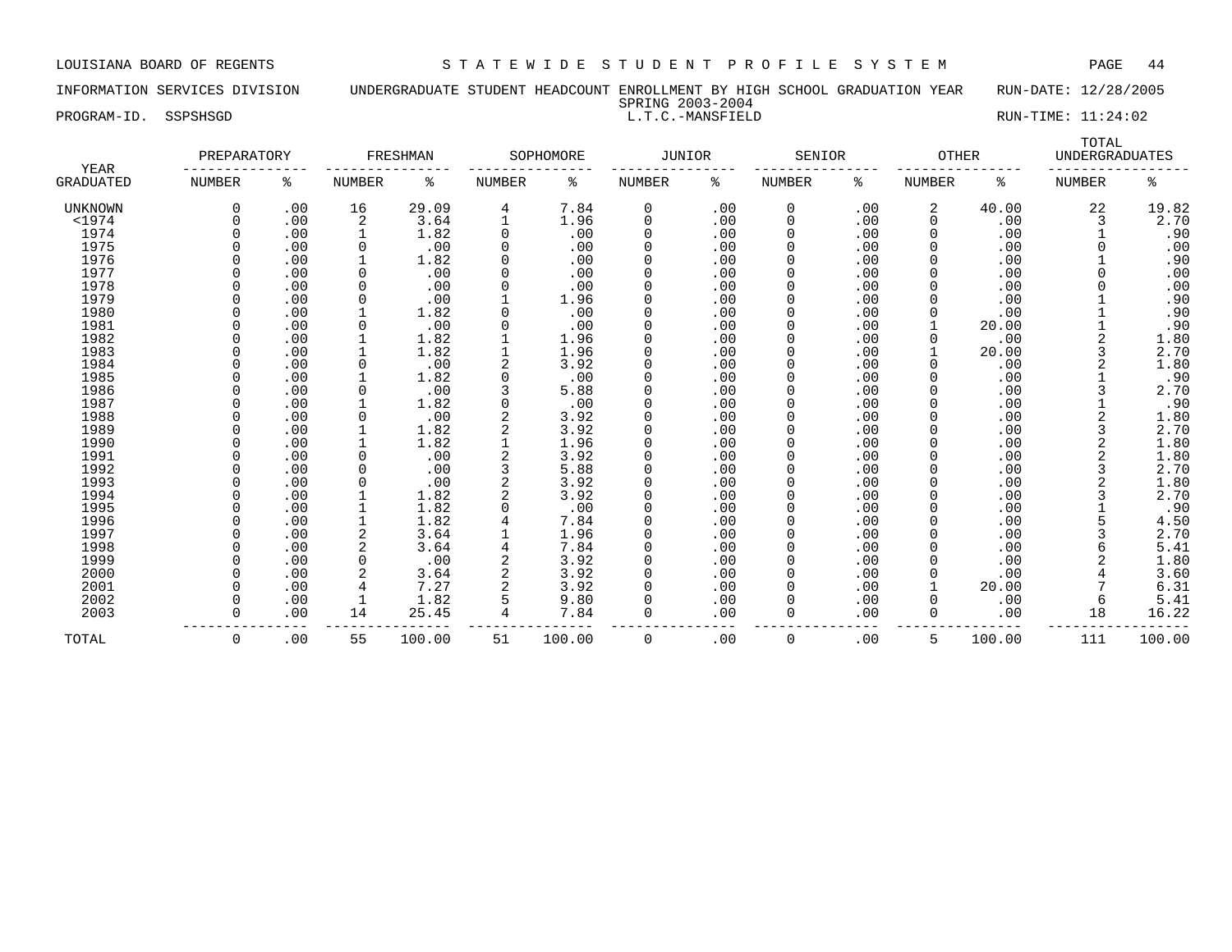LOUISIANA BOARD OF REGENTS — STATEWIDE STUDENT PROFILE SYSTEM

INFORMATION SERVICES DIVISION — UNDERGRADUATE STUDENT HEADCOUNT ENROLLMENT BY HIGH SCHOOL GRADUATION YEAR — RUN-DATE: 12/28/2005

SPRING 2003-2004

PROGRAM-ID. SSPSHSGD — L.T.C.-MANSFIELD — RUN-TIME: 11:24:02

| YEAR | PREPARATORY | | FRESHMAN | | SOPHOMORE | | JUNIOR | | SENIOR | | OTHER | | TOTAL UNDERGRADUATES | |
|---|---|---|---|---|---|---|---|---|---|---|---|---|---|---|
| GRADUATED | NUMBER | % | NUMBER | % | NUMBER | % | NUMBER | % | NUMBER | % | NUMBER | % | NUMBER | % |
| UNKNOWN | 0 | .00 | 16 | 29.09 | 4 | 7.84 | 0 | .00 | 0 | .00 | 2 | 40.00 | 22 | 19.82 |
| <1974 | 0 | .00 | 2 | 3.64 | 1 | 1.96 | 0 | .00 | 0 | .00 | 0 | .00 | 3 | 2.70 |
| 1974 | 0 | .00 | 1 | 1.82 | 0 | .00 | 0 | .00 | 0 | .00 | 0 | .00 | 1 | .90 |
| 1975 | 0 | .00 | 0 | .00 | 0 | .00 | 0 | .00 | 0 | .00 | 0 | .00 | 0 | .00 |
| 1976 | 0 | .00 | 1 | 1.82 | 0 | .00 | 0 | .00 | 0 | .00 | 0 | .00 | 1 | .90 |
| 1977 | 0 | .00 | 0 | .00 | 0 | .00 | 0 | .00 | 0 | .00 | 0 | .00 | 0 | .00 |
| 1978 | 0 | .00 | 0 | .00 | 0 | .00 | 0 | .00 | 0 | .00 | 0 | .00 | 0 | .00 |
| 1979 | 0 | .00 | 0 | .00 | 1 | 1.96 | 0 | .00 | 0 | .00 | 0 | .00 | 1 | .90 |
| 1980 | 0 | .00 | 1 | 1.82 | 0 | .00 | 0 | .00 | 0 | .00 | 0 | .00 | 1 | .90 |
| 1981 | 0 | .00 | 0 | .00 | 0 | .00 | 0 | .00 | 0 | .00 | 1 | 20.00 | 1 | .90 |
| 1982 | 0 | .00 | 1 | 1.82 | 1 | 1.96 | 0 | .00 | 0 | .00 | 0 | .00 | 2 | 1.80 |
| 1983 | 0 | .00 | 1 | 1.82 | 1 | 1.96 | 0 | .00 | 0 | .00 | 1 | 20.00 | 3 | 2.70 |
| 1984 | 0 | .00 | 0 | .00 | 2 | 3.92 | 0 | .00 | 0 | .00 | 0 | .00 | 2 | 1.80 |
| 1985 | 0 | .00 | 1 | 1.82 | 0 | .00 | 0 | .00 | 0 | .00 | 0 | .00 | 1 | .90 |
| 1986 | 0 | .00 | 0 | .00 | 3 | 5.88 | 0 | .00 | 0 | .00 | 0 | .00 | 3 | 2.70 |
| 1987 | 0 | .00 | 1 | 1.82 | 0 | .00 | 0 | .00 | 0 | .00 | 0 | .00 | 1 | .90 |
| 1988 | 0 | .00 | 0 | .00 | 2 | 3.92 | 0 | .00 | 0 | .00 | 0 | .00 | 2 | 1.80 |
| 1989 | 0 | .00 | 1 | 1.82 | 2 | 3.92 | 0 | .00 | 0 | .00 | 0 | .00 | 3 | 2.70 |
| 1990 | 0 | .00 | 1 | 1.82 | 1 | 1.96 | 0 | .00 | 0 | .00 | 0 | .00 | 2 | 1.80 |
| 1991 | 0 | .00 | 0 | .00 | 2 | 3.92 | 0 | .00 | 0 | .00 | 0 | .00 | 2 | 1.80 |
| 1992 | 0 | .00 | 0 | .00 | 3 | 5.88 | 0 | .00 | 0 | .00 | 0 | .00 | 3 | 2.70 |
| 1993 | 0 | .00 | 0 | .00 | 2 | 3.92 | 0 | .00 | 0 | .00 | 0 | .00 | 2 | 1.80 |
| 1994 | 0 | .00 | 1 | 1.82 | 2 | 3.92 | 0 | .00 | 0 | .00 | 0 | .00 | 3 | 2.70 |
| 1995 | 0 | .00 | 1 | 1.82 | 0 | .00 | 0 | .00 | 0 | .00 | 0 | .00 | 1 | .90 |
| 1996 | 0 | .00 | 1 | 1.82 | 4 | 7.84 | 0 | .00 | 0 | .00 | 0 | .00 | 5 | 4.50 |
| 1997 | 0 | .00 | 2 | 3.64 | 1 | 1.96 | 0 | .00 | 0 | .00 | 0 | .00 | 3 | 2.70 |
| 1998 | 0 | .00 | 2 | 3.64 | 4 | 7.84 | 0 | .00 | 0 | .00 | 0 | .00 | 6 | 5.41 |
| 1999 | 0 | .00 | 0 | .00 | 2 | 3.92 | 0 | .00 | 0 | .00 | 0 | .00 | 2 | 1.80 |
| 2000 | 0 | .00 | 2 | 3.64 | 2 | 3.92 | 0 | .00 | 0 | .00 | 0 | .00 | 4 | 3.60 |
| 2001 | 0 | .00 | 4 | 7.27 | 2 | 3.92 | 0 | .00 | 0 | .00 | 1 | 20.00 | 7 | 6.31 |
| 2002 | 0 | .00 | 1 | 1.82 | 5 | 9.80 | 0 | .00 | 0 | .00 | 0 | .00 | 6 | 5.41 |
| 2003 | 0 | .00 | 14 | 25.45 | 4 | 7.84 | 0 | .00 | 0 | .00 | 0 | .00 | 18 | 16.22 |
| TOTAL | 0 | .00 | 55 | 100.00 | 51 | 100.00 | 0 | .00 | 0 | .00 | 5 | 100.00 | 111 | 100.00 |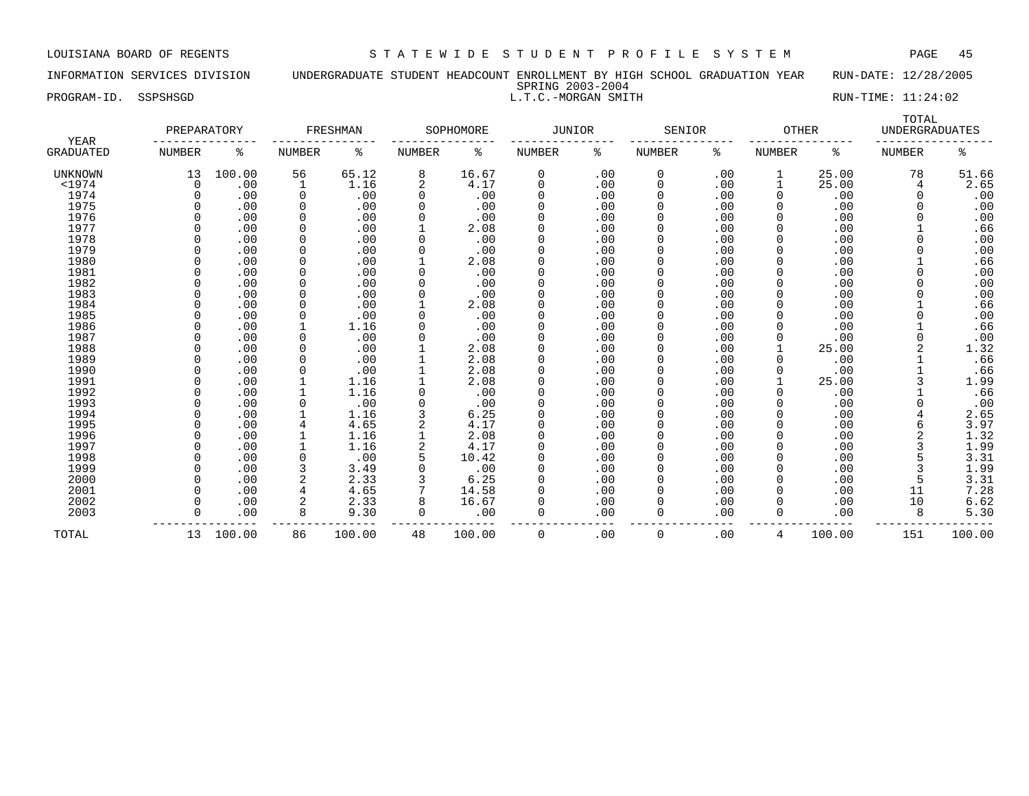LOUISIANA BOARD OF REGENTS — STATEWIDE STUDENT PROFILE SYSTEM

INFORMATION SERVICES DIVISION — UNDERGRADUATE STUDENT HEADCOUNT ENROLLMENT BY HIGH SCHOOL GRADUATION YEAR — RUN-DATE: 12/28/2005

SPRING 2003-2004

PROGRAM-ID. SSPSHSGD — L.T.C.-MORGAN SMITH — RUN-TIME: 11:24:02

| YEAR GRADUATED | PREPARATORY NUMBER | PREPARATORY % | FRESHMAN NUMBER | FRESHMAN % | SOPHOMORE NUMBER | SOPHOMORE % | JUNIOR NUMBER | JUNIOR % | SENIOR NUMBER | SENIOR % | OTHER NUMBER | OTHER % | TOTAL UNDERGRADUATES NUMBER | TOTAL UNDERGRADUATES % |
|---|---|---|---|---|---|---|---|---|---|---|---|---|---|---|
| UNKNOWN | 13 | 100.00 | 56 | 65.12 | 8 | 16.67 | 0 | .00 | 0 | .00 | 1 | 25.00 | 78 | 51.66 |
| <1974 | 0 | .00 | 1 | 1.16 | 2 | 4.17 | 0 | .00 | 0 | .00 | 1 | 25.00 | 4 | 2.65 |
| 1974 | 0 | .00 | 0 | .00 | 0 | .00 | 0 | .00 | 0 | .00 | 0 | .00 | 0 | .00 |
| 1975 | 0 | .00 | 0 | .00 | 0 | .00 | 0 | .00 | 0 | .00 | 0 | .00 | 0 | .00 |
| 1976 | 0 | .00 | 0 | .00 | 0 | .00 | 0 | .00 | 0 | .00 | 0 | .00 | 0 | .00 |
| 1977 | 0 | .00 | 0 | .00 | 1 | 2.08 | 0 | .00 | 0 | .00 | 0 | .00 | 1 | .66 |
| 1978 | 0 | .00 | 0 | .00 | 0 | .00 | 0 | .00 | 0 | .00 | 0 | .00 | 0 | .00 |
| 1979 | 0 | .00 | 0 | .00 | 0 | .00 | 0 | .00 | 0 | .00 | 0 | .00 | 0 | .00 |
| 1980 | 0 | .00 | 0 | .00 | 1 | 2.08 | 0 | .00 | 0 | .00 | 0 | .00 | 1 | .66 |
| 1981 | 0 | .00 | 0 | .00 | 0 | .00 | 0 | .00 | 0 | .00 | 0 | .00 | 0 | .00 |
| 1982 | 0 | .00 | 0 | .00 | 0 | .00 | 0 | .00 | 0 | .00 | 0 | .00 | 0 | .00 |
| 1983 | 0 | .00 | 0 | .00 | 0 | .00 | 0 | .00 | 0 | .00 | 0 | .00 | 0 | .00 |
| 1984 | 0 | .00 | 0 | .00 | 1 | 2.08 | 0 | .00 | 0 | .00 | 0 | .00 | 1 | .66 |
| 1985 | 0 | .00 | 0 | .00 | 0 | .00 | 0 | .00 | 0 | .00 | 0 | .00 | 0 | .00 |
| 1986 | 0 | .00 | 1 | 1.16 | 0 | .00 | 0 | .00 | 0 | .00 | 0 | .00 | 1 | .66 |
| 1987 | 0 | .00 | 0 | .00 | 0 | .00 | 0 | .00 | 0 | .00 | 0 | .00 | 0 | .00 |
| 1988 | 0 | .00 | 0 | .00 | 1 | 2.08 | 0 | .00 | 0 | .00 | 1 | 25.00 | 2 | 1.32 |
| 1989 | 0 | .00 | 0 | .00 | 1 | 2.08 | 0 | .00 | 0 | .00 | 0 | .00 | 1 | .66 |
| 1990 | 0 | .00 | 0 | .00 | 1 | 2.08 | 0 | .00 | 0 | .00 | 0 | .00 | 1 | .66 |
| 1991 | 0 | .00 | 1 | 1.16 | 1 | 2.08 | 0 | .00 | 0 | .00 | 1 | 25.00 | 3 | 1.99 |
| 1992 | 0 | .00 | 1 | 1.16 | 0 | .00 | 0 | .00 | 0 | .00 | 0 | .00 | 1 | .66 |
| 1993 | 0 | .00 | 0 | .00 | 0 | .00 | 0 | .00 | 0 | .00 | 0 | .00 | 0 | .00 |
| 1994 | 0 | .00 | 1 | 1.16 | 3 | 6.25 | 0 | .00 | 0 | .00 | 0 | .00 | 4 | 2.65 |
| 1995 | 0 | .00 | 4 | 4.65 | 2 | 4.17 | 0 | .00 | 0 | .00 | 0 | .00 | 6 | 3.97 |
| 1996 | 0 | .00 | 1 | 1.16 | 1 | 2.08 | 0 | .00 | 0 | .00 | 0 | .00 | 2 | 1.32 |
| 1997 | 0 | .00 | 1 | 1.16 | 2 | 4.17 | 0 | .00 | 0 | .00 | 0 | .00 | 3 | 1.99 |
| 1998 | 0 | .00 | 0 | .00 | 5 | 10.42 | 0 | .00 | 0 | .00 | 0 | .00 | 5 | 3.31 |
| 1999 | 0 | .00 | 3 | 3.49 | 0 | .00 | 0 | .00 | 0 | .00 | 0 | .00 | 3 | 1.99 |
| 2000 | 0 | .00 | 2 | 2.33 | 3 | 6.25 | 0 | .00 | 0 | .00 | 0 | .00 | 5 | 3.31 |
| 2001 | 0 | .00 | 4 | 4.65 | 7 | 14.58 | 0 | .00 | 0 | .00 | 0 | .00 | 11 | 7.28 |
| 2002 | 0 | .00 | 2 | 2.33 | 8 | 16.67 | 0 | .00 | 0 | .00 | 0 | .00 | 10 | 6.62 |
| 2003 | 0 | .00 | 8 | 9.30 | 0 | .00 | 0 | .00 | 0 | .00 | 0 | .00 | 8 | 5.30 |
| TOTAL | 13 | 100.00 | 86 | 100.00 | 48 | 100.00 | 0 | .00 | 0 | .00 | 4 | 100.00 | 151 | 100.00 |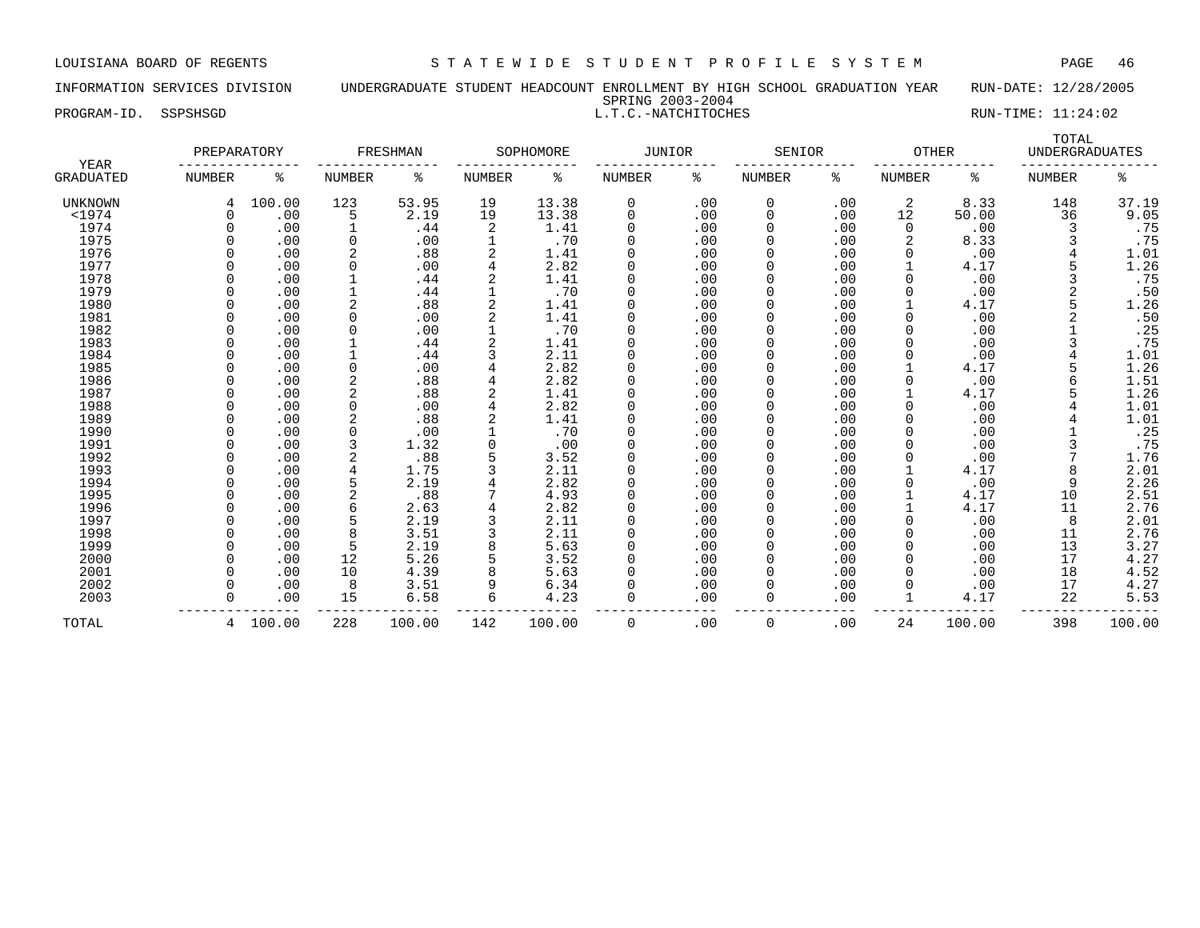LOUISIANA BOARD OF REGENTS — STATEWIDE STUDENT PROFILE SYSTEM

INFORMATION SERVICES DIVISION — UNDERGRADUATE STUDENT HEADCOUNT ENROLLMENT BY HIGH SCHOOL GRADUATION YEAR — RUN-DATE: 12/28/2005

SPRING 2003-2004

PROGRAM-ID. SSPSHSGD — L.T.C.-NATCHITOCHES — RUN-TIME: 11:24:02

| YEAR | PREPARATORY | | FRESHMAN | | SOPHOMORE | | JUNIOR | | SENIOR | | OTHER | | TOTAL UNDERGRADUATES | |
|---|---|---|---|---|---|---|---|---|---|---|---|---|---|---|
| GRADUATED | NUMBER | % | NUMBER | % | NUMBER | % | NUMBER | % | NUMBER | % | NUMBER | % | NUMBER | % |
| UNKNOWN | 4 | 100.00 | 123 | 53.95 | 19 | 13.38 | 0 | .00 | 0 | .00 | 2 | 8.33 | 148 | 37.19 |
| <1974 | 0 | .00 | 5 | 2.19 | 19 | 13.38 | 0 | .00 | 0 | .00 | 12 | 50.00 | 36 | 9.05 |
| 1974 | 0 | .00 | 1 | .44 | 2 | 1.41 | 0 | .00 | 0 | .00 | 0 | .00 | 3 | .75 |
| 1975 | 0 | .00 | 0 | .00 | 1 | .70 | 0 | .00 | 0 | .00 | 2 | 8.33 | 3 | .75 |
| 1976 | 0 | .00 | 2 | .88 | 2 | 1.41 | 0 | .00 | 0 | .00 | 0 | .00 | 4 | 1.01 |
| 1977 | 0 | .00 | 0 | .00 | 4 | 2.82 | 0 | .00 | 0 | .00 | 1 | 4.17 | 5 | 1.26 |
| 1978 | 0 | .00 | 1 | .44 | 2 | 1.41 | 0 | .00 | 0 | .00 | 0 | .00 | 3 | .75 |
| 1979 | 0 | .00 | 1 | .44 | 1 | .70 | 0 | .00 | 0 | .00 | 0 | .00 | 2 | .50 |
| 1980 | 0 | .00 | 2 | .88 | 2 | 1.41 | 0 | .00 | 0 | .00 | 1 | 4.17 | 5 | 1.26 |
| 1981 | 0 | .00 | 0 | .00 | 2 | 1.41 | 0 | .00 | 0 | .00 | 0 | .00 | 2 | .50 |
| 1982 | 0 | .00 | 0 | .00 | 1 | .70 | 0 | .00 | 0 | .00 | 0 | .00 | 1 | .25 |
| 1983 | 0 | .00 | 1 | .44 | 2 | 1.41 | 0 | .00 | 0 | .00 | 0 | .00 | 3 | .75 |
| 1984 | 0 | .00 | 1 | .44 | 3 | 2.11 | 0 | .00 | 0 | .00 | 0 | .00 | 4 | 1.01 |
| 1985 | 0 | .00 | 0 | .00 | 4 | 2.82 | 0 | .00 | 0 | .00 | 1 | 4.17 | 5 | 1.26 |
| 1986 | 0 | .00 | 2 | .88 | 4 | 2.82 | 0 | .00 | 0 | .00 | 0 | .00 | 6 | 1.51 |
| 1987 | 0 | .00 | 2 | .88 | 2 | 1.41 | 0 | .00 | 0 | .00 | 1 | 4.17 | 5 | 1.26 |
| 1988 | 0 | .00 | 0 | .00 | 4 | 2.82 | 0 | .00 | 0 | .00 | 0 | .00 | 4 | 1.01 |
| 1989 | 0 | .00 | 2 | .88 | 2 | 1.41 | 0 | .00 | 0 | .00 | 0 | .00 | 4 | 1.01 |
| 1990 | 0 | .00 | 0 | .00 | 1 | .70 | 0 | .00 | 0 | .00 | 0 | .00 | 1 | .25 |
| 1991 | 0 | .00 | 3 | 1.32 | 0 | .00 | 0 | .00 | 0 | .00 | 0 | .00 | 3 | .75 |
| 1992 | 0 | .00 | 2 | .88 | 5 | 3.52 | 0 | .00 | 0 | .00 | 0 | .00 | 7 | 1.76 |
| 1993 | 0 | .00 | 4 | 1.75 | 3 | 2.11 | 0 | .00 | 0 | .00 | 1 | 4.17 | 8 | 2.01 |
| 1994 | 0 | .00 | 5 | 2.19 | 4 | 2.82 | 0 | .00 | 0 | .00 | 0 | .00 | 9 | 2.26 |
| 1995 | 0 | .00 | 2 | .88 | 7 | 4.93 | 0 | .00 | 0 | .00 | 1 | 4.17 | 10 | 2.51 |
| 1996 | 0 | .00 | 6 | 2.63 | 4 | 2.82 | 0 | .00 | 0 | .00 | 1 | 4.17 | 11 | 2.76 |
| 1997 | 0 | .00 | 5 | 2.19 | 3 | 2.11 | 0 | .00 | 0 | .00 | 0 | .00 | 8 | 2.01 |
| 1998 | 0 | .00 | 8 | 3.51 | 3 | 2.11 | 0 | .00 | 0 | .00 | 0 | .00 | 11 | 2.76 |
| 1999 | 0 | .00 | 5 | 2.19 | 8 | 5.63 | 0 | .00 | 0 | .00 | 0 | .00 | 13 | 3.27 |
| 2000 | 0 | .00 | 12 | 5.26 | 5 | 3.52 | 0 | .00 | 0 | .00 | 0 | .00 | 17 | 4.27 |
| 2001 | 0 | .00 | 10 | 4.39 | 8 | 5.63 | 0 | .00 | 0 | .00 | 0 | .00 | 18 | 4.52 |
| 2002 | 0 | .00 | 8 | 3.51 | 9 | 6.34 | 0 | .00 | 0 | .00 | 0 | .00 | 17 | 4.27 |
| 2003 | 0 | .00 | 15 | 6.58 | 6 | 4.23 | 0 | .00 | 0 | .00 | 1 | 4.17 | 22 | 5.53 |
| TOTAL | 4 | 100.00 | 228 | 100.00 | 142 | 100.00 | 0 | .00 | 0 | .00 | 24 | 100.00 | 398 | 100.00 |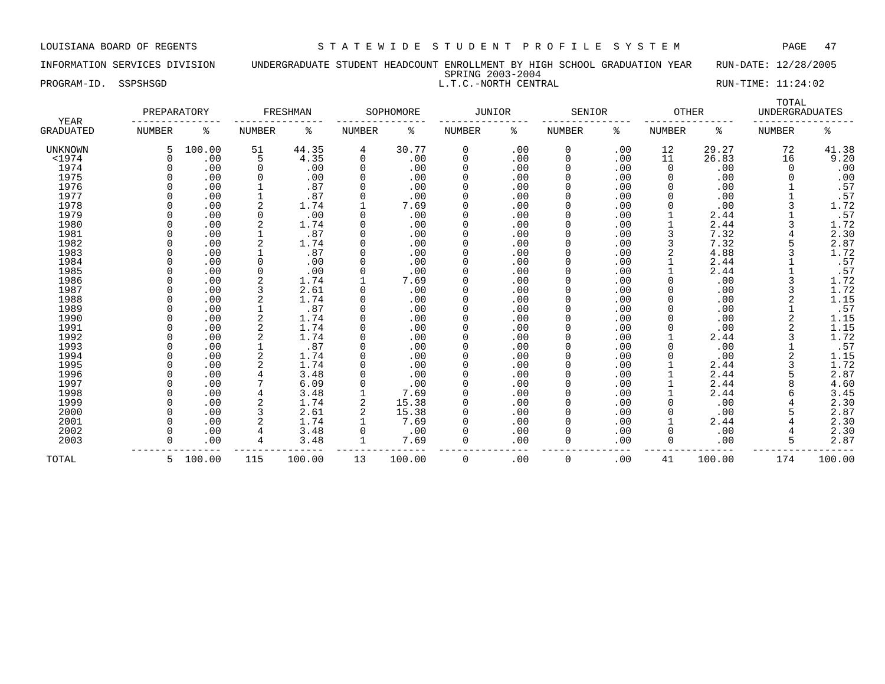LOUISIANA BOARD OF REGENTS — STATEWIDE STUDENT PROFILE SYSTEM

INFORMATION SERVICES DIVISION — UNDERGRADUATE STUDENT HEADCOUNT ENROLLMENT BY HIGH SCHOOL GRADUATION YEAR — RUN-DATE: 12/28/2005

SPRING 2003-2004

PROGRAM-ID. SSPSHSGD — L.T.C.-NORTH CENTRAL — RUN-TIME: 11:24:02

| YEAR GRADUATED | PREPARATORY NUMBER | PREPARATORY % | FRESHMAN NUMBER | FRESHMAN % | SOPHOMORE NUMBER | SOPHOMORE % | JUNIOR NUMBER | JUNIOR % | SENIOR NUMBER | SENIOR % | OTHER NUMBER | OTHER % | TOTAL UNDERGRADUATES NUMBER | TOTAL UNDERGRADUATES % |
|---|---|---|---|---|---|---|---|---|---|---|---|---|---|---|
| UNKNOWN | 5 | 100.00 | 51 | 44.35 | 4 | 30.77 | 0 | .00 | 0 | .00 | 12 | 29.27 | 72 | 41.38 |
| <1974 | 0 | .00 | 5 | 4.35 | 0 | .00 | 0 | .00 | 0 | .00 | 11 | 26.83 | 16 | 9.20 |
| 1974 | 0 | .00 | 0 | .00 | 0 | .00 | 0 | .00 | 0 | .00 | 0 | .00 | 0 | .00 |
| 1975 | 0 | .00 | 0 | .00 | 0 | .00 | 0 | .00 | 0 | .00 | 0 | .00 | 0 | .00 |
| 1976 | 0 | .00 | 1 | .87 | 0 | .00 | 0 | .00 | 0 | .00 | 0 | .00 | 1 | .57 |
| 1977 | 0 | .00 | 1 | .87 | 0 | .00 | 0 | .00 | 0 | .00 | 0 | .00 | 1 | .57 |
| 1978 | 0 | .00 | 2 | 1.74 | 1 | 7.69 | 0 | .00 | 0 | .00 | 0 | .00 | 3 | 1.72 |
| 1979 | 0 | .00 | 0 | .00 | 0 | .00 | 0 | .00 | 0 | .00 | 1 | 2.44 | 1 | .57 |
| 1980 | 0 | .00 | 2 | 1.74 | 0 | .00 | 0 | .00 | 0 | .00 | 1 | 2.44 | 3 | 1.72 |
| 1981 | 0 | .00 | 1 | .87 | 0 | .00 | 0 | .00 | 0 | .00 | 3 | 7.32 | 4 | 2.30 |
| 1982 | 0 | .00 | 2 | 1.74 | 0 | .00 | 0 | .00 | 0 | .00 | 3 | 7.32 | 5 | 2.87 |
| 1983 | 0 | .00 | 1 | .87 | 0 | .00 | 0 | .00 | 0 | .00 | 2 | 4.88 | 3 | 1.72 |
| 1984 | 0 | .00 | 0 | .00 | 0 | .00 | 0 | .00 | 0 | .00 | 1 | 2.44 | 1 | .57 |
| 1985 | 0 | .00 | 0 | .00 | 0 | .00 | 0 | .00 | 0 | .00 | 1 | 2.44 | 1 | .57 |
| 1986 | 0 | .00 | 2 | 1.74 | 1 | 7.69 | 0 | .00 | 0 | .00 | 0 | .00 | 3 | 1.72 |
| 1987 | 0 | .00 | 3 | 2.61 | 0 | .00 | 0 | .00 | 0 | .00 | 0 | .00 | 3 | 1.72 |
| 1988 | 0 | .00 | 2 | 1.74 | 0 | .00 | 0 | .00 | 0 | .00 | 0 | .00 | 2 | 1.15 |
| 1989 | 0 | .00 | 1 | .87 | 0 | .00 | 0 | .00 | 0 | .00 | 0 | .00 | 1 | .57 |
| 1990 | 0 | .00 | 2 | 1.74 | 0 | .00 | 0 | .00 | 0 | .00 | 0 | .00 | 2 | 1.15 |
| 1991 | 0 | .00 | 2 | 1.74 | 0 | .00 | 0 | .00 | 0 | .00 | 0 | .00 | 2 | 1.15 |
| 1992 | 0 | .00 | 2 | 1.74 | 0 | .00 | 0 | .00 | 0 | .00 | 1 | 2.44 | 3 | 1.72 |
| 1993 | 0 | .00 | 1 | .87 | 0 | .00 | 0 | .00 | 0 | .00 | 0 | .00 | 1 | .57 |
| 1994 | 0 | .00 | 2 | 1.74 | 0 | .00 | 0 | .00 | 0 | .00 | 0 | .00 | 2 | 1.15 |
| 1995 | 0 | .00 | 2 | 1.74 | 0 | .00 | 0 | .00 | 0 | .00 | 1 | 2.44 | 3 | 1.72 |
| 1996 | 0 | .00 | 4 | 3.48 | 0 | .00 | 0 | .00 | 0 | .00 | 1 | 2.44 | 5 | 2.87 |
| 1997 | 0 | .00 | 7 | 6.09 | 0 | .00 | 0 | .00 | 0 | .00 | 1 | 2.44 | 8 | 4.60 |
| 1998 | 0 | .00 | 4 | 3.48 | 1 | 7.69 | 0 | .00 | 0 | .00 | 1 | 2.44 | 6 | 3.45 |
| 1999 | 0 | .00 | 2 | 1.74 | 2 | 15.38 | 0 | .00 | 0 | .00 | 0 | .00 | 4 | 2.30 |
| 2000 | 0 | .00 | 3 | 2.61 | 2 | 15.38 | 0 | .00 | 0 | .00 | 0 | .00 | 5 | 2.87 |
| 2001 | 0 | .00 | 2 | 1.74 | 1 | 7.69 | 0 | .00 | 0 | .00 | 1 | 2.44 | 4 | 2.30 |
| 2002 | 0 | .00 | 4 | 3.48 | 0 | .00 | 0 | .00 | 0 | .00 | 0 | .00 | 4 | 2.30 |
| 2003 | 0 | .00 | 4 | 3.48 | 1 | 7.69 | 0 | .00 | 0 | .00 | 0 | .00 | 5 | 2.87 |
| TOTAL | 5 | 100.00 | 115 | 100.00 | 13 | 100.00 | 0 | .00 | 0 | .00 | 41 | 100.00 | 174 | 100.00 |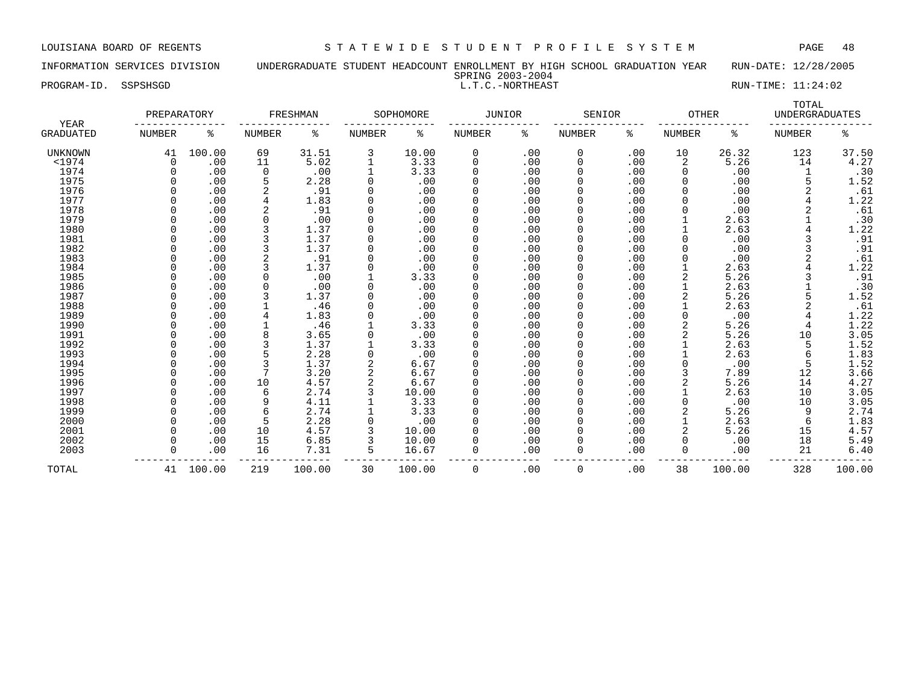LOUISIANA BOARD OF REGENTS — STATEWIDE STUDENT PROFILE SYSTEM

INFORMATION SERVICES DIVISION — UNDERGRADUATE STUDENT HEADCOUNT ENROLLMENT BY HIGH SCHOOL GRADUATION YEAR — RUN-DATE: 12/28/2005

SPRING 2003-2004

PROGRAM-ID. SSPSHSGD — L.T.C.-NORTHEAST — RUN-TIME: 11:24:02

| YEAR GRADUATED | PREPARATORY NUMBER | PREPARATORY % | FRESHMAN NUMBER | FRESHMAN % | SOPHOMORE NUMBER | SOPHOMORE % | JUNIOR NUMBER | JUNIOR % | SENIOR NUMBER | SENIOR % | OTHER NUMBER | OTHER % | TOTAL UNDERGRADUATES NUMBER | TOTAL UNDERGRADUATES % |
|---|---|---|---|---|---|---|---|---|---|---|---|---|---|---|
| UNKNOWN | 41 | 100.00 | 69 | 31.51 | 3 | 10.00 | 0 | .00 | 0 | .00 | 10 | 26.32 | 123 | 37.50 |
| <1974 | 0 | .00 | 11 | 5.02 | 1 | 3.33 | 0 | .00 | 0 | .00 | 2 | 5.26 | 14 | 4.27 |
| 1974 | 0 | .00 | 0 | .00 | 1 | 3.33 | 0 | .00 | 0 | .00 | 0 | .00 | 1 | .30 |
| 1975 | 0 | .00 | 5 | 2.28 | 0 | .00 | 0 | .00 | 0 | .00 | 0 | .00 | 5 | 1.52 |
| 1976 | 0 | .00 | 2 | .91 | 0 | .00 | 0 | .00 | 0 | .00 | 0 | .00 | 2 | .61 |
| 1977 | 0 | .00 | 4 | 1.83 | 0 | .00 | 0 | .00 | 0 | .00 | 0 | .00 | 4 | 1.22 |
| 1978 | 0 | .00 | 2 | .91 | 0 | .00 | 0 | .00 | 0 | .00 | 0 | .00 | 2 | .61 |
| 1979 | 0 | .00 | 0 | .00 | 0 | .00 | 0 | .00 | 0 | .00 | 1 | 2.63 | 1 | .30 |
| 1980 | 0 | .00 | 3 | 1.37 | 0 | .00 | 0 | .00 | 0 | .00 | 1 | 2.63 | 4 | 1.22 |
| 1981 | 0 | .00 | 3 | 1.37 | 0 | .00 | 0 | .00 | 0 | .00 | 0 | .00 | 3 | .91 |
| 1982 | 0 | .00 | 3 | 1.37 | 0 | .00 | 0 | .00 | 0 | .00 | 0 | .00 | 3 | .91 |
| 1983 | 0 | .00 | 2 | .91 | 0 | .00 | 0 | .00 | 0 | .00 | 0 | .00 | 2 | .61 |
| 1984 | 0 | .00 | 3 | 1.37 | 0 | .00 | 0 | .00 | 0 | .00 | 1 | 2.63 | 4 | 1.22 |
| 1985 | 0 | .00 | 0 | .00 | 1 | 3.33 | 0 | .00 | 0 | .00 | 2 | 5.26 | 3 | .91 |
| 1986 | 0 | .00 | 0 | .00 | 0 | .00 | 0 | .00 | 0 | .00 | 1 | 2.63 | 1 | .30 |
| 1987 | 0 | .00 | 3 | 1.37 | 0 | .00 | 0 | .00 | 0 | .00 | 2 | 5.26 | 5 | 1.52 |
| 1988 | 0 | .00 | 1 | .46 | 0 | .00 | 0 | .00 | 0 | .00 | 1 | 2.63 | 2 | .61 |
| 1989 | 0 | .00 | 4 | 1.83 | 0 | .00 | 0 | .00 | 0 | .00 | 0 | .00 | 4 | 1.22 |
| 1990 | 0 | .00 | 1 | .46 | 1 | 3.33 | 0 | .00 | 0 | .00 | 2 | 5.26 | 4 | 1.22 |
| 1991 | 0 | .00 | 8 | 3.65 | 0 | .00 | 0 | .00 | 0 | .00 | 2 | 5.26 | 10 | 3.05 |
| 1992 | 0 | .00 | 3 | 1.37 | 1 | 3.33 | 0 | .00 | 0 | .00 | 1 | 2.63 | 5 | 1.52 |
| 1993 | 0 | .00 | 5 | 2.28 | 0 | .00 | 0 | .00 | 0 | .00 | 1 | 2.63 | 6 | 1.83 |
| 1994 | 0 | .00 | 3 | 1.37 | 2 | 6.67 | 0 | .00 | 0 | .00 | 0 | .00 | 5 | 1.52 |
| 1995 | 0 | .00 | 7 | 3.20 | 2 | 6.67 | 0 | .00 | 0 | .00 | 3 | 7.89 | 12 | 3.66 |
| 1996 | 0 | .00 | 10 | 4.57 | 2 | 6.67 | 0 | .00 | 0 | .00 | 2 | 5.26 | 14 | 4.27 |
| 1997 | 0 | .00 | 6 | 2.74 | 3 | 10.00 | 0 | .00 | 0 | .00 | 1 | 2.63 | 10 | 3.05 |
| 1998 | 0 | .00 | 9 | 4.11 | 1 | 3.33 | 0 | .00 | 0 | .00 | 0 | .00 | 10 | 3.05 |
| 1999 | 0 | .00 | 6 | 2.74 | 1 | 3.33 | 0 | .00 | 0 | .00 | 2 | 5.26 | 9 | 2.74 |
| 2000 | 0 | .00 | 5 | 2.28 | 0 | .00 | 0 | .00 | 0 | .00 | 1 | 2.63 | 6 | 1.83 |
| 2001 | 0 | .00 | 10 | 4.57 | 3 | 10.00 | 0 | .00 | 0 | .00 | 2 | 5.26 | 15 | 4.57 |
| 2002 | 0 | .00 | 15 | 6.85 | 3 | 10.00 | 0 | .00 | 0 | .00 | 0 | .00 | 18 | 5.49 |
| 2003 | 0 | .00 | 16 | 7.31 | 5 | 16.67 | 0 | .00 | 0 | .00 | 0 | .00 | 21 | 6.40 |
| TOTAL | 41 | 100.00 | 219 | 100.00 | 30 | 100.00 | 0 | .00 | 0 | .00 | 38 | 100.00 | 328 | 100.00 |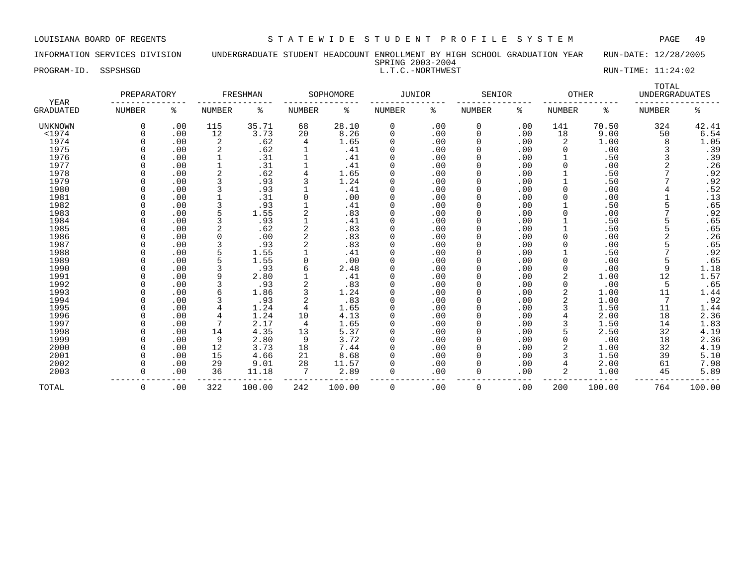LOUISIANA BOARD OF REGENTS — STATEWIDE STUDENT PROFILE SYSTEM

INFORMATION SERVICES DIVISION — UNDERGRADUATE STUDENT HEADCOUNT ENROLLMENT BY HIGH SCHOOL GRADUATION YEAR — RUN-DATE: 12/28/2005

SPRING 2003-2004

PROGRAM-ID. SSPSHSGD — L.T.C.-NORTHWEST — RUN-TIME: 11:24:02

| YEAR | PREPARATORY | | FRESHMAN | | SOPHOMORE | | JUNIOR | | SENIOR | | OTHER | | TOTAL UNDERGRADUATES | |
|---|---|---|---|---|---|---|---|---|---|---|---|---|---|---|
| GRADUATED | NUMBER | % | NUMBER | % | NUMBER | % | NUMBER | % | NUMBER | % | NUMBER | % | NUMBER | % |
| UNKNOWN | 0 | .00 | 115 | 35.71 | 68 | 28.10 | 0 | .00 | 0 | .00 | 141 | 70.50 | 324 | 42.41 |
| <1974 | 0 | .00 | 12 | 3.73 | 20 | 8.26 | 0 | .00 | 0 | .00 | 18 | 9.00 | 50 | 6.54 |
| 1974 | 0 | .00 | 2 | .62 | 4 | 1.65 | 0 | .00 | 0 | .00 | 2 | 1.00 | 8 | 1.05 |
| 1975 | 0 | .00 | 2 | .62 | 1 | .41 | 0 | .00 | 0 | .00 | 0 | .00 | 3 | .39 |
| 1976 | 0 | .00 | 1 | .31 | 1 | .41 | 0 | .00 | 0 | .00 | 1 | .50 | 3 | .39 |
| 1977 | 0 | .00 | 1 | .31 | 1 | .41 | 0 | .00 | 0 | .00 | 0 | .00 | 2 | .26 |
| 1978 | 0 | .00 | 2 | .62 | 4 | 1.65 | 0 | .00 | 0 | .00 | 1 | .50 | 7 | .92 |
| 1979 | 0 | .00 | 3 | .93 | 3 | 1.24 | 0 | .00 | 0 | .00 | 1 | .50 | 7 | .92 |
| 1980 | 0 | .00 | 3 | .93 | 1 | .41 | 0 | .00 | 0 | .00 | 0 | .00 | 4 | .52 |
| 1981 | 0 | .00 | 1 | .31 | 0 | .00 | 0 | .00 | 0 | .00 | 0 | .00 | 1 | .13 |
| 1982 | 0 | .00 | 3 | .93 | 1 | .41 | 0 | .00 | 0 | .00 | 1 | .50 | 5 | .65 |
| 1983 | 0 | .00 | 5 | 1.55 | 2 | .83 | 0 | .00 | 0 | .00 | 0 | .00 | 7 | .92 |
| 1984 | 0 | .00 | 3 | .93 | 1 | .41 | 0 | .00 | 0 | .00 | 1 | .50 | 5 | .65 |
| 1985 | 0 | .00 | 2 | .62 | 2 | .83 | 0 | .00 | 0 | .00 | 1 | .50 | 5 | .65 |
| 1986 | 0 | .00 | 0 | .00 | 2 | .83 | 0 | .00 | 0 | .00 | 0 | .00 | 2 | .26 |
| 1987 | 0 | .00 | 3 | .93 | 2 | .83 | 0 | .00 | 0 | .00 | 0 | .00 | 5 | .65 |
| 1988 | 0 | .00 | 5 | 1.55 | 1 | .41 | 0 | .00 | 0 | .00 | 1 | .50 | 7 | .92 |
| 1989 | 0 | .00 | 5 | 1.55 | 0 | .00 | 0 | .00 | 0 | .00 | 0 | .00 | 5 | .65 |
| 1990 | 0 | .00 | 3 | .93 | 6 | 2.48 | 0 | .00 | 0 | .00 | 0 | .00 | 9 | 1.18 |
| 1991 | 0 | .00 | 9 | 2.80 | 1 | .41 | 0 | .00 | 0 | .00 | 2 | 1.00 | 12 | 1.57 |
| 1992 | 0 | .00 | 3 | .93 | 2 | .83 | 0 | .00 | 0 | .00 | 0 | .00 | 5 | .65 |
| 1993 | 0 | .00 | 6 | 1.86 | 3 | 1.24 | 0 | .00 | 0 | .00 | 2 | 1.00 | 11 | 1.44 |
| 1994 | 0 | .00 | 3 | .93 | 2 | .83 | 0 | .00 | 0 | .00 | 2 | 1.00 | 7 | .92 |
| 1995 | 0 | .00 | 4 | 1.24 | 4 | 1.65 | 0 | .00 | 0 | .00 | 3 | 1.50 | 11 | 1.44 |
| 1996 | 0 | .00 | 4 | 1.24 | 10 | 4.13 | 0 | .00 | 0 | .00 | 4 | 2.00 | 18 | 2.36 |
| 1997 | 0 | .00 | 7 | 2.17 | 4 | 1.65 | 0 | .00 | 0 | .00 | 3 | 1.50 | 14 | 1.83 |
| 1998 | 0 | .00 | 14 | 4.35 | 13 | 5.37 | 0 | .00 | 0 | .00 | 5 | 2.50 | 32 | 4.19 |
| 1999 | 0 | .00 | 9 | 2.80 | 9 | 3.72 | 0 | .00 | 0 | .00 | 0 | .00 | 18 | 2.36 |
| 2000 | 0 | .00 | 12 | 3.73 | 18 | 7.44 | 0 | .00 | 0 | .00 | 2 | 1.00 | 32 | 4.19 |
| 2001 | 0 | .00 | 15 | 4.66 | 21 | 8.68 | 0 | .00 | 0 | .00 | 3 | 1.50 | 39 | 5.10 |
| 2002 | 0 | .00 | 29 | 9.01 | 28 | 11.57 | 0 | .00 | 0 | .00 | 4 | 2.00 | 61 | 7.98 |
| 2003 | 0 | .00 | 36 | 11.18 | 7 | 2.89 | 0 | .00 | 0 | .00 | 2 | 1.00 | 45 | 5.89 |
| TOTAL | 0 | .00 | 322 | 100.00 | 242 | 100.00 | 0 | .00 | 0 | .00 | 200 | 100.00 | 764 | 100.00 |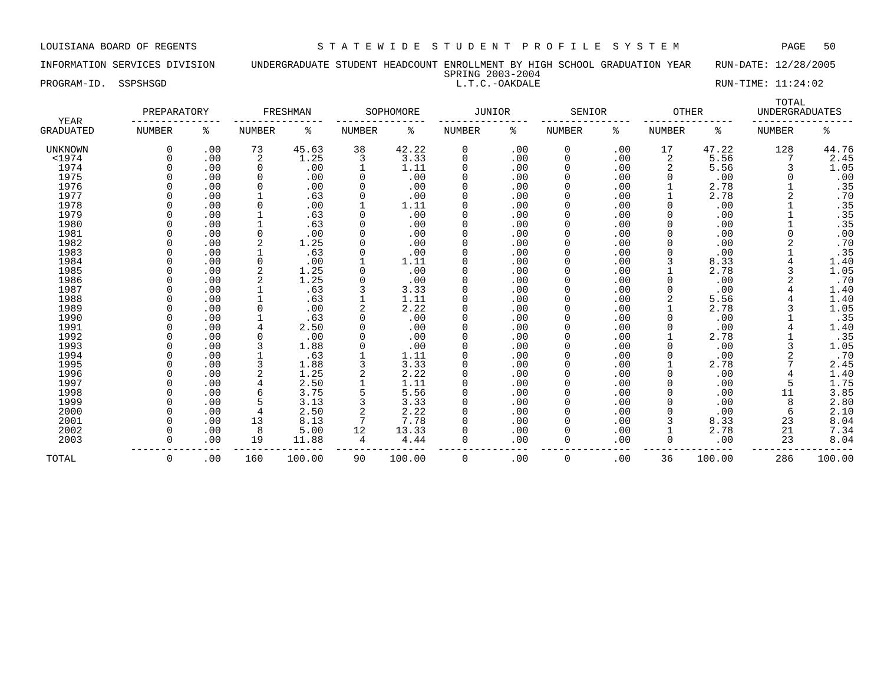LOUISIANA BOARD OF REGENTS — STATEWIDE STUDENT PROFILE SYSTEM

INFORMATION SERVICES DIVISION — UNDERGRADUATE STUDENT HEADCOUNT ENROLLMENT BY HIGH SCHOOL GRADUATION YEAR — RUN-DATE: 12/28/2005

SPRING 2003-2004

PROGRAM-ID. SSPSHSGD — L.T.C.-OAKDALE — RUN-TIME: 11:24:02

| YEAR GRADUATED | PREPARATORY NUMBER | PREPARATORY % | FRESHMAN NUMBER | FRESHMAN % | SOPHOMORE NUMBER | SOPHOMORE % | JUNIOR NUMBER | JUNIOR % | SENIOR NUMBER | SENIOR % | OTHER NUMBER | OTHER % | TOTAL UNDERGRADUATES NUMBER | TOTAL UNDERGRADUATES % |
|---|---|---|---|---|---|---|---|---|---|---|---|---|---|---|
| UNKNOWN | 0 | .00 | 73 | 45.63 | 38 | 42.22 | 0 | .00 | 0 | .00 | 17 | 47.22 | 128 | 44.76 |
| <1974 | 0 | .00 | 2 | 1.25 | 3 | 3.33 | 0 | .00 | 0 | .00 | 2 | 5.56 | 7 | 2.45 |
| 1974 | 0 | .00 | 0 | .00 | 1 | 1.11 | 0 | .00 | 0 | .00 | 2 | 5.56 | 3 | 1.05 |
| 1975 | 0 | .00 | 0 | .00 | 0 | .00 | 0 | .00 | 0 | .00 | 0 | .00 | 0 | .00 |
| 1976 | 0 | .00 | 0 | .00 | 0 | .00 | 0 | .00 | 0 | .00 | 1 | 2.78 | 1 | .35 |
| 1977 | 0 | .00 | 1 | .63 | 0 | .00 | 0 | .00 | 0 | .00 | 1 | 2.78 | 2 | .70 |
| 1978 | 0 | .00 | 0 | .00 | 1 | 1.11 | 0 | .00 | 0 | .00 | 0 | .00 | 1 | .35 |
| 1979 | 0 | .00 | 1 | .63 | 0 | .00 | 0 | .00 | 0 | .00 | 0 | .00 | 1 | .35 |
| 1980 | 0 | .00 | 1 | .63 | 0 | .00 | 0 | .00 | 0 | .00 | 0 | .00 | 1 | .35 |
| 1981 | 0 | .00 | 0 | .00 | 0 | .00 | 0 | .00 | 0 | .00 | 0 | .00 | 0 | .00 |
| 1982 | 0 | .00 | 2 | 1.25 | 0 | .00 | 0 | .00 | 0 | .00 | 0 | .00 | 2 | .70 |
| 1983 | 0 | .00 | 1 | .63 | 0 | .00 | 0 | .00 | 0 | .00 | 0 | .00 | 1 | .35 |
| 1984 | 0 | .00 | 0 | .00 | 1 | 1.11 | 0 | .00 | 0 | .00 | 3 | 8.33 | 4 | 1.40 |
| 1985 | 0 | .00 | 2 | 1.25 | 0 | .00 | 0 | .00 | 0 | .00 | 1 | 2.78 | 3 | 1.05 |
| 1986 | 0 | .00 | 2 | 1.25 | 0 | .00 | 0 | .00 | 0 | .00 | 0 | .00 | 2 | .70 |
| 1987 | 0 | .00 | 1 | .63 | 3 | 3.33 | 0 | .00 | 0 | .00 | 0 | .00 | 4 | 1.40 |
| 1988 | 0 | .00 | 1 | .63 | 1 | 1.11 | 0 | .00 | 0 | .00 | 2 | 5.56 | 4 | 1.40 |
| 1989 | 0 | .00 | 0 | .00 | 2 | 2.22 | 0 | .00 | 0 | .00 | 1 | 2.78 | 3 | 1.05 |
| 1990 | 0 | .00 | 1 | .63 | 0 | .00 | 0 | .00 | 0 | .00 | 0 | .00 | 1 | .35 |
| 1991 | 0 | .00 | 4 | 2.50 | 0 | .00 | 0 | .00 | 0 | .00 | 0 | .00 | 4 | 1.40 |
| 1992 | 0 | .00 | 0 | .00 | 0 | .00 | 0 | .00 | 0 | .00 | 1 | 2.78 | 1 | .35 |
| 1993 | 0 | .00 | 3 | 1.88 | 0 | .00 | 0 | .00 | 0 | .00 | 0 | .00 | 3 | 1.05 |
| 1994 | 0 | .00 | 1 | .63 | 1 | 1.11 | 0 | .00 | 0 | .00 | 0 | .00 | 2 | .70 |
| 1995 | 0 | .00 | 3 | 1.88 | 3 | 3.33 | 0 | .00 | 0 | .00 | 1 | 2.78 | 7 | 2.45 |
| 1996 | 0 | .00 | 2 | 1.25 | 2 | 2.22 | 0 | .00 | 0 | .00 | 0 | .00 | 4 | 1.40 |
| 1997 | 0 | .00 | 4 | 2.50 | 1 | 1.11 | 0 | .00 | 0 | .00 | 0 | .00 | 5 | 1.75 |
| 1998 | 0 | .00 | 6 | 3.75 | 5 | 5.56 | 0 | .00 | 0 | .00 | 0 | .00 | 11 | 3.85 |
| 1999 | 0 | .00 | 5 | 3.13 | 3 | 3.33 | 0 | .00 | 0 | .00 | 0 | .00 | 8 | 2.80 |
| 2000 | 0 | .00 | 4 | 2.50 | 2 | 2.22 | 0 | .00 | 0 | .00 | 0 | .00 | 6 | 2.10 |
| 2001 | 0 | .00 | 13 | 8.13 | 7 | 7.78 | 0 | .00 | 0 | .00 | 3 | 8.33 | 23 | 8.04 |
| 2002 | 0 | .00 | 8 | 5.00 | 12 | 13.33 | 0 | .00 | 0 | .00 | 1 | 2.78 | 21 | 7.34 |
| 2003 | 0 | .00 | 19 | 11.88 | 4 | 4.44 | 0 | .00 | 0 | .00 | 0 | .00 | 23 | 8.04 |
| TOTAL | 0 | .00 | 160 | 100.00 | 90 | 100.00 | 0 | .00 | 0 | .00 | 36 | 100.00 | 286 | 100.00 |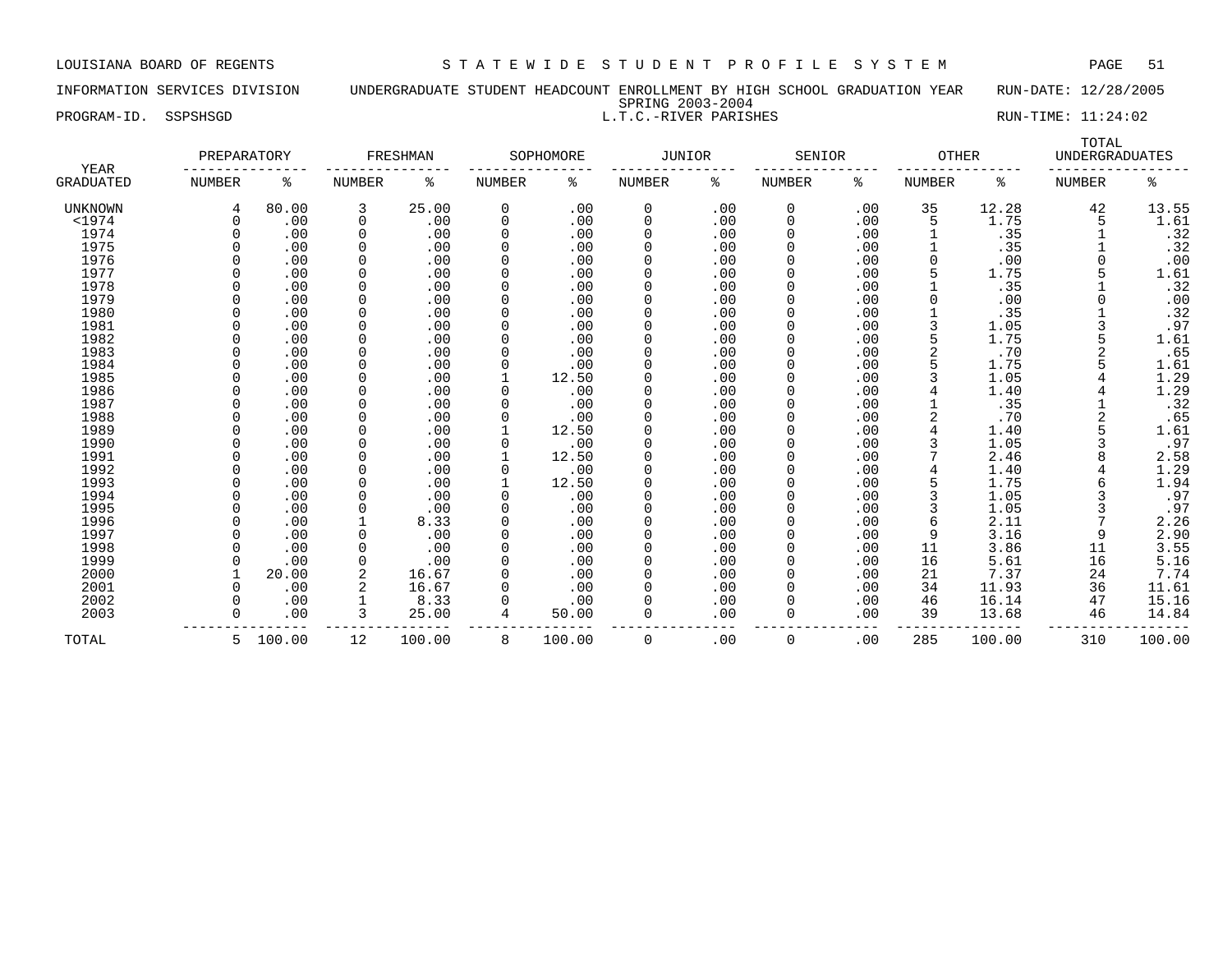LOUISIANA BOARD OF REGENTS — STATEWIDE STUDENT PROFILE SYSTEM

INFORMATION SERVICES DIVISION — UNDERGRADUATE STUDENT HEADCOUNT ENROLLMENT BY HIGH SCHOOL GRADUATION YEAR — RUN-DATE: 12/28/2005

SPRING 2003-2004

PROGRAM-ID. SSPSHSGD — L.T.C.-RIVER PARISHES — RUN-TIME: 11:24:02

| YEAR | PREPARATORY | | FRESHMAN | | SOPHOMORE | | JUNIOR | | SENIOR | | OTHER | | TOTAL UNDERGRADUATES | |
|---|---|---|---|---|---|---|---|---|---|---|---|---|---|---|
| GRADUATED | NUMBER | % | NUMBER | % | NUMBER | % | NUMBER | % | NUMBER | % | NUMBER | % | NUMBER | % |
| UNKNOWN | 4 | 80.00 | 3 | 25.00 | 0 | .00 | 0 | .00 | 0 | .00 | 35 | 12.28 | 42 | 13.55 |
| <1974 | 0 | .00 | 0 | .00 | 0 | .00 | 0 | .00 | 0 | .00 | 5 | 1.75 | 5 | 1.61 |
| 1974 | 0 | .00 | 0 | .00 | 0 | .00 | 0 | .00 | 0 | .00 | 1 | .35 | 1 | .32 |
| 1975 | 0 | .00 | 0 | .00 | 0 | .00 | 0 | .00 | 0 | .00 | 1 | .35 | 1 | .32 |
| 1976 | 0 | .00 | 0 | .00 | 0 | .00 | 0 | .00 | 0 | .00 | 0 | .00 | 0 | .00 |
| 1977 | 0 | .00 | 0 | .00 | 0 | .00 | 0 | .00 | 0 | .00 | 5 | 1.75 | 5 | 1.61 |
| 1978 | 0 | .00 | 0 | .00 | 0 | .00 | 0 | .00 | 0 | .00 | 1 | .35 | 1 | .32 |
| 1979 | 0 | .00 | 0 | .00 | 0 | .00 | 0 | .00 | 0 | .00 | 0 | .00 | 0 | .00 |
| 1980 | 0 | .00 | 0 | .00 | 0 | .00 | 0 | .00 | 0 | .00 | 1 | .35 | 1 | .32 |
| 1981 | 0 | .00 | 0 | .00 | 0 | .00 | 0 | .00 | 0 | .00 | 3 | 1.05 | 3 | .97 |
| 1982 | 0 | .00 | 0 | .00 | 0 | .00 | 0 | .00 | 0 | .00 | 5 | 1.75 | 5 | 1.61 |
| 1983 | 0 | .00 | 0 | .00 | 0 | .00 | 0 | .00 | 0 | .00 | 2 | .70 | 2 | .65 |
| 1984 | 0 | .00 | 0 | .00 | 0 | .00 | 0 | .00 | 0 | .00 | 5 | 1.75 | 5 | 1.61 |
| 1985 | 0 | .00 | 0 | .00 | 1 | 12.50 | 0 | .00 | 0 | .00 | 3 | 1.05 | 4 | 1.29 |
| 1986 | 0 | .00 | 0 | .00 | 0 | .00 | 0 | .00 | 0 | .00 | 4 | 1.40 | 4 | 1.29 |
| 1987 | 0 | .00 | 0 | .00 | 0 | .00 | 0 | .00 | 0 | .00 | 1 | .35 | 1 | .32 |
| 1988 | 0 | .00 | 0 | .00 | 0 | .00 | 0 | .00 | 0 | .00 | 2 | .70 | 2 | .65 |
| 1989 | 0 | .00 | 0 | .00 | 1 | 12.50 | 0 | .00 | 0 | .00 | 4 | 1.40 | 5 | 1.61 |
| 1990 | 0 | .00 | 0 | .00 | 0 | .00 | 0 | .00 | 0 | .00 | 3 | 1.05 | 3 | .97 |
| 1991 | 0 | .00 | 0 | .00 | 1 | 12.50 | 0 | .00 | 0 | .00 | 7 | 2.46 | 8 | 2.58 |
| 1992 | 0 | .00 | 0 | .00 | 0 | .00 | 0 | .00 | 0 | .00 | 4 | 1.40 | 4 | 1.29 |
| 1993 | 0 | .00 | 0 | .00 | 1 | 12.50 | 0 | .00 | 0 | .00 | 5 | 1.75 | 6 | 1.94 |
| 1994 | 0 | .00 | 0 | .00 | 0 | .00 | 0 | .00 | 0 | .00 | 3 | 1.05 | 3 | .97 |
| 1995 | 0 | .00 | 0 | .00 | 0 | .00 | 0 | .00 | 0 | .00 | 3 | 1.05 | 3 | .97 |
| 1996 | 0 | .00 | 1 | 8.33 | 0 | .00 | 0 | .00 | 0 | .00 | 6 | 2.11 | 7 | 2.26 |
| 1997 | 0 | .00 | 0 | .00 | 0 | .00 | 0 | .00 | 0 | .00 | 9 | 3.16 | 9 | 2.90 |
| 1998 | 0 | .00 | 0 | .00 | 0 | .00 | 0 | .00 | 0 | .00 | 11 | 3.86 | 11 | 3.55 |
| 1999 | 0 | .00 | 0 | .00 | 0 | .00 | 0 | .00 | 0 | .00 | 16 | 5.61 | 16 | 5.16 |
| 2000 | 1 | 20.00 | 2 | 16.67 | 0 | .00 | 0 | .00 | 0 | .00 | 21 | 7.37 | 24 | 7.74 |
| 2001 | 0 | .00 | 2 | 16.67 | 0 | .00 | 0 | .00 | 0 | .00 | 34 | 11.93 | 36 | 11.61 |
| 2002 | 0 | .00 | 1 | 8.33 | 0 | .00 | 0 | .00 | 0 | .00 | 46 | 16.14 | 47 | 15.16 |
| 2003 | 0 | .00 | 3 | 25.00 | 4 | 50.00 | 0 | .00 | 0 | .00 | 39 | 13.68 | 46 | 14.84 |
| TOTAL | 5 | 100.00 | 12 | 100.00 | 8 | 100.00 | 0 | .00 | 0 | .00 | 285 | 100.00 | 310 | 100.00 |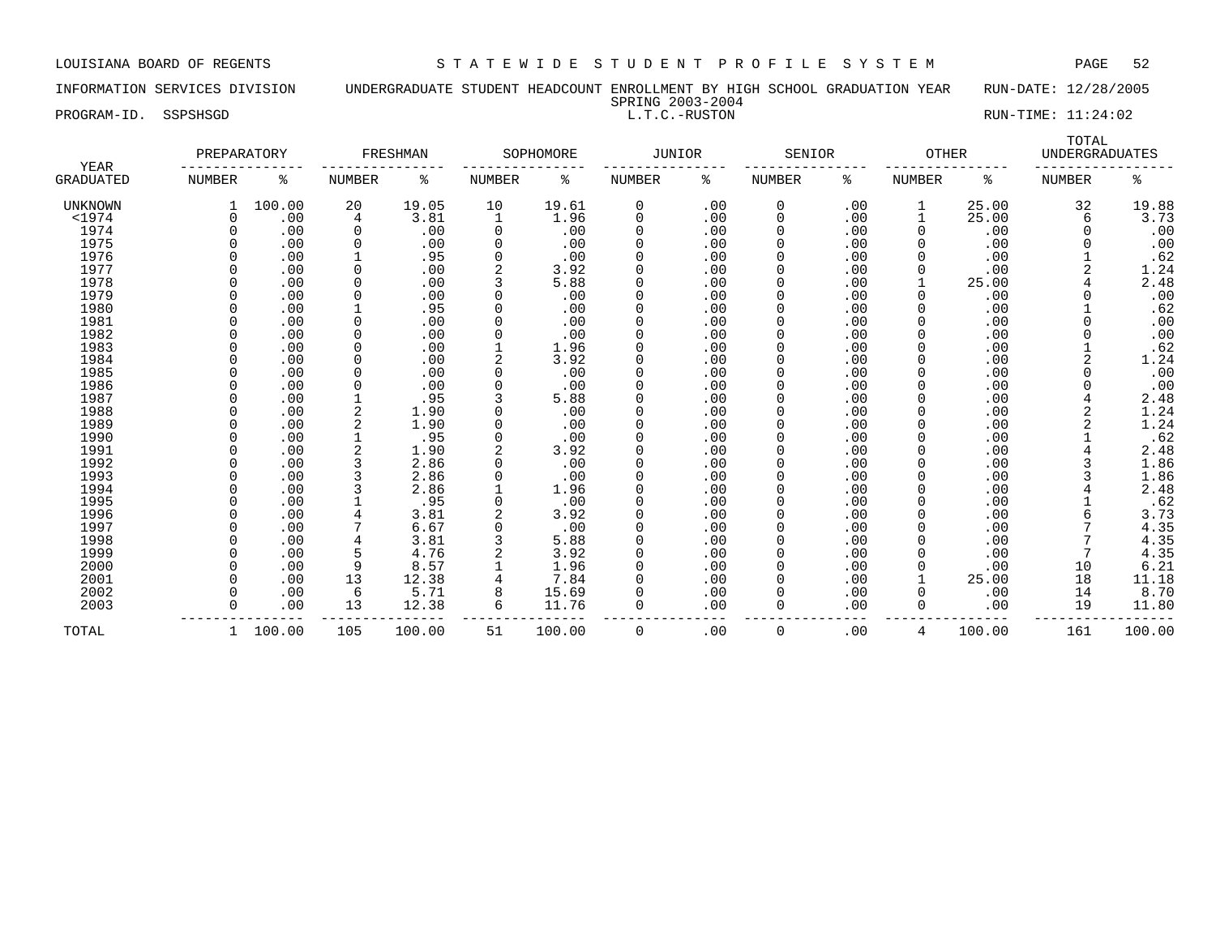LOUISIANA BOARD OF REGENTS — STATEWIDE STUDENT PROFILE SYSTEM

INFORMATION SERVICES DIVISION — UNDERGRADUATE STUDENT HEADCOUNT ENROLLMENT BY HIGH SCHOOL GRADUATION YEAR — RUN-DATE: 12/28/2005

SPRING 2003-2004

PROGRAM-ID. SSPSHSGD — L.T.C.-RUSTON — RUN-TIME: 11:24:02

| YEAR | PREPARATORY | | FRESHMAN | | SOPHOMORE | | JUNIOR | | SENIOR | | OTHER | | TOTAL UNDERGRADUATES | |
|---|---|---|---|---|---|---|---|---|---|---|---|---|---|---|
| GRADUATED | NUMBER | % | NUMBER | % | NUMBER | % | NUMBER | % | NUMBER | % | NUMBER | % | NUMBER | % |
| UNKNOWN | 1 | 100.00 | 20 | 19.05 | 10 | 19.61 | 0 | .00 | 0 | .00 | 1 | 25.00 | 32 | 19.88 |
| <1974 | 0 | .00 | 4 | 3.81 | 1 | 1.96 | 0 | .00 | 0 | .00 | 1 | 25.00 | 6 | 3.73 |
| 1974 | 0 | .00 | 0 | .00 | 0 | .00 | 0 | .00 | 0 | .00 | 0 | .00 | 0 | .00 |
| 1975 | 0 | .00 | 0 | .00 | 0 | .00 | 0 | .00 | 0 | .00 | 0 | .00 | 0 | .00 |
| 1976 | 0 | .00 | 1 | .95 | 0 | .00 | 0 | .00 | 0 | .00 | 0 | .00 | 1 | .62 |
| 1977 | 0 | .00 | 0 | .00 | 2 | 3.92 | 0 | .00 | 0 | .00 | 0 | .00 | 2 | 1.24 |
| 1978 | 0 | .00 | 0 | .00 | 3 | 5.88 | 0 | .00 | 0 | .00 | 1 | 25.00 | 4 | 2.48 |
| 1979 | 0 | .00 | 0 | .00 | 0 | .00 | 0 | .00 | 0 | .00 | 0 | .00 | 0 | .00 |
| 1980 | 0 | .00 | 1 | .95 | 0 | .00 | 0 | .00 | 0 | .00 | 0 | .00 | 1 | .62 |
| 1981 | 0 | .00 | 0 | .00 | 0 | .00 | 0 | .00 | 0 | .00 | 0 | .00 | 0 | .00 |
| 1982 | 0 | .00 | 0 | .00 | 0 | .00 | 0 | .00 | 0 | .00 | 0 | .00 | 0 | .00 |
| 1983 | 0 | .00 | 0 | .00 | 1 | 1.96 | 0 | .00 | 0 | .00 | 0 | .00 | 1 | .62 |
| 1984 | 0 | .00 | 0 | .00 | 2 | 3.92 | 0 | .00 | 0 | .00 | 0 | .00 | 2 | 1.24 |
| 1985 | 0 | .00 | 0 | .00 | 0 | .00 | 0 | .00 | 0 | .00 | 0 | .00 | 0 | .00 |
| 1986 | 0 | .00 | 0 | .00 | 0 | .00 | 0 | .00 | 0 | .00 | 0 | .00 | 0 | .00 |
| 1987 | 0 | .00 | 1 | .95 | 3 | 5.88 | 0 | .00 | 0 | .00 | 0 | .00 | 4 | 2.48 |
| 1988 | 0 | .00 | 2 | 1.90 | 0 | .00 | 0 | .00 | 0 | .00 | 0 | .00 | 2 | 1.24 |
| 1989 | 0 | .00 | 2 | 1.90 | 0 | .00 | 0 | .00 | 0 | .00 | 0 | .00 | 2 | 1.24 |
| 1990 | 0 | .00 | 1 | .95 | 0 | .00 | 0 | .00 | 0 | .00 | 0 | .00 | 1 | .62 |
| 1991 | 0 | .00 | 2 | 1.90 | 2 | 3.92 | 0 | .00 | 0 | .00 | 0 | .00 | 4 | 2.48 |
| 1992 | 0 | .00 | 3 | 2.86 | 0 | .00 | 0 | .00 | 0 | .00 | 0 | .00 | 3 | 1.86 |
| 1993 | 0 | .00 | 3 | 2.86 | 0 | .00 | 0 | .00 | 0 | .00 | 0 | .00 | 3 | 1.86 |
| 1994 | 0 | .00 | 3 | 2.86 | 1 | 1.96 | 0 | .00 | 0 | .00 | 0 | .00 | 4 | 2.48 |
| 1995 | 0 | .00 | 1 | .95 | 0 | .00 | 0 | .00 | 0 | .00 | 0 | .00 | 1 | .62 |
| 1996 | 0 | .00 | 4 | 3.81 | 2 | 3.92 | 0 | .00 | 0 | .00 | 0 | .00 | 6 | 3.73 |
| 1997 | 0 | .00 | 7 | 6.67 | 0 | .00 | 0 | .00 | 0 | .00 | 0 | .00 | 7 | 4.35 |
| 1998 | 0 | .00 | 4 | 3.81 | 3 | 5.88 | 0 | .00 | 0 | .00 | 0 | .00 | 7 | 4.35 |
| 1999 | 0 | .00 | 5 | 4.76 | 2 | 3.92 | 0 | .00 | 0 | .00 | 0 | .00 | 7 | 4.35 |
| 2000 | 0 | .00 | 9 | 8.57 | 1 | 1.96 | 0 | .00 | 0 | .00 | 0 | .00 | 10 | 6.21 |
| 2001 | 0 | .00 | 13 | 12.38 | 4 | 7.84 | 0 | .00 | 0 | .00 | 1 | 25.00 | 18 | 11.18 |
| 2002 | 0 | .00 | 6 | 5.71 | 8 | 15.69 | 0 | .00 | 0 | .00 | 0 | .00 | 14 | 8.70 |
| 2003 | 0 | .00 | 13 | 12.38 | 6 | 11.76 | 0 | .00 | 0 | .00 | 0 | .00 | 19 | 11.80 |
| TOTAL | 1 | 100.00 | 105 | 100.00 | 51 | 100.00 | 0 | .00 | 0 | .00 | 4 | 100.00 | 161 | 100.00 |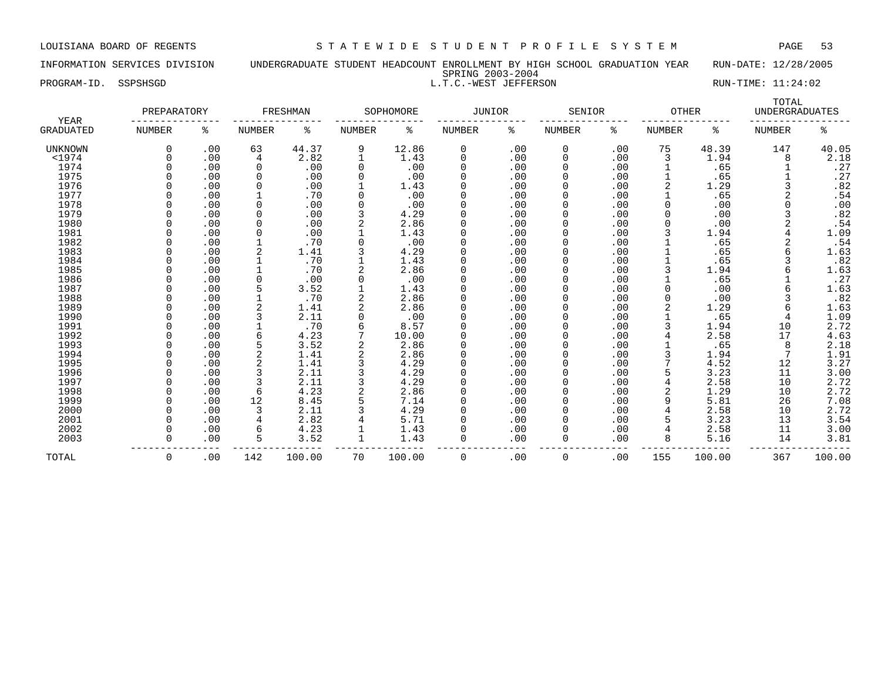LOUISIANA BOARD OF REGENTS — STATEWIDE STUDENT PROFILE SYSTEM

INFORMATION SERVICES DIVISION — UNDERGRADUATE STUDENT HEADCOUNT ENROLLMENT BY HIGH SCHOOL GRADUATION YEAR — RUN-DATE: 12/28/2005

SPRING 2003-2004

PROGRAM-ID. SSPSHSGD — L.T.C.-WEST JEFFERSON — RUN-TIME: 11:24:02

| YEAR GRADUATED | PREPARATORY NUMBER | PREPARATORY % | FRESHMAN NUMBER | FRESHMAN % | SOPHOMORE NUMBER | SOPHOMORE % | JUNIOR NUMBER | JUNIOR % | SENIOR NUMBER | SENIOR % | OTHER NUMBER | OTHER % | TOTAL UNDERGRADUATES NUMBER | TOTAL UNDERGRADUATES % |
|---|---|---|---|---|---|---|---|---|---|---|---|---|---|---|
| UNKNOWN | 0 | .00 | 63 | 44.37 | 9 | 12.86 | 0 | .00 | 0 | .00 | 75 | 48.39 | 147 | 40.05 |
| <1974 | 0 | .00 | 4 | 2.82 | 1 | 1.43 | 0 | .00 | 0 | .00 | 3 | 1.94 | 8 | 2.18 |
| 1974 | 0 | .00 | 0 | .00 | 0 | .00 | 0 | .00 | 0 | .00 | 1 | .65 | 1 | .27 |
| 1975 | 0 | .00 | 0 | .00 | 0 | .00 | 0 | .00 | 0 | .00 | 1 | .65 | 1 | .27 |
| 1976 | 0 | .00 | 0 | .00 | 1 | 1.43 | 0 | .00 | 0 | .00 | 2 | 1.29 | 3 | .82 |
| 1977 | 0 | .00 | 1 | .70 | 0 | .00 | 0 | .00 | 0 | .00 | 1 | .65 | 2 | .54 |
| 1978 | 0 | .00 | 0 | .00 | 0 | .00 | 0 | .00 | 0 | .00 | 0 | .00 | 0 | .00 |
| 1979 | 0 | .00 | 0 | .00 | 3 | 4.29 | 0 | .00 | 0 | .00 | 0 | .00 | 3 | .82 |
| 1980 | 0 | .00 | 0 | .00 | 2 | 2.86 | 0 | .00 | 0 | .00 | 0 | .00 | 2 | .54 |
| 1981 | 0 | .00 | 0 | .00 | 1 | 1.43 | 0 | .00 | 0 | .00 | 3 | 1.94 | 4 | 1.09 |
| 1982 | 0 | .00 | 1 | .70 | 0 | .00 | 0 | .00 | 0 | .00 | 1 | .65 | 2 | .54 |
| 1983 | 0 | .00 | 2 | 1.41 | 3 | 4.29 | 0 | .00 | 0 | .00 | 1 | .65 | 6 | 1.63 |
| 1984 | 0 | .00 | 1 | .70 | 1 | 1.43 | 0 | .00 | 0 | .00 | 1 | .65 | 3 | .82 |
| 1985 | 0 | .00 | 1 | .70 | 2 | 2.86 | 0 | .00 | 0 | .00 | 3 | 1.94 | 6 | 1.63 |
| 1986 | 0 | .00 | 0 | .00 | 0 | .00 | 0 | .00 | 0 | .00 | 1 | .65 | 1 | .27 |
| 1987 | 0 | .00 | 5 | 3.52 | 1 | 1.43 | 0 | .00 | 0 | .00 | 0 | .00 | 6 | 1.63 |
| 1988 | 0 | .00 | 1 | .70 | 2 | 2.86 | 0 | .00 | 0 | .00 | 0 | .00 | 3 | .82 |
| 1989 | 0 | .00 | 2 | 1.41 | 2 | 2.86 | 0 | .00 | 0 | .00 | 2 | 1.29 | 6 | 1.63 |
| 1990 | 0 | .00 | 3 | 2.11 | 0 | .00 | 0 | .00 | 0 | .00 | 1 | .65 | 4 | 1.09 |
| 1991 | 0 | .00 | 1 | .70 | 6 | 8.57 | 0 | .00 | 0 | .00 | 3 | 1.94 | 10 | 2.72 |
| 1992 | 0 | .00 | 6 | 4.23 | 7 | 10.00 | 0 | .00 | 0 | .00 | 4 | 2.58 | 17 | 4.63 |
| 1993 | 0 | .00 | 5 | 3.52 | 2 | 2.86 | 0 | .00 | 0 | .00 | 1 | .65 | 8 | 2.18 |
| 1994 | 0 | .00 | 2 | 1.41 | 2 | 2.86 | 0 | .00 | 0 | .00 | 3 | 1.94 | 7 | 1.91 |
| 1995 | 0 | .00 | 2 | 1.41 | 3 | 4.29 | 0 | .00 | 0 | .00 | 7 | 4.52 | 12 | 3.27 |
| 1996 | 0 | .00 | 3 | 2.11 | 3 | 4.29 | 0 | .00 | 0 | .00 | 5 | 3.23 | 11 | 3.00 |
| 1997 | 0 | .00 | 3 | 2.11 | 3 | 4.29 | 0 | .00 | 0 | .00 | 4 | 2.58 | 10 | 2.72 |
| 1998 | 0 | .00 | 6 | 4.23 | 2 | 2.86 | 0 | .00 | 0 | .00 | 2 | 1.29 | 10 | 2.72 |
| 1999 | 0 | .00 | 12 | 8.45 | 5 | 7.14 | 0 | .00 | 0 | .00 | 9 | 5.81 | 26 | 7.08 |
| 2000 | 0 | .00 | 3 | 2.11 | 3 | 4.29 | 0 | .00 | 0 | .00 | 4 | 2.58 | 10 | 2.72 |
| 2001 | 0 | .00 | 4 | 2.82 | 4 | 5.71 | 0 | .00 | 0 | .00 | 5 | 3.23 | 13 | 3.54 |
| 2002 | 0 | .00 | 6 | 4.23 | 1 | 1.43 | 0 | .00 | 0 | .00 | 4 | 2.58 | 11 | 3.00 |
| 2003 | 0 | .00 | 5 | 3.52 | 1 | 1.43 | 0 | .00 | 0 | .00 | 8 | 5.16 | 14 | 3.81 |
| TOTAL | 0 | .00 | 142 | 100.00 | 70 | 100.00 | 0 | .00 | 0 | .00 | 155 | 100.00 | 367 | 100.00 |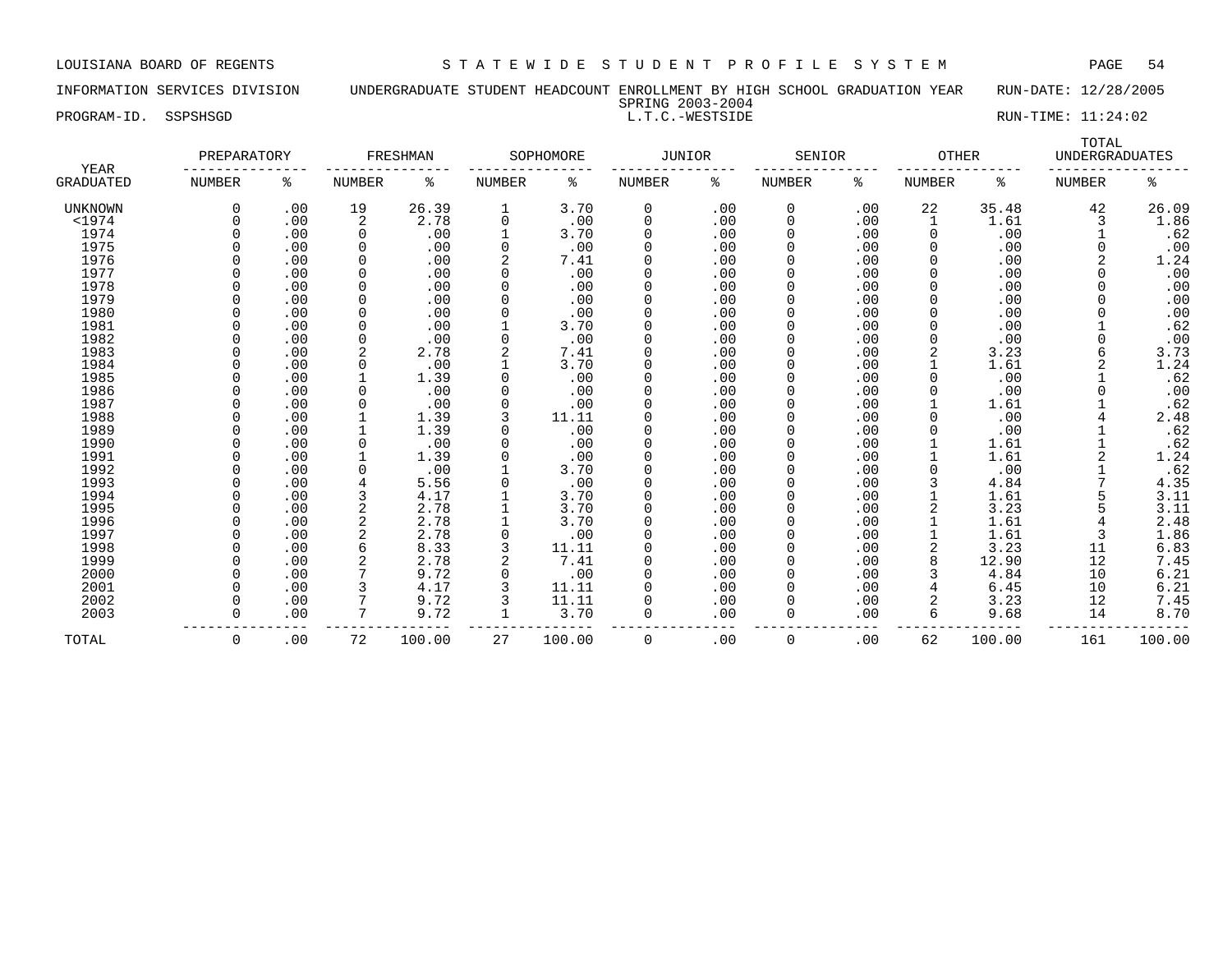LOUISIANA BOARD OF REGENTS — S T A T E W I D E   S T U D E N T   P R O F I L E   S Y S T E M

INFORMATION SERVICES DIVISION — UNDERGRADUATE STUDENT HEADCOUNT ENROLLMENT BY HIGH SCHOOL GRADUATION YEAR — RUN-DATE: 12/28/2005

SPRING 2003-2004

PROGRAM-ID. SSPSHSGD — L.T.C.-WESTSIDE — RUN-TIME: 11:24:02

| YEAR | PREPARATORY | | FRESHMAN | | SOPHOMORE | | JUNIOR | | SENIOR | | OTHER | | TOTAL UNDERGRADUATES | |
|---|---|---|---|---|---|---|---|---|---|---|---|---|---|---|
| GRADUATED | NUMBER | % | NUMBER | % | NUMBER | % | NUMBER | % | NUMBER | % | NUMBER | % | NUMBER | % |
| UNKNOWN | 0 | .00 | 19 | 26.39 | 1 | 3.70 | 0 | .00 | 0 | .00 | 22 | 35.48 | 42 | 26.09 |
| <1974 | 0 | .00 | 2 | 2.78 | 0 | .00 | 0 | .00 | 0 | .00 | 1 | 1.61 | 3 | 1.86 |
| 1974 | 0 | .00 | 0 | .00 | 1 | 3.70 | 0 | .00 | 0 | .00 | 0 | .00 | 1 | .62 |
| 1975 | 0 | .00 | 0 | .00 | 0 | .00 | 0 | .00 | 0 | .00 | 0 | .00 | 0 | .00 |
| 1976 | 0 | .00 | 0 | .00 | 2 | 7.41 | 0 | .00 | 0 | .00 | 0 | .00 | 2 | 1.24 |
| 1977 | 0 | .00 | 0 | .00 | 0 | .00 | 0 | .00 | 0 | .00 | 0 | .00 | 0 | .00 |
| 1978 | 0 | .00 | 0 | .00 | 0 | .00 | 0 | .00 | 0 | .00 | 0 | .00 | 0 | .00 |
| 1979 | 0 | .00 | 0 | .00 | 0 | .00 | 0 | .00 | 0 | .00 | 0 | .00 | 0 | .00 |
| 1980 | 0 | .00 | 0 | .00 | 0 | .00 | 0 | .00 | 0 | .00 | 0 | .00 | 0 | .00 |
| 1981 | 0 | .00 | 0 | .00 | 1 | 3.70 | 0 | .00 | 0 | .00 | 0 | .00 | 1 | .62 |
| 1982 | 0 | .00 | 0 | .00 | 0 | .00 | 0 | .00 | 0 | .00 | 0 | .00 | 0 | .00 |
| 1983 | 0 | .00 | 2 | 2.78 | 2 | 7.41 | 0 | .00 | 0 | .00 | 2 | 3.23 | 6 | 3.73 |
| 1984 | 0 | .00 | 0 | .00 | 1 | 3.70 | 0 | .00 | 0 | .00 | 1 | 1.61 | 2 | 1.24 |
| 1985 | 0 | .00 | 1 | 1.39 | 0 | .00 | 0 | .00 | 0 | .00 | 0 | .00 | 1 | .62 |
| 1986 | 0 | .00 | 0 | .00 | 0 | .00 | 0 | .00 | 0 | .00 | 0 | .00 | 0 | .00 |
| 1987 | 0 | .00 | 0 | .00 | 0 | .00 | 0 | .00 | 0 | .00 | 1 | 1.61 | 1 | .62 |
| 1988 | 0 | .00 | 1 | 1.39 | 3 | 11.11 | 0 | .00 | 0 | .00 | 0 | .00 | 4 | 2.48 |
| 1989 | 0 | .00 | 1 | 1.39 | 0 | .00 | 0 | .00 | 0 | .00 | 0 | .00 | 1 | .62 |
| 1990 | 0 | .00 | 0 | .00 | 0 | .00 | 0 | .00 | 0 | .00 | 1 | 1.61 | 1 | .62 |
| 1991 | 0 | .00 | 1 | 1.39 | 0 | .00 | 0 | .00 | 0 | .00 | 1 | 1.61 | 2 | 1.24 |
| 1992 | 0 | .00 | 0 | .00 | 1 | 3.70 | 0 | .00 | 0 | .00 | 0 | .00 | 1 | .62 |
| 1993 | 0 | .00 | 4 | 5.56 | 0 | .00 | 0 | .00 | 0 | .00 | 3 | 4.84 | 7 | 4.35 |
| 1994 | 0 | .00 | 3 | 4.17 | 1 | 3.70 | 0 | .00 | 0 | .00 | 1 | 1.61 | 5 | 3.11 |
| 1995 | 0 | .00 | 2 | 2.78 | 1 | 3.70 | 0 | .00 | 0 | .00 | 2 | 3.23 | 5 | 3.11 |
| 1996 | 0 | .00 | 2 | 2.78 | 1 | 3.70 | 0 | .00 | 0 | .00 | 1 | 1.61 | 4 | 2.48 |
| 1997 | 0 | .00 | 2 | 2.78 | 0 | .00 | 0 | .00 | 0 | .00 | 1 | 1.61 | 3 | 1.86 |
| 1998 | 0 | .00 | 6 | 8.33 | 3 | 11.11 | 0 | .00 | 0 | .00 | 2 | 3.23 | 11 | 6.83 |
| 1999 | 0 | .00 | 2 | 2.78 | 2 | 7.41 | 0 | .00 | 0 | .00 | 8 | 12.90 | 12 | 7.45 |
| 2000 | 0 | .00 | 7 | 9.72 | 0 | .00 | 0 | .00 | 0 | .00 | 3 | 4.84 | 10 | 6.21 |
| 2001 | 0 | .00 | 3 | 4.17 | 3 | 11.11 | 0 | .00 | 0 | .00 | 4 | 6.45 | 10 | 6.21 |
| 2002 | 0 | .00 | 7 | 9.72 | 3 | 11.11 | 0 | .00 | 0 | .00 | 2 | 3.23 | 12 | 7.45 |
| 2003 | 0 | .00 | 7 | 9.72 | 1 | 3.70 | 0 | .00 | 0 | .00 | 6 | 9.68 | 14 | 8.70 |
| TOTAL | 0 | .00 | 72 | 100.00 | 27 | 100.00 | 0 | .00 | 0 | .00 | 62 | 100.00 | 161 | 100.00 |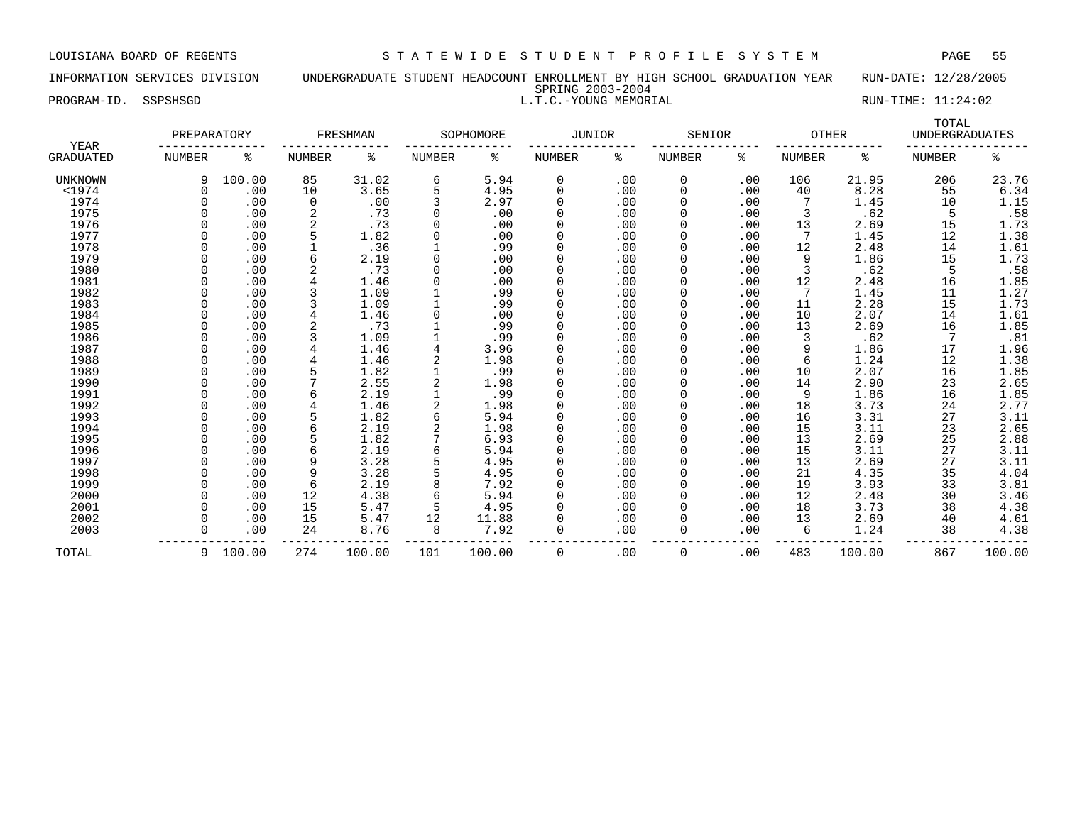LOUISIANA BOARD OF REGENTS — STATEWIDE STUDENT PROFILE SYSTEM

INFORMATION SERVICES DIVISION — UNDERGRADUATE STUDENT HEADCOUNT ENROLLMENT BY HIGH SCHOOL GRADUATION YEAR — RUN-DATE: 12/28/2005

SPRING 2003-2004

PROGRAM-ID. SSPSHSGD — L.T.C.-YOUNG MEMORIAL — RUN-TIME: 11:24:02

| YEAR GRADUATED | PREPARATORY NUMBER | PREPARATORY % | FRESHMAN NUMBER | FRESHMAN % | SOPHOMORE NUMBER | SOPHOMORE % | JUNIOR NUMBER | JUNIOR % | SENIOR NUMBER | SENIOR % | OTHER NUMBER | OTHER % | TOTAL UNDERGRADUATES NUMBER | TOTAL UNDERGRADUATES % |
|---|---|---|---|---|---|---|---|---|---|---|---|---|---|---|
| UNKNOWN | 9 | 100.00 | 85 | 31.02 | 6 | 5.94 | 0 | .00 | 0 | .00 | 106 | 21.95 | 206 | 23.76 |
| <1974 | 0 | .00 | 10 | 3.65 | 5 | 4.95 | 0 | .00 | 0 | .00 | 40 | 8.28 | 55 | 6.34 |
| 1974 | 0 | .00 | 0 | .00 | 3 | 2.97 | 0 | .00 | 0 | .00 | 7 | 1.45 | 10 | 1.15 |
| 1975 | 0 | .00 | 2 | .73 | 0 | .00 | 0 | .00 | 0 | .00 | 3 | .62 | 5 | .58 |
| 1976 | 0 | .00 | 2 | .73 | 0 | .00 | 0 | .00 | 0 | .00 | 13 | 2.69 | 15 | 1.73 |
| 1977 | 0 | .00 | 5 | 1.82 | 0 | .00 | 0 | .00 | 0 | .00 | 7 | 1.45 | 12 | 1.38 |
| 1978 | 0 | .00 | 1 | .36 | 1 | .99 | 0 | .00 | 0 | .00 | 12 | 2.48 | 14 | 1.61 |
| 1979 | 0 | .00 | 6 | 2.19 | 0 | .00 | 0 | .00 | 0 | .00 | 9 | 1.86 | 15 | 1.73 |
| 1980 | 0 | .00 | 2 | .73 | 0 | .00 | 0 | .00 | 0 | .00 | 3 | .62 | 5 | .58 |
| 1981 | 0 | .00 | 4 | 1.46 | 0 | .00 | 0 | .00 | 0 | .00 | 12 | 2.48 | 16 | 1.85 |
| 1982 | 0 | .00 | 3 | 1.09 | 1 | .99 | 0 | .00 | 0 | .00 | 7 | 1.45 | 11 | 1.27 |
| 1983 | 0 | .00 | 3 | 1.09 | 1 | .99 | 0 | .00 | 0 | .00 | 11 | 2.28 | 15 | 1.73 |
| 1984 | 0 | .00 | 4 | 1.46 | 0 | .00 | 0 | .00 | 0 | .00 | 10 | 2.07 | 14 | 1.61 |
| 1985 | 0 | .00 | 2 | .73 | 1 | .99 | 0 | .00 | 0 | .00 | 13 | 2.69 | 16 | 1.85 |
| 1986 | 0 | .00 | 3 | 1.09 | 1 | .99 | 0 | .00 | 0 | .00 | 3 | .62 | 7 | .81 |
| 1987 | 0 | .00 | 4 | 1.46 | 4 | 3.96 | 0 | .00 | 0 | .00 | 9 | 1.86 | 17 | 1.96 |
| 1988 | 0 | .00 | 4 | 1.46 | 2 | 1.98 | 0 | .00 | 0 | .00 | 6 | 1.24 | 12 | 1.38 |
| 1989 | 0 | .00 | 5 | 1.82 | 1 | .99 | 0 | .00 | 0 | .00 | 10 | 2.07 | 16 | 1.85 |
| 1990 | 0 | .00 | 7 | 2.55 | 2 | 1.98 | 0 | .00 | 0 | .00 | 14 | 2.90 | 23 | 2.65 |
| 1991 | 0 | .00 | 6 | 2.19 | 1 | .99 | 0 | .00 | 0 | .00 | 9 | 1.86 | 16 | 1.85 |
| 1992 | 0 | .00 | 4 | 1.46 | 2 | 1.98 | 0 | .00 | 0 | .00 | 18 | 3.73 | 24 | 2.77 |
| 1993 | 0 | .00 | 5 | 1.82 | 6 | 5.94 | 0 | .00 | 0 | .00 | 16 | 3.31 | 27 | 3.11 |
| 1994 | 0 | .00 | 6 | 2.19 | 2 | 1.98 | 0 | .00 | 0 | .00 | 15 | 3.11 | 23 | 2.65 |
| 1995 | 0 | .00 | 5 | 1.82 | 7 | 6.93 | 0 | .00 | 0 | .00 | 13 | 2.69 | 25 | 2.88 |
| 1996 | 0 | .00 | 6 | 2.19 | 6 | 5.94 | 0 | .00 | 0 | .00 | 15 | 3.11 | 27 | 3.11 |
| 1997 | 0 | .00 | 9 | 3.28 | 5 | 4.95 | 0 | .00 | 0 | .00 | 13 | 2.69 | 27 | 3.11 |
| 1998 | 0 | .00 | 9 | 3.28 | 5 | 4.95 | 0 | .00 | 0 | .00 | 21 | 4.35 | 35 | 4.04 |
| 1999 | 0 | .00 | 6 | 2.19 | 8 | 7.92 | 0 | .00 | 0 | .00 | 19 | 3.93 | 33 | 3.81 |
| 2000 | 0 | .00 | 12 | 4.38 | 6 | 5.94 | 0 | .00 | 0 | .00 | 12 | 2.48 | 30 | 3.46 |
| 2001 | 0 | .00 | 15 | 5.47 | 5 | 4.95 | 0 | .00 | 0 | .00 | 18 | 3.73 | 38 | 4.38 |
| 2002 | 0 | .00 | 15 | 5.47 | 12 | 11.88 | 0 | .00 | 0 | .00 | 13 | 2.69 | 40 | 4.61 |
| 2003 | 0 | .00 | 24 | 8.76 | 8 | 7.92 | 0 | .00 | 0 | .00 | 6 | 1.24 | 38 | 4.38 |
| TOTAL | 9 | 100.00 | 274 | 100.00 | 101 | 100.00 | 0 | .00 | 0 | .00 | 483 | 100.00 | 867 | 100.00 |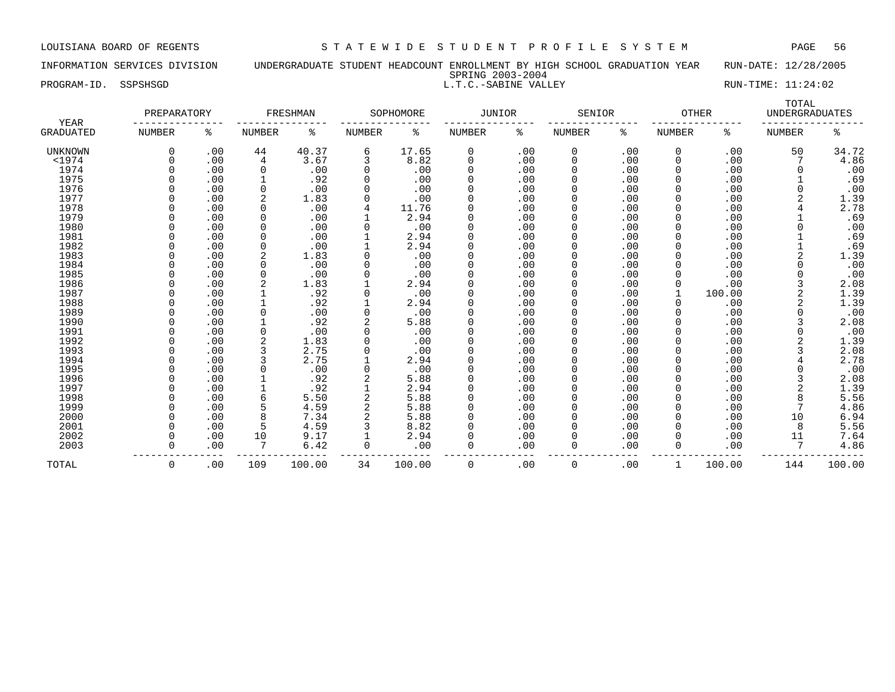LOUISIANA BOARD OF REGENTS — STATEWIDE STUDENT PROFILE SYSTEM

INFORMATION SERVICES DIVISION — UNDERGRADUATE STUDENT HEADCOUNT ENROLLMENT BY HIGH SCHOOL GRADUATION YEAR — RUN-DATE: 12/28/2005

SPRING 2003-2004

PROGRAM-ID. SSPSHSGD — L.T.C.-SABINE VALLEY — RUN-TIME: 11:24:02

| YEAR GRADUATED | PREPARATORY NUMBER | PREPARATORY % | FRESHMAN NUMBER | FRESHMAN % | SOPHOMORE NUMBER | SOPHOMORE % | JUNIOR NUMBER | JUNIOR % | SENIOR NUMBER | SENIOR % | OTHER NUMBER | OTHER % | TOTAL UNDERGRADUATES NUMBER | TOTAL UNDERGRADUATES % |
|---|---|---|---|---|---|---|---|---|---|---|---|---|---|---|
| UNKNOWN | 0 | .00 | 44 | 40.37 | 6 | 17.65 | 0 | .00 | 0 | .00 | 0 | .00 | 50 | 34.72 |
| <1974 | 0 | .00 | 4 | 3.67 | 3 | 8.82 | 0 | .00 | 0 | .00 | 0 | .00 | 7 | 4.86 |
| 1974 | 0 | .00 | 0 | .00 | 0 | .00 | 0 | .00 | 0 | .00 | 0 | .00 | 0 | .00 |
| 1975 | 0 | .00 | 1 | .92 | 0 | .00 | 0 | .00 | 0 | .00 | 0 | .00 | 1 | .69 |
| 1976 | 0 | .00 | 0 | .00 | 0 | .00 | 0 | .00 | 0 | .00 | 0 | .00 | 0 | .00 |
| 1977 | 0 | .00 | 2 | 1.83 | 0 | .00 | 0 | .00 | 0 | .00 | 0 | .00 | 2 | 1.39 |
| 1978 | 0 | .00 | 0 | .00 | 4 | 11.76 | 0 | .00 | 0 | .00 | 0 | .00 | 4 | 2.78 |
| 1979 | 0 | .00 | 0 | .00 | 1 | 2.94 | 0 | .00 | 0 | .00 | 0 | .00 | 1 | .69 |
| 1980 | 0 | .00 | 0 | .00 | 0 | .00 | 0 | .00 | 0 | .00 | 0 | .00 | 0 | .00 |
| 1981 | 0 | .00 | 0 | .00 | 1 | 2.94 | 0 | .00 | 0 | .00 | 0 | .00 | 1 | .69 |
| 1982 | 0 | .00 | 0 | .00 | 1 | 2.94 | 0 | .00 | 0 | .00 | 0 | .00 | 1 | .69 |
| 1983 | 0 | .00 | 2 | 1.83 | 0 | .00 | 0 | .00 | 0 | .00 | 0 | .00 | 2 | 1.39 |
| 1984 | 0 | .00 | 0 | .00 | 0 | .00 | 0 | .00 | 0 | .00 | 0 | .00 | 0 | .00 |
| 1985 | 0 | .00 | 0 | .00 | 0 | .00 | 0 | .00 | 0 | .00 | 0 | .00 | 0 | .00 |
| 1986 | 0 | .00 | 2 | 1.83 | 1 | 2.94 | 0 | .00 | 0 | .00 | 0 | .00 | 3 | 2.08 |
| 1987 | 0 | .00 | 1 | .92 | 0 | .00 | 0 | .00 | 0 | .00 | 1 | 100.00 | 2 | 1.39 |
| 1988 | 0 | .00 | 1 | .92 | 1 | 2.94 | 0 | .00 | 0 | .00 | 0 | .00 | 2 | 1.39 |
| 1989 | 0 | .00 | 0 | .00 | 0 | .00 | 0 | .00 | 0 | .00 | 0 | .00 | 0 | .00 |
| 1990 | 0 | .00 | 1 | .92 | 2 | 5.88 | 0 | .00 | 0 | .00 | 0 | .00 | 3 | 2.08 |
| 1991 | 0 | .00 | 0 | .00 | 0 | .00 | 0 | .00 | 0 | .00 | 0 | .00 | 0 | .00 |
| 1992 | 0 | .00 | 2 | 1.83 | 0 | .00 | 0 | .00 | 0 | .00 | 0 | .00 | 2 | 1.39 |
| 1993 | 0 | .00 | 3 | 2.75 | 0 | .00 | 0 | .00 | 0 | .00 | 0 | .00 | 3 | 2.08 |
| 1994 | 0 | .00 | 3 | 2.75 | 1 | 2.94 | 0 | .00 | 0 | .00 | 0 | .00 | 4 | 2.78 |
| 1995 | 0 | .00 | 0 | .00 | 0 | .00 | 0 | .00 | 0 | .00 | 0 | .00 | 0 | .00 |
| 1996 | 0 | .00 | 1 | .92 | 2 | 5.88 | 0 | .00 | 0 | .00 | 0 | .00 | 3 | 2.08 |
| 1997 | 0 | .00 | 1 | .92 | 1 | 2.94 | 0 | .00 | 0 | .00 | 0 | .00 | 2 | 1.39 |
| 1998 | 0 | .00 | 6 | 5.50 | 2 | 5.88 | 0 | .00 | 0 | .00 | 0 | .00 | 8 | 5.56 |
| 1999 | 0 | .00 | 5 | 4.59 | 2 | 5.88 | 0 | .00 | 0 | .00 | 0 | .00 | 7 | 4.86 |
| 2000 | 0 | .00 | 8 | 7.34 | 2 | 5.88 | 0 | .00 | 0 | .00 | 0 | .00 | 10 | 6.94 |
| 2001 | 0 | .00 | 5 | 4.59 | 3 | 8.82 | 0 | .00 | 0 | .00 | 0 | .00 | 8 | 5.56 |
| 2002 | 0 | .00 | 10 | 9.17 | 1 | 2.94 | 0 | .00 | 0 | .00 | 0 | .00 | 11 | 7.64 |
| 2003 | 0 | .00 | 7 | 6.42 | 0 | .00 | 0 | .00 | 0 | .00 | 0 | .00 | 7 | 4.86 |
| TOTAL | 0 | .00 | 109 | 100.00 | 34 | 100.00 | 0 | .00 | 0 | .00 | 1 | 100.00 | 144 | 100.00 |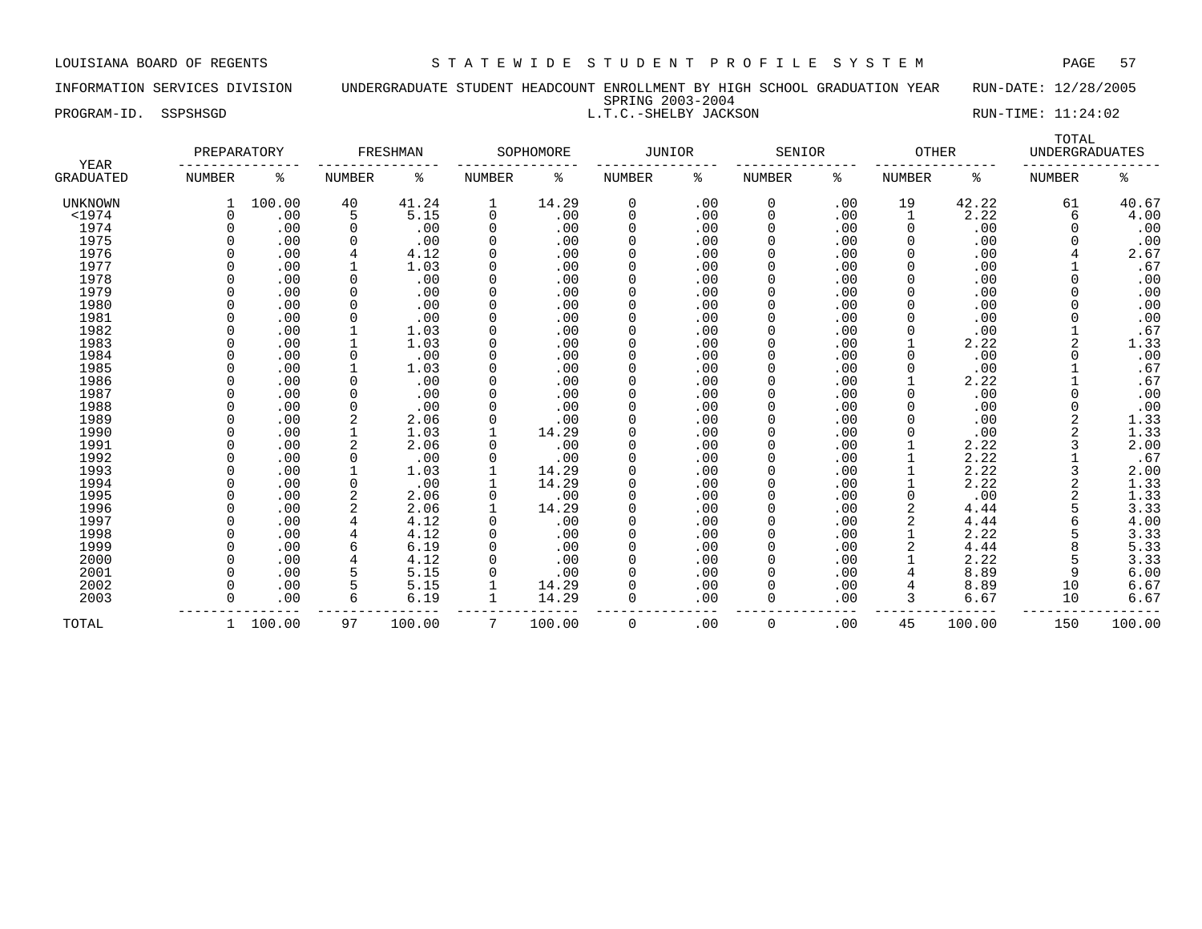LOUISIANA BOARD OF REGENTS — STATEWIDE STUDENT PROFILE SYSTEM

INFORMATION SERVICES DIVISION — UNDERGRADUATE STUDENT HEADCOUNT ENROLLMENT BY HIGH SCHOOL GRADUATION YEAR — RUN-DATE: 12/28/2005

SPRING 2003-2004

PROGRAM-ID. SSPSHSGD — L.T.C.-SHELBY JACKSON — RUN-TIME: 11:24:02

| YEAR GRADUATED | PREPARATORY NUMBER | PREPARATORY % | FRESHMAN NUMBER | FRESHMAN % | SOPHOMORE NUMBER | SOPHOMORE % | JUNIOR NUMBER | JUNIOR % | SENIOR NUMBER | SENIOR % | OTHER NUMBER | OTHER % | TOTAL UNDERGRADUATES NUMBER | TOTAL UNDERGRADUATES % |
|---|---|---|---|---|---|---|---|---|---|---|---|---|---|---|
| UNKNOWN | 1 | 100.00 | 40 | 41.24 | 1 | 14.29 | 0 | .00 | 0 | .00 | 19 | 42.22 | 61 | 40.67 |
| <1974 | 0 | .00 | 5 | 5.15 | 0 | .00 | 0 | .00 | 0 | .00 | 1 | 2.22 | 6 | 4.00 |
| 1974 | 0 | .00 | 0 | .00 | 0 | .00 | 0 | .00 | 0 | .00 | 0 | .00 | 0 | .00 |
| 1975 | 0 | .00 | 0 | .00 | 0 | .00 | 0 | .00 | 0 | .00 | 0 | .00 | 0 | .00 |
| 1976 | 0 | .00 | 4 | 4.12 | 0 | .00 | 0 | .00 | 0 | .00 | 0 | .00 | 4 | 2.67 |
| 1977 | 0 | .00 | 1 | 1.03 | 0 | .00 | 0 | .00 | 0 | .00 | 0 | .00 | 1 | .67 |
| 1978 | 0 | .00 | 0 | .00 | 0 | .00 | 0 | .00 | 0 | .00 | 0 | .00 | 0 | .00 |
| 1979 | 0 | .00 | 0 | .00 | 0 | .00 | 0 | .00 | 0 | .00 | 0 | .00 | 0 | .00 |
| 1980 | 0 | .00 | 0 | .00 | 0 | .00 | 0 | .00 | 0 | .00 | 0 | .00 | 0 | .00 |
| 1981 | 0 | .00 | 0 | .00 | 0 | .00 | 0 | .00 | 0 | .00 | 0 | .00 | 0 | .00 |
| 1982 | 0 | .00 | 1 | 1.03 | 0 | .00 | 0 | .00 | 0 | .00 | 0 | .00 | 1 | .67 |
| 1983 | 0 | .00 | 1 | 1.03 | 0 | .00 | 0 | .00 | 0 | .00 | 1 | 2.22 | 2 | 1.33 |
| 1984 | 0 | .00 | 0 | .00 | 0 | .00 | 0 | .00 | 0 | .00 | 0 | .00 | 0 | .00 |
| 1985 | 0 | .00 | 1 | 1.03 | 0 | .00 | 0 | .00 | 0 | .00 | 0 | .00 | 1 | .67 |
| 1986 | 0 | .00 | 0 | .00 | 0 | .00 | 0 | .00 | 0 | .00 | 1 | 2.22 | 1 | .67 |
| 1987 | 0 | .00 | 0 | .00 | 0 | .00 | 0 | .00 | 0 | .00 | 0 | .00 | 0 | .00 |
| 1988 | 0 | .00 | 0 | .00 | 0 | .00 | 0 | .00 | 0 | .00 | 0 | .00 | 0 | .00 |
| 1989 | 0 | .00 | 2 | 2.06 | 0 | .00 | 0 | .00 | 0 | .00 | 0 | .00 | 2 | 1.33 |
| 1990 | 0 | .00 | 1 | 1.03 | 1 | 14.29 | 0 | .00 | 0 | .00 | 0 | .00 | 2 | 1.33 |
| 1991 | 0 | .00 | 2 | 2.06 | 0 | .00 | 0 | .00 | 0 | .00 | 1 | 2.22 | 3 | 2.00 |
| 1992 | 0 | .00 | 0 | .00 | 0 | .00 | 0 | .00 | 0 | .00 | 1 | 2.22 | 1 | .67 |
| 1993 | 0 | .00 | 1 | 1.03 | 1 | 14.29 | 0 | .00 | 0 | .00 | 1 | 2.22 | 3 | 2.00 |
| 1994 | 0 | .00 | 0 | .00 | 1 | 14.29 | 0 | .00 | 0 | .00 | 1 | 2.22 | 2 | 1.33 |
| 1995 | 0 | .00 | 2 | 2.06 | 0 | .00 | 0 | .00 | 0 | .00 | 0 | .00 | 2 | 1.33 |
| 1996 | 0 | .00 | 2 | 2.06 | 1 | 14.29 | 0 | .00 | 0 | .00 | 2 | 4.44 | 5 | 3.33 |
| 1997 | 0 | .00 | 4 | 4.12 | 0 | .00 | 0 | .00 | 0 | .00 | 2 | 4.44 | 6 | 4.00 |
| 1998 | 0 | .00 | 4 | 4.12 | 0 | .00 | 0 | .00 | 0 | .00 | 1 | 2.22 | 5 | 3.33 |
| 1999 | 0 | .00 | 6 | 6.19 | 0 | .00 | 0 | .00 | 0 | .00 | 2 | 4.44 | 8 | 5.33 |
| 2000 | 0 | .00 | 4 | 4.12 | 0 | .00 | 0 | .00 | 0 | .00 | 1 | 2.22 | 5 | 3.33 |
| 2001 | 0 | .00 | 5 | 5.15 | 0 | .00 | 0 | .00 | 0 | .00 | 4 | 8.89 | 9 | 6.00 |
| 2002 | 0 | .00 | 5 | 5.15 | 1 | 14.29 | 0 | .00 | 0 | .00 | 4 | 8.89 | 10 | 6.67 |
| 2003 | 0 | .00 | 6 | 6.19 | 1 | 14.29 | 0 | .00 | 0 | .00 | 3 | 6.67 | 10 | 6.67 |
| TOTAL | 1 | 100.00 | 97 | 100.00 | 7 | 100.00 | 0 | .00 | 0 | .00 | 45 | 100.00 | 150 | 100.00 |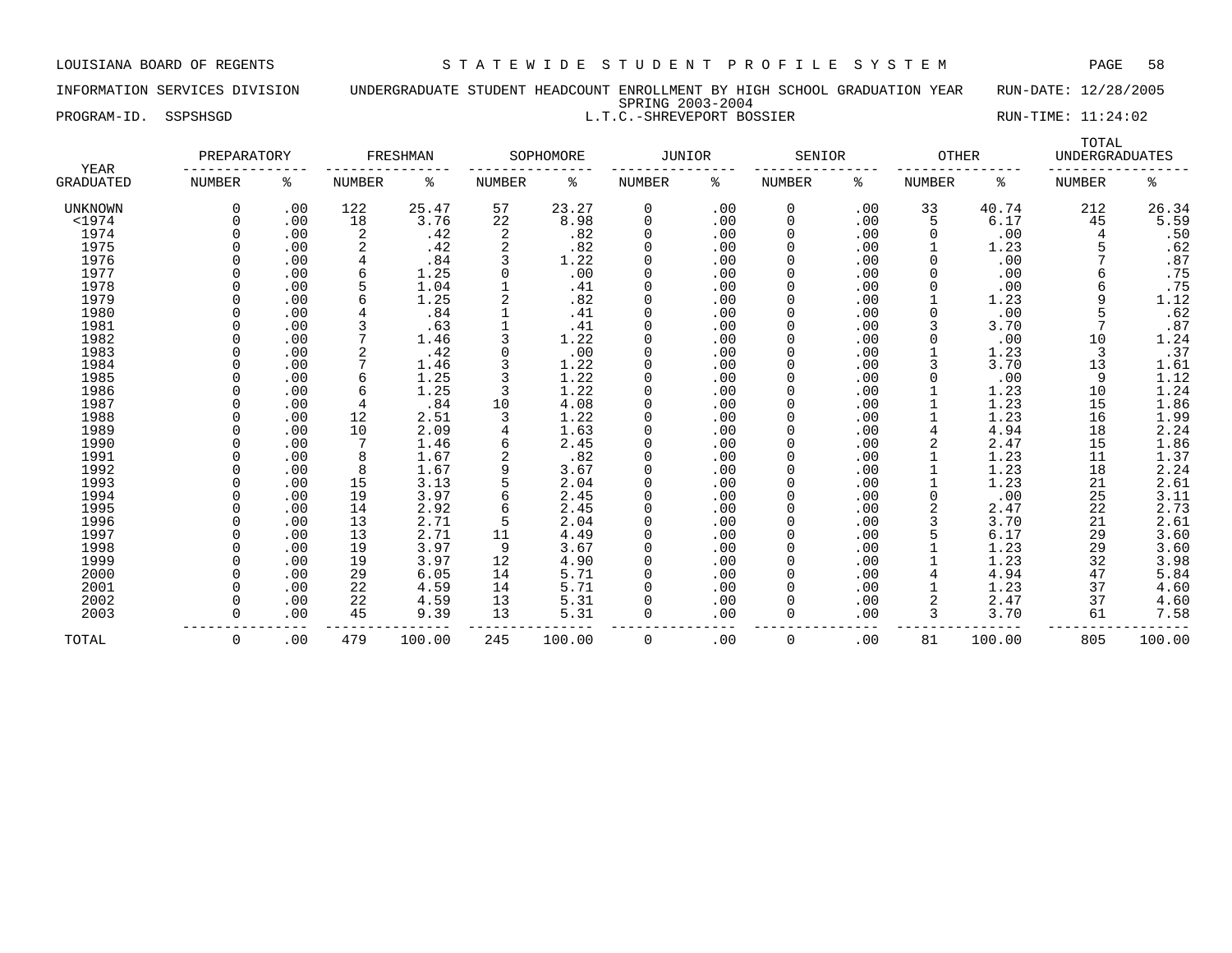LOUISIANA BOARD OF REGENTS — STATEWIDE STUDENT PROFILE SYSTEM

INFORMATION SERVICES DIVISION — UNDERGRADUATE STUDENT HEADCOUNT ENROLLMENT BY HIGH SCHOOL GRADUATION YEAR — RUN-DATE: 12/28/2005

SPRING 2003-2004

PROGRAM-ID. SSPSHSGD — L.T.C.-SHREVEPORT BOSSIER — RUN-TIME: 11:24:02

| YEAR GRADUATED | PREPARATORY NUMBER | PREPARATORY % | FRESHMAN NUMBER | FRESHMAN % | SOPHOMORE NUMBER | SOPHOMORE % | JUNIOR NUMBER | JUNIOR % | SENIOR NUMBER | SENIOR % | OTHER NUMBER | OTHER % | TOTAL UNDERGRADUATES NUMBER | TOTAL UNDERGRADUATES % |
|---|---|---|---|---|---|---|---|---|---|---|---|---|---|---|
| UNKNOWN | 0 | .00 | 122 | 25.47 | 57 | 23.27 | 0 | .00 | 0 | .00 | 33 | 40.74 | 212 | 26.34 |
| <1974 | 0 | .00 | 18 | 3.76 | 22 | 8.98 | 0 | .00 | 0 | .00 | 5 | 6.17 | 45 | 5.59 |
| 1974 | 0 | .00 | 2 | .42 | 2 | .82 | 0 | .00 | 0 | .00 | 0 | .00 | 4 | .50 |
| 1975 | 0 | .00 | 2 | .42 | 2 | .82 | 0 | .00 | 0 | .00 | 1 | 1.23 | 5 | .62 |
| 1976 | 0 | .00 | 4 | .84 | 3 | 1.22 | 0 | .00 | 0 | .00 | 0 | .00 | 7 | .87 |
| 1977 | 0 | .00 | 6 | 1.25 | 0 | .00 | 0 | .00 | 0 | .00 | 0 | .00 | 6 | .75 |
| 1978 | 0 | .00 | 5 | 1.04 | 1 | .41 | 0 | .00 | 0 | .00 | 0 | .00 | 6 | .75 |
| 1979 | 0 | .00 | 6 | 1.25 | 2 | .82 | 0 | .00 | 0 | .00 | 1 | 1.23 | 9 | 1.12 |
| 1980 | 0 | .00 | 4 | .84 | 1 | .41 | 0 | .00 | 0 | .00 | 0 | .00 | 5 | .62 |
| 1981 | 0 | .00 | 3 | .63 | 1 | .41 | 0 | .00 | 0 | .00 | 3 | 3.70 | 7 | .87 |
| 1982 | 0 | .00 | 7 | 1.46 | 3 | 1.22 | 0 | .00 | 0 | .00 | 0 | .00 | 10 | 1.24 |
| 1983 | 0 | .00 | 2 | .42 | 0 | .00 | 0 | .00 | 0 | .00 | 1 | 1.23 | 3 | .37 |
| 1984 | 0 | .00 | 7 | 1.46 | 3 | 1.22 | 0 | .00 | 0 | .00 | 3 | 3.70 | 13 | 1.61 |
| 1985 | 0 | .00 | 6 | 1.25 | 3 | 1.22 | 0 | .00 | 0 | .00 | 0 | .00 | 9 | 1.12 |
| 1986 | 0 | .00 | 6 | 1.25 | 3 | 1.22 | 0 | .00 | 0 | .00 | 1 | 1.23 | 10 | 1.24 |
| 1987 | 0 | .00 | 4 | .84 | 10 | 4.08 | 0 | .00 | 0 | .00 | 1 | 1.23 | 15 | 1.86 |
| 1988 | 0 | .00 | 12 | 2.51 | 3 | 1.22 | 0 | .00 | 0 | .00 | 1 | 1.23 | 16 | 1.99 |
| 1989 | 0 | .00 | 10 | 2.09 | 4 | 1.63 | 0 | .00 | 0 | .00 | 4 | 4.94 | 18 | 2.24 |
| 1990 | 0 | .00 | 7 | 1.46 | 6 | 2.45 | 0 | .00 | 0 | .00 | 2 | 2.47 | 15 | 1.86 |
| 1991 | 0 | .00 | 8 | 1.67 | 2 | .82 | 0 | .00 | 0 | .00 | 1 | 1.23 | 11 | 1.37 |
| 1992 | 0 | .00 | 8 | 1.67 | 9 | 3.67 | 0 | .00 | 0 | .00 | 1 | 1.23 | 18 | 2.24 |
| 1993 | 0 | .00 | 15 | 3.13 | 5 | 2.04 | 0 | .00 | 0 | .00 | 1 | 1.23 | 21 | 2.61 |
| 1994 | 0 | .00 | 19 | 3.97 | 6 | 2.45 | 0 | .00 | 0 | .00 | 0 | .00 | 25 | 3.11 |
| 1995 | 0 | .00 | 14 | 2.92 | 6 | 2.45 | 0 | .00 | 0 | .00 | 2 | 2.47 | 22 | 2.73 |
| 1996 | 0 | .00 | 13 | 2.71 | 5 | 2.04 | 0 | .00 | 0 | .00 | 3 | 3.70 | 21 | 2.61 |
| 1997 | 0 | .00 | 13 | 2.71 | 11 | 4.49 | 0 | .00 | 0 | .00 | 5 | 6.17 | 29 | 3.60 |
| 1998 | 0 | .00 | 19 | 3.97 | 9 | 3.67 | 0 | .00 | 0 | .00 | 1 | 1.23 | 29 | 3.60 |
| 1999 | 0 | .00 | 19 | 3.97 | 12 | 4.90 | 0 | .00 | 0 | .00 | 1 | 1.23 | 32 | 3.98 |
| 2000 | 0 | .00 | 29 | 6.05 | 14 | 5.71 | 0 | .00 | 0 | .00 | 4 | 4.94 | 47 | 5.84 |
| 2001 | 0 | .00 | 22 | 4.59 | 14 | 5.71 | 0 | .00 | 0 | .00 | 1 | 1.23 | 37 | 4.60 |
| 2002 | 0 | .00 | 22 | 4.59 | 13 | 5.31 | 0 | .00 | 0 | .00 | 2 | 2.47 | 37 | 4.60 |
| 2003 | 0 | .00 | 45 | 9.39 | 13 | 5.31 | 0 | .00 | 0 | .00 | 3 | 3.70 | 61 | 7.58 |
| TOTAL | 0 | .00 | 479 | 100.00 | 245 | 100.00 | 0 | .00 | 0 | .00 | 81 | 100.00 | 805 | 100.00 |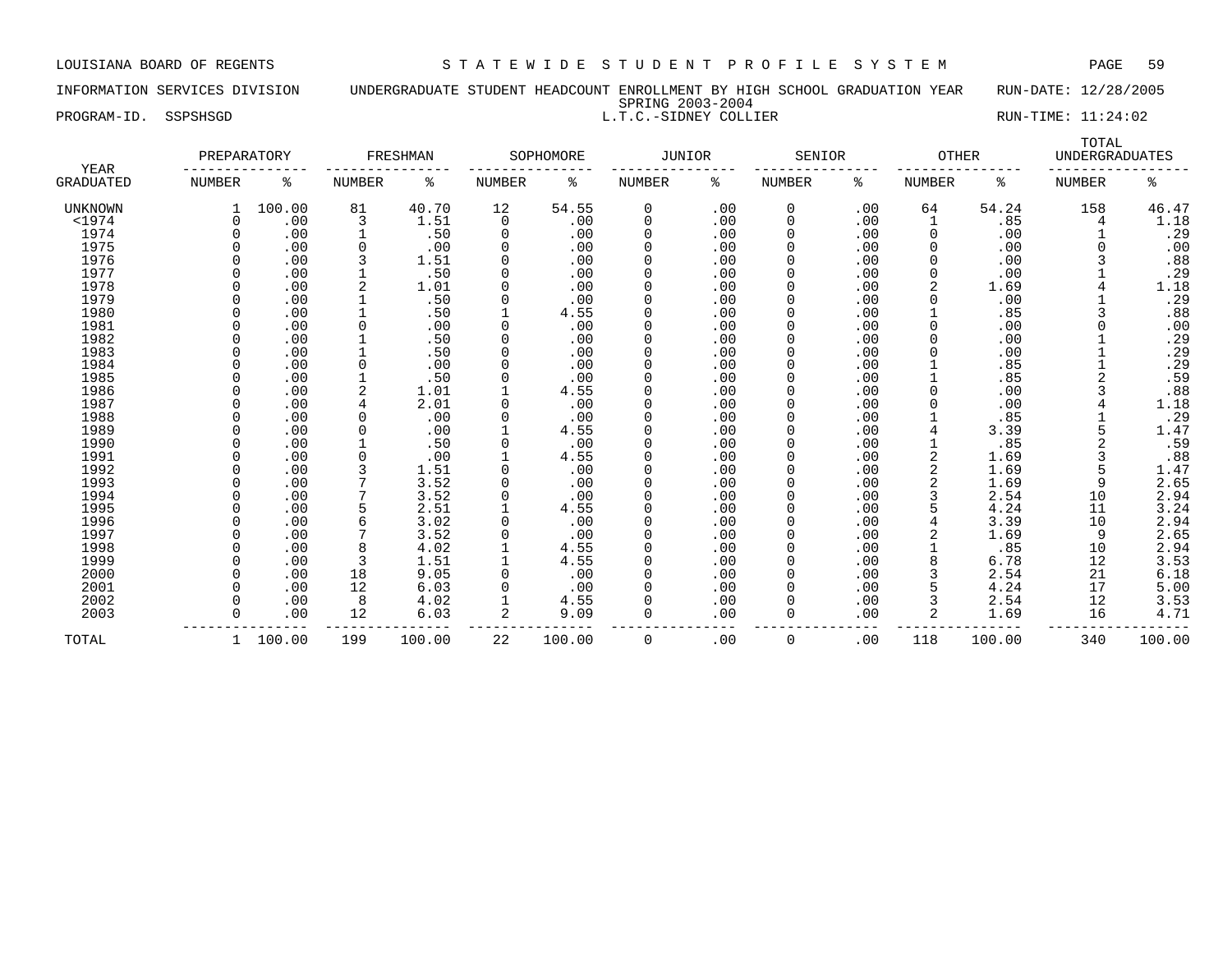LOUISIANA BOARD OF REGENTS — STATEWIDE STUDENT PROFILE SYSTEM

INFORMATION SERVICES DIVISION — UNDERGRADUATE STUDENT HEADCOUNT ENROLLMENT BY HIGH SCHOOL GRADUATION YEAR — RUN-DATE: 12/28/2005

SPRING 2003-2004

PROGRAM-ID. SSPSHSGD — L.T.C.-SIDNEY COLLIER — RUN-TIME: 11:24:02

| YEAR GRADUATED | PREPARATORY NUMBER | PREPARATORY % | FRESHMAN NUMBER | FRESHMAN % | SOPHOMORE NUMBER | SOPHOMORE % | JUNIOR NUMBER | JUNIOR % | SENIOR NUMBER | SENIOR % | OTHER NUMBER | OTHER % | TOTAL UNDERGRADUATES NUMBER | TOTAL UNDERGRADUATES % |
|---|---|---|---|---|---|---|---|---|---|---|---|---|---|---|
| UNKNOWN | 1 | 100.00 | 81 | 40.70 | 12 | 54.55 | 0 | .00 | 0 | .00 | 64 | 54.24 | 158 | 46.47 |
| <1974 | 0 | .00 | 3 | 1.51 | 0 | .00 | 0 | .00 | 0 | .00 | 1 | .85 | 4 | 1.18 |
| 1974 | 0 | .00 | 1 | .50 | 0 | .00 | 0 | .00 | 0 | .00 | 0 | .00 | 1 | .29 |
| 1975 | 0 | .00 | 0 | .00 | 0 | .00 | 0 | .00 | 0 | .00 | 0 | .00 | 0 | .00 |
| 1976 | 0 | .00 | 3 | 1.51 | 0 | .00 | 0 | .00 | 0 | .00 | 0 | .00 | 3 | .88 |
| 1977 | 0 | .00 | 1 | .50 | 0 | .00 | 0 | .00 | 0 | .00 | 0 | .00 | 1 | .29 |
| 1978 | 0 | .00 | 2 | 1.01 | 0 | .00 | 0 | .00 | 0 | .00 | 2 | 1.69 | 4 | 1.18 |
| 1979 | 0 | .00 | 1 | .50 | 0 | .00 | 0 | .00 | 0 | .00 | 0 | .00 | 1 | .29 |
| 1980 | 0 | .00 | 1 | .50 | 1 | 4.55 | 0 | .00 | 0 | .00 | 1 | .85 | 3 | .88 |
| 1981 | 0 | .00 | 0 | .00 | 0 | .00 | 0 | .00 | 0 | .00 | 0 | .00 | 0 | .00 |
| 1982 | 0 | .00 | 1 | .50 | 0 | .00 | 0 | .00 | 0 | .00 | 0 | .00 | 1 | .29 |
| 1983 | 0 | .00 | 1 | .50 | 0 | .00 | 0 | .00 | 0 | .00 | 0 | .00 | 1 | .29 |
| 1984 | 0 | .00 | 0 | .00 | 0 | .00 | 0 | .00 | 0 | .00 | 1 | .85 | 1 | .29 |
| 1985 | 0 | .00 | 1 | .50 | 0 | .00 | 0 | .00 | 0 | .00 | 1 | .85 | 2 | .59 |
| 1986 | 0 | .00 | 2 | 1.01 | 1 | 4.55 | 0 | .00 | 0 | .00 | 0 | .00 | 3 | .88 |
| 1987 | 0 | .00 | 4 | 2.01 | 0 | .00 | 0 | .00 | 0 | .00 | 0 | .00 | 4 | 1.18 |
| 1988 | 0 | .00 | 0 | .00 | 0 | .00 | 0 | .00 | 0 | .00 | 1 | .85 | 1 | .29 |
| 1989 | 0 | .00 | 0 | .00 | 1 | 4.55 | 0 | .00 | 0 | .00 | 4 | 3.39 | 5 | 1.47 |
| 1990 | 0 | .00 | 1 | .50 | 0 | .00 | 0 | .00 | 0 | .00 | 1 | .85 | 2 | .59 |
| 1991 | 0 | .00 | 0 | .00 | 1 | 4.55 | 0 | .00 | 0 | .00 | 2 | 1.69 | 3 | .88 |
| 1992 | 0 | .00 | 3 | 1.51 | 0 | .00 | 0 | .00 | 0 | .00 | 2 | 1.69 | 5 | 1.47 |
| 1993 | 0 | .00 | 7 | 3.52 | 0 | .00 | 0 | .00 | 0 | .00 | 2 | 1.69 | 9 | 2.65 |
| 1994 | 0 | .00 | 7 | 3.52 | 0 | .00 | 0 | .00 | 0 | .00 | 3 | 2.54 | 10 | 2.94 |
| 1995 | 0 | .00 | 5 | 2.51 | 1 | 4.55 | 0 | .00 | 0 | .00 | 5 | 4.24 | 11 | 3.24 |
| 1996 | 0 | .00 | 6 | 3.02 | 0 | .00 | 0 | .00 | 0 | .00 | 4 | 3.39 | 10 | 2.94 |
| 1997 | 0 | .00 | 7 | 3.52 | 0 | .00 | 0 | .00 | 0 | .00 | 2 | 1.69 | 9 | 2.65 |
| 1998 | 0 | .00 | 8 | 4.02 | 1 | 4.55 | 0 | .00 | 0 | .00 | 1 | .85 | 10 | 2.94 |
| 1999 | 0 | .00 | 3 | 1.51 | 1 | 4.55 | 0 | .00 | 0 | .00 | 8 | 6.78 | 12 | 3.53 |
| 2000 | 0 | .00 | 18 | 9.05 | 0 | .00 | 0 | .00 | 0 | .00 | 3 | 2.54 | 21 | 6.18 |
| 2001 | 0 | .00 | 12 | 6.03 | 0 | .00 | 0 | .00 | 0 | .00 | 5 | 4.24 | 17 | 5.00 |
| 2002 | 0 | .00 | 8 | 4.02 | 1 | 4.55 | 0 | .00 | 0 | .00 | 3 | 2.54 | 12 | 3.53 |
| 2003 | 0 | .00 | 12 | 6.03 | 2 | 9.09 | 0 | .00 | 0 | .00 | 2 | 1.69 | 16 | 4.71 |
| TOTAL | 1 | 100.00 | 199 | 100.00 | 22 | 100.00 | 0 | .00 | 0 | .00 | 118 | 100.00 | 340 | 100.00 |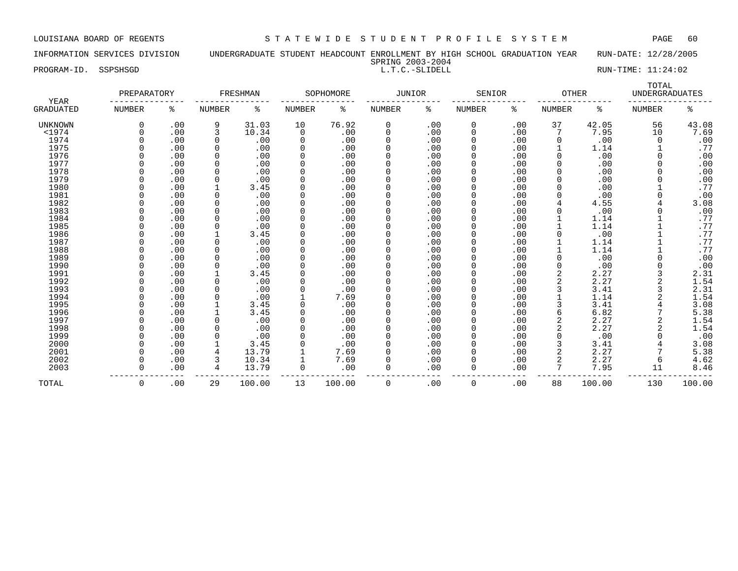LOUISIANA BOARD OF REGENTS — STATEWIDE STUDENT PROFILE SYSTEM

INFORMATION SERVICES DIVISION — UNDERGRADUATE STUDENT HEADCOUNT ENROLLMENT BY HIGH SCHOOL GRADUATION YEAR — RUN-DATE: 12/28/2005

SPRING 2003-2004

PROGRAM-ID. SSPSHSGD — L.T.C.-SLIDELL — RUN-TIME: 11:24:02

| YEAR | PREPARATORY | | FRESHMAN | | SOPHOMORE | | JUNIOR | | SENIOR | | OTHER | | TOTAL UNDERGRADUATES | |
|---|---|---|---|---|---|---|---|---|---|---|---|---|---|---|
| GRADUATED | NUMBER | % | NUMBER | % | NUMBER | % | NUMBER | % | NUMBER | % | NUMBER | % | NUMBER | % |
| UNKNOWN | 0 | .00 | 9 | 31.03 | 10 | 76.92 | 0 | .00 | 0 | .00 | 37 | 42.05 | 56 | 43.08 |
| <1974 | 0 | .00 | 3 | 10.34 | 0 | .00 | 0 | .00 | 0 | .00 | 7 | 7.95 | 10 | 7.69 |
| 1974 | 0 | .00 | 0 | .00 | 0 | .00 | 0 | .00 | 0 | .00 | 0 | .00 | 0 | .00 |
| 1975 | 0 | .00 | 0 | .00 | 0 | .00 | 0 | .00 | 0 | .00 | 1 | 1.14 | 1 | .77 |
| 1976 | 0 | .00 | 0 | .00 | 0 | .00 | 0 | .00 | 0 | .00 | 0 | .00 | 0 | .00 |
| 1977 | 0 | .00 | 0 | .00 | 0 | .00 | 0 | .00 | 0 | .00 | 0 | .00 | 0 | .00 |
| 1978 | 0 | .00 | 0 | .00 | 0 | .00 | 0 | .00 | 0 | .00 | 0 | .00 | 0 | .00 |
| 1979 | 0 | .00 | 0 | .00 | 0 | .00 | 0 | .00 | 0 | .00 | 0 | .00 | 0 | .00 |
| 1980 | 0 | .00 | 1 | 3.45 | 0 | .00 | 0 | .00 | 0 | .00 | 0 | .00 | 1 | .77 |
| 1981 | 0 | .00 | 0 | .00 | 0 | .00 | 0 | .00 | 0 | .00 | 0 | .00 | 0 | .00 |
| 1982 | 0 | .00 | 0 | .00 | 0 | .00 | 0 | .00 | 0 | .00 | 4 | 4.55 | 4 | 3.08 |
| 1983 | 0 | .00 | 0 | .00 | 0 | .00 | 0 | .00 | 0 | .00 | 0 | .00 | 0 | .00 |
| 1984 | 0 | .00 | 0 | .00 | 0 | .00 | 0 | .00 | 0 | .00 | 1 | 1.14 | 1 | .77 |
| 1985 | 0 | .00 | 0 | .00 | 0 | .00 | 0 | .00 | 0 | .00 | 1 | 1.14 | 1 | .77 |
| 1986 | 0 | .00 | 1 | 3.45 | 0 | .00 | 0 | .00 | 0 | .00 | 0 | .00 | 1 | .77 |
| 1987 | 0 | .00 | 0 | .00 | 0 | .00 | 0 | .00 | 0 | .00 | 1 | 1.14 | 1 | .77 |
| 1988 | 0 | .00 | 0 | .00 | 0 | .00 | 0 | .00 | 0 | .00 | 1 | 1.14 | 1 | .77 |
| 1989 | 0 | .00 | 0 | .00 | 0 | .00 | 0 | .00 | 0 | .00 | 0 | .00 | 0 | .00 |
| 1990 | 0 | .00 | 0 | .00 | 0 | .00 | 0 | .00 | 0 | .00 | 0 | .00 | 0 | .00 |
| 1991 | 0 | .00 | 1 | 3.45 | 0 | .00 | 0 | .00 | 0 | .00 | 2 | 2.27 | 3 | 2.31 |
| 1992 | 0 | .00 | 0 | .00 | 0 | .00 | 0 | .00 | 0 | .00 | 2 | 2.27 | 2 | 1.54 |
| 1993 | 0 | .00 | 0 | .00 | 0 | .00 | 0 | .00 | 0 | .00 | 3 | 3.41 | 3 | 2.31 |
| 1994 | 0 | .00 | 0 | .00 | 1 | 7.69 | 0 | .00 | 0 | .00 | 1 | 1.14 | 2 | 1.54 |
| 1995 | 0 | .00 | 1 | 3.45 | 0 | .00 | 0 | .00 | 0 | .00 | 3 | 3.41 | 4 | 3.08 |
| 1996 | 0 | .00 | 1 | 3.45 | 0 | .00 | 0 | .00 | 0 | .00 | 6 | 6.82 | 7 | 5.38 |
| 1997 | 0 | .00 | 0 | .00 | 0 | .00 | 0 | .00 | 0 | .00 | 2 | 2.27 | 2 | 1.54 |
| 1998 | 0 | .00 | 0 | .00 | 0 | .00 | 0 | .00 | 0 | .00 | 2 | 2.27 | 2 | 1.54 |
| 1999 | 0 | .00 | 0 | .00 | 0 | .00 | 0 | .00 | 0 | .00 | 0 | .00 | 0 | .00 |
| 2000 | 0 | .00 | 1 | 3.45 | 0 | .00 | 0 | .00 | 0 | .00 | 3 | 3.41 | 4 | 3.08 |
| 2001 | 0 | .00 | 4 | 13.79 | 1 | 7.69 | 0 | .00 | 0 | .00 | 2 | 2.27 | 7 | 5.38 |
| 2002 | 0 | .00 | 3 | 10.34 | 1 | 7.69 | 0 | .00 | 0 | .00 | 2 | 2.27 | 6 | 4.62 |
| 2003 | 0 | .00 | 4 | 13.79 | 0 | .00 | 0 | .00 | 0 | .00 | 7 | 7.95 | 11 | 8.46 |
| TOTAL | 0 | .00 | 29 | 100.00 | 13 | 100.00 | 0 | .00 | 0 | .00 | 88 | 100.00 | 130 | 100.00 |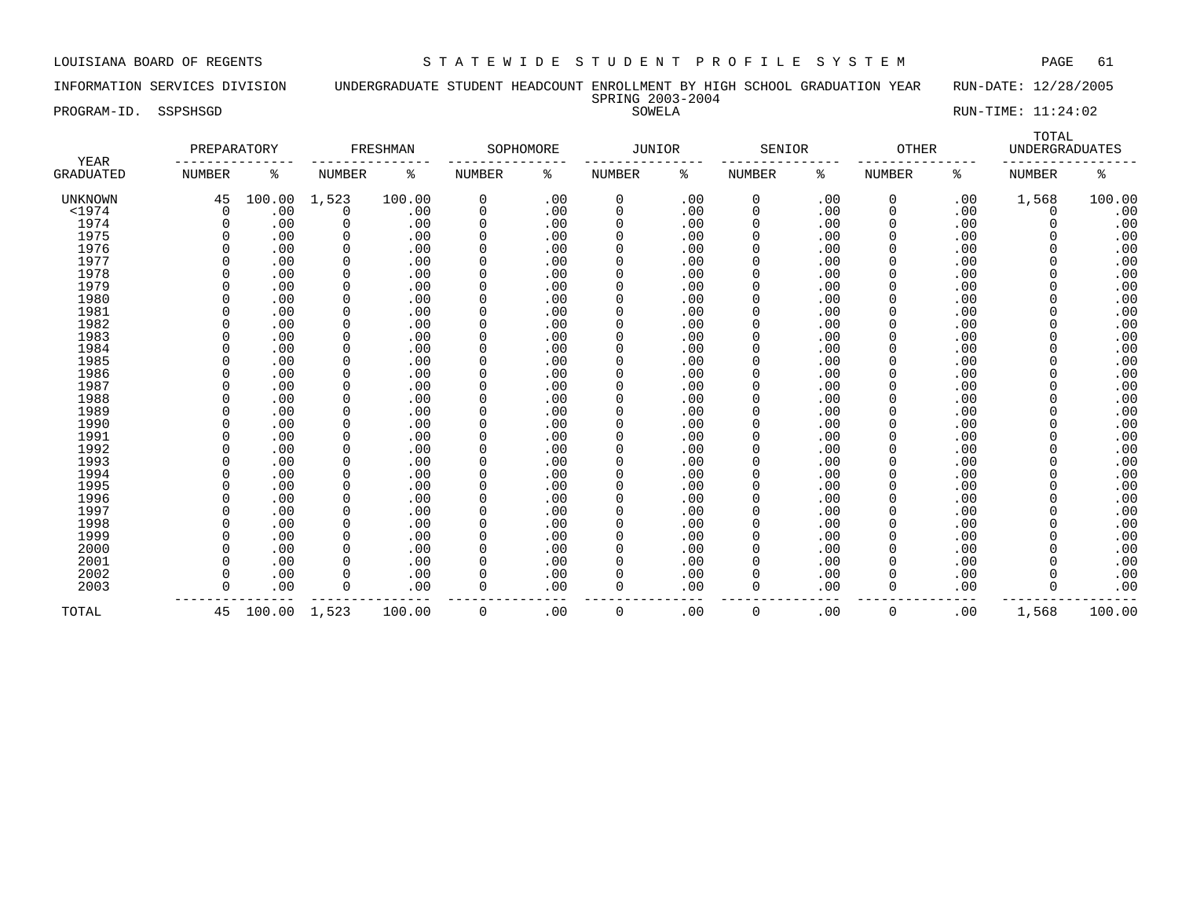LOUISIANA BOARD OF REGENTS — STATEWIDE STUDENT PROFILE SYSTEM

INFORMATION SERVICES DIVISION — UNDERGRADUATE STUDENT HEADCOUNT ENROLLMENT BY HIGH SCHOOL GRADUATION YEAR — RUN-DATE: 12/28/2005

SPRING 2003-2004

PROGRAM-ID. SSPSHSGD — SOWELA — RUN-TIME: 11:24:02

| YEAR GRADUATED | PREPARATORY NUMBER | PREPARATORY % | FRESHMAN NUMBER | FRESHMAN % | SOPHOMORE NUMBER | SOPHOMORE % | JUNIOR NUMBER | JUNIOR % | SENIOR NUMBER | SENIOR % | OTHER NUMBER | OTHER % | TOTAL UNDERGRADUATES NUMBER | TOTAL UNDERGRADUATES % |
|---|---|---|---|---|---|---|---|---|---|---|---|---|---|---|
| UNKNOWN | 45 | 100.00 | 1,523 | 100.00 | 0 | .00 | 0 | .00 | 0 | .00 | 0 | .00 | 1,568 | 100.00 |
| <1974 | 0 | .00 | 0 | .00 | 0 | .00 | 0 | .00 | 0 | .00 | 0 | .00 | 0 | .00 |
| 1974 | 0 | .00 | 0 | .00 | 0 | .00 | 0 | .00 | 0 | .00 | 0 | .00 | 0 | .00 |
| 1975 | 0 | .00 | 0 | .00 | 0 | .00 | 0 | .00 | 0 | .00 | 0 | .00 | 0 | .00 |
| 1976 | 0 | .00 | 0 | .00 | 0 | .00 | 0 | .00 | 0 | .00 | 0 | .00 | 0 | .00 |
| 1977 | 0 | .00 | 0 | .00 | 0 | .00 | 0 | .00 | 0 | .00 | 0 | .00 | 0 | .00 |
| 1978 | 0 | .00 | 0 | .00 | 0 | .00 | 0 | .00 | 0 | .00 | 0 | .00 | 0 | .00 |
| 1979 | 0 | .00 | 0 | .00 | 0 | .00 | 0 | .00 | 0 | .00 | 0 | .00 | 0 | .00 |
| 1980 | 0 | .00 | 0 | .00 | 0 | .00 | 0 | .00 | 0 | .00 | 0 | .00 | 0 | .00 |
| 1981 | 0 | .00 | 0 | .00 | 0 | .00 | 0 | .00 | 0 | .00 | 0 | .00 | 0 | .00 |
| 1982 | 0 | .00 | 0 | .00 | 0 | .00 | 0 | .00 | 0 | .00 | 0 | .00 | 0 | .00 |
| 1983 | 0 | .00 | 0 | .00 | 0 | .00 | 0 | .00 | 0 | .00 | 0 | .00 | 0 | .00 |
| 1984 | 0 | .00 | 0 | .00 | 0 | .00 | 0 | .00 | 0 | .00 | 0 | .00 | 0 | .00 |
| 1985 | 0 | .00 | 0 | .00 | 0 | .00 | 0 | .00 | 0 | .00 | 0 | .00 | 0 | .00 |
| 1986 | 0 | .00 | 0 | .00 | 0 | .00 | 0 | .00 | 0 | .00 | 0 | .00 | 0 | .00 |
| 1987 | 0 | .00 | 0 | .00 | 0 | .00 | 0 | .00 | 0 | .00 | 0 | .00 | 0 | .00 |
| 1988 | 0 | .00 | 0 | .00 | 0 | .00 | 0 | .00 | 0 | .00 | 0 | .00 | 0 | .00 |
| 1989 | 0 | .00 | 0 | .00 | 0 | .00 | 0 | .00 | 0 | .00 | 0 | .00 | 0 | .00 |
| 1990 | 0 | .00 | 0 | .00 | 0 | .00 | 0 | .00 | 0 | .00 | 0 | .00 | 0 | .00 |
| 1991 | 0 | .00 | 0 | .00 | 0 | .00 | 0 | .00 | 0 | .00 | 0 | .00 | 0 | .00 |
| 1992 | 0 | .00 | 0 | .00 | 0 | .00 | 0 | .00 | 0 | .00 | 0 | .00 | 0 | .00 |
| 1993 | 0 | .00 | 0 | .00 | 0 | .00 | 0 | .00 | 0 | .00 | 0 | .00 | 0 | .00 |
| 1994 | 0 | .00 | 0 | .00 | 0 | .00 | 0 | .00 | 0 | .00 | 0 | .00 | 0 | .00 |
| 1995 | 0 | .00 | 0 | .00 | 0 | .00 | 0 | .00 | 0 | .00 | 0 | .00 | 0 | .00 |
| 1996 | 0 | .00 | 0 | .00 | 0 | .00 | 0 | .00 | 0 | .00 | 0 | .00 | 0 | .00 |
| 1997 | 0 | .00 | 0 | .00 | 0 | .00 | 0 | .00 | 0 | .00 | 0 | .00 | 0 | .00 |
| 1998 | 0 | .00 | 0 | .00 | 0 | .00 | 0 | .00 | 0 | .00 | 0 | .00 | 0 | .00 |
| 1999 | 0 | .00 | 0 | .00 | 0 | .00 | 0 | .00 | 0 | .00 | 0 | .00 | 0 | .00 |
| 2000 | 0 | .00 | 0 | .00 | 0 | .00 | 0 | .00 | 0 | .00 | 0 | .00 | 0 | .00 |
| 2001 | 0 | .00 | 0 | .00 | 0 | .00 | 0 | .00 | 0 | .00 | 0 | .00 | 0 | .00 |
| 2002 | 0 | .00 | 0 | .00 | 0 | .00 | 0 | .00 | 0 | .00 | 0 | .00 | 0 | .00 |
| 2003 | 0 | .00 | 0 | .00 | 0 | .00 | 0 | .00 | 0 | .00 | 0 | .00 | 0 | .00 |
| TOTAL | 45 | 100.00 | 1,523 | 100.00 | 0 | .00 | 0 | .00 | 0 | .00 | 0 | .00 | 1,568 | 100.00 |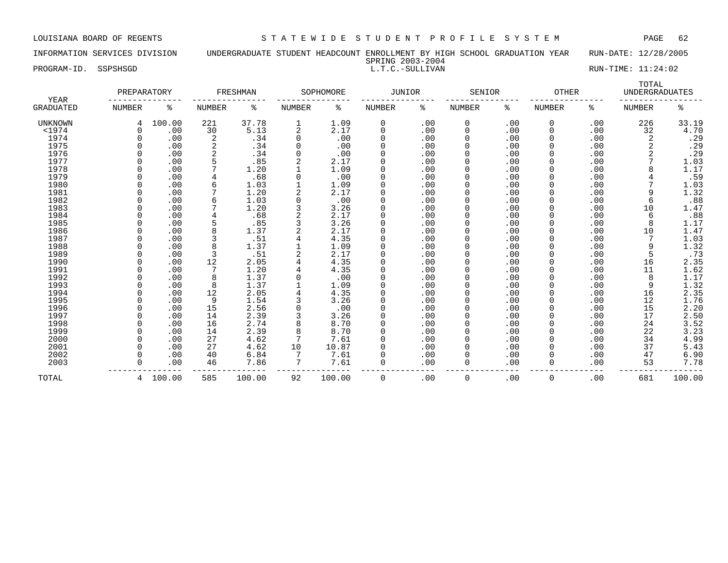LOUISIANA BOARD OF REGENTS — STATEWIDE STUDENT PROFILE SYSTEM

INFORMATION SERVICES DIVISION — UNDERGRADUATE STUDENT HEADCOUNT ENROLLMENT BY HIGH SCHOOL GRADUATION YEAR — RUN-DATE: 12/28/2005

SPRING 2003-2004

PROGRAM-ID. SSPSHSGD — L.T.C.-SULLIVAN — RUN-TIME: 11:24:02

| YEAR GRADUATED | PREPARATORY NUMBER | PREPARATORY % | FRESHMAN NUMBER | FRESHMAN % | SOPHOMORE NUMBER | SOPHOMORE % | JUNIOR NUMBER | JUNIOR % | SENIOR NUMBER | SENIOR % | OTHER NUMBER | OTHER % | TOTAL UNDERGRADUATES NUMBER | TOTAL UNDERGRADUATES % |
|---|---|---|---|---|---|---|---|---|---|---|---|---|---|---|
| UNKNOWN | 4 | 100.00 | 221 | 37.78 | 1 | 1.09 | 0 | .00 | 0 | .00 | 0 | .00 | 226 | 33.19 |
| <1974 | 0 | .00 | 30 | 5.13 | 2 | 2.17 | 0 | .00 | 0 | .00 | 0 | .00 | 32 | 4.70 |
| 1974 | 0 | .00 | 2 | .34 | 0 | .00 | 0 | .00 | 0 | .00 | 0 | .00 | 2 | .29 |
| 1975 | 0 | .00 | 2 | .34 | 0 | .00 | 0 | .00 | 0 | .00 | 0 | .00 | 2 | .29 |
| 1976 | 0 | .00 | 2 | .34 | 0 | .00 | 0 | .00 | 0 | .00 | 0 | .00 | 2 | .29 |
| 1977 | 0 | .00 | 5 | .85 | 2 | 2.17 | 0 | .00 | 0 | .00 | 0 | .00 | 7 | 1.03 |
| 1978 | 0 | .00 | 7 | 1.20 | 1 | 1.09 | 0 | .00 | 0 | .00 | 0 | .00 | 8 | 1.17 |
| 1979 | 0 | .00 | 4 | .68 | 0 | .00 | 0 | .00 | 0 | .00 | 0 | .00 | 4 | .59 |
| 1980 | 0 | .00 | 6 | 1.03 | 1 | 1.09 | 0 | .00 | 0 | .00 | 0 | .00 | 7 | 1.03 |
| 1981 | 0 | .00 | 7 | 1.20 | 2 | 2.17 | 0 | .00 | 0 | .00 | 0 | .00 | 9 | 1.32 |
| 1982 | 0 | .00 | 6 | 1.03 | 0 | .00 | 0 | .00 | 0 | .00 | 0 | .00 | 6 | .88 |
| 1983 | 0 | .00 | 7 | 1.20 | 3 | 3.26 | 0 | .00 | 0 | .00 | 0 | .00 | 10 | 1.47 |
| 1984 | 0 | .00 | 4 | .68 | 2 | 2.17 | 0 | .00 | 0 | .00 | 0 | .00 | 6 | .88 |
| 1985 | 0 | .00 | 5 | .85 | 3 | 3.26 | 0 | .00 | 0 | .00 | 0 | .00 | 8 | 1.17 |
| 1986 | 0 | .00 | 8 | 1.37 | 2 | 2.17 | 0 | .00 | 0 | .00 | 0 | .00 | 10 | 1.47 |
| 1987 | 0 | .00 | 3 | .51 | 4 | 4.35 | 0 | .00 | 0 | .00 | 0 | .00 | 7 | 1.03 |
| 1988 | 0 | .00 | 8 | 1.37 | 1 | 1.09 | 0 | .00 | 0 | .00 | 0 | .00 | 9 | 1.32 |
| 1989 | 0 | .00 | 3 | .51 | 2 | 2.17 | 0 | .00 | 0 | .00 | 0 | .00 | 5 | .73 |
| 1990 | 0 | .00 | 12 | 2.05 | 4 | 4.35 | 0 | .00 | 0 | .00 | 0 | .00 | 16 | 2.35 |
| 1991 | 0 | .00 | 7 | 1.20 | 4 | 4.35 | 0 | .00 | 0 | .00 | 0 | .00 | 11 | 1.62 |
| 1992 | 0 | .00 | 8 | 1.37 | 0 | .00 | 0 | .00 | 0 | .00 | 0 | .00 | 8 | 1.17 |
| 1993 | 0 | .00 | 8 | 1.37 | 1 | 1.09 | 0 | .00 | 0 | .00 | 0 | .00 | 9 | 1.32 |
| 1994 | 0 | .00 | 12 | 2.05 | 4 | 4.35 | 0 | .00 | 0 | .00 | 0 | .00 | 16 | 2.35 |
| 1995 | 0 | .00 | 9 | 1.54 | 3 | 3.26 | 0 | .00 | 0 | .00 | 0 | .00 | 12 | 1.76 |
| 1996 | 0 | .00 | 15 | 2.56 | 0 | .00 | 0 | .00 | 0 | .00 | 0 | .00 | 15 | 2.20 |
| 1997 | 0 | .00 | 14 | 2.39 | 3 | 3.26 | 0 | .00 | 0 | .00 | 0 | .00 | 17 | 2.50 |
| 1998 | 0 | .00 | 16 | 2.74 | 8 | 8.70 | 0 | .00 | 0 | .00 | 0 | .00 | 24 | 3.52 |
| 1999 | 0 | .00 | 14 | 2.39 | 8 | 8.70 | 0 | .00 | 0 | .00 | 0 | .00 | 22 | 3.23 |
| 2000 | 0 | .00 | 27 | 4.62 | 7 | 7.61 | 0 | .00 | 0 | .00 | 0 | .00 | 34 | 4.99 |
| 2001 | 0 | .00 | 27 | 4.62 | 10 | 10.87 | 0 | .00 | 0 | .00 | 0 | .00 | 37 | 5.43 |
| 2002 | 0 | .00 | 40 | 6.84 | 7 | 7.61 | 0 | .00 | 0 | .00 | 0 | .00 | 47 | 6.90 |
| 2003 | 0 | .00 | 46 | 7.86 | 7 | 7.61 | 0 | .00 | 0 | .00 | 0 | .00 | 53 | 7.78 |
| TOTAL | 4 | 100.00 | 585 | 100.00 | 92 | 100.00 | 0 | .00 | 0 | .00 | 0 | .00 | 681 | 100.00 |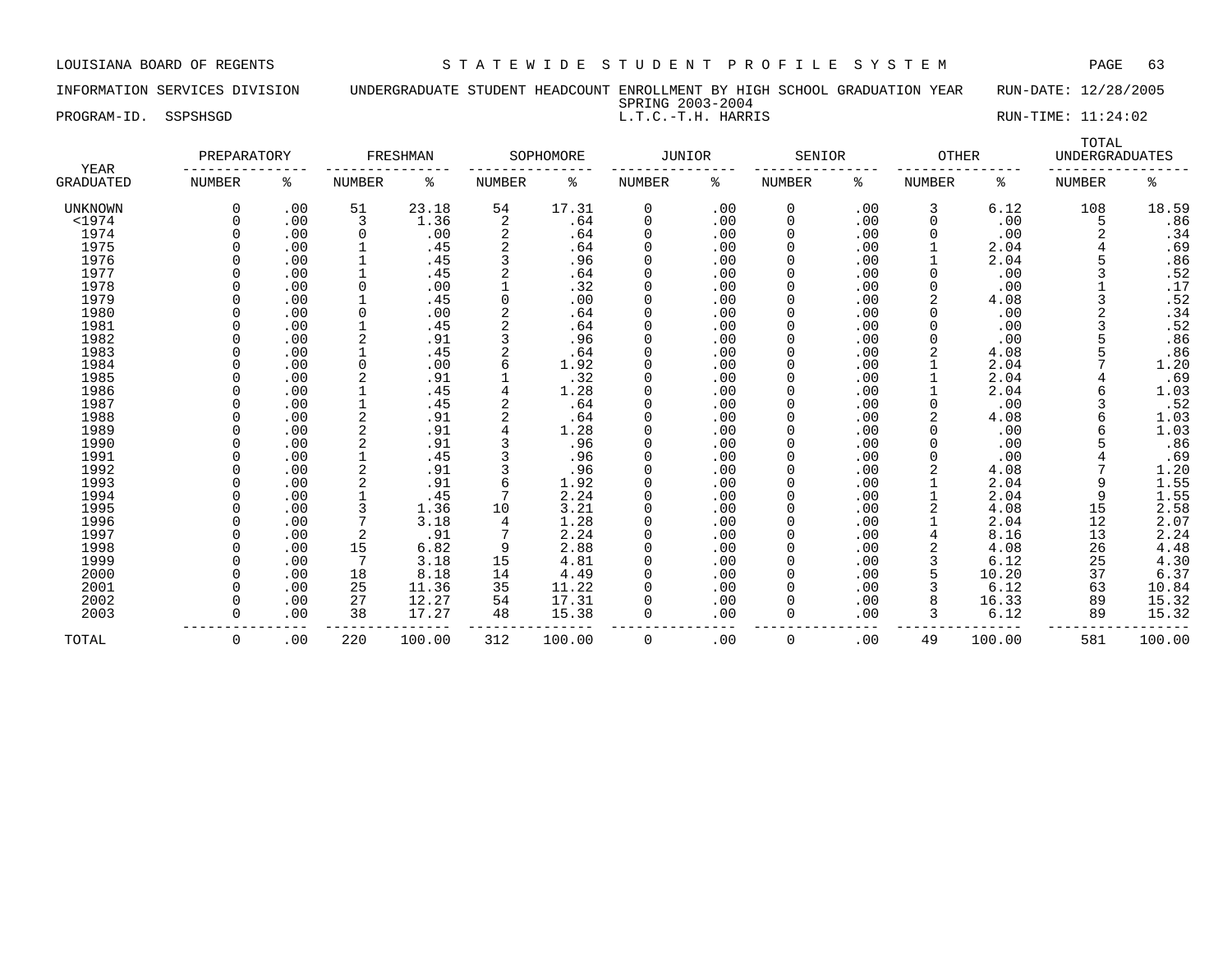LOUISIANA BOARD OF REGENTS — STATEWIDE STUDENT PROFILE SYSTEM

INFORMATION SERVICES DIVISION — UNDERGRADUATE STUDENT HEADCOUNT ENROLLMENT BY HIGH SCHOOL GRADUATION YEAR — RUN-DATE: 12/28/2005

SPRING 2003-2004

PROGRAM-ID. SSPSHSGD — L.T.C.-T.H. HARRIS — RUN-TIME: 11:24:02

| YEAR GRADUATED | PREPARATORY NUMBER | PREPARATORY % | FRESHMAN NUMBER | FRESHMAN % | SOPHOMORE NUMBER | SOPHOMORE % | JUNIOR NUMBER | JUNIOR % | SENIOR NUMBER | SENIOR % | OTHER NUMBER | OTHER % | TOTAL UNDERGRADUATES NUMBER | TOTAL UNDERGRADUATES % |
|---|---|---|---|---|---|---|---|---|---|---|---|---|---|---|
| UNKNOWN | 0 | .00 | 51 | 23.18 | 54 | 17.31 | 0 | .00 | 0 | .00 | 3 | 6.12 | 108 | 18.59 |
| <1974 | 0 | .00 | 3 | 1.36 | 2 | .64 | 0 | .00 | 0 | .00 | 0 | .00 | 5 | .86 |
| 1974 | 0 | .00 | 0 | .00 | 2 | .64 | 0 | .00 | 0 | .00 | 0 | .00 | 2 | .34 |
| 1975 | 0 | .00 | 1 | .45 | 2 | .64 | 0 | .00 | 0 | .00 | 1 | 2.04 | 4 | .69 |
| 1976 | 0 | .00 | 1 | .45 | 3 | .96 | 0 | .00 | 0 | .00 | 1 | 2.04 | 5 | .86 |
| 1977 | 0 | .00 | 1 | .45 | 2 | .64 | 0 | .00 | 0 | .00 | 0 | .00 | 3 | .52 |
| 1978 | 0 | .00 | 0 | .00 | 1 | .32 | 0 | .00 | 0 | .00 | 0 | .00 | 1 | .17 |
| 1979 | 0 | .00 | 1 | .45 | 0 | .00 | 0 | .00 | 0 | .00 | 2 | 4.08 | 3 | .52 |
| 1980 | 0 | .00 | 0 | .00 | 2 | .64 | 0 | .00 | 0 | .00 | 0 | .00 | 2 | .34 |
| 1981 | 0 | .00 | 1 | .45 | 2 | .64 | 0 | .00 | 0 | .00 | 0 | .00 | 3 | .52 |
| 1982 | 0 | .00 | 2 | .91 | 3 | .96 | 0 | .00 | 0 | .00 | 0 | .00 | 5 | .86 |
| 1983 | 0 | .00 | 1 | .45 | 2 | .64 | 0 | .00 | 0 | .00 | 2 | 4.08 | 5 | .86 |
| 1984 | 0 | .00 | 0 | .00 | 6 | 1.92 | 0 | .00 | 0 | .00 | 1 | 2.04 | 7 | 1.20 |
| 1985 | 0 | .00 | 2 | .91 | 1 | .32 | 0 | .00 | 0 | .00 | 1 | 2.04 | 4 | .69 |
| 1986 | 0 | .00 | 1 | .45 | 4 | 1.28 | 0 | .00 | 0 | .00 | 1 | 2.04 | 6 | 1.03 |
| 1987 | 0 | .00 | 1 | .45 | 2 | .64 | 0 | .00 | 0 | .00 | 0 | .00 | 3 | .52 |
| 1988 | 0 | .00 | 2 | .91 | 2 | .64 | 0 | .00 | 0 | .00 | 2 | 4.08 | 6 | 1.03 |
| 1989 | 0 | .00 | 2 | .91 | 4 | 1.28 | 0 | .00 | 0 | .00 | 0 | .00 | 6 | 1.03 |
| 1990 | 0 | .00 | 2 | .91 | 3 | .96 | 0 | .00 | 0 | .00 | 0 | .00 | 5 | .86 |
| 1991 | 0 | .00 | 1 | .45 | 3 | .96 | 0 | .00 | 0 | .00 | 0 | .00 | 4 | .69 |
| 1992 | 0 | .00 | 2 | .91 | 3 | .96 | 0 | .00 | 0 | .00 | 2 | 4.08 | 7 | 1.20 |
| 1993 | 0 | .00 | 2 | .91 | 6 | 1.92 | 0 | .00 | 0 | .00 | 1 | 2.04 | 9 | 1.55 |
| 1994 | 0 | .00 | 1 | .45 | 7 | 2.24 | 0 | .00 | 0 | .00 | 1 | 2.04 | 9 | 1.55 |
| 1995 | 0 | .00 | 3 | 1.36 | 10 | 3.21 | 0 | .00 | 0 | .00 | 2 | 4.08 | 15 | 2.58 |
| 1996 | 0 | .00 | 7 | 3.18 | 4 | 1.28 | 0 | .00 | 0 | .00 | 1 | 2.04 | 12 | 2.07 |
| 1997 | 0 | .00 | 2 | .91 | 7 | 2.24 | 0 | .00 | 0 | .00 | 4 | 8.16 | 13 | 2.24 |
| 1998 | 0 | .00 | 15 | 6.82 | 9 | 2.88 | 0 | .00 | 0 | .00 | 2 | 4.08 | 26 | 4.48 |
| 1999 | 0 | .00 | 7 | 3.18 | 15 | 4.81 | 0 | .00 | 0 | .00 | 3 | 6.12 | 25 | 4.30 |
| 2000 | 0 | .00 | 18 | 8.18 | 14 | 4.49 | 0 | .00 | 0 | .00 | 5 | 10.20 | 37 | 6.37 |
| 2001 | 0 | .00 | 25 | 11.36 | 35 | 11.22 | 0 | .00 | 0 | .00 | 3 | 6.12 | 63 | 10.84 |
| 2002 | 0 | .00 | 27 | 12.27 | 54 | 17.31 | 0 | .00 | 0 | .00 | 8 | 16.33 | 89 | 15.32 |
| 2003 | 0 | .00 | 38 | 17.27 | 48 | 15.38 | 0 | .00 | 0 | .00 | 3 | 6.12 | 89 | 15.32 |
| TOTAL | 0 | .00 | 220 | 100.00 | 312 | 100.00 | 0 | .00 | 0 | .00 | 49 | 100.00 | 581 | 100.00 |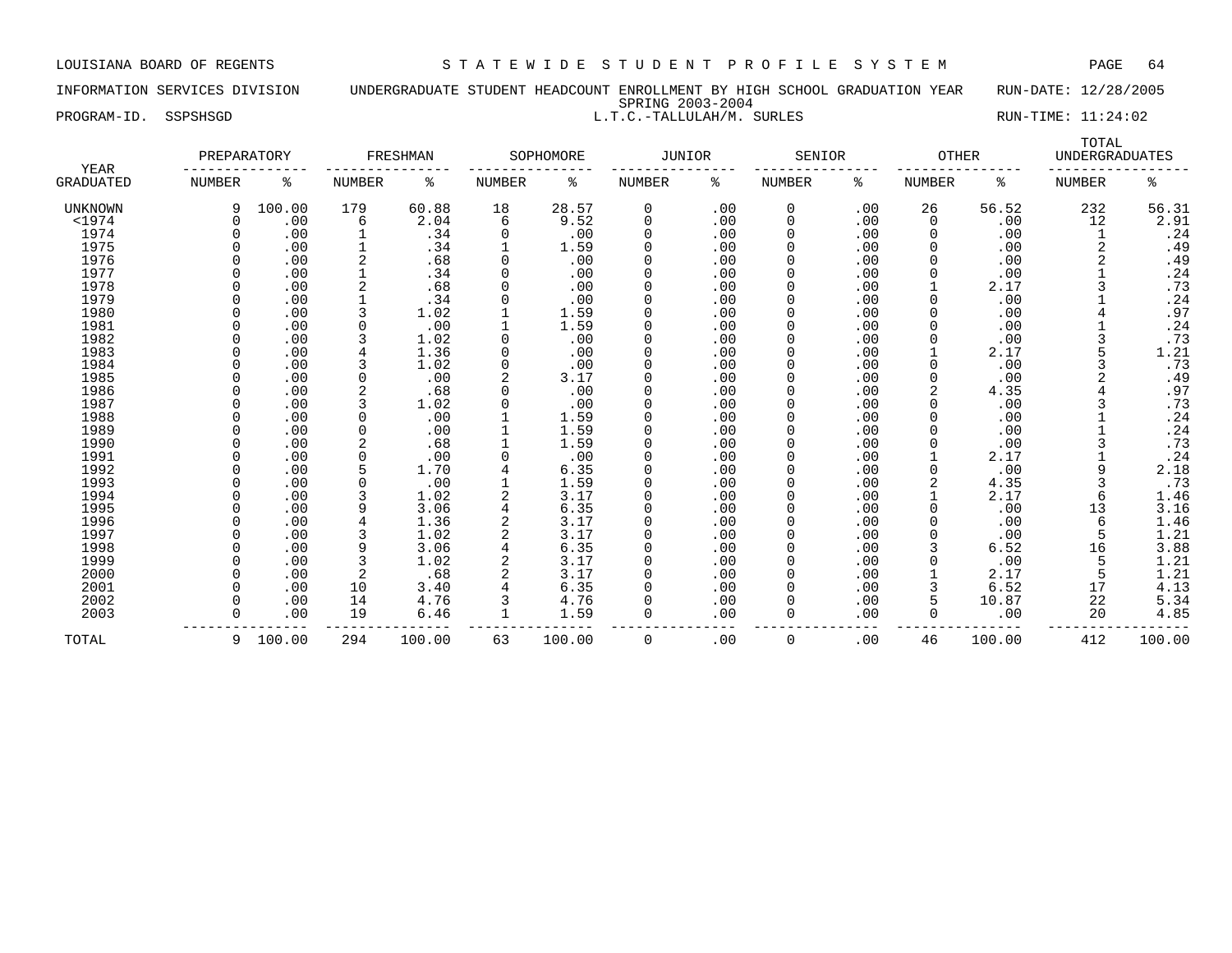LOUISIANA BOARD OF REGENTS — STATEWIDE STUDENT PROFILE SYSTEM

INFORMATION SERVICES DIVISION — UNDERGRADUATE STUDENT HEADCOUNT ENROLLMENT BY HIGH SCHOOL GRADUATION YEAR — RUN-DATE: 12/28/2005

SPRING 2003-2004

PROGRAM-ID. SSPSHSGD — L.T.C.-TALLULAH/M. SURLES — RUN-TIME: 11:24:02

| YEAR | PREPARATORY | | FRESHMAN | | SOPHOMORE | | JUNIOR | | SENIOR | | OTHER | | TOTAL UNDERGRADUATES | |
|---|---|---|---|---|---|---|---|---|---|---|---|---|---|---|
| GRADUATED | NUMBER | % | NUMBER | % | NUMBER | % | NUMBER | % | NUMBER | % | NUMBER | % | NUMBER | % |
| UNKNOWN | 9 | 100.00 | 179 | 60.88 | 18 | 28.57 | 0 | .00 | 0 | .00 | 26 | 56.52 | 232 | 56.31 |
| <1974 | 0 | .00 | 6 | 2.04 | 6 | 9.52 | 0 | .00 | 0 | .00 | 0 | .00 | 12 | 2.91 |
| 1974 | 0 | .00 | 1 | .34 | 0 | .00 | 0 | .00 | 0 | .00 | 0 | .00 | 1 | .24 |
| 1975 | 0 | .00 | 1 | .34 | 1 | 1.59 | 0 | .00 | 0 | .00 | 0 | .00 | 2 | .49 |
| 1976 | 0 | .00 | 2 | .68 | 0 | .00 | 0 | .00 | 0 | .00 | 0 | .00 | 2 | .49 |
| 1977 | 0 | .00 | 1 | .34 | 0 | .00 | 0 | .00 | 0 | .00 | 0 | .00 | 1 | .24 |
| 1978 | 0 | .00 | 2 | .68 | 0 | .00 | 0 | .00 | 0 | .00 | 1 | 2.17 | 3 | .73 |
| 1979 | 0 | .00 | 1 | .34 | 0 | .00 | 0 | .00 | 0 | .00 | 0 | .00 | 1 | .24 |
| 1980 | 0 | .00 | 3 | 1.02 | 1 | 1.59 | 0 | .00 | 0 | .00 | 0 | .00 | 4 | .97 |
| 1981 | 0 | .00 | 0 | .00 | 1 | 1.59 | 0 | .00 | 0 | .00 | 0 | .00 | 1 | .24 |
| 1982 | 0 | .00 | 3 | 1.02 | 0 | .00 | 0 | .00 | 0 | .00 | 0 | .00 | 3 | .73 |
| 1983 | 0 | .00 | 4 | 1.36 | 0 | .00 | 0 | .00 | 0 | .00 | 1 | 2.17 | 5 | 1.21 |
| 1984 | 0 | .00 | 3 | 1.02 | 0 | .00 | 0 | .00 | 0 | .00 | 0 | .00 | 3 | .73 |
| 1985 | 0 | .00 | 0 | .00 | 2 | 3.17 | 0 | .00 | 0 | .00 | 0 | .00 | 2 | .49 |
| 1986 | 0 | .00 | 2 | .68 | 0 | .00 | 0 | .00 | 0 | .00 | 2 | 4.35 | 4 | .97 |
| 1987 | 0 | .00 | 3 | 1.02 | 0 | .00 | 0 | .00 | 0 | .00 | 0 | .00 | 3 | .73 |
| 1988 | 0 | .00 | 0 | .00 | 1 | 1.59 | 0 | .00 | 0 | .00 | 0 | .00 | 1 | .24 |
| 1989 | 0 | .00 | 0 | .00 | 1 | 1.59 | 0 | .00 | 0 | .00 | 0 | .00 | 1 | .24 |
| 1990 | 0 | .00 | 2 | .68 | 1 | 1.59 | 0 | .00 | 0 | .00 | 0 | .00 | 3 | .73 |
| 1991 | 0 | .00 | 0 | .00 | 0 | .00 | 0 | .00 | 0 | .00 | 1 | 2.17 | 1 | .24 |
| 1992 | 0 | .00 | 5 | 1.70 | 4 | 6.35 | 0 | .00 | 0 | .00 | 0 | .00 | 9 | 2.18 |
| 1993 | 0 | .00 | 0 | .00 | 1 | 1.59 | 0 | .00 | 0 | .00 | 2 | 4.35 | 3 | .73 |
| 1994 | 0 | .00 | 3 | 1.02 | 2 | 3.17 | 0 | .00 | 0 | .00 | 1 | 2.17 | 6 | 1.46 |
| 1995 | 0 | .00 | 9 | 3.06 | 4 | 6.35 | 0 | .00 | 0 | .00 | 0 | .00 | 13 | 3.16 |
| 1996 | 0 | .00 | 4 | 1.36 | 2 | 3.17 | 0 | .00 | 0 | .00 | 0 | .00 | 6 | 1.46 |
| 1997 | 0 | .00 | 3 | 1.02 | 2 | 3.17 | 0 | .00 | 0 | .00 | 0 | .00 | 5 | 1.21 |
| 1998 | 0 | .00 | 9 | 3.06 | 4 | 6.35 | 0 | .00 | 0 | .00 | 3 | 6.52 | 16 | 3.88 |
| 1999 | 0 | .00 | 3 | 1.02 | 2 | 3.17 | 0 | .00 | 0 | .00 | 0 | .00 | 5 | 1.21 |
| 2000 | 0 | .00 | 2 | .68 | 2 | 3.17 | 0 | .00 | 0 | .00 | 1 | 2.17 | 5 | 1.21 |
| 2001 | 0 | .00 | 10 | 3.40 | 4 | 6.35 | 0 | .00 | 0 | .00 | 3 | 6.52 | 17 | 4.13 |
| 2002 | 0 | .00 | 14 | 4.76 | 3 | 4.76 | 0 | .00 | 0 | .00 | 5 | 10.87 | 22 | 5.34 |
| 2003 | 0 | .00 | 19 | 6.46 | 1 | 1.59 | 0 | .00 | 0 | .00 | 0 | .00 | 20 | 4.85 |
| TOTAL | 9 | 100.00 | 294 | 100.00 | 63 | 100.00 | 0 | .00 | 0 | .00 | 46 | 100.00 | 412 | 100.00 |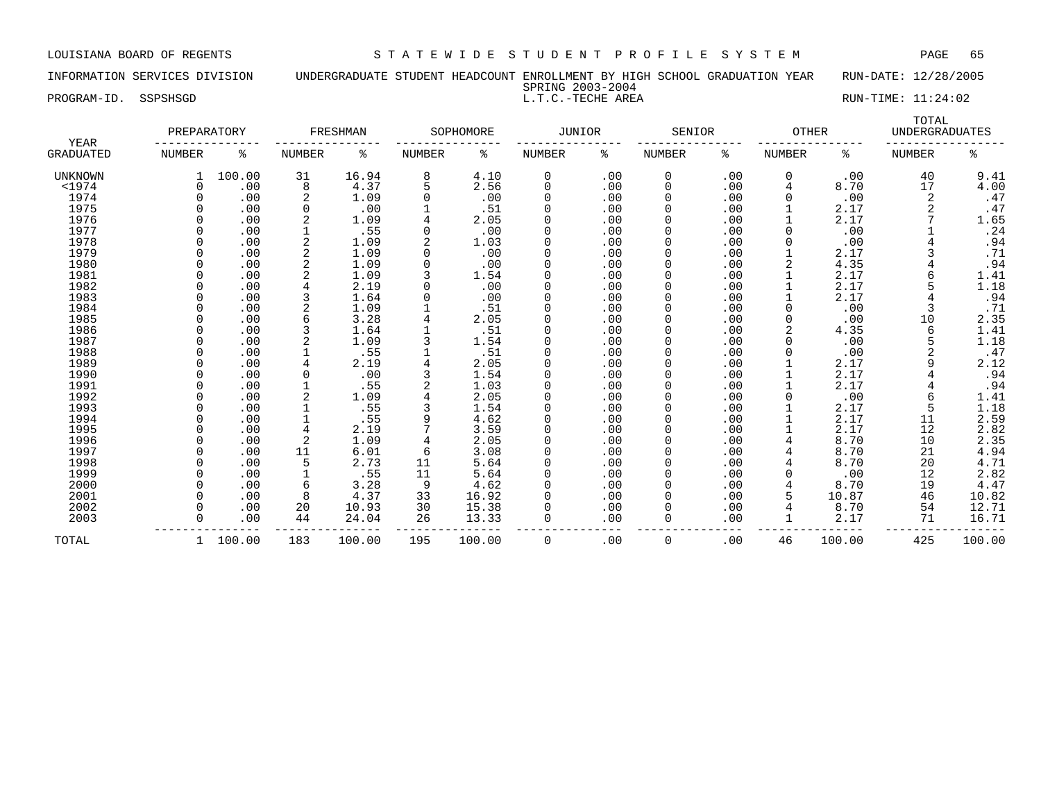LOUISIANA BOARD OF REGENTS — S T A T E W I D E   S T U D E N T   P R O F I L E   S Y S T E M

INFORMATION SERVICES DIVISION — UNDERGRADUATE STUDENT HEADCOUNT ENROLLMENT BY HIGH SCHOOL GRADUATION YEAR — RUN-DATE: 12/28/2005

SPRING 2003-2004

PROGRAM-ID. SSPSHSGD — L.T.C.-TECHE AREA — RUN-TIME: 11:24:02

| YEAR GRADUATED | PREPARATORY | | FRESHMAN | | SOPHOMORE | | JUNIOR | | SENIOR | | OTHER | | TOTAL UNDERGRADUATES | |
|---|---|---|---|---|---|---|---|---|---|---|---|---|---|---|
| | NUMBER | % | NUMBER | % | NUMBER | % | NUMBER | % | NUMBER | % | NUMBER | % | NUMBER | % |
| UNKNOWN | 1 | 100.00 | 31 | 16.94 | 8 | 4.10 | 0 | .00 | 0 | .00 | 0 | .00 | 40 | 9.41 |
| <1974 | 0 | .00 | 8 | 4.37 | 5 | 2.56 | 0 | .00 | 0 | .00 | 4 | 8.70 | 17 | 4.00 |
| 1974 | 0 | .00 | 2 | 1.09 | 0 | .00 | 0 | .00 | 0 | .00 | 0 | .00 | 2 | .47 |
| 1975 | 0 | .00 | 0 | .00 | 1 | .51 | 0 | .00 | 0 | .00 | 1 | 2.17 | 2 | .47 |
| 1976 | 0 | .00 | 2 | 1.09 | 4 | 2.05 | 0 | .00 | 0 | .00 | 1 | 2.17 | 7 | 1.65 |
| 1977 | 0 | .00 | 1 | .55 | 0 | .00 | 0 | .00 | 0 | .00 | 0 | .00 | 1 | .24 |
| 1978 | 0 | .00 | 2 | 1.09 | 2 | 1.03 | 0 | .00 | 0 | .00 | 0 | .00 | 4 | .94 |
| 1979 | 0 | .00 | 2 | 1.09 | 0 | .00 | 0 | .00 | 0 | .00 | 1 | 2.17 | 3 | .71 |
| 1980 | 0 | .00 | 2 | 1.09 | 0 | .00 | 0 | .00 | 0 | .00 | 2 | 4.35 | 4 | .94 |
| 1981 | 0 | .00 | 2 | 1.09 | 3 | 1.54 | 0 | .00 | 0 | .00 | 1 | 2.17 | 6 | 1.41 |
| 1982 | 0 | .00 | 4 | 2.19 | 0 | .00 | 0 | .00 | 0 | .00 | 1 | 2.17 | 5 | 1.18 |
| 1983 | 0 | .00 | 3 | 1.64 | 0 | .00 | 0 | .00 | 0 | .00 | 1 | 2.17 | 4 | .94 |
| 1984 | 0 | .00 | 2 | 1.09 | 1 | .51 | 0 | .00 | 0 | .00 | 0 | .00 | 3 | .71 |
| 1985 | 0 | .00 | 6 | 3.28 | 4 | 2.05 | 0 | .00 | 0 | .00 | 0 | .00 | 10 | 2.35 |
| 1986 | 0 | .00 | 3 | 1.64 | 1 | .51 | 0 | .00 | 0 | .00 | 2 | 4.35 | 6 | 1.41 |
| 1987 | 0 | .00 | 2 | 1.09 | 3 | 1.54 | 0 | .00 | 0 | .00 | 0 | .00 | 5 | 1.18 |
| 1988 | 0 | .00 | 1 | .55 | 1 | .51 | 0 | .00 | 0 | .00 | 0 | .00 | 2 | .47 |
| 1989 | 0 | .00 | 4 | 2.19 | 4 | 2.05 | 0 | .00 | 0 | .00 | 1 | 2.17 | 9 | 2.12 |
| 1990 | 0 | .00 | 0 | .00 | 3 | 1.54 | 0 | .00 | 0 | .00 | 1 | 2.17 | 4 | .94 |
| 1991 | 0 | .00 | 1 | .55 | 2 | 1.03 | 0 | .00 | 0 | .00 | 1 | 2.17 | 4 | .94 |
| 1992 | 0 | .00 | 2 | 1.09 | 4 | 2.05 | 0 | .00 | 0 | .00 | 0 | .00 | 6 | 1.41 |
| 1993 | 0 | .00 | 1 | .55 | 3 | 1.54 | 0 | .00 | 0 | .00 | 1 | 2.17 | 5 | 1.18 |
| 1994 | 0 | .00 | 1 | .55 | 9 | 4.62 | 0 | .00 | 0 | .00 | 1 | 2.17 | 11 | 2.59 |
| 1995 | 0 | .00 | 4 | 2.19 | 7 | 3.59 | 0 | .00 | 0 | .00 | 1 | 2.17 | 12 | 2.82 |
| 1996 | 0 | .00 | 2 | 1.09 | 4 | 2.05 | 0 | .00 | 0 | .00 | 4 | 8.70 | 10 | 2.35 |
| 1997 | 0 | .00 | 11 | 6.01 | 6 | 3.08 | 0 | .00 | 0 | .00 | 4 | 8.70 | 21 | 4.94 |
| 1998 | 0 | .00 | 5 | 2.73 | 11 | 5.64 | 0 | .00 | 0 | .00 | 4 | 8.70 | 20 | 4.71 |
| 1999 | 0 | .00 | 1 | .55 | 11 | 5.64 | 0 | .00 | 0 | .00 | 0 | .00 | 12 | 2.82 |
| 2000 | 0 | .00 | 6 | 3.28 | 9 | 4.62 | 0 | .00 | 0 | .00 | 4 | 8.70 | 19 | 4.47 |
| 2001 | 0 | .00 | 8 | 4.37 | 33 | 16.92 | 0 | .00 | 0 | .00 | 5 | 10.87 | 46 | 10.82 |
| 2002 | 0 | .00 | 20 | 10.93 | 30 | 15.38 | 0 | .00 | 0 | .00 | 4 | 8.70 | 54 | 12.71 |
| 2003 | 0 | .00 | 44 | 24.04 | 26 | 13.33 | 0 | .00 | 0 | .00 | 1 | 2.17 | 71 | 16.71 |
| TOTAL | 1 | 100.00 | 183 | 100.00 | 195 | 100.00 | 0 | .00 | 0 | .00 | 46 | 100.00 | 425 | 100.00 |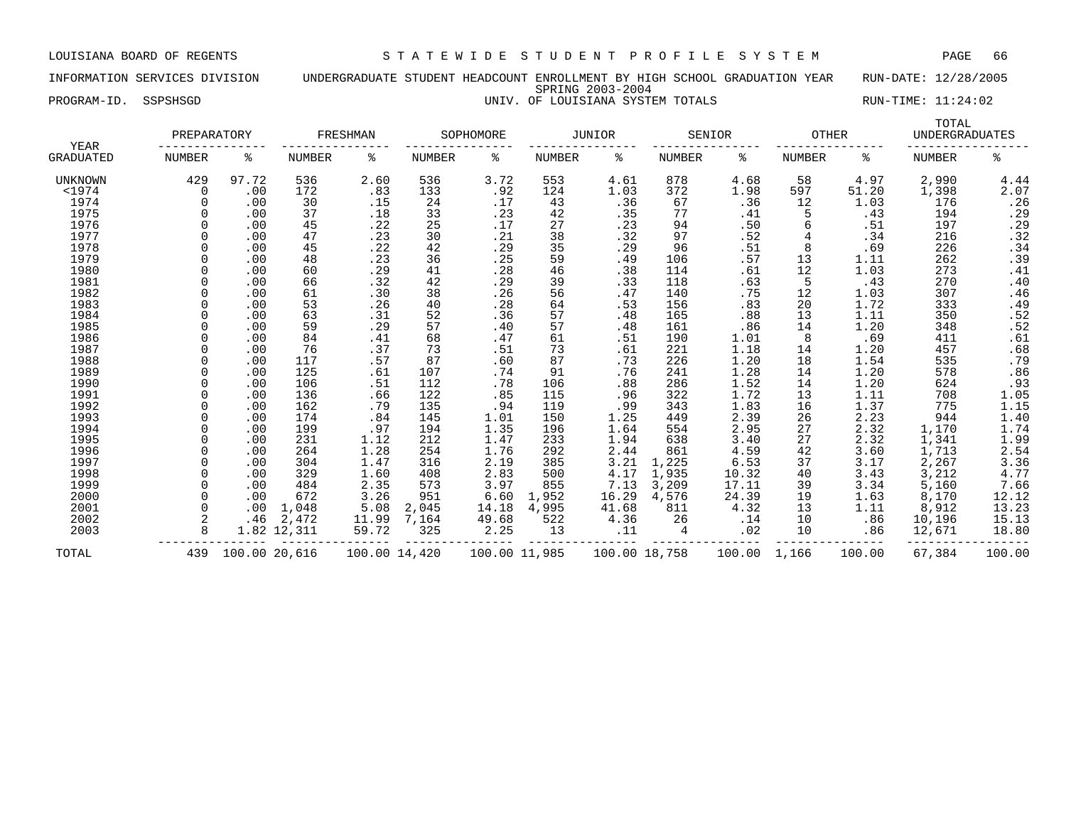LOUISIANA BOARD OF REGENTS — STATEWIDE STUDENT PROFILE SYSTEM

INFORMATION SERVICES DIVISION — UNDERGRADUATE STUDENT HEADCOUNT ENROLLMENT BY HIGH SCHOOL GRADUATION YEAR — RUN-DATE: 12/28/2005

SPRING 2003-2004

PROGRAM-ID. SSPSHSGD — UNIV. OF LOUISIANA SYSTEM TOTALS — RUN-TIME: 11:24:02

| YEAR GRADUATED | PREPARATORY NUMBER | PREPARATORY % | FRESHMAN NUMBER | FRESHMAN % | SOPHOMORE NUMBER | SOPHOMORE % | JUNIOR NUMBER | JUNIOR % | SENIOR NUMBER | SENIOR % | OTHER NUMBER | OTHER % | TOTAL UNDERGRADUATES NUMBER | TOTAL UNDERGRADUATES % |
|---|---|---|---|---|---|---|---|---|---|---|---|---|---|---|
| UNKNOWN | 429 | 97.72 | 536 | 2.60 | 536 | 3.72 | 553 | 4.61 | 878 | 4.68 | 58 | 4.97 | 2,990 | 4.44 |
| <1974 | 0 | .00 | 172 | .83 | 133 | .92 | 124 | 1.03 | 372 | 1.98 | 597 | 51.20 | 1,398 | 2.07 |
| 1974 | 0 | .00 | 30 | .15 | 24 | .17 | 43 | .36 | 67 | .36 | 12 | 1.03 | 176 | .26 |
| 1975 | 0 | .00 | 37 | .18 | 33 | .23 | 42 | .35 | 77 | .41 | 5 | .43 | 194 | .29 |
| 1976 | 0 | .00 | 45 | .22 | 25 | .17 | 27 | .23 | 94 | .50 | 6 | .51 | 197 | .29 |
| 1977 | 0 | .00 | 47 | .23 | 30 | .21 | 38 | .32 | 97 | .52 | 4 | .34 | 216 | .32 |
| 1978 | 0 | .00 | 45 | .22 | 42 | .29 | 35 | .29 | 96 | .51 | 8 | .69 | 226 | .34 |
| 1979 | 0 | .00 | 48 | .23 | 36 | .25 | 59 | .49 | 106 | .57 | 13 | 1.11 | 262 | .39 |
| 1980 | 0 | .00 | 60 | .29 | 41 | .28 | 46 | .38 | 114 | .61 | 12 | 1.03 | 273 | .41 |
| 1981 | 0 | .00 | 66 | .32 | 42 | .29 | 39 | .33 | 118 | .63 | 5 | .43 | 270 | .40 |
| 1982 | 0 | .00 | 61 | .30 | 38 | .26 | 56 | .47 | 140 | .75 | 12 | 1.03 | 307 | .46 |
| 1983 | 0 | .00 | 53 | .26 | 40 | .28 | 64 | .53 | 156 | .83 | 20 | 1.72 | 333 | .49 |
| 1984 | 0 | .00 | 63 | .31 | 52 | .36 | 57 | .48 | 165 | .88 | 13 | 1.11 | 350 | .52 |
| 1985 | 0 | .00 | 59 | .29 | 57 | .40 | 57 | .48 | 161 | .86 | 14 | 1.20 | 348 | .52 |
| 1986 | 0 | .00 | 84 | .41 | 68 | .47 | 61 | .51 | 190 | 1.01 | 8 | .69 | 411 | .61 |
| 1987 | 0 | .00 | 76 | .37 | 73 | .51 | 73 | .61 | 221 | 1.18 | 14 | 1.20 | 457 | .68 |
| 1988 | 0 | .00 | 117 | .57 | 87 | .60 | 87 | .73 | 226 | 1.20 | 18 | 1.54 | 535 | .79 |
| 1989 | 0 | .00 | 125 | .61 | 107 | .74 | 91 | .76 | 241 | 1.28 | 14 | 1.20 | 578 | .86 |
| 1990 | 0 | .00 | 106 | .51 | 112 | .78 | 106 | .88 | 286 | 1.52 | 14 | 1.20 | 624 | .93 |
| 1991 | 0 | .00 | 136 | .66 | 122 | .85 | 115 | .96 | 322 | 1.72 | 13 | 1.11 | 708 | 1.05 |
| 1992 | 0 | .00 | 162 | .79 | 135 | .94 | 119 | .99 | 343 | 1.83 | 16 | 1.37 | 775 | 1.15 |
| 1993 | 0 | .00 | 174 | .84 | 145 | 1.01 | 150 | 1.25 | 449 | 2.39 | 26 | 2.23 | 944 | 1.40 |
| 1994 | 0 | .00 | 199 | .97 | 194 | 1.35 | 196 | 1.64 | 554 | 2.95 | 27 | 2.32 | 1,170 | 1.74 |
| 1995 | 0 | .00 | 231 | 1.12 | 212 | 1.47 | 233 | 1.94 | 638 | 3.40 | 27 | 2.32 | 1,341 | 1.99 |
| 1996 | 0 | .00 | 264 | 1.28 | 254 | 1.76 | 292 | 2.44 | 861 | 4.59 | 42 | 3.60 | 1,713 | 2.54 |
| 1997 | 0 | .00 | 304 | 1.47 | 316 | 2.19 | 385 | 3.21 | 1,225 | 6.53 | 37 | 3.17 | 2,267 | 3.36 |
| 1998 | 0 | .00 | 329 | 1.60 | 408 | 2.83 | 500 | 4.17 | 1,935 | 10.32 | 40 | 3.43 | 3,212 | 4.77 |
| 1999 | 0 | .00 | 484 | 2.35 | 573 | 3.97 | 855 | 7.13 | 3,209 | 17.11 | 39 | 3.34 | 5,160 | 7.66 |
| 2000 | 0 | .00 | 672 | 3.26 | 951 | 6.60 | 1,952 | 16.29 | 4,576 | 24.39 | 19 | 1.63 | 8,170 | 12.12 |
| 2001 | 0 | .00 | 1,048 | 5.08 | 2,045 | 14.18 | 4,995 | 41.68 | 811 | 4.32 | 13 | 1.11 | 8,912 | 13.23 |
| 2002 | 2 | .46 | 2,472 | 11.99 | 7,164 | 49.68 | 522 | 4.36 | 26 | .14 | 10 | .86 | 10,196 | 15.13 |
| 2003 | 8 | 1.82 | 12,311 | 59.72 | 325 | 2.25 | 13 | .11 | 4 | .02 | 10 | .86 | 12,671 | 18.80 |
| TOTAL | 439 | 100.00 | 20,616 | 100.00 | 14,420 | 100.00 | 11,985 | 100.00 | 18,758 | 100.00 | 1,166 | 100.00 | 67,384 | 100.00 |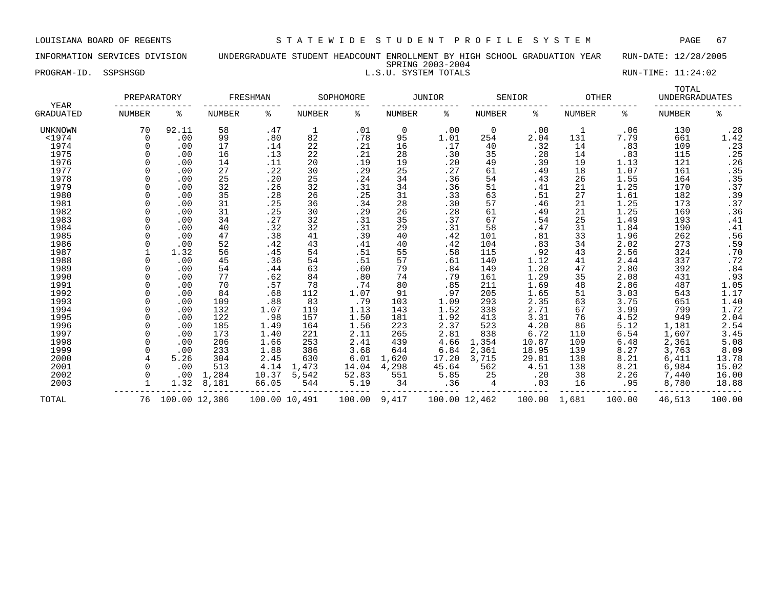LOUISIANA BOARD OF REGENTS — STATEWIDE STUDENT PROFILE SYSTEM

INFORMATION SERVICES DIVISION — UNDERGRADUATE STUDENT HEADCOUNT ENROLLMENT BY HIGH SCHOOL GRADUATION YEAR — RUN-DATE: 12/28/2005

SPRING 2003-2004

PROGRAM-ID. SSPSHSGD — L.S.U. SYSTEM TOTALS — RUN-TIME: 11:24:02

| YEAR GRADUATED | PREPARATORY | | FRESHMAN | | SOPHOMORE | | JUNIOR | | SENIOR | | OTHER | | TOTAL UNDERGRADUATES | |
|---|---|---|---|---|---|---|---|---|---|---|---|---|---|---|
| | NUMBER | % | NUMBER | % | NUMBER | % | NUMBER | % | NUMBER | % | NUMBER | % | NUMBER | % |
| UNKNOWN | 70 | 92.11 | 58 | .47 | 1 | .01 | 0 | .00 | 0 | .00 | 1 | .06 | 130 | .28 |
| <1974 | 0 | .00 | 99 | .80 | 82 | .78 | 95 | 1.01 | 254 | 2.04 | 131 | 7.79 | 661 | 1.42 |
| 1974 | 0 | .00 | 17 | .14 | 22 | .21 | 16 | .17 | 40 | .32 | 14 | .83 | 109 | .23 |
| 1975 | 0 | .00 | 16 | .13 | 22 | .21 | 28 | .30 | 35 | .28 | 14 | .83 | 115 | .25 |
| 1976 | 0 | .00 | 14 | .11 | 20 | .19 | 19 | .20 | 49 | .39 | 19 | 1.13 | 121 | .26 |
| 1977 | 0 | .00 | 27 | .22 | 30 | .29 | 25 | .27 | 61 | .49 | 18 | 1.07 | 161 | .35 |
| 1978 | 0 | .00 | 25 | .20 | 25 | .24 | 34 | .36 | 54 | .43 | 26 | 1.55 | 164 | .35 |
| 1979 | 0 | .00 | 32 | .26 | 32 | .31 | 34 | .36 | 51 | .41 | 21 | 1.25 | 170 | .37 |
| 1980 | 0 | .00 | 35 | .28 | 26 | .25 | 31 | .33 | 63 | .51 | 27 | 1.61 | 182 | .39 |
| 1981 | 0 | .00 | 31 | .25 | 36 | .34 | 28 | .30 | 57 | .46 | 21 | 1.25 | 173 | .37 |
| 1982 | 0 | .00 | 31 | .25 | 30 | .29 | 26 | .28 | 61 | .49 | 21 | 1.25 | 169 | .36 |
| 1983 | 0 | .00 | 34 | .27 | 32 | .31 | 35 | .37 | 67 | .54 | 25 | 1.49 | 193 | .41 |
| 1984 | 0 | .00 | 40 | .32 | 32 | .31 | 29 | .31 | 58 | .47 | 31 | 1.84 | 190 | .41 |
| 1985 | 0 | .00 | 47 | .38 | 41 | .39 | 40 | .42 | 101 | .81 | 33 | 1.96 | 262 | .56 |
| 1986 | 0 | .00 | 52 | .42 | 43 | .41 | 40 | .42 | 104 | .83 | 34 | 2.02 | 273 | .59 |
| 1987 | 1 | 1.32 | 56 | .45 | 54 | .51 | 55 | .58 | 115 | .92 | 43 | 2.56 | 324 | .70 |
| 1988 | 0 | .00 | 45 | .36 | 54 | .51 | 57 | .61 | 140 | 1.12 | 41 | 2.44 | 337 | .72 |
| 1989 | 0 | .00 | 54 | .44 | 63 | .60 | 79 | .84 | 149 | 1.20 | 47 | 2.80 | 392 | .84 |
| 1990 | 0 | .00 | 77 | .62 | 84 | .80 | 74 | .79 | 161 | 1.29 | 35 | 2.08 | 431 | .93 |
| 1991 | 0 | .00 | 70 | .57 | 78 | .74 | 80 | .85 | 211 | 1.69 | 48 | 2.86 | 487 | 1.05 |
| 1992 | 0 | .00 | 84 | .68 | 112 | 1.07 | 91 | .97 | 205 | 1.65 | 51 | 3.03 | 543 | 1.17 |
| 1993 | 0 | .00 | 109 | .88 | 83 | .79 | 103 | 1.09 | 293 | 2.35 | 63 | 3.75 | 651 | 1.40 |
| 1994 | 0 | .00 | 132 | 1.07 | 119 | 1.13 | 143 | 1.52 | 338 | 2.71 | 67 | 3.99 | 799 | 1.72 |
| 1995 | 0 | .00 | 122 | .98 | 157 | 1.50 | 181 | 1.92 | 413 | 3.31 | 76 | 4.52 | 949 | 2.04 |
| 1996 | 0 | .00 | 185 | 1.49 | 164 | 1.56 | 223 | 2.37 | 523 | 4.20 | 86 | 5.12 | 1,181 | 2.54 |
| 1997 | 0 | .00 | 173 | 1.40 | 221 | 2.11 | 265 | 2.81 | 838 | 6.72 | 110 | 6.54 | 1,607 | 3.45 |
| 1998 | 0 | .00 | 206 | 1.66 | 253 | 2.41 | 439 | 4.66 | 1,354 | 10.87 | 109 | 6.48 | 2,361 | 5.08 |
| 1999 | 0 | .00 | 233 | 1.88 | 386 | 3.68 | 644 | 6.84 | 2,361 | 18.95 | 139 | 8.27 | 3,763 | 8.09 |
| 2000 | 4 | 5.26 | 304 | 2.45 | 630 | 6.01 | 1,620 | 17.20 | 3,715 | 29.81 | 138 | 8.21 | 6,411 | 13.78 |
| 2001 | 0 | .00 | 513 | 4.14 | 1,473 | 14.04 | 4,298 | 45.64 | 562 | 4.51 | 138 | 8.21 | 6,984 | 15.02 |
| 2002 | 0 | .00 | 1,284 | 10.37 | 5,542 | 52.83 | 551 | 5.85 | 25 | .20 | 38 | 2.26 | 7,440 | 16.00 |
| 2003 | 1 | 1.32 | 8,181 | 66.05 | 544 | 5.19 | 34 | .36 | 4 | .03 | 16 | .95 | 8,780 | 18.88 |
| TOTAL | 76 | 100.00 | 12,386 | 100.00 | 10,491 | 100.00 | 9,417 | 100.00 | 12,462 | 100.00 | 1,681 | 100.00 | 46,513 | 100.00 |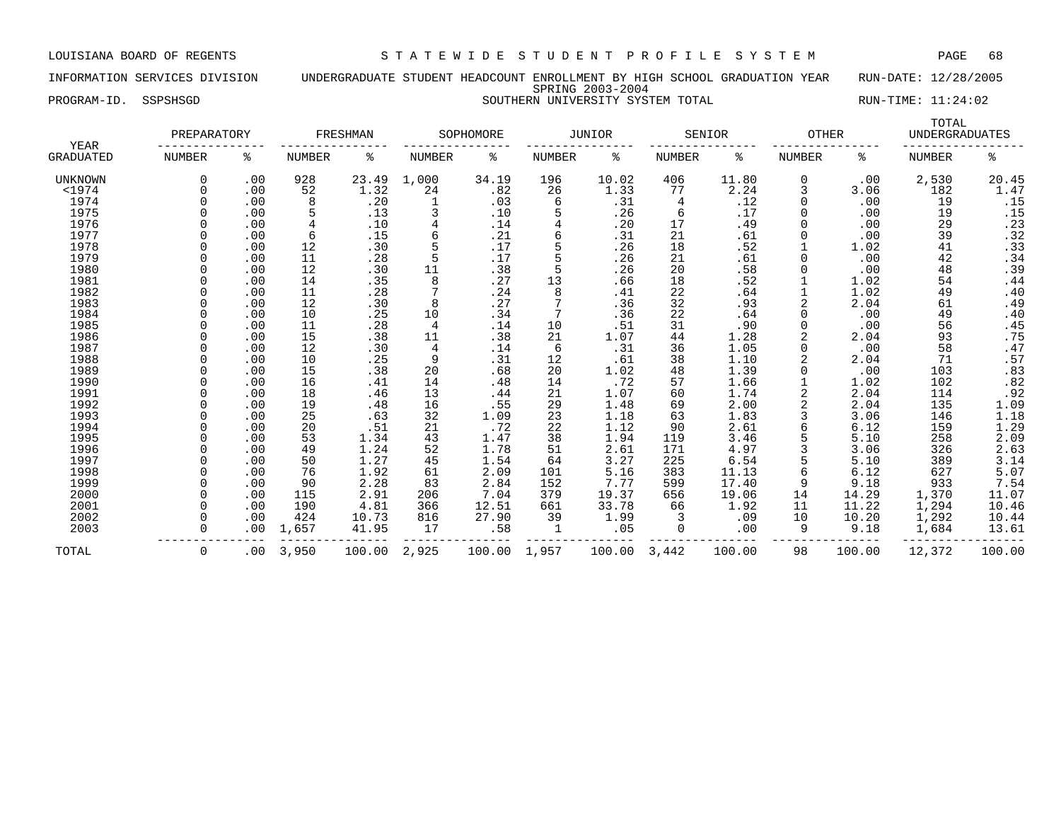LOUISIANA BOARD OF REGENTS — STATEWIDE STUDENT PROFILE SYSTEM

INFORMATION SERVICES DIVISION — UNDERGRADUATE STUDENT HEADCOUNT ENROLLMENT BY HIGH SCHOOL GRADUATION YEAR — RUN-DATE: 12/28/2005

SPRING 2003-2004

PROGRAM-ID. SSPSHSGD — SOUTHERN UNIVERSITY SYSTEM TOTAL — RUN-TIME: 11:24:02

| YEAR | PREPARATORY | | FRESHMAN | | SOPHOMORE | | JUNIOR | | SENIOR | | OTHER | | TOTAL UNDERGRADUATES | |
|---|---|---|---|---|---|---|---|---|---|---|---|---|---|---|
| GRADUATED | NUMBER | % | NUMBER | % | NUMBER | % | NUMBER | % | NUMBER | % | NUMBER | % | NUMBER | % |
| UNKNOWN | 0 | .00 | 928 | 23.49 | 1,000 | 34.19 | 196 | 10.02 | 406 | 11.80 | 0 | .00 | 2,530 | 20.45 |
| <1974 | 0 | .00 | 52 | 1.32 | 24 | .82 | 26 | 1.33 | 77 | 2.24 | 3 | 3.06 | 182 | 1.47 |
| 1974 | 0 | .00 | 8 | .20 | 1 | .03 | 6 | .31 | 4 | .12 | 0 | .00 | 19 | .15 |
| 1975 | 0 | .00 | 5 | .13 | 3 | .10 | 5 | .26 | 6 | .17 | 0 | .00 | 19 | .15 |
| 1976 | 0 | .00 | 4 | .10 | 4 | .14 | 4 | .20 | 17 | .49 | 0 | .00 | 29 | .23 |
| 1977 | 0 | .00 | 6 | .15 | 6 | .21 | 6 | .31 | 21 | .61 | 0 | .00 | 39 | .32 |
| 1978 | 0 | .00 | 12 | .30 | 5 | .17 | 5 | .26 | 18 | .52 | 1 | 1.02 | 41 | .33 |
| 1979 | 0 | .00 | 11 | .28 | 5 | .17 | 5 | .26 | 21 | .61 | 0 | .00 | 42 | .34 |
| 1980 | 0 | .00 | 12 | .30 | 11 | .38 | 5 | .26 | 20 | .58 | 0 | .00 | 48 | .39 |
| 1981 | 0 | .00 | 14 | .35 | 8 | .27 | 13 | .66 | 18 | .52 | 1 | 1.02 | 54 | .44 |
| 1982 | 0 | .00 | 11 | .28 | 7 | .24 | 8 | .41 | 22 | .64 | 1 | 1.02 | 49 | .40 |
| 1983 | 0 | .00 | 12 | .30 | 8 | .27 | 7 | .36 | 32 | .93 | 2 | 2.04 | 61 | .49 |
| 1984 | 0 | .00 | 10 | .25 | 10 | .34 | 7 | .36 | 22 | .64 | 0 | .00 | 49 | .40 |
| 1985 | 0 | .00 | 11 | .28 | 4 | .14 | 10 | .51 | 31 | .90 | 0 | .00 | 56 | .45 |
| 1986 | 0 | .00 | 15 | .38 | 11 | .38 | 21 | 1.07 | 44 | 1.28 | 2 | 2.04 | 93 | .75 |
| 1987 | 0 | .00 | 12 | .30 | 4 | .14 | 6 | .31 | 36 | 1.05 | 0 | .00 | 58 | .47 |
| 1988 | 0 | .00 | 10 | .25 | 9 | .31 | 12 | .61 | 38 | 1.10 | 2 | 2.04 | 71 | .57 |
| 1989 | 0 | .00 | 15 | .38 | 20 | .68 | 20 | 1.02 | 48 | 1.39 | 0 | .00 | 103 | .83 |
| 1990 | 0 | .00 | 16 | .41 | 14 | .48 | 14 | .72 | 57 | 1.66 | 1 | 1.02 | 102 | .82 |
| 1991 | 0 | .00 | 18 | .46 | 13 | .44 | 21 | 1.07 | 60 | 1.74 | 2 | 2.04 | 114 | .92 |
| 1992 | 0 | .00 | 19 | .48 | 16 | .55 | 29 | 1.48 | 69 | 2.00 | 2 | 2.04 | 135 | 1.09 |
| 1993 | 0 | .00 | 25 | .63 | 32 | 1.09 | 23 | 1.18 | 63 | 1.83 | 3 | 3.06 | 146 | 1.18 |
| 1994 | 0 | .00 | 20 | .51 | 21 | .72 | 22 | 1.12 | 90 | 2.61 | 6 | 6.12 | 159 | 1.29 |
| 1995 | 0 | .00 | 53 | 1.34 | 43 | 1.47 | 38 | 1.94 | 119 | 3.46 | 5 | 5.10 | 258 | 2.09 |
| 1996 | 0 | .00 | 49 | 1.24 | 52 | 1.78 | 51 | 2.61 | 171 | 4.97 | 3 | 3.06 | 326 | 2.63 |
| 1997 | 0 | .00 | 50 | 1.27 | 45 | 1.54 | 64 | 3.27 | 225 | 6.54 | 5 | 5.10 | 389 | 3.14 |
| 1998 | 0 | .00 | 76 | 1.92 | 61 | 2.09 | 101 | 5.16 | 383 | 11.13 | 6 | 6.12 | 627 | 5.07 |
| 1999 | 0 | .00 | 90 | 2.28 | 83 | 2.84 | 152 | 7.77 | 599 | 17.40 | 9 | 9.18 | 933 | 7.54 |
| 2000 | 0 | .00 | 115 | 2.91 | 206 | 7.04 | 379 | 19.37 | 656 | 19.06 | 14 | 14.29 | 1,370 | 11.07 |
| 2001 | 0 | .00 | 190 | 4.81 | 366 | 12.51 | 661 | 33.78 | 66 | 1.92 | 11 | 11.22 | 1,294 | 10.46 |
| 2002 | 0 | .00 | 424 | 10.73 | 816 | 27.90 | 39 | 1.99 | 3 | .09 | 10 | 10.20 | 1,292 | 10.44 |
| 2003 | 0 | .00 | 1,657 | 41.95 | 17 | .58 | 1 | .05 | 0 | .00 | 9 | 9.18 | 1,684 | 13.61 |
| TOTAL | 0 | .00 | 3,950 | 100.00 | 2,925 | 100.00 | 1,957 | 100.00 | 3,442 | 100.00 | 98 | 100.00 | 12,372 | 100.00 |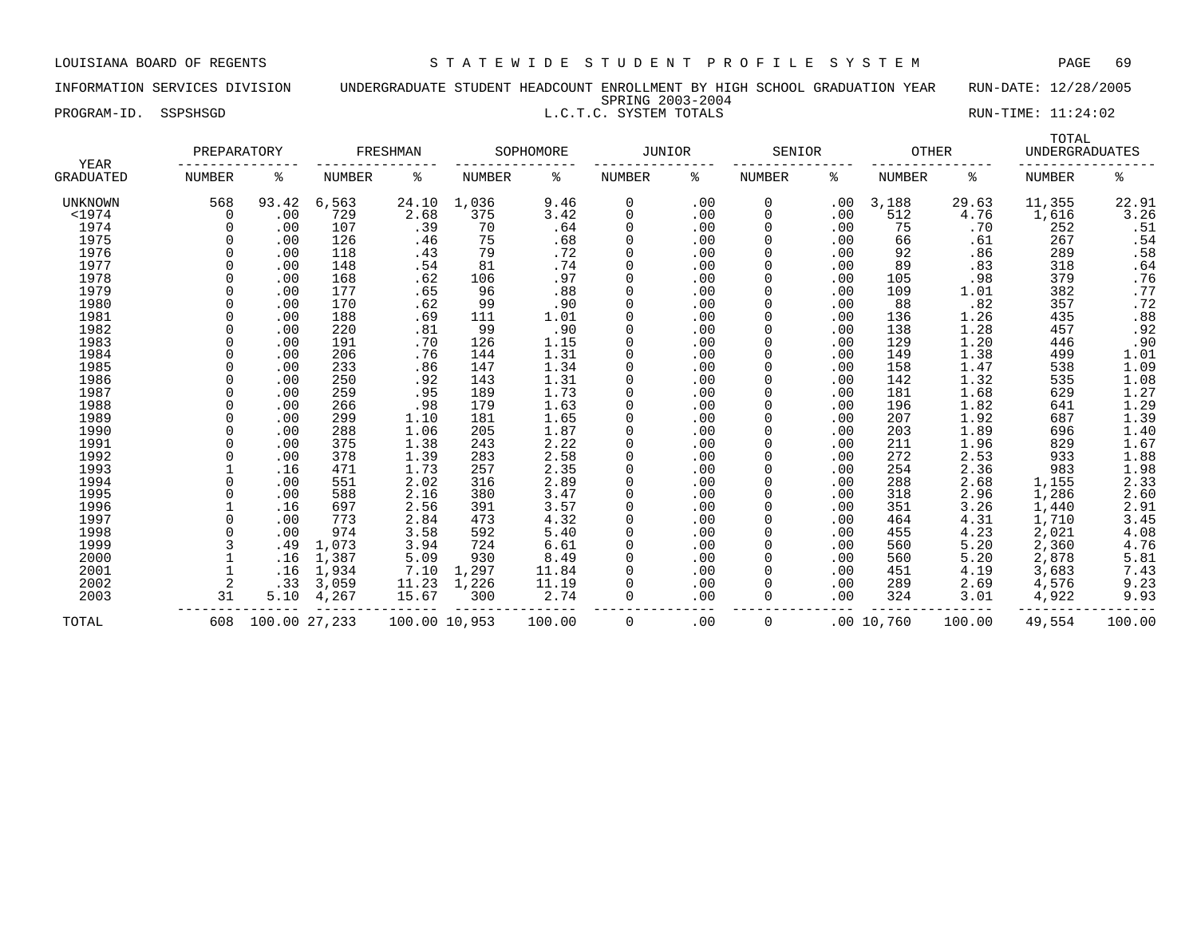LOUISIANA BOARD OF REGENTS — STATEWIDE STUDENT PROFILE SYSTEM

INFORMATION SERVICES DIVISION — UNDERGRADUATE STUDENT HEADCOUNT ENROLLMENT BY HIGH SCHOOL GRADUATION YEAR — RUN-DATE: 12/28/2005

SPRING 2003-2004

PROGRAM-ID. SSPSHSGD — L.C.T.C. SYSTEM TOTALS — RUN-TIME: 11:24:02

| YEAR GRADUATED | PREPARATORY NUMBER | PREPARATORY % | FRESHMAN NUMBER | FRESHMAN % | SOPHOMORE NUMBER | SOPHOMORE % | JUNIOR NUMBER | JUNIOR % | SENIOR NUMBER | SENIOR % | OTHER NUMBER | OTHER % | TOTAL UNDERGRADUATES NUMBER | TOTAL UNDERGRADUATES % |
|---|---|---|---|---|---|---|---|---|---|---|---|---|---|---|
| UNKNOWN | 568 | 93.42 | 6,563 | 24.10 | 1,036 | 9.46 | 0 | .00 | 0 | .00 | 3,188 | 29.63 | 11,355 | 22.91 |
| <1974 | 0 | .00 | 729 | 2.68 | 375 | 3.42 | 0 | .00 | 0 | .00 | 512 | 4.76 | 1,616 | 3.26 |
| 1974 | 0 | .00 | 107 | .39 | 70 | .64 | 0 | .00 | 0 | .00 | 75 | .70 | 252 | .51 |
| 1975 | 0 | .00 | 126 | .46 | 75 | .68 | 0 | .00 | 0 | .00 | 66 | .61 | 267 | .54 |
| 1976 | 0 | .00 | 118 | .43 | 79 | .72 | 0 | .00 | 0 | .00 | 92 | .86 | 289 | .58 |
| 1977 | 0 | .00 | 148 | .54 | 81 | .74 | 0 | .00 | 0 | .00 | 89 | .83 | 318 | .64 |
| 1978 | 0 | .00 | 168 | .62 | 106 | .97 | 0 | .00 | 0 | .00 | 105 | .98 | 379 | .76 |
| 1979 | 0 | .00 | 177 | .65 | 96 | .88 | 0 | .00 | 0 | .00 | 109 | 1.01 | 382 | .77 |
| 1980 | 0 | .00 | 170 | .62 | 99 | .90 | 0 | .00 | 0 | .00 | 88 | .82 | 357 | .72 |
| 1981 | 0 | .00 | 188 | .69 | 111 | 1.01 | 0 | .00 | 0 | .00 | 136 | 1.26 | 435 | .88 |
| 1982 | 0 | .00 | 220 | .81 | 99 | .90 | 0 | .00 | 0 | .00 | 138 | 1.28 | 457 | .92 |
| 1983 | 0 | .00 | 191 | .70 | 126 | 1.15 | 0 | .00 | 0 | .00 | 129 | 1.20 | 446 | .90 |
| 1984 | 0 | .00 | 206 | .76 | 144 | 1.31 | 0 | .00 | 0 | .00 | 149 | 1.38 | 499 | 1.01 |
| 1985 | 0 | .00 | 233 | .86 | 147 | 1.34 | 0 | .00 | 0 | .00 | 158 | 1.47 | 538 | 1.09 |
| 1986 | 0 | .00 | 250 | .92 | 143 | 1.31 | 0 | .00 | 0 | .00 | 142 | 1.32 | 535 | 1.08 |
| 1987 | 0 | .00 | 259 | .95 | 189 | 1.73 | 0 | .00 | 0 | .00 | 181 | 1.68 | 629 | 1.27 |
| 1988 | 0 | .00 | 266 | .98 | 179 | 1.63 | 0 | .00 | 0 | .00 | 196 | 1.82 | 641 | 1.29 |
| 1989 | 0 | .00 | 299 | 1.10 | 181 | 1.65 | 0 | .00 | 0 | .00 | 207 | 1.92 | 687 | 1.39 |
| 1990 | 0 | .00 | 288 | 1.06 | 205 | 1.87 | 0 | .00 | 0 | .00 | 203 | 1.89 | 696 | 1.40 |
| 1991 | 0 | .00 | 375 | 1.38 | 243 | 2.22 | 0 | .00 | 0 | .00 | 211 | 1.96 | 829 | 1.67 |
| 1992 | 0 | .00 | 378 | 1.39 | 283 | 2.58 | 0 | .00 | 0 | .00 | 272 | 2.53 | 933 | 1.88 |
| 1993 | 1 | .16 | 471 | 1.73 | 257 | 2.35 | 0 | .00 | 0 | .00 | 254 | 2.36 | 983 | 1.98 |
| 1994 | 0 | .00 | 551 | 2.02 | 316 | 2.89 | 0 | .00 | 0 | .00 | 288 | 2.68 | 1,155 | 2.33 |
| 1995 | 0 | .00 | 588 | 2.16 | 380 | 3.47 | 0 | .00 | 0 | .00 | 318 | 2.96 | 1,286 | 2.60 |
| 1996 | 1 | .16 | 697 | 2.56 | 391 | 3.57 | 0 | .00 | 0 | .00 | 351 | 3.26 | 1,440 | 2.91 |
| 1997 | 0 | .00 | 773 | 2.84 | 473 | 4.32 | 0 | .00 | 0 | .00 | 464 | 4.31 | 1,710 | 3.45 |
| 1998 | 0 | .00 | 974 | 3.58 | 592 | 5.40 | 0 | .00 | 0 | .00 | 455 | 4.23 | 2,021 | 4.08 |
| 1999 | 3 | .49 | 1,073 | 3.94 | 724 | 6.61 | 0 | .00 | 0 | .00 | 560 | 5.20 | 2,360 | 4.76 |
| 2000 | 1 | .16 | 1,387 | 5.09 | 930 | 8.49 | 0 | .00 | 0 | .00 | 560 | 5.20 | 2,878 | 5.81 |
| 2001 | 1 | .16 | 1,934 | 7.10 | 1,297 | 11.84 | 0 | .00 | 0 | .00 | 451 | 4.19 | 3,683 | 7.43 |
| 2002 | 2 | .33 | 3,059 | 11.23 | 1,226 | 11.19 | 0 | .00 | 0 | .00 | 289 | 2.69 | 4,576 | 9.23 |
| 2003 | 31 | 5.10 | 4,267 | 15.67 | 300 | 2.74 | 0 | .00 | 0 | .00 | 324 | 3.01 | 4,922 | 9.93 |
| TOTAL | 608 | 100.00 | 27,233 | 100.00 | 10,953 | 100.00 | 0 | .00 | 0 | .00 | 10,760 | 100.00 | 49,554 | 100.00 |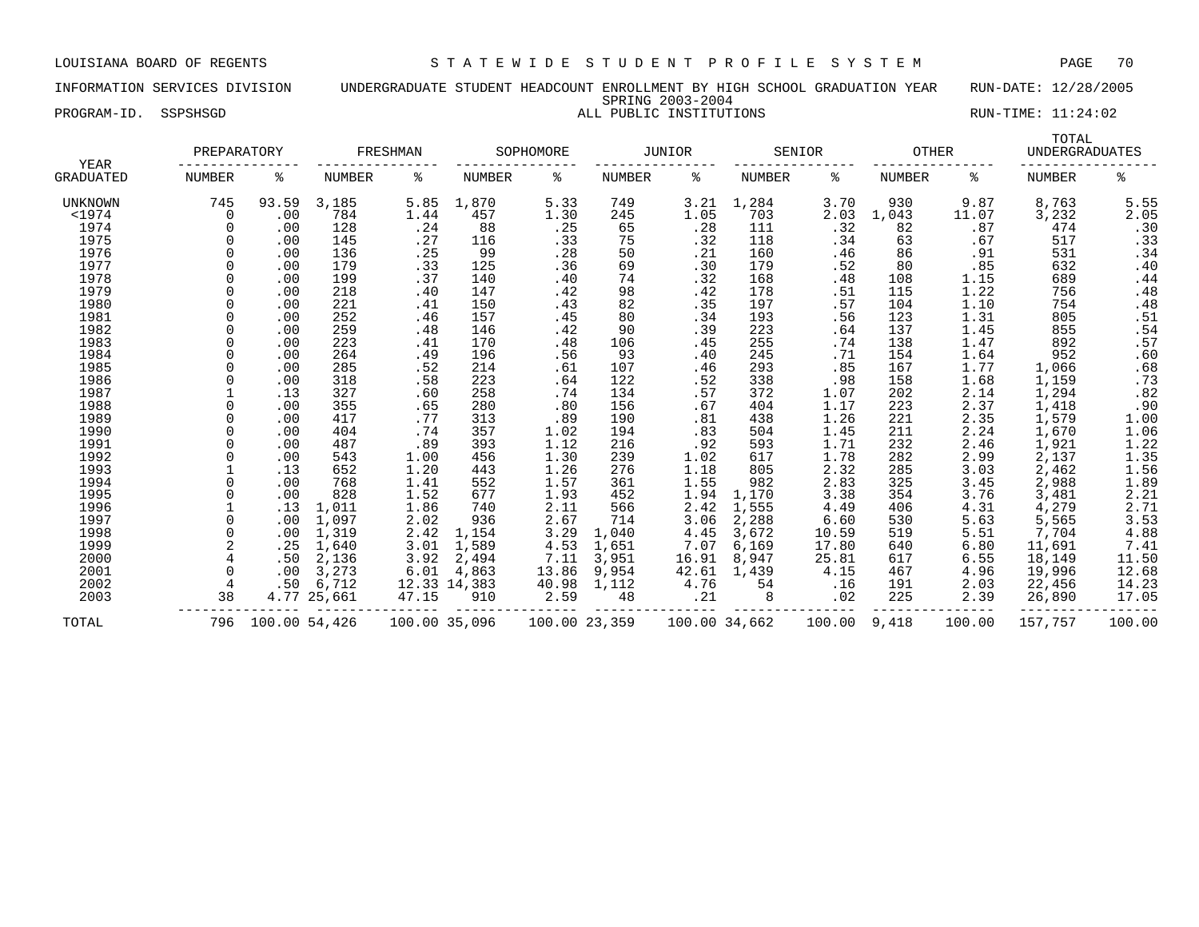LOUISIANA BOARD OF REGENTS — STATEWIDE STUDENT PROFILE SYSTEM

INFORMATION SERVICES DIVISION — UNDERGRADUATE STUDENT HEADCOUNT ENROLLMENT BY HIGH SCHOOL GRADUATION YEAR — RUN-DATE: 12/28/2005

SPRING 2003-2004

PROGRAM-ID. SSPSHSGD — ALL PUBLIC INSTITUTIONS — RUN-TIME: 11:24:02

| YEAR GRADUATED | PREPARATORY NUMBER | PREPARATORY % | FRESHMAN NUMBER | FRESHMAN % | SOPHOMORE NUMBER | SOPHOMORE % | JUNIOR NUMBER | JUNIOR % | SENIOR NUMBER | SENIOR % | OTHER NUMBER | OTHER % | TOTAL UNDERGRADUATES NUMBER | TOTAL UNDERGRADUATES % |
|---|---|---|---|---|---|---|---|---|---|---|---|---|---|---|
| UNKNOWN | 745 | 93.59 | 3,185 | 5.85 | 1,870 | 5.33 | 749 | 3.21 | 1,284 | 3.70 | 930 | 9.87 | 8,763 | 5.55 |
| <1974 | 0 | .00 | 784 | 1.44 | 457 | 1.30 | 245 | 1.05 | 703 | 2.03 | 1,043 | 11.07 | 3,232 | 2.05 |
| 1974 | 0 | .00 | 128 | .24 | 88 | .25 | 65 | .28 | 111 | .32 | 82 | .87 | 474 | .30 |
| 1975 | 0 | .00 | 145 | .27 | 116 | .33 | 75 | .32 | 118 | .34 | 63 | .67 | 517 | .33 |
| 1976 | 0 | .00 | 136 | .25 | 99 | .28 | 50 | .21 | 160 | .46 | 86 | .91 | 531 | .34 |
| 1977 | 0 | .00 | 179 | .33 | 125 | .36 | 69 | .30 | 179 | .52 | 80 | .85 | 632 | .40 |
| 1978 | 0 | .00 | 199 | .37 | 140 | .40 | 74 | .32 | 168 | .48 | 108 | 1.15 | 689 | .44 |
| 1979 | 0 | .00 | 218 | .40 | 147 | .42 | 98 | .42 | 178 | .51 | 115 | 1.22 | 756 | .48 |
| 1980 | 0 | .00 | 221 | .41 | 150 | .43 | 82 | .35 | 197 | .57 | 104 | 1.10 | 754 | .48 |
| 1981 | 0 | .00 | 252 | .46 | 157 | .45 | 80 | .34 | 193 | .56 | 123 | 1.31 | 805 | .51 |
| 1982 | 0 | .00 | 259 | .48 | 146 | .42 | 90 | .39 | 223 | .64 | 137 | 1.45 | 855 | .54 |
| 1983 | 0 | .00 | 223 | .41 | 170 | .48 | 106 | .45 | 255 | .74 | 138 | 1.47 | 892 | .57 |
| 1984 | 0 | .00 | 264 | .49 | 196 | .56 | 93 | .40 | 245 | .71 | 154 | 1.64 | 952 | .60 |
| 1985 | 0 | .00 | 285 | .52 | 214 | .61 | 107 | .46 | 293 | .85 | 167 | 1.77 | 1,066 | .68 |
| 1986 | 0 | .00 | 318 | .58 | 223 | .64 | 122 | .52 | 338 | .98 | 158 | 1.68 | 1,159 | .73 |
| 1987 | 1 | .13 | 327 | .60 | 258 | .74 | 134 | .57 | 372 | 1.07 | 202 | 2.14 | 1,294 | .82 |
| 1988 | 0 | .00 | 355 | .65 | 280 | .80 | 156 | .67 | 404 | 1.17 | 223 | 2.37 | 1,418 | .90 |
| 1989 | 0 | .00 | 417 | .77 | 313 | .89 | 190 | .81 | 438 | 1.26 | 221 | 2.35 | 1,579 | 1.00 |
| 1990 | 0 | .00 | 404 | .74 | 357 | 1.02 | 194 | .83 | 504 | 1.45 | 211 | 2.24 | 1,670 | 1.06 |
| 1991 | 0 | .00 | 487 | .89 | 393 | 1.12 | 216 | .92 | 593 | 1.71 | 232 | 2.46 | 1,921 | 1.22 |
| 1992 | 0 | .00 | 543 | 1.00 | 456 | 1.30 | 239 | 1.02 | 617 | 1.78 | 282 | 2.99 | 2,137 | 1.35 |
| 1993 | 1 | .13 | 652 | 1.20 | 443 | 1.26 | 276 | 1.18 | 805 | 2.32 | 285 | 3.03 | 2,462 | 1.56 |
| 1994 | 0 | .00 | 768 | 1.41 | 552 | 1.57 | 361 | 1.55 | 982 | 2.83 | 325 | 3.45 | 2,988 | 1.89 |
| 1995 | 0 | .00 | 828 | 1.52 | 677 | 1.93 | 452 | 1.94 | 1,170 | 3.38 | 354 | 3.76 | 3,481 | 2.21 |
| 1996 | 1 | .13 | 1,011 | 1.86 | 740 | 2.11 | 566 | 2.42 | 1,555 | 4.49 | 406 | 4.31 | 4,279 | 2.71 |
| 1997 | 0 | .00 | 1,097 | 2.02 | 936 | 2.67 | 714 | 3.06 | 2,288 | 6.60 | 530 | 5.63 | 5,565 | 3.53 |
| 1998 | 0 | .00 | 1,319 | 2.42 | 1,154 | 3.29 | 1,040 | 4.45 | 3,672 | 10.59 | 519 | 5.51 | 7,704 | 4.88 |
| 1999 | 2 | .25 | 1,640 | 3.01 | 1,589 | 4.53 | 1,651 | 7.07 | 6,169 | 17.80 | 640 | 6.80 | 11,691 | 7.41 |
| 2000 | 4 | .50 | 2,136 | 3.92 | 2,494 | 7.11 | 3,951 | 16.91 | 8,947 | 25.81 | 617 | 6.55 | 18,149 | 11.50 |
| 2001 | 0 | .00 | 3,273 | 6.01 | 4,863 | 13.86 | 9,954 | 42.61 | 1,439 | 4.15 | 467 | 4.96 | 19,996 | 12.68 |
| 2002 | 4 | .50 | 6,712 | 12.33 | 14,383 | 40.98 | 1,112 | 4.76 | 54 | .16 | 191 | 2.03 | 22,456 | 14.23 |
| 2003 | 38 | 4.77 | 25,661 | 47.15 | 910 | 2.59 | 48 | .21 | 8 | .02 | 225 | 2.39 | 26,890 | 17.05 |
| TOTAL | 796 | 100.00 | 54,426 | 100.00 | 35,096 | 100.00 | 23,359 | 100.00 | 34,662 | 100.00 | 9,418 | 100.00 | 157,757 | 100.00 |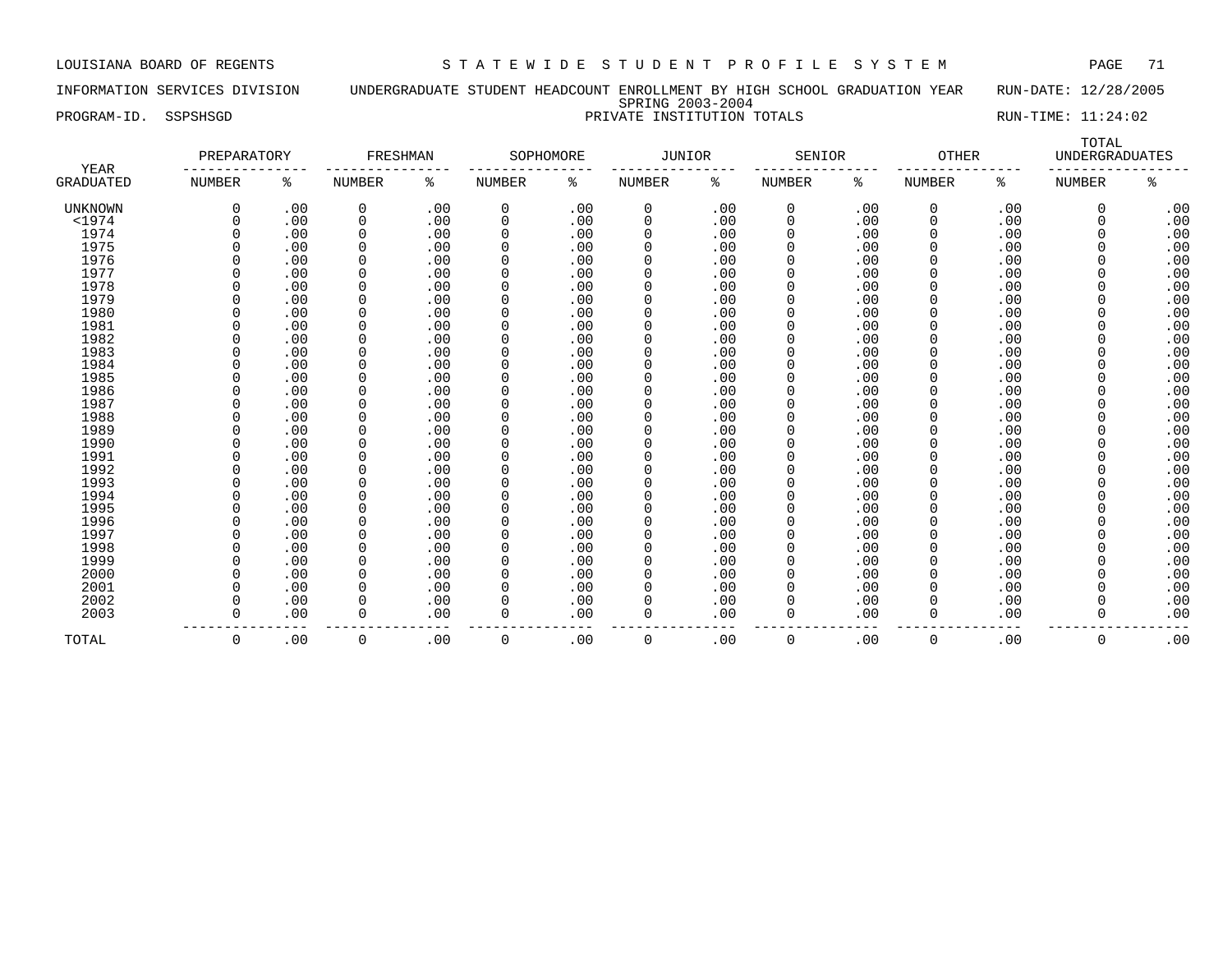LOUISIANA BOARD OF REGENTS — STATEWIDE STUDENT PROFILE SYSTEM

INFORMATION SERVICES DIVISION — UNDERGRADUATE STUDENT HEADCOUNT ENROLLMENT BY HIGH SCHOOL GRADUATION YEAR — RUN-DATE: 12/28/2005

SPRING 2003-2004

PROGRAM-ID. SSPSHSGD — PRIVATE INSTITUTION TOTALS — RUN-TIME: 11:24:02

| YEAR | PREPARATORY | | FRESHMAN | | SOPHOMORE | | JUNIOR | | SENIOR | | OTHER | | TOTAL UNDERGRADUATES | |
|---|---|---|---|---|---|---|---|---|---|---|---|---|---|---|
| GRADUATED | NUMBER | % | NUMBER | % | NUMBER | % | NUMBER | % | NUMBER | % | NUMBER | % | NUMBER | % |
| UNKNOWN | 0 | .00 | 0 | .00 | 0 | .00 | 0 | .00 | 0 | .00 | 0 | .00 | 0 | .00 |
| <1974 | 0 | .00 | 0 | .00 | 0 | .00 | 0 | .00 | 0 | .00 | 0 | .00 | 0 | .00 |
| 1974 | 0 | .00 | 0 | .00 | 0 | .00 | 0 | .00 | 0 | .00 | 0 | .00 | 0 | .00 |
| 1975 | 0 | .00 | 0 | .00 | 0 | .00 | 0 | .00 | 0 | .00 | 0 | .00 | 0 | .00 |
| 1976 | 0 | .00 | 0 | .00 | 0 | .00 | 0 | .00 | 0 | .00 | 0 | .00 | 0 | .00 |
| 1977 | 0 | .00 | 0 | .00 | 0 | .00 | 0 | .00 | 0 | .00 | 0 | .00 | 0 | .00 |
| 1978 | 0 | .00 | 0 | .00 | 0 | .00 | 0 | .00 | 0 | .00 | 0 | .00 | 0 | .00 |
| 1979 | 0 | .00 | 0 | .00 | 0 | .00 | 0 | .00 | 0 | .00 | 0 | .00 | 0 | .00 |
| 1980 | 0 | .00 | 0 | .00 | 0 | .00 | 0 | .00 | 0 | .00 | 0 | .00 | 0 | .00 |
| 1981 | 0 | .00 | 0 | .00 | 0 | .00 | 0 | .00 | 0 | .00 | 0 | .00 | 0 | .00 |
| 1982 | 0 | .00 | 0 | .00 | 0 | .00 | 0 | .00 | 0 | .00 | 0 | .00 | 0 | .00 |
| 1983 | 0 | .00 | 0 | .00 | 0 | .00 | 0 | .00 | 0 | .00 | 0 | .00 | 0 | .00 |
| 1984 | 0 | .00 | 0 | .00 | 0 | .00 | 0 | .00 | 0 | .00 | 0 | .00 | 0 | .00 |
| 1985 | 0 | .00 | 0 | .00 | 0 | .00 | 0 | .00 | 0 | .00 | 0 | .00 | 0 | .00 |
| 1986 | 0 | .00 | 0 | .00 | 0 | .00 | 0 | .00 | 0 | .00 | 0 | .00 | 0 | .00 |
| 1987 | 0 | .00 | 0 | .00 | 0 | .00 | 0 | .00 | 0 | .00 | 0 | .00 | 0 | .00 |
| 1988 | 0 | .00 | 0 | .00 | 0 | .00 | 0 | .00 | 0 | .00 | 0 | .00 | 0 | .00 |
| 1989 | 0 | .00 | 0 | .00 | 0 | .00 | 0 | .00 | 0 | .00 | 0 | .00 | 0 | .00 |
| 1990 | 0 | .00 | 0 | .00 | 0 | .00 | 0 | .00 | 0 | .00 | 0 | .00 | 0 | .00 |
| 1991 | 0 | .00 | 0 | .00 | 0 | .00 | 0 | .00 | 0 | .00 | 0 | .00 | 0 | .00 |
| 1992 | 0 | .00 | 0 | .00 | 0 | .00 | 0 | .00 | 0 | .00 | 0 | .00 | 0 | .00 |
| 1993 | 0 | .00 | 0 | .00 | 0 | .00 | 0 | .00 | 0 | .00 | 0 | .00 | 0 | .00 |
| 1994 | 0 | .00 | 0 | .00 | 0 | .00 | 0 | .00 | 0 | .00 | 0 | .00 | 0 | .00 |
| 1995 | 0 | .00 | 0 | .00 | 0 | .00 | 0 | .00 | 0 | .00 | 0 | .00 | 0 | .00 |
| 1996 | 0 | .00 | 0 | .00 | 0 | .00 | 0 | .00 | 0 | .00 | 0 | .00 | 0 | .00 |
| 1997 | 0 | .00 | 0 | .00 | 0 | .00 | 0 | .00 | 0 | .00 | 0 | .00 | 0 | .00 |
| 1998 | 0 | .00 | 0 | .00 | 0 | .00 | 0 | .00 | 0 | .00 | 0 | .00 | 0 | .00 |
| 1999 | 0 | .00 | 0 | .00 | 0 | .00 | 0 | .00 | 0 | .00 | 0 | .00 | 0 | .00 |
| 2000 | 0 | .00 | 0 | .00 | 0 | .00 | 0 | .00 | 0 | .00 | 0 | .00 | 0 | .00 |
| 2001 | 0 | .00 | 0 | .00 | 0 | .00 | 0 | .00 | 0 | .00 | 0 | .00 | 0 | .00 |
| 2002 | 0 | .00 | 0 | .00 | 0 | .00 | 0 | .00 | 0 | .00 | 0 | .00 | 0 | .00 |
| 2003 | 0 | .00 | 0 | .00 | 0 | .00 | 0 | .00 | 0 | .00 | 0 | .00 | 0 | .00 |
| TOTAL | 0 | .00 | 0 | .00 | 0 | .00 | 0 | .00 | 0 | .00 | 0 | .00 | 0 | .00 |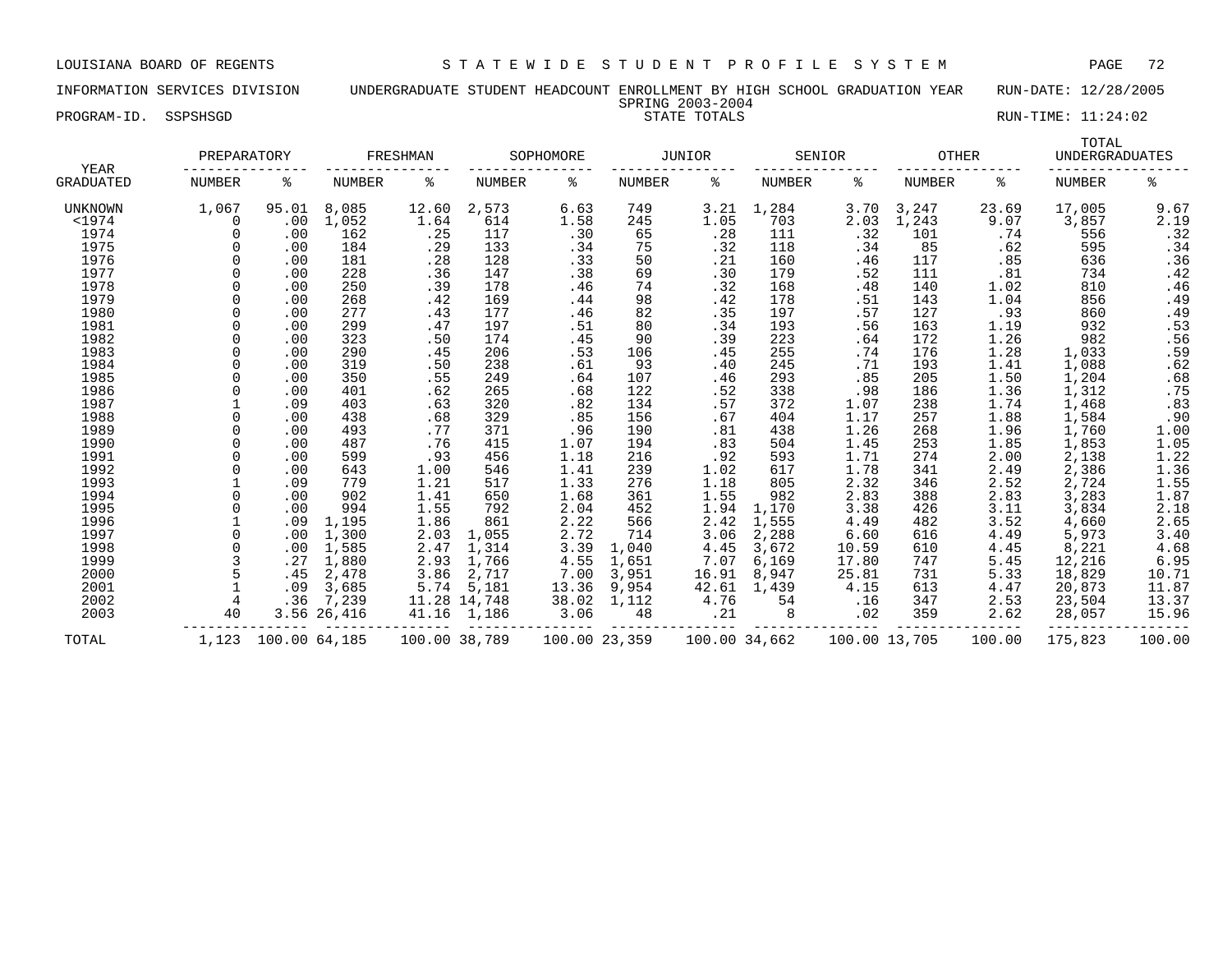LOUISIANA BOARD OF REGENTS — STATEWIDE STUDENT PROFILE SYSTEM

INFORMATION SERVICES DIVISION — UNDERGRADUATE STUDENT HEADCOUNT ENROLLMENT BY HIGH SCHOOL GRADUATION YEAR — RUN-DATE: 12/28/2005

SPRING 2003-2004

PROGRAM-ID. SSPSHSGD — STATE TOTALS — RUN-TIME: 11:24:02

| YEAR | PREPARATORY | | FRESHMAN | | SOPHOMORE | | JUNIOR | | SENIOR | | OTHER | | TOTAL UNDERGRADUATES | |
|---|---|---|---|---|---|---|---|---|---|---|---|---|---|---|
| GRADUATED | NUMBER | % | NUMBER | % | NUMBER | % | NUMBER | % | NUMBER | % | NUMBER | % | NUMBER | % |
| UNKNOWN | 1,067 | 95.01 | 8,085 | 12.60 | 2,573 | 6.63 | 749 | 3.21 | 1,284 | 3.70 | 3,247 | 23.69 | 17,005 | 9.67 |
| <1974 | 0 | .00 | 1,052 | 1.64 | 614 | 1.58 | 245 | 1.05 | 703 | 2.03 | 1,243 | 9.07 | 3,857 | 2.19 |
| 1974 | 0 | .00 | 162 | .25 | 117 | .30 | 65 | .28 | 111 | .32 | 101 | .74 | 556 | .32 |
| 1975 | 0 | .00 | 184 | .29 | 133 | .34 | 75 | .32 | 118 | .34 | 85 | .62 | 595 | .34 |
| 1976 | 0 | .00 | 181 | .28 | 128 | .33 | 50 | .21 | 160 | .46 | 117 | .85 | 636 | .36 |
| 1977 | 0 | .00 | 228 | .36 | 147 | .38 | 69 | .30 | 179 | .52 | 111 | .81 | 734 | .42 |
| 1978 | 0 | .00 | 250 | .39 | 178 | .46 | 74 | .32 | 168 | .48 | 140 | 1.02 | 810 | .46 |
| 1979 | 0 | .00 | 268 | .42 | 169 | .44 | 98 | .42 | 178 | .51 | 143 | 1.04 | 856 | .49 |
| 1980 | 0 | .00 | 277 | .43 | 177 | .46 | 82 | .35 | 197 | .57 | 127 | .93 | 860 | .49 |
| 1981 | 0 | .00 | 299 | .47 | 197 | .51 | 80 | .34 | 193 | .56 | 163 | 1.19 | 932 | .53 |
| 1982 | 0 | .00 | 323 | .50 | 174 | .45 | 90 | .39 | 223 | .64 | 172 | 1.26 | 982 | .56 |
| 1983 | 0 | .00 | 290 | .45 | 206 | .53 | 106 | .45 | 255 | .74 | 176 | 1.28 | 1,033 | .59 |
| 1984 | 0 | .00 | 319 | .50 | 238 | .61 | 93 | .40 | 245 | .71 | 193 | 1.41 | 1,088 | .62 |
| 1985 | 0 | .00 | 350 | .55 | 249 | .64 | 107 | .46 | 293 | .85 | 205 | 1.50 | 1,204 | .68 |
| 1986 | 0 | .00 | 401 | .62 | 265 | .68 | 122 | .52 | 338 | .98 | 186 | 1.36 | 1,312 | .75 |
| 1987 | 1 | .09 | 403 | .63 | 320 | .82 | 134 | .57 | 372 | 1.07 | 238 | 1.74 | 1,468 | .83 |
| 1988 | 0 | .00 | 438 | .68 | 329 | .85 | 156 | .67 | 404 | 1.17 | 257 | 1.88 | 1,584 | .90 |
| 1989 | 0 | .00 | 493 | .77 | 371 | .96 | 190 | .81 | 438 | 1.26 | 268 | 1.96 | 1,760 | 1.00 |
| 1990 | 0 | .00 | 487 | .76 | 415 | 1.07 | 194 | .83 | 504 | 1.45 | 253 | 1.85 | 1,853 | 1.05 |
| 1991 | 0 | .00 | 599 | .93 | 456 | 1.18 | 216 | .92 | 593 | 1.71 | 274 | 2.00 | 2,138 | 1.22 |
| 1992 | 0 | .00 | 643 | 1.00 | 546 | 1.41 | 239 | 1.02 | 617 | 1.78 | 341 | 2.49 | 2,386 | 1.36 |
| 1993 | 1 | .09 | 779 | 1.21 | 517 | 1.33 | 276 | 1.18 | 805 | 2.32 | 346 | 2.52 | 2,724 | 1.55 |
| 1994 | 0 | .00 | 902 | 1.41 | 650 | 1.68 | 361 | 1.55 | 982 | 2.83 | 388 | 2.83 | 3,283 | 1.87 |
| 1995 | 0 | .00 | 994 | 1.55 | 792 | 2.04 | 452 | 1.94 | 1,170 | 3.38 | 426 | 3.11 | 3,834 | 2.18 |
| 1996 | 1 | .09 | 1,195 | 1.86 | 861 | 2.22 | 566 | 2.42 | 1,555 | 4.49 | 482 | 3.52 | 4,660 | 2.65 |
| 1997 | 0 | .00 | 1,300 | 2.03 | 1,055 | 2.72 | 714 | 3.06 | 2,288 | 6.60 | 616 | 4.49 | 5,973 | 3.40 |
| 1998 | 0 | .00 | 1,585 | 2.47 | 1,314 | 3.39 | 1,040 | 4.45 | 3,672 | 10.59 | 610 | 4.45 | 8,221 | 4.68 |
| 1999 | 3 | .27 | 1,880 | 2.93 | 1,766 | 4.55 | 1,651 | 7.07 | 6,169 | 17.80 | 747 | 5.45 | 12,216 | 6.95 |
| 2000 | 5 | .45 | 2,478 | 3.86 | 2,717 | 7.00 | 3,951 | 16.91 | 8,947 | 25.81 | 731 | 5.33 | 18,829 | 10.71 |
| 2001 | 1 | .09 | 3,685 | 5.74 | 5,181 | 13.36 | 9,954 | 42.61 | 1,439 | 4.15 | 613 | 4.47 | 20,873 | 11.87 |
| 2002 | 4 | .36 | 7,239 | 11.28 | 14,748 | 38.02 | 1,112 | 4.76 | 54 | .16 | 347 | 2.53 | 23,504 | 13.37 |
| 2003 | 40 | 3.56 | 26,416 | 41.16 | 1,186 | 3.06 | 48 | .21 | 8 | .02 | 359 | 2.62 | 28,057 | 15.96 |
| TOTAL | 1,123 | 100.00 | 64,185 | 100.00 | 38,789 | 100.00 | 23,359 | 100.00 | 34,662 | 100.00 | 13,705 | 100.00 | 175,823 | 100.00 |